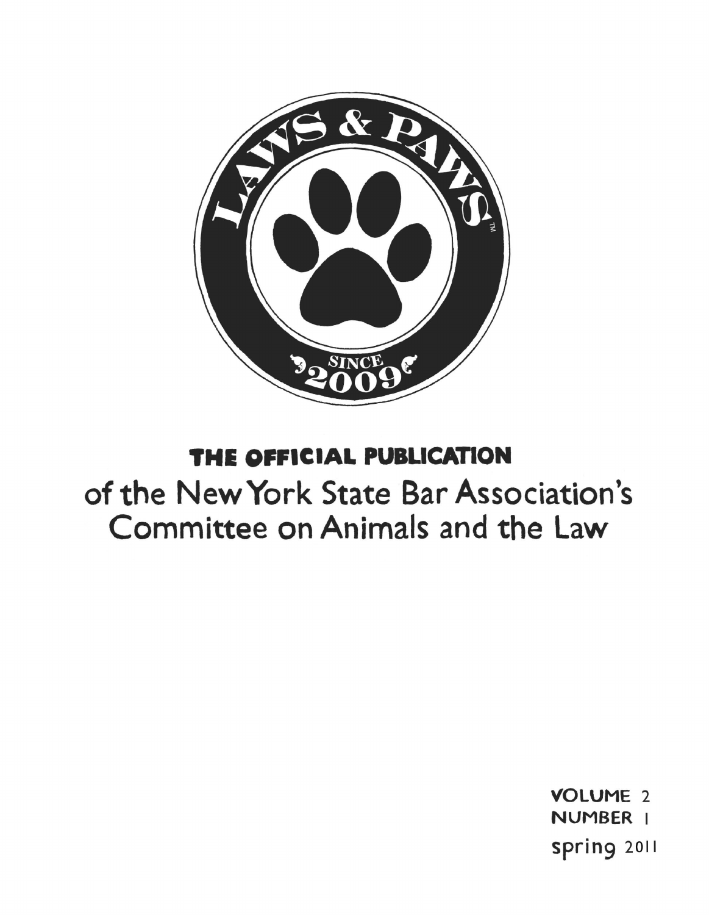LAWS & PAWS™

SINCE 2009

**THE OFFICIAL PUBLICATION**

of the New York State Bar Association's Committee on Animals and the Law

VOLUME 2
NUMBER 1
spring 2011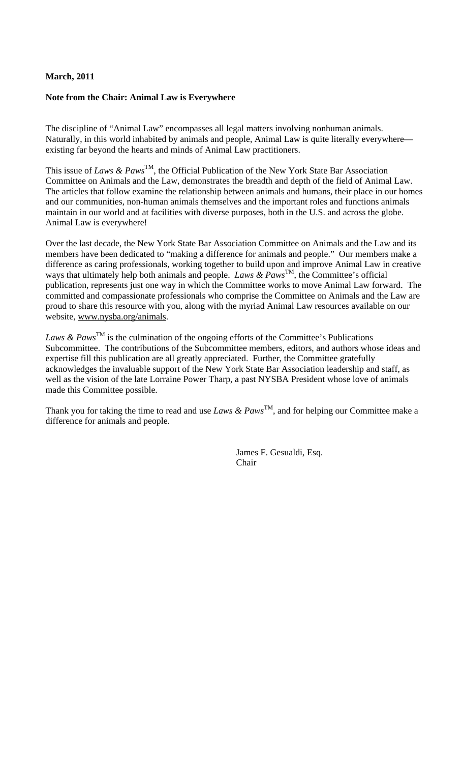**March, 2011**

**Note from the Chair: Animal Law is Everywhere**

The discipline of "Animal Law" encompasses all legal matters involving nonhuman animals. Naturally, in this world inhabited by animals and people, Animal Law is quite literally everywhere—existing far beyond the hearts and minds of Animal Law practitioners.

This issue of *Laws & Paws*™, the Official Publication of the New York State Bar Association Committee on Animals and the Law, demonstrates the breadth and depth of the field of Animal Law. The articles that follow examine the relationship between animals and humans, their place in our homes and our communities, non-human animals themselves and the important roles and functions animals maintain in our world and at facilities with diverse purposes, both in the U.S. and across the globe. Animal Law is everywhere!

Over the last decade, the New York State Bar Association Committee on Animals and the Law and its members have been dedicated to "making a difference for animals and people." Our members make a difference as caring professionals, working together to build upon and improve Animal Law in creative ways that ultimately help both animals and people. *Laws & Paws*™, the Committee's official publication, represents just one way in which the Committee works to move Animal Law forward. The committed and compassionate professionals who comprise the Committee on Animals and the Law are proud to share this resource with you, along with the myriad Animal Law resources available on our website, www.nysba.org/animals.

*Laws & Paws*™ is the culmination of the ongoing efforts of the Committee's Publications Subcommittee. The contributions of the Subcommittee members, editors, and authors whose ideas and expertise fill this publication are all greatly appreciated. Further, the Committee gratefully acknowledges the invaluable support of the New York State Bar Association leadership and staff, as well as the vision of the late Lorraine Power Tharp, a past NYSBA President whose love of animals made this Committee possible.

Thank you for taking the time to read and use *Laws & Paws*™, and for helping our Committee make a difference for animals and people.

James F. Gesualdi, Esq.
Chair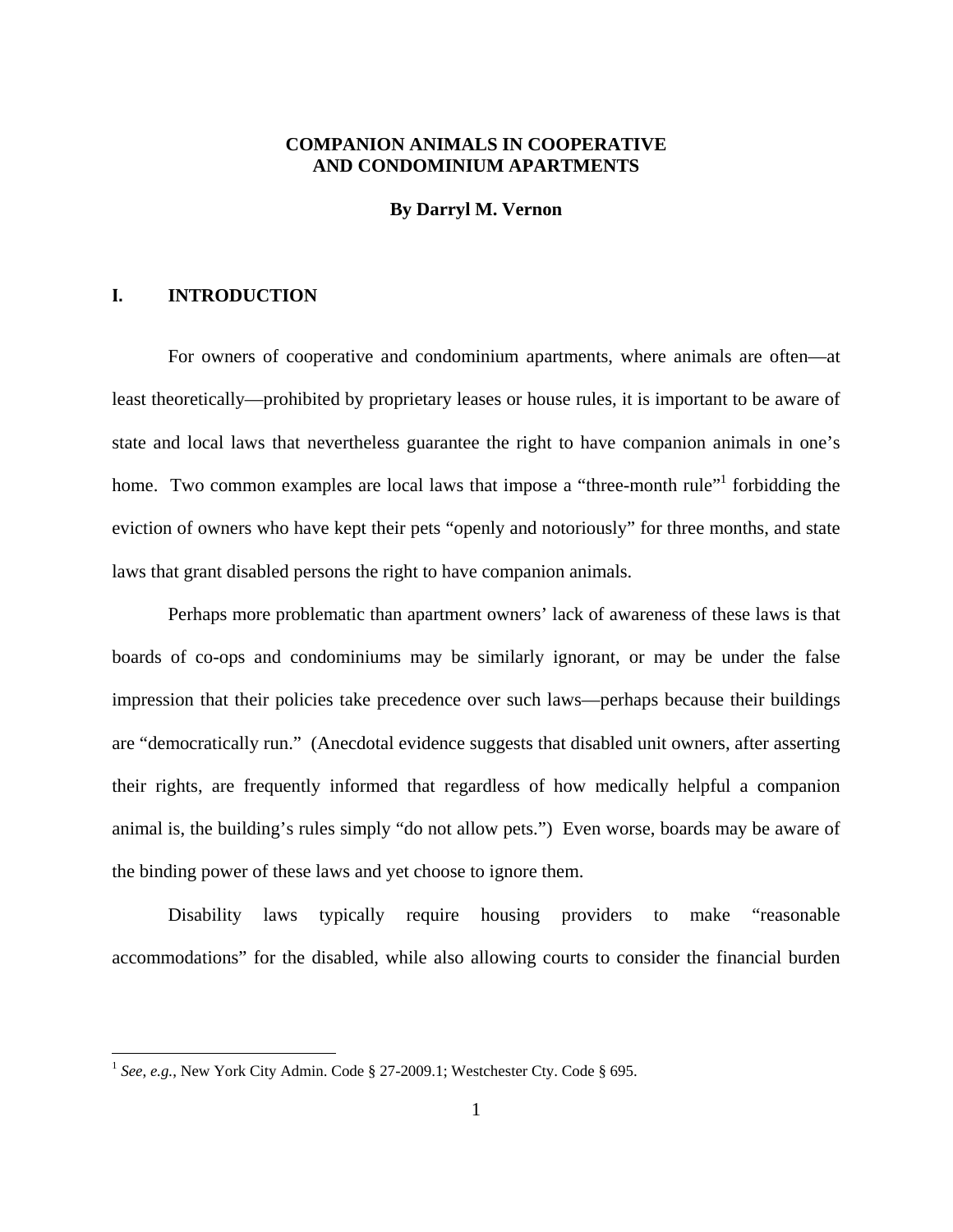**COMPANION ANIMALS IN COOPERATIVE AND CONDOMINIUM APARTMENTS**

**By Darryl M. Vernon**

## I. INTRODUCTION

For owners of cooperative and condominium apartments, where animals are often—at least theoretically—prohibited by proprietary leases or house rules, it is important to be aware of state and local laws that nevertheless guarantee the right to have companion animals in one's home. Two common examples are local laws that impose a "three-month rule"[1] forbidding the eviction of owners who have kept their pets "openly and notoriously" for three months, and state laws that grant disabled persons the right to have companion animals.

Perhaps more problematic than apartment owners' lack of awareness of these laws is that boards of co-ops and condominiums may be similarly ignorant, or may be under the false impression that their policies take precedence over such laws—perhaps because their buildings are "democratically run." (Anecdotal evidence suggests that disabled unit owners, after asserting their rights, are frequently informed that regardless of how medically helpful a companion animal is, the building's rules simply "do not allow pets.") Even worse, boards may be aware of the binding power of these laws and yet choose to ignore them.

Disability laws typically require housing providers to make "reasonable accommodations" for the disabled, while also allowing courts to consider the financial burden

---

[1] *See, e.g.*, New York City Admin. Code § 27-2009.1; Westchester Cty. Code § 695.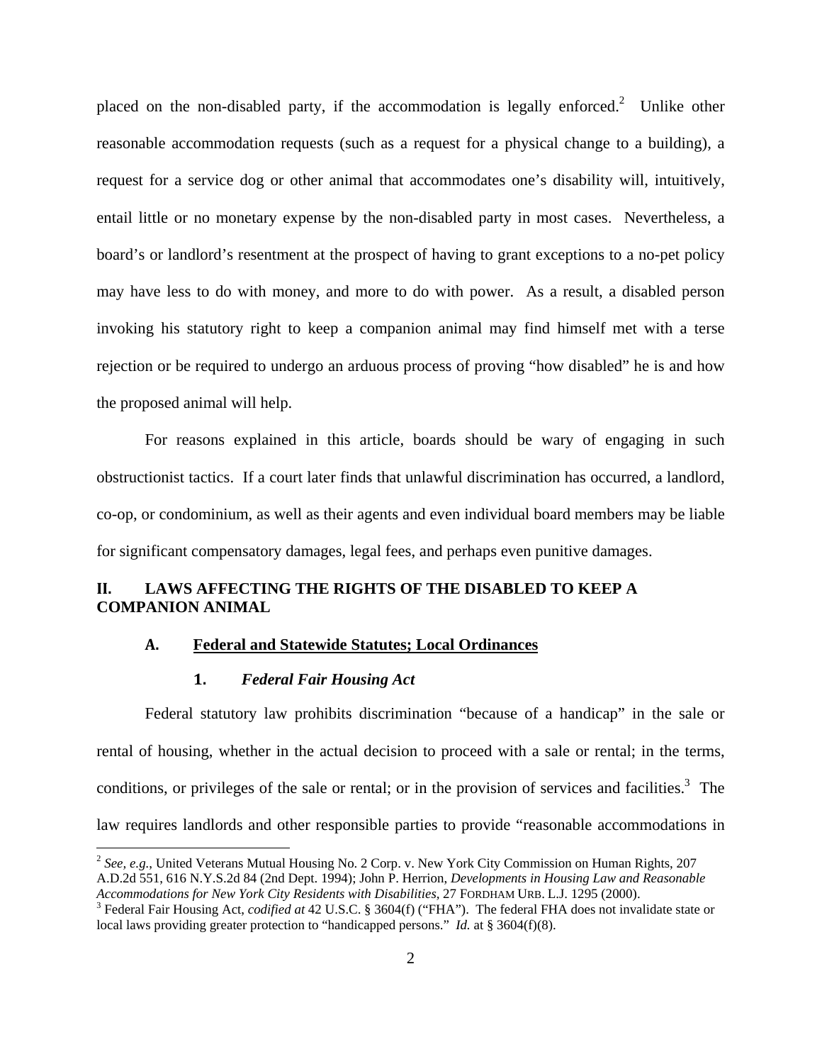placed on the non-disabled party, if the accommodation is legally enforced.[2] Unlike other reasonable accommodation requests (such as a request for a physical change to a building), a request for a service dog or other animal that accommodates one's disability will, intuitively, entail little or no monetary expense by the non-disabled party in most cases. Nevertheless, a board's or landlord's resentment at the prospect of having to grant exceptions to a no-pet policy may have less to do with money, and more to do with power. As a result, a disabled person invoking his statutory right to keep a companion animal may find himself met with a terse rejection or be required to undergo an arduous process of proving "how disabled" he is and how the proposed animal will help.

For reasons explained in this article, boards should be wary of engaging in such obstructionist tactics. If a court later finds that unlawful discrimination has occurred, a landlord, co-op, or condominium, as well as their agents and even individual board members may be liable for significant compensatory damages, legal fees, and perhaps even punitive damages.

## II. LAWS AFFECTING THE RIGHTS OF THE DISABLED TO KEEP A COMPANION ANIMAL

### A. Federal and Statewide Statutes; Local Ordinances

#### 1. *Federal Fair Housing Act*

Federal statutory law prohibits discrimination "because of a handicap" in the sale or rental of housing, whether in the actual decision to proceed with a sale or rental; in the terms, conditions, or privileges of the sale or rental; or in the provision of services and facilities.[3] The law requires landlords and other responsible parties to provide "reasonable accommodations in

---

[2] *See, e.g.*, United Veterans Mutual Housing No. 2 Corp. v. New York City Commission on Human Rights, 207 A.D.2d 551, 616 N.Y.S.2d 84 (2nd Dept. 1994); John P. Herrion, *Developments in Housing Law and Reasonable Accommodations for New York City Residents with Disabilities*, 27 FORDHAM URB. L.J. 1295 (2000).

[3] Federal Fair Housing Act, *codified at* 42 U.S.C. § 3604(f) ("FHA"). The federal FHA does not invalidate state or local laws providing greater protection to "handicapped persons." *Id.* at § 3604(f)(8).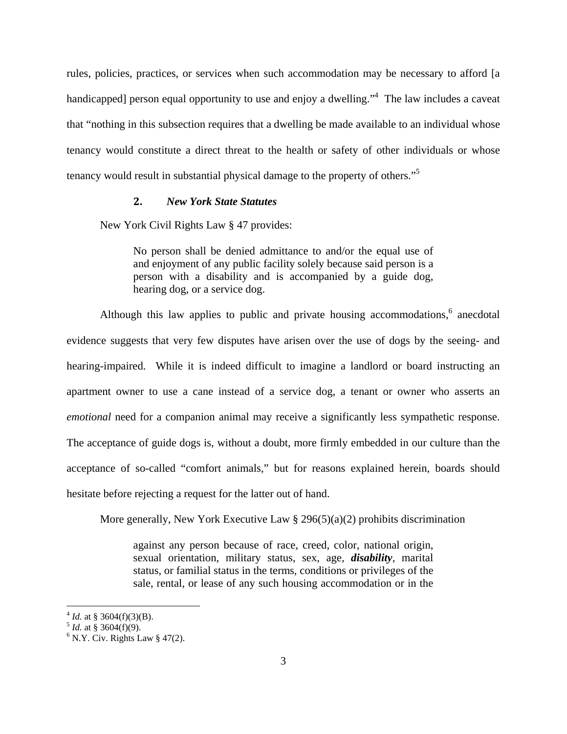rules, policies, practices, or services when such accommodation may be necessary to afford [a handicapped] person equal opportunity to use and enjoy a dwelling."[4] The law includes a caveat that "nothing in this subsection requires that a dwelling be made available to an individual whose tenancy would constitute a direct threat to the health or safety of other individuals or whose tenancy would result in substantial physical damage to the property of others."[5]

### 2. *New York State Statutes*

New York Civil Rights Law § 47 provides:

> No person shall be denied admittance to and/or the equal use of and enjoyment of any public facility solely because said person is a person with a disability and is accompanied by a guide dog, hearing dog, or a service dog.

Although this law applies to public and private housing accommodations,[6] anecdotal evidence suggests that very few disputes have arisen over the use of dogs by the seeing- and hearing-impaired. While it is indeed difficult to imagine a landlord or board instructing an apartment owner to use a cane instead of a service dog, a tenant or owner who asserts an *emotional* need for a companion animal may receive a significantly less sympathetic response. The acceptance of guide dogs is, without a doubt, more firmly embedded in our culture than the acceptance of so-called "comfort animals," but for reasons explained herein, boards should hesitate before rejecting a request for the latter out of hand.

More generally, New York Executive Law § 296(5)(a)(2) prohibits discrimination

> against any person because of race, creed, color, national origin, sexual orientation, military status, sex, age, ***disability***, marital status, or familial status in the terms, conditions or privileges of the sale, rental, or lease of any such housing accommodation or in the

---

[4] *Id.* at § 3604(f)(3)(B).

[5] *Id.* at § 3604(f)(9).

[6] N.Y. Civ. Rights Law § 47(2).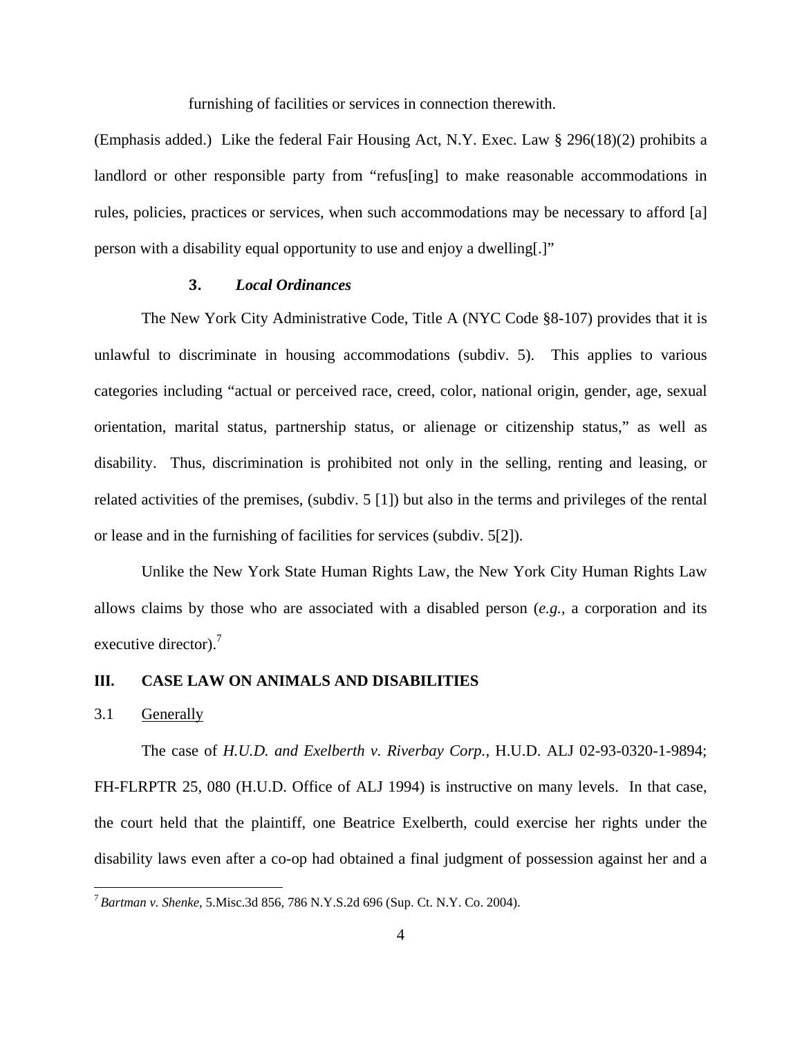furnishing of facilities or services in connection therewith.

(Emphasis added.) Like the federal Fair Housing Act, N.Y. Exec. Law § 296(18)(2) prohibits a landlord or other responsible party from "refus[ing] to make reasonable accommodations in rules, policies, practices or services, when such accommodations may be necessary to afford [a] person with a disability equal opportunity to use and enjoy a dwelling[.]"

### 3. *Local Ordinances*

The New York City Administrative Code, Title A (NYC Code §8-107) provides that it is unlawful to discriminate in housing accommodations (subdiv. 5). This applies to various categories including "actual or perceived race, creed, color, national origin, gender, age, sexual orientation, marital status, partnership status, or alienage or citizenship status," as well as disability. Thus, discrimination is prohibited not only in the selling, renting and leasing, or related activities of the premises, (subdiv. 5 [1]) but also in the terms and privileges of the rental or lease and in the furnishing of facilities for services (subdiv. 5[2]).

Unlike the New York State Human Rights Law, the New York City Human Rights Law allows claims by those who are associated with a disabled person (*e.g.*, a corporation and its executive director).[7]

## III. CASE LAW ON ANIMALS AND DISABILITIES

### 3.1 Generally

The case of *H.U.D. and Exelberth v. Riverbay Corp.*, H.U.D. ALJ 02-93-0320-1-9894; FH-FLRPTR 25, 080 (H.U.D. Office of ALJ 1994) is instructive on many levels. In that case, the court held that the plaintiff, one Beatrice Exelberth, could exercise her rights under the disability laws even after a co-op had obtained a final judgment of possession against her and a

[7] *Bartman v. Shenke*, 5.Misc.3d 856, 786 N.Y.S.2d 696 (Sup. Ct. N.Y. Co. 2004).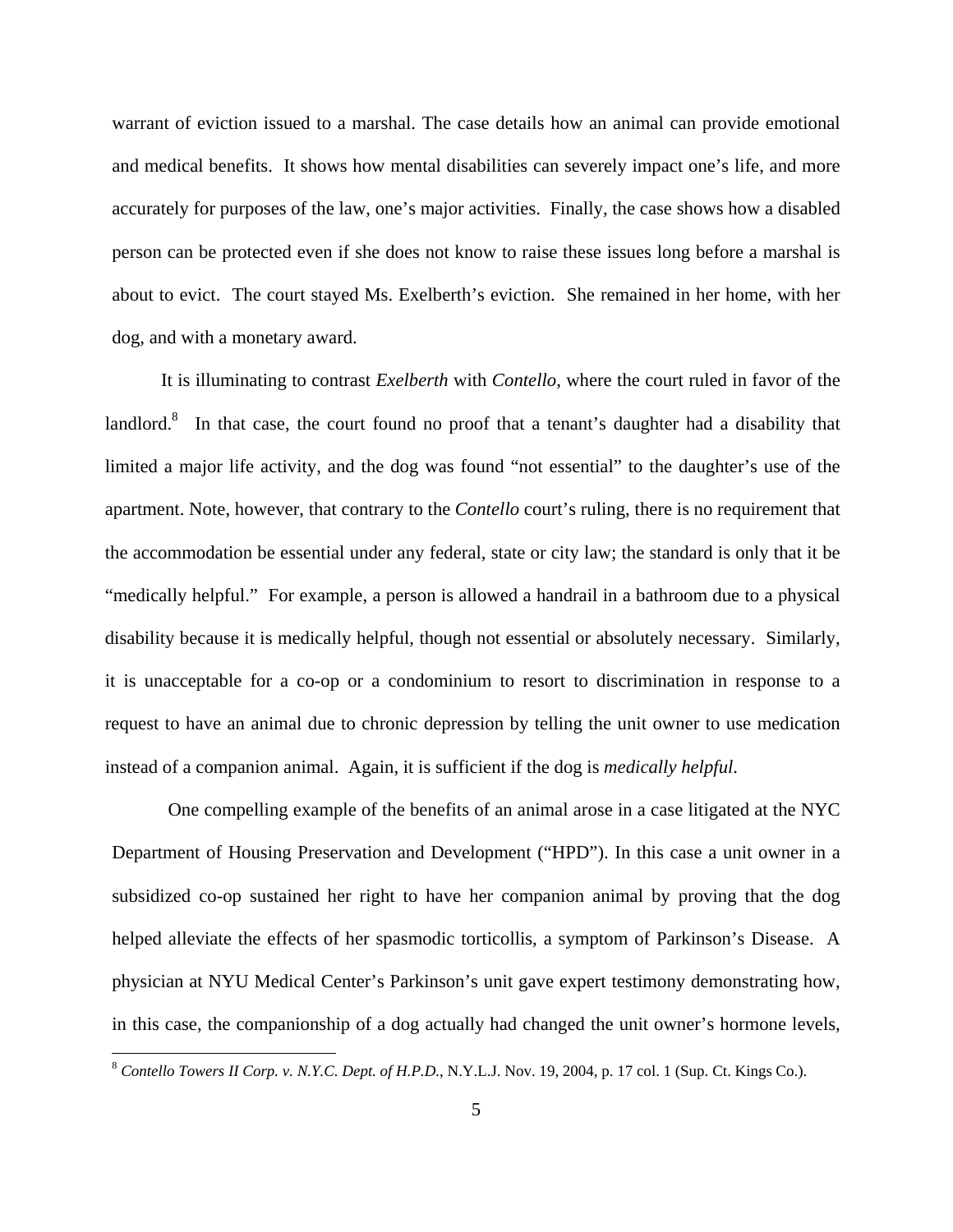warrant of eviction issued to a marshal. The case details how an animal can provide emotional and medical benefits. It shows how mental disabilities can severely impact one's life, and more accurately for purposes of the law, one's major activities. Finally, the case shows how a disabled person can be protected even if she does not know to raise these issues long before a marshal is about to evict. The court stayed Ms. Exelberth's eviction. She remained in her home, with her dog, and with a monetary award.

It is illuminating to contrast *Exelberth* with *Contello*, where the court ruled in favor of the landlord.[8] In that case, the court found no proof that a tenant's daughter had a disability that limited a major life activity, and the dog was found "not essential" to the daughter's use of the apartment. Note, however, that contrary to the *Contello* court's ruling, there is no requirement that the accommodation be essential under any federal, state or city law; the standard is only that it be "medically helpful." For example, a person is allowed a handrail in a bathroom due to a physical disability because it is medically helpful, though not essential or absolutely necessary. Similarly, it is unacceptable for a co-op or a condominium to resort to discrimination in response to a request to have an animal due to chronic depression by telling the unit owner to use medication instead of a companion animal. Again, it is sufficient if the dog is *medically helpful*.

One compelling example of the benefits of an animal arose in a case litigated at the NYC Department of Housing Preservation and Development ("HPD"). In this case a unit owner in a subsidized co-op sustained her right to have her companion animal by proving that the dog helped alleviate the effects of her spasmodic torticollis, a symptom of Parkinson's Disease. A physician at NYU Medical Center's Parkinson's unit gave expert testimony demonstrating how, in this case, the companionship of a dog actually had changed the unit owner's hormone levels,

[8] *Contello Towers II Corp. v. N.Y.C. Dept. of H.P.D.*, N.Y.L.J. Nov. 19, 2004, p. 17 col. 1 (Sup. Ct. Kings Co.).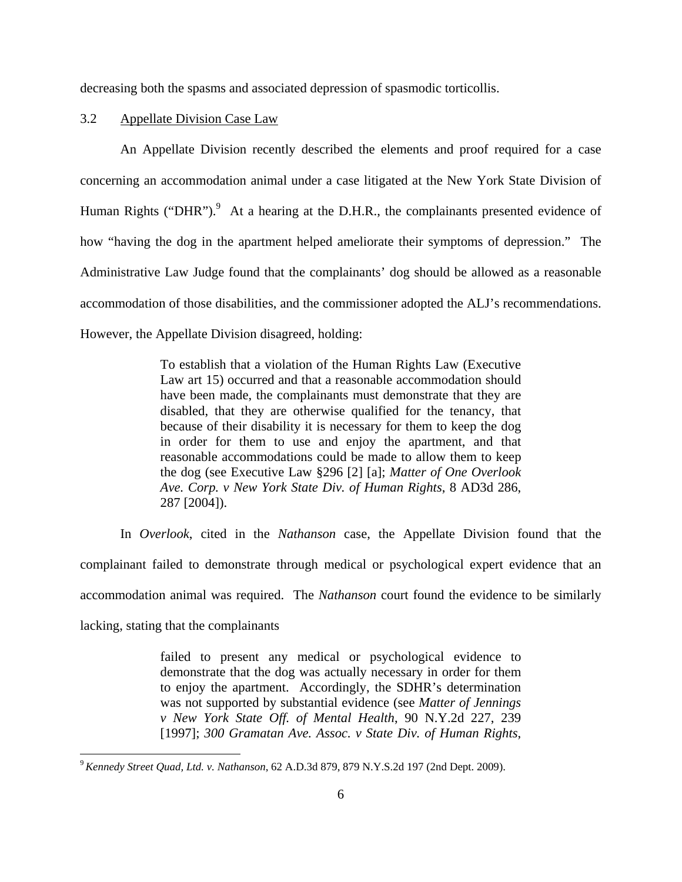decreasing both the spasms and associated depression of spasmodic torticollis.

### 3.2 Appellate Division Case Law

An Appellate Division recently described the elements and proof required for a case concerning an accommodation animal under a case litigated at the New York State Division of Human Rights ("DHR").[9] At a hearing at the D.H.R., the complainants presented evidence of how "having the dog in the apartment helped ameliorate their symptoms of depression." The Administrative Law Judge found that the complainants' dog should be allowed as a reasonable accommodation of those disabilities, and the commissioner adopted the ALJ's recommendations. However, the Appellate Division disagreed, holding:

> To establish that a violation of the Human Rights Law (Executive Law art 15) occurred and that a reasonable accommodation should have been made, the complainants must demonstrate that they are disabled, that they are otherwise qualified for the tenancy, that because of their disability it is necessary for them to keep the dog in order for them to use and enjoy the apartment, and that reasonable accommodations could be made to allow them to keep the dog (see Executive Law §296 [2] [a]; *Matter of One Overlook Ave. Corp. v New York State Div. of Human Rights*, 8 AD3d 286, 287 [2004]).

In *Overlook*, cited in the *Nathanson* case, the Appellate Division found that the complainant failed to demonstrate through medical or psychological expert evidence that an accommodation animal was required. The *Nathanson* court found the evidence to be similarly lacking, stating that the complainants

> failed to present any medical or psychological evidence to demonstrate that the dog was actually necessary in order for them to enjoy the apartment. Accordingly, the SDHR's determination was not supported by substantial evidence (see *Matter of Jennings v New York State Off. of Mental Health*, 90 N.Y.2d 227, 239 [1997]; *300 Gramatan Ave. Assoc. v State Div. of Human Rights*,

---

[9] *Kennedy Street Quad, Ltd. v. Nathanson*, 62 A.D.3d 879, 879 N.Y.S.2d 197 (2nd Dept. 2009).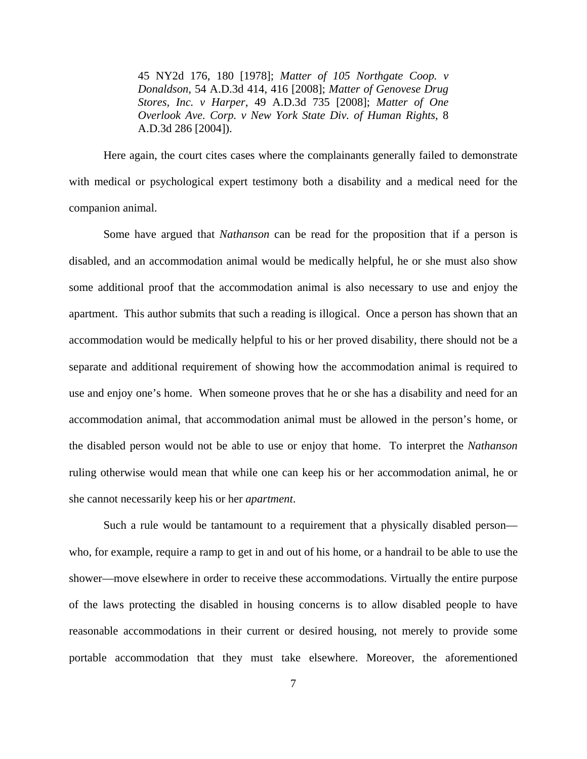> 45 NY2d 176, 180 [1978]; *Matter of 105 Northgate Coop. v Donaldson*, 54 A.D.3d 414, 416 [2008]; *Matter of Genovese Drug Stores, Inc. v Harper*, 49 A.D.3d 735 [2008]; *Matter of One Overlook Ave. Corp. v New York State Div. of Human Rights*, 8 A.D.3d 286 [2004]).

Here again, the court cites cases where the complainants generally failed to demonstrate with medical or psychological expert testimony both a disability and a medical need for the companion animal.

Some have argued that *Nathanson* can be read for the proposition that if a person is disabled, and an accommodation animal would be medically helpful, he or she must also show some additional proof that the accommodation animal is also necessary to use and enjoy the apartment. This author submits that such a reading is illogical. Once a person has shown that an accommodation would be medically helpful to his or her proved disability, there should not be a separate and additional requirement of showing how the accommodation animal is required to use and enjoy one's home. When someone proves that he or she has a disability and need for an accommodation animal, that accommodation animal must be allowed in the person's home, or the disabled person would not be able to use or enjoy that home. To interpret the *Nathanson* ruling otherwise would mean that while one can keep his or her accommodation animal, he or she cannot necessarily keep his or her *apartment*.

Such a rule would be tantamount to a requirement that a physically disabled person—who, for example, require a ramp to get in and out of his home, or a handrail to be able to use the shower—move elsewhere in order to receive these accommodations. Virtually the entire purpose of the laws protecting the disabled in housing concerns is to allow disabled people to have reasonable accommodations in their current or desired housing, not merely to provide some portable accommodation that they must take elsewhere. Moreover, the aforementioned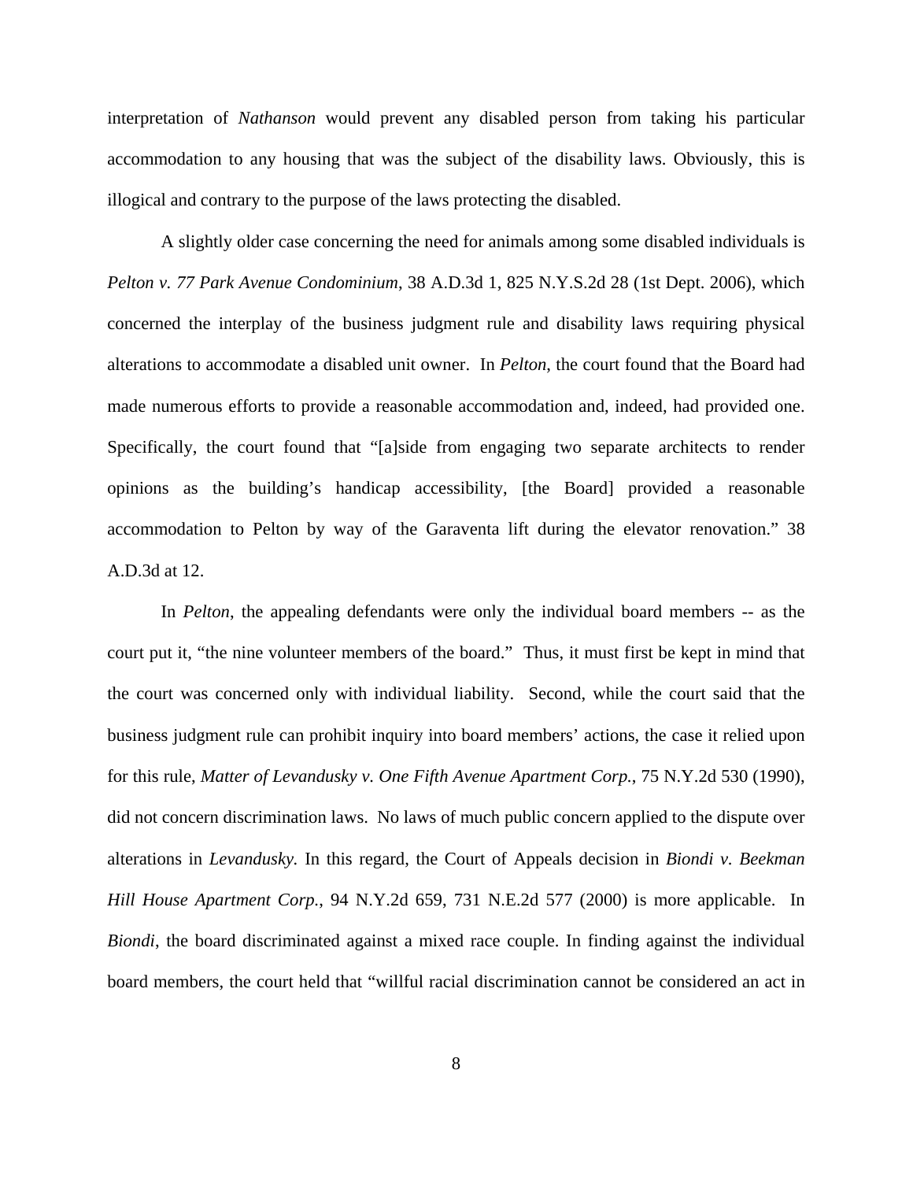interpretation of *Nathanson* would prevent any disabled person from taking his particular accommodation to any housing that was the subject of the disability laws. Obviously, this is illogical and contrary to the purpose of the laws protecting the disabled.

A slightly older case concerning the need for animals among some disabled individuals is *Pelton v. 77 Park Avenue Condominium*, 38 A.D.3d 1, 825 N.Y.S.2d 28 (1st Dept. 2006), which concerned the interplay of the business judgment rule and disability laws requiring physical alterations to accommodate a disabled unit owner. In *Pelton*, the court found that the Board had made numerous efforts to provide a reasonable accommodation and, indeed, had provided one. Specifically, the court found that "[a]side from engaging two separate architects to render opinions as the building's handicap accessibility, [the Board] provided a reasonable accommodation to Pelton by way of the Garaventa lift during the elevator renovation." 38 A.D.3d at 12.

In *Pelton*, the appealing defendants were only the individual board members -- as the court put it, "the nine volunteer members of the board." Thus, it must first be kept in mind that the court was concerned only with individual liability. Second, while the court said that the business judgment rule can prohibit inquiry into board members' actions, the case it relied upon for this rule, *Matter of Levandusky v. One Fifth Avenue Apartment Corp.*, 75 N.Y.2d 530 (1990), did not concern discrimination laws. No laws of much public concern applied to the dispute over alterations in *Levandusky.* In this regard, the Court of Appeals decision in *Biondi v. Beekman Hill House Apartment Corp.*, 94 N.Y.2d 659, 731 N.E.2d 577 (2000) is more applicable. In *Biondi*, the board discriminated against a mixed race couple. In finding against the individual board members, the court held that "willful racial discrimination cannot be considered an act in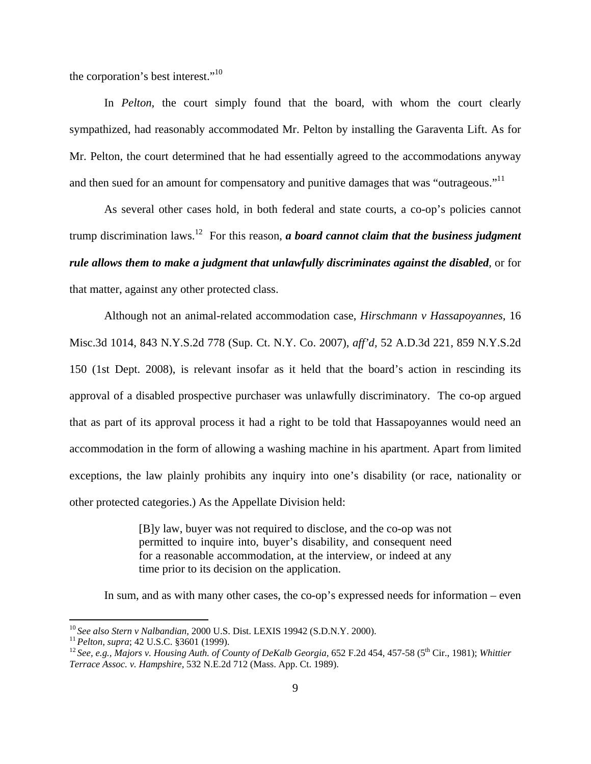the corporation's best interest."[10]

In *Pelton*, the court simply found that the board, with whom the court clearly sympathized, had reasonably accommodated Mr. Pelton by installing the Garaventa Lift. As for Mr. Pelton, the court determined that he had essentially agreed to the accommodations anyway and then sued for an amount for compensatory and punitive damages that was "outrageous."[11]

As several other cases hold, in both federal and state courts, a co-op's policies cannot trump discrimination laws.[12] For this reason, ***a board cannot claim that the business judgment rule allows them to make a judgment that unlawfully discriminates against the disabled***, or for that matter, against any other protected class.

Although not an animal-related accommodation case, *Hirschmann v Hassapoyannes*, 16 Misc.3d 1014, 843 N.Y.S.2d 778 (Sup. Ct. N.Y. Co. 2007), *aff'd*, 52 A.D.3d 221, 859 N.Y.S.2d 150 (1st Dept. 2008), is relevant insofar as it held that the board's action in rescinding its approval of a disabled prospective purchaser was unlawfully discriminatory. The co-op argued that as part of its approval process it had a right to be told that Hassapoyannes would need an accommodation in the form of allowing a washing machine in his apartment. Apart from limited exceptions, the law plainly prohibits any inquiry into one's disability (or race, nationality or other protected categories.) As the Appellate Division held:

> [B]y law, buyer was not required to disclose, and the co-op was not permitted to inquire into, buyer's disability, and consequent need for a reasonable accommodation, at the interview, or indeed at any time prior to its decision on the application.

In sum, and as with many other cases, the co-op's expressed needs for information – even

---

[10] *See also Stern v Nalbandian*, 2000 U.S. Dist. LEXIS 19942 (S.D.N.Y. 2000).

[11] *Pelton, supra*; 42 U.S.C. §3601 (1999).

[12] *See, e.g., Majors v. Housing Auth. of County of DeKalb Georgia*, 652 F.2d 454, 457-58 (5th Cir., 1981); *Whittier Terrace Assoc. v. Hampshire*, 532 N.E.2d 712 (Mass. App. Ct. 1989).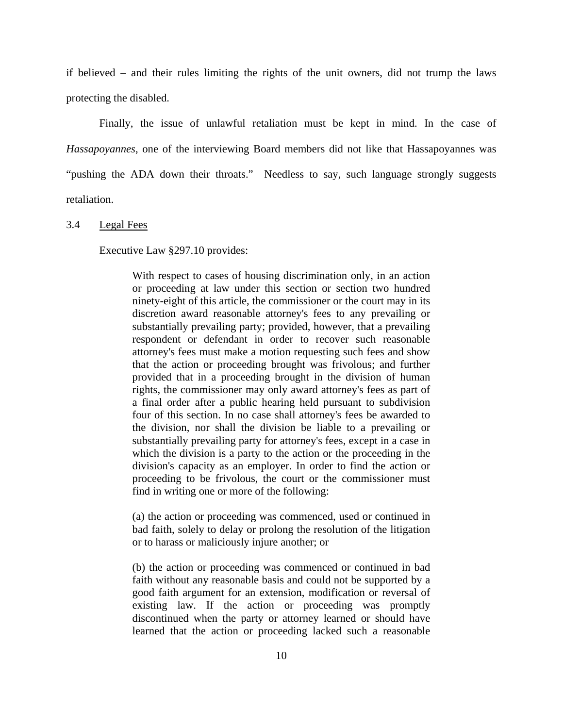if believed – and their rules limiting the rights of the unit owners, did not trump the laws protecting the disabled.

Finally, the issue of unlawful retaliation must be kept in mind. In the case of *Hassapoyannes*, one of the interviewing Board members did not like that Hassapoyannes was "pushing the ADA down their throats." Needless to say, such language strongly suggests retaliation.

3.4 Legal Fees

Executive Law §297.10 provides:

> With respect to cases of housing discrimination only, in an action or proceeding at law under this section or section two hundred ninety-eight of this article, the commissioner or the court may in its discretion award reasonable attorney's fees to any prevailing or substantially prevailing party; provided, however, that a prevailing respondent or defendant in order to recover such reasonable attorney's fees must make a motion requesting such fees and show that the action or proceeding brought was frivolous; and further provided that in a proceeding brought in the division of human rights, the commissioner may only award attorney's fees as part of a final order after a public hearing held pursuant to subdivision four of this section. In no case shall attorney's fees be awarded to the division, nor shall the division be liable to a prevailing or substantially prevailing party for attorney's fees, except in a case in which the division is a party to the action or the proceeding in the division's capacity as an employer. In order to find the action or proceeding to be frivolous, the court or the commissioner must find in writing one or more of the following:
>
> (a) the action or proceeding was commenced, used or continued in bad faith, solely to delay or prolong the resolution of the litigation or to harass or maliciously injure another; or
>
> (b) the action or proceeding was commenced or continued in bad faith without any reasonable basis and could not be supported by a good faith argument for an extension, modification or reversal of existing law. If the action or proceeding was promptly discontinued when the party or attorney learned or should have learned that the action or proceeding lacked such a reasonable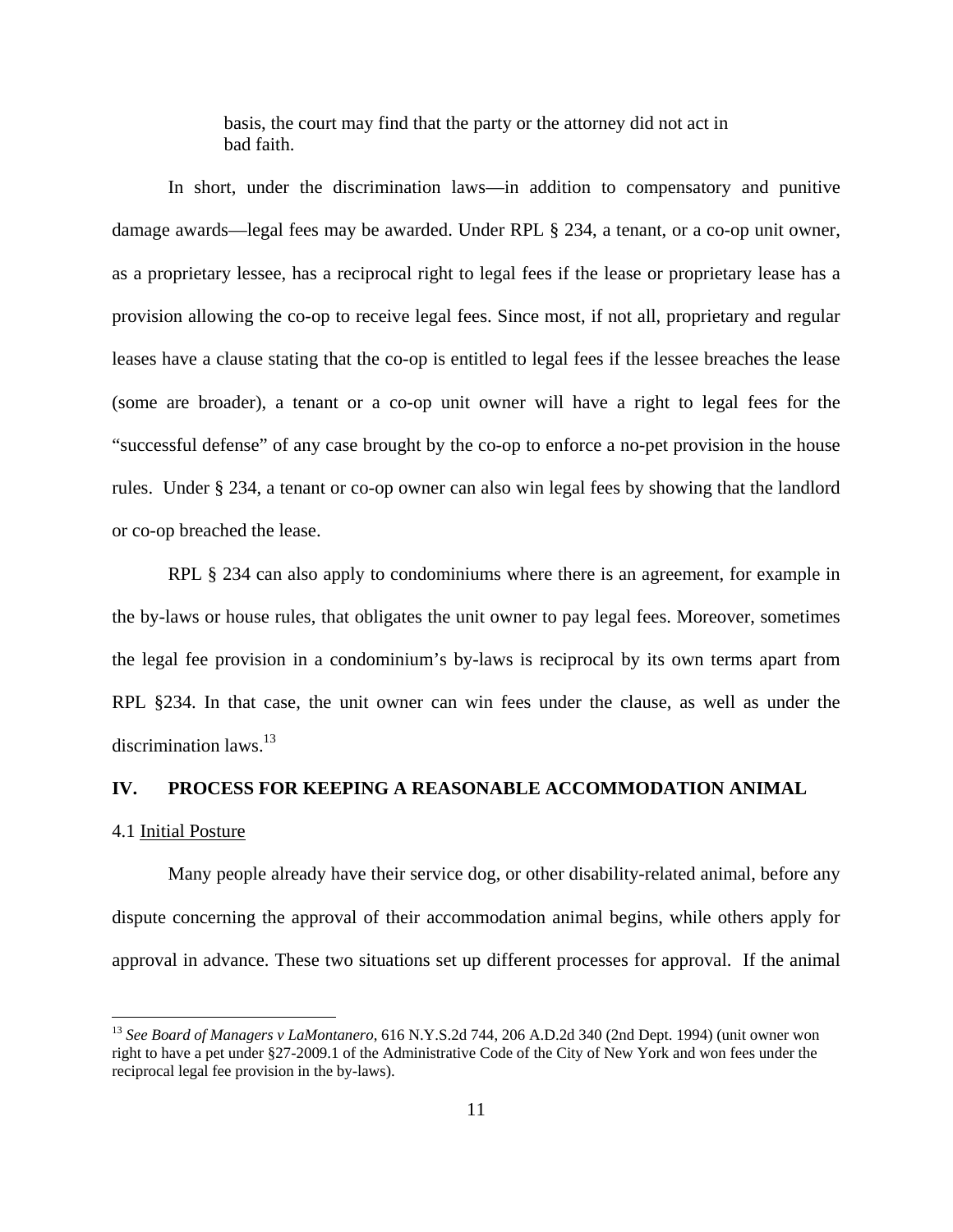basis, the court may find that the party or the attorney did not act in bad faith.

In short, under the discrimination laws—in addition to compensatory and punitive damage awards—legal fees may be awarded. Under RPL § 234, a tenant, or a co-op unit owner, as a proprietary lessee, has a reciprocal right to legal fees if the lease or proprietary lease has a provision allowing the co-op to receive legal fees. Since most, if not all, proprietary and regular leases have a clause stating that the co-op is entitled to legal fees if the lessee breaches the lease (some are broader), a tenant or a co-op unit owner will have a right to legal fees for the "successful defense" of any case brought by the co-op to enforce a no-pet provision in the house rules. Under § 234, a tenant or co-op owner can also win legal fees by showing that the landlord or co-op breached the lease.

RPL § 234 can also apply to condominiums where there is an agreement, for example in the by-laws or house rules, that obligates the unit owner to pay legal fees. Moreover, sometimes the legal fee provision in a condominium's by-laws is reciprocal by its own terms apart from RPL §234. In that case, the unit owner can win fees under the clause, as well as under the discrimination laws.[13]

## IV. PROCESS FOR KEEPING A REASONABLE ACCOMMODATION ANIMAL

### 4.1 Initial Posture

Many people already have their service dog, or other disability-related animal, before any dispute concerning the approval of their accommodation animal begins, while others apply for approval in advance. These two situations set up different processes for approval. If the animal

---

[13] *See Board of Managers v LaMontanero*, 616 N.Y.S.2d 744, 206 A.D.2d 340 (2nd Dept. 1994) (unit owner won right to have a pet under §27-2009.1 of the Administrative Code of the City of New York and won fees under the reciprocal legal fee provision in the by-laws).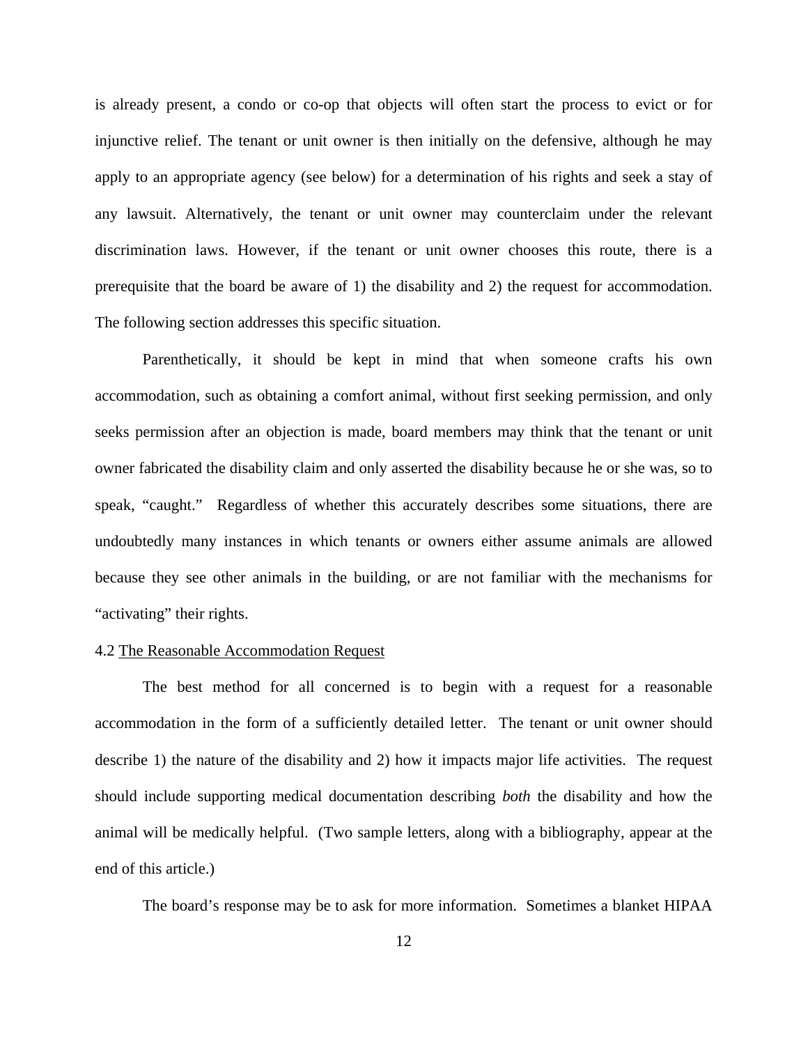is already present, a condo or co-op that objects will often start the process to evict or for injunctive relief. The tenant or unit owner is then initially on the defensive, although he may apply to an appropriate agency (see below) for a determination of his rights and seek a stay of any lawsuit. Alternatively, the tenant or unit owner may counterclaim under the relevant discrimination laws. However, if the tenant or unit owner chooses this route, there is a prerequisite that the board be aware of 1) the disability and 2) the request for accommodation. The following section addresses this specific situation.

Parenthetically, it should be kept in mind that when someone crafts his own accommodation, such as obtaining a comfort animal, without first seeking permission, and only seeks permission after an objection is made, board members may think that the tenant or unit owner fabricated the disability claim and only asserted the disability because he or she was, so to speak, "caught." Regardless of whether this accurately describes some situations, there are undoubtedly many instances in which tenants or owners either assume animals are allowed because they see other animals in the building, or are not familiar with the mechanisms for "activating" their rights.

### 4.2 The Reasonable Accommodation Request

The best method for all concerned is to begin with a request for a reasonable accommodation in the form of a sufficiently detailed letter. The tenant or unit owner should describe 1) the nature of the disability and 2) how it impacts major life activities. The request should include supporting medical documentation describing *both* the disability and how the animal will be medically helpful. (Two sample letters, along with a bibliography, appear at the end of this article.)

The board's response may be to ask for more information. Sometimes a blanket HIPAA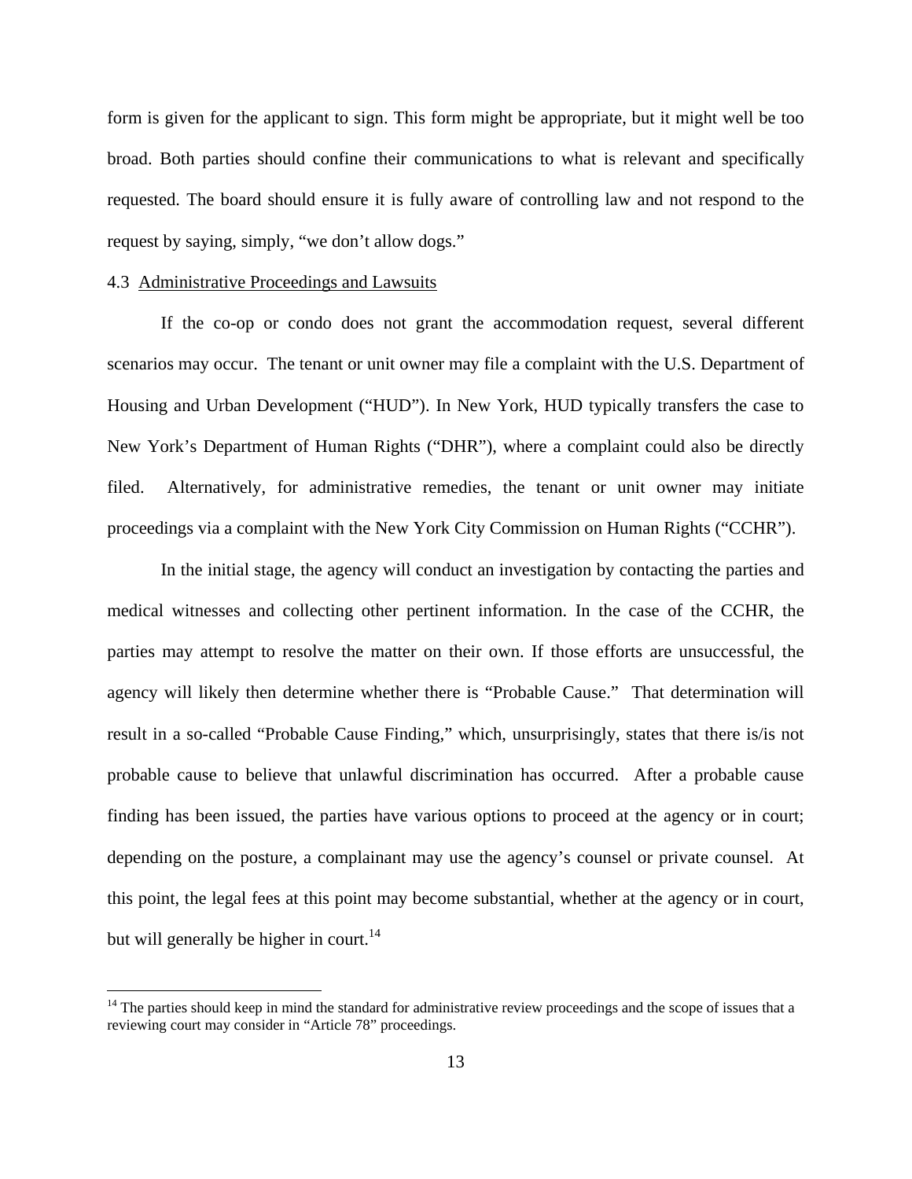form is given for the applicant to sign. This form might be appropriate, but it might well be too broad. Both parties should confine their communications to what is relevant and specifically requested. The board should ensure it is fully aware of controlling law and not respond to the request by saying, simply, "we don't allow dogs."

### 4.3 Administrative Proceedings and Lawsuits

If the co-op or condo does not grant the accommodation request, several different scenarios may occur. The tenant or unit owner may file a complaint with the U.S. Department of Housing and Urban Development ("HUD"). In New York, HUD typically transfers the case to New York's Department of Human Rights ("DHR"), where a complaint could also be directly filed. Alternatively, for administrative remedies, the tenant or unit owner may initiate proceedings via a complaint with the New York City Commission on Human Rights ("CCHR").

In the initial stage, the agency will conduct an investigation by contacting the parties and medical witnesses and collecting other pertinent information. In the case of the CCHR, the parties may attempt to resolve the matter on their own. If those efforts are unsuccessful, the agency will likely then determine whether there is "Probable Cause." That determination will result in a so-called "Probable Cause Finding," which, unsurprisingly, states that there is/is not probable cause to believe that unlawful discrimination has occurred. After a probable cause finding has been issued, the parties have various options to proceed at the agency or in court; depending on the posture, a complainant may use the agency's counsel or private counsel. At this point, the legal fees at this point may become substantial, whether at the agency or in court, but will generally be higher in court.[14]

---

[14] The parties should keep in mind the standard for administrative review proceedings and the scope of issues that a reviewing court may consider in "Article 78" proceedings.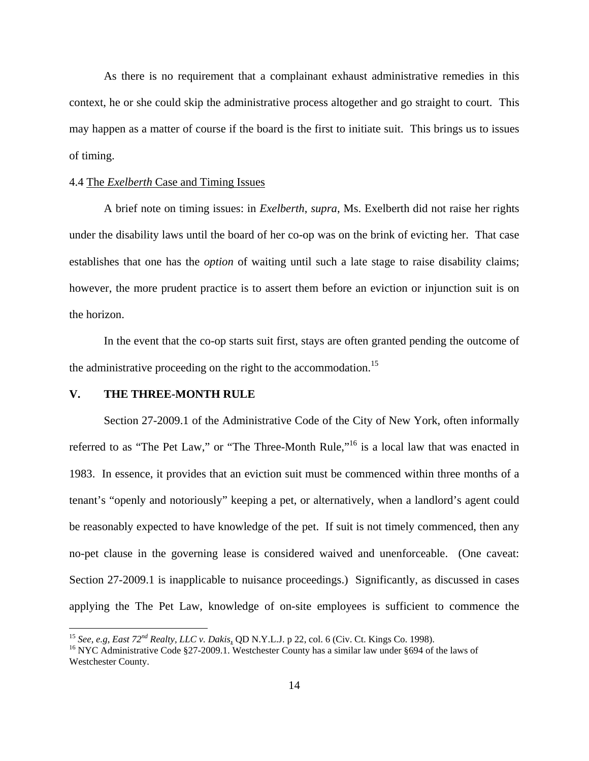As there is no requirement that a complainant exhaust administrative remedies in this context, he or she could skip the administrative process altogether and go straight to court. This may happen as a matter of course if the board is the first to initiate suit. This brings us to issues of timing.

### 4.4 The *Exelberth* Case and Timing Issues

A brief note on timing issues: in *Exelberth*, *supra*, Ms. Exelberth did not raise her rights under the disability laws until the board of her co-op was on the brink of evicting her. That case establishes that one has the *option* of waiting until such a late stage to raise disability claims; however, the more prudent practice is to assert them before an eviction or injunction suit is on the horizon.

In the event that the co-op starts suit first, stays are often granted pending the outcome of the administrative proceeding on the right to the accommodation.[15]

## V. THE THREE-MONTH RULE

Section 27-2009.1 of the Administrative Code of the City of New York, often informally referred to as "The Pet Law," or "The Three-Month Rule,"[16] is a local law that was enacted in 1983. In essence, it provides that an eviction suit must be commenced within three months of a tenant's "openly and notoriously" keeping a pet, or alternatively, when a landlord's agent could be reasonably expected to have knowledge of the pet. If suit is not timely commenced, then any no-pet clause in the governing lease is considered waived and unenforceable. (One caveat: Section 27-2009.1 is inapplicable to nuisance proceedings.) Significantly, as discussed in cases applying the The Pet Law, knowledge of on-site employees is sufficient to commence the

---

[15] *See, e.g*, *East 72nd Realty, LLC v. Dakis*, QD N.Y.L.J. p 22, col. 6 (Civ. Ct. Kings Co. 1998).

[16] NYC Administrative Code §27-2009.1. Westchester County has a similar law under §694 of the laws of Westchester County.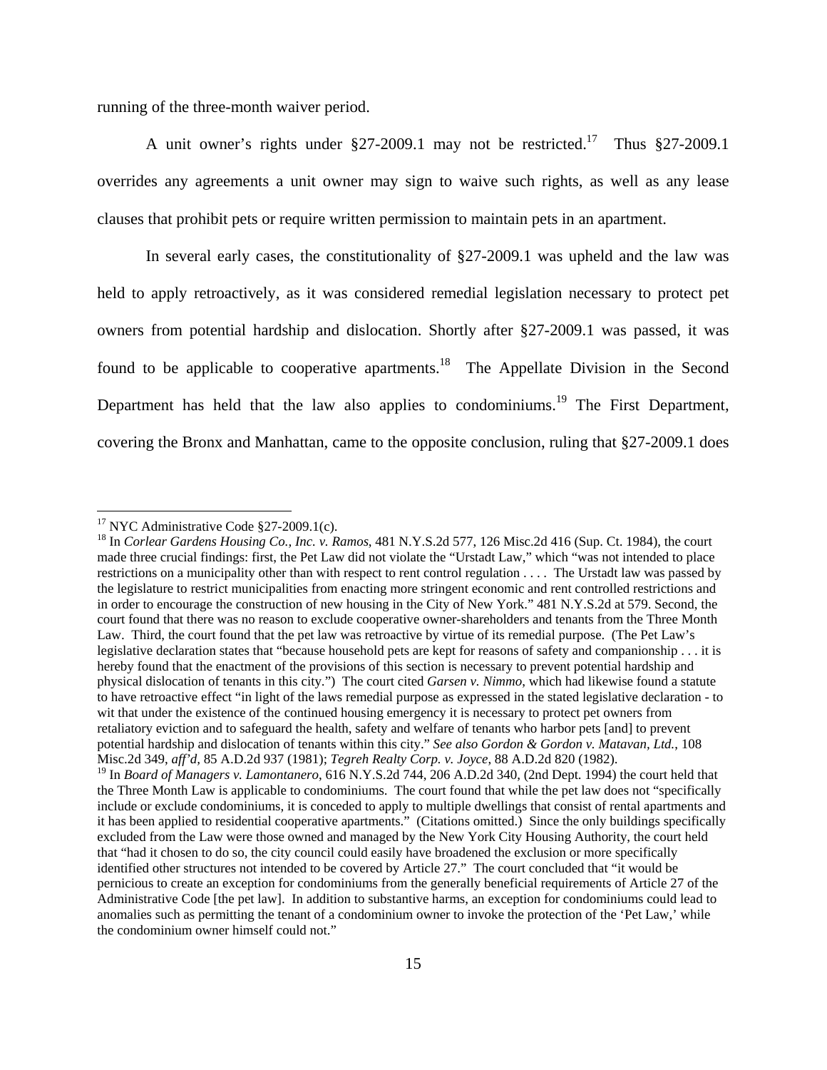running of the three-month waiver period.

A unit owner's rights under §27-2009.1 may not be restricted.[17] Thus §27-2009.1 overrides any agreements a unit owner may sign to waive such rights, as well as any lease clauses that prohibit pets or require written permission to maintain pets in an apartment.

In several early cases, the constitutionality of §27-2009.1 was upheld and the law was held to apply retroactively, as it was considered remedial legislation necessary to protect pet owners from potential hardship and dislocation. Shortly after §27-2009.1 was passed, it was found to be applicable to cooperative apartments.[18] The Appellate Division in the Second Department has held that the law also applies to condominiums.[19] The First Department, covering the Bronx and Manhattan, came to the opposite conclusion, ruling that §27-2009.1 does

---

[17] NYC Administrative Code §27-2009.1(c).

[18] In *Corlear Gardens Housing Co., Inc. v. Ramos*, 481 N.Y.S.2d 577, 126 Misc.2d 416 (Sup. Ct. 1984), the court made three crucial findings: first, the Pet Law did not violate the "Urstadt Law," which "was not intended to place restrictions on a municipality other than with respect to rent control regulation . . . . The Urstadt law was passed by the legislature to restrict municipalities from enacting more stringent economic and rent controlled restrictions and in order to encourage the construction of new housing in the City of New York." 481 N.Y.S.2d at 579. Second, the court found that there was no reason to exclude cooperative owner-shareholders and tenants from the Three Month Law. Third, the court found that the pet law was retroactive by virtue of its remedial purpose. (The Pet Law's legislative declaration states that "because household pets are kept for reasons of safety and companionship . . . it is hereby found that the enactment of the provisions of this section is necessary to prevent potential hardship and physical dislocation of tenants in this city.") The court cited *Garsen v. Nimmo*, which had likewise found a statute to have retroactive effect "in light of the laws remedial purpose as expressed in the stated legislative declaration - to wit that under the existence of the continued housing emergency it is necessary to protect pet owners from retaliatory eviction and to safeguard the health, safety and welfare of tenants who harbor pets [and] to prevent potential hardship and dislocation of tenants within this city." *See also Gordon & Gordon v. Matavan, Ltd.*, 108 Misc.2d 349, *aff'd*, 85 A.D.2d 937 (1981); *Tegreh Realty Corp. v. Joyce*, 88 A.D.2d 820 (1982).

[19] In *Board of Managers v. Lamontanero*, 616 N.Y.S.2d 744, 206 A.D.2d 340, (2nd Dept. 1994) the court held that the Three Month Law is applicable to condominiums. The court found that while the pet law does not "specifically include or exclude condominiums, it is conceded to apply to multiple dwellings that consist of rental apartments and it has been applied to residential cooperative apartments." (Citations omitted.) Since the only buildings specifically excluded from the Law were those owned and managed by the New York City Housing Authority, the court held that "had it chosen to do so, the city council could easily have broadened the exclusion or more specifically identified other structures not intended to be covered by Article 27." The court concluded that "it would be pernicious to create an exception for condominiums from the generally beneficial requirements of Article 27 of the Administrative Code [the pet law]. In addition to substantive harms, an exception for condominiums could lead to anomalies such as permitting the tenant of a condominium owner to invoke the protection of the 'Pet Law,' while the condominium owner himself could not."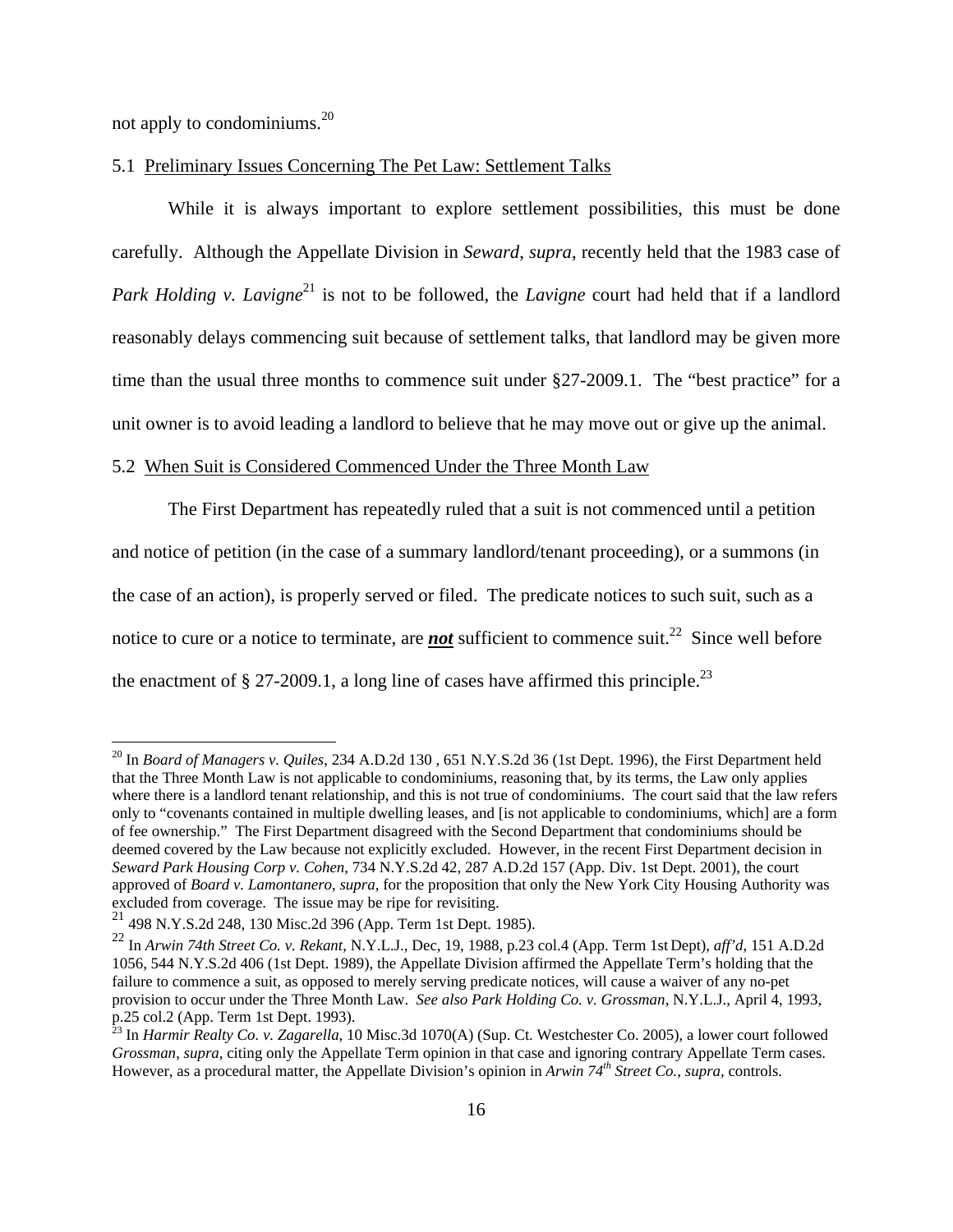not apply to condominiums.[20]

## 5.1 Preliminary Issues Concerning The Pet Law: Settlement Talks

While it is always important to explore settlement possibilities, this must be done carefully. Although the Appellate Division in *Seward*, *supra*, recently held that the 1983 case of *Park Holding v. Lavigne*[21] is not to be followed, the *Lavigne* court had held that if a landlord reasonably delays commencing suit because of settlement talks, that landlord may be given more time than the usual three months to commence suit under §27-2009.1. The "best practice" for a unit owner is to avoid leading a landlord to believe that he may move out or give up the animal.

## 5.2 When Suit is Considered Commenced Under the Three Month Law

The First Department has repeatedly ruled that a suit is not commenced until a petition and notice of petition (in the case of a summary landlord/tenant proceeding), or a summons (in the case of an action), is properly served or filed. The predicate notices to such suit, such as a notice to cure or a notice to terminate, are ***not*** sufficient to commence suit.[22] Since well before the enactment of § 27-2009.1, a long line of cases have affirmed this principle.[23]

---

[20] In *Board of Managers v. Quiles*, 234 A.D.2d 130 , 651 N.Y.S.2d 36 (1st Dept. 1996), the First Department held that the Three Month Law is not applicable to condominiums, reasoning that, by its terms, the Law only applies where there is a landlord tenant relationship, and this is not true of condominiums. The court said that the law refers only to "covenants contained in multiple dwelling leases, and [is not applicable to condominiums, which] are a form of fee ownership." The First Department disagreed with the Second Department that condominiums should be deemed covered by the Law because not explicitly excluded. However, in the recent First Department decision in *Seward Park Housing Corp v. Cohen*, 734 N.Y.S.2d 42, 287 A.D.2d 157 (App. Div. 1st Dept. 2001), the court approved of *Board v. Lamontanero, supra*, for the proposition that only the New York City Housing Authority was excluded from coverage. The issue may be ripe for revisiting.

[21] 498 N.Y.S.2d 248, 130 Misc.2d 396 (App. Term 1st Dept. 1985).

[22] In *Arwin 74th Street Co. v. Rekant*, N.Y.L.J., Dec, 19, 1988, p.23 col.4 (App. Term 1st Dept), *aff'd*, 151 A.D.2d 1056, 544 N.Y.S.2d 406 (1st Dept. 1989), the Appellate Division affirmed the Appellate Term's holding that the failure to commence a suit, as opposed to merely serving predicate notices, will cause a waiver of any no-pet provision to occur under the Three Month Law. *See also Park Holding Co. v. Grossman*, N.Y.L.J., April 4, 1993, p.25 col.2 (App. Term 1st Dept. 1993).

[23] In *Harmir Realty Co. v. Zagarella*, 10 Misc.3d 1070(A) (Sup. Ct. Westchester Co. 2005), a lower court followed *Grossman*, *supra*, citing only the Appellate Term opinion in that case and ignoring contrary Appellate Term cases. However, as a procedural matter, the Appellate Division's opinion in *Arwin 74th Street Co.*, *supra*, controls.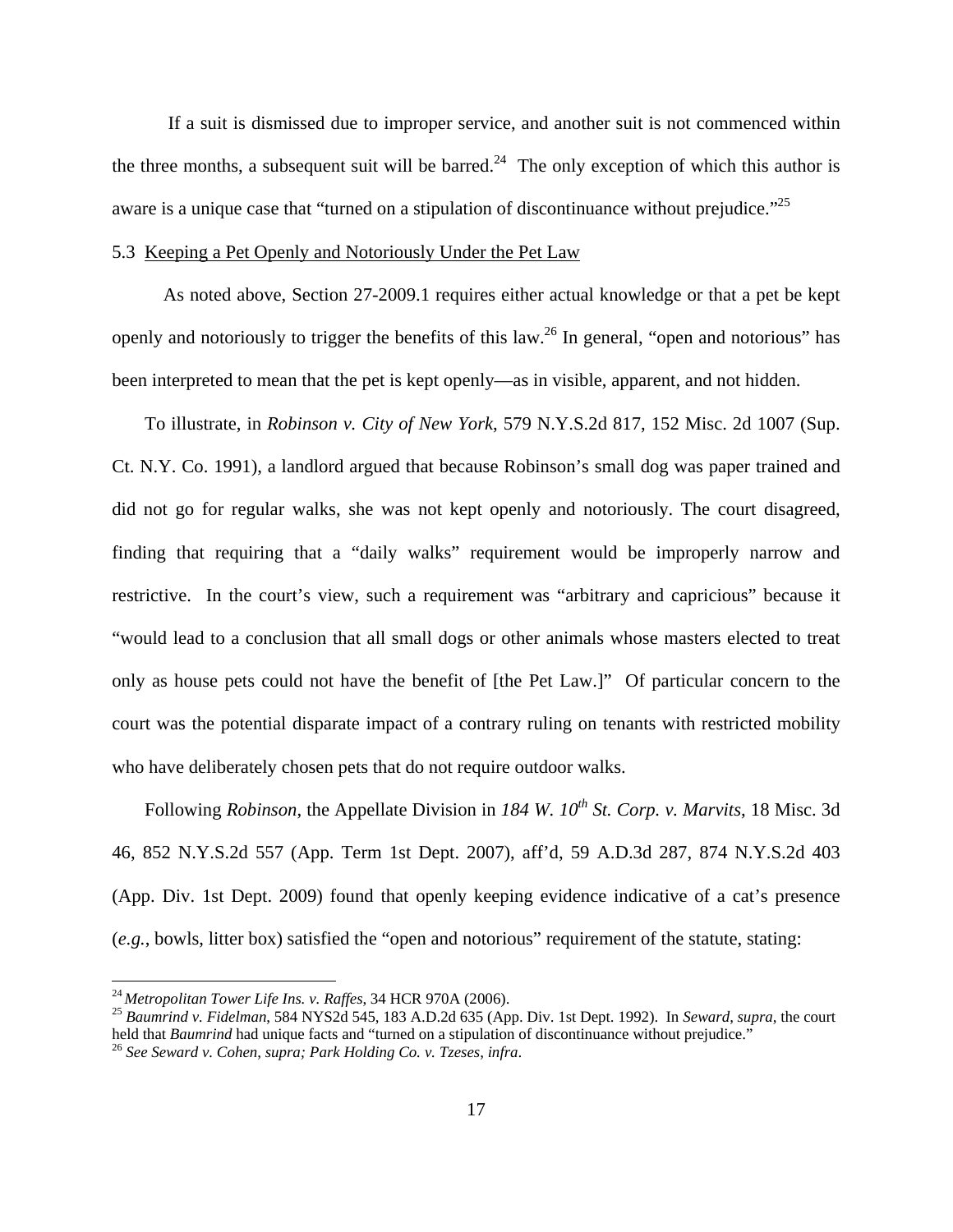If a suit is dismissed due to improper service, and another suit is not commenced within the three months, a subsequent suit will be barred.[24] The only exception of which this author is aware is a unique case that "turned on a stipulation of discontinuance without prejudice."[25]

5.3 Keeping a Pet Openly and Notoriously Under the Pet Law

As noted above, Section 27-2009.1 requires either actual knowledge or that a pet be kept openly and notoriously to trigger the benefits of this law.[26] In general, "open and notorious" has been interpreted to mean that the pet is kept openly—as in visible, apparent, and not hidden.

To illustrate, in *Robinson v. City of New York*, 579 N.Y.S.2d 817, 152 Misc. 2d 1007 (Sup. Ct. N.Y. Co. 1991), a landlord argued that because Robinson's small dog was paper trained and did not go for regular walks, she was not kept openly and notoriously. The court disagreed, finding that requiring that a "daily walks" requirement would be improperly narrow and restrictive. In the court's view, such a requirement was "arbitrary and capricious" because it "would lead to a conclusion that all small dogs or other animals whose masters elected to treat only as house pets could not have the benefit of [the Pet Law.]" Of particular concern to the court was the potential disparate impact of a contrary ruling on tenants with restricted mobility who have deliberately chosen pets that do not require outdoor walks.

Following *Robinson*, the Appellate Division in *184 W. 10th St. Corp. v. Marvits*, 18 Misc. 3d 46, 852 N.Y.S.2d 557 (App. Term 1st Dept. 2007), aff'd, 59 A.D.3d 287, 874 N.Y.S.2d 403 (App. Div. 1st Dept. 2009) found that openly keeping evidence indicative of a cat's presence (*e.g.*, bowls, litter box) satisfied the "open and notorious" requirement of the statute, stating:

---

[24] *Metropolitan Tower Life Ins. v. Raffes*, 34 HCR 970A (2006).

[25] *Baumrind v. Fidelman*, 584 NYS2d 545, 183 A.D.2d 635 (App. Div. 1st Dept. 1992). In *Seward, supra*, the court held that *Baumrind* had unique facts and "turned on a stipulation of discontinuance without prejudice."

[26] *See Seward v. Cohen, supra; Park Holding Co. v. Tzeses, infra*.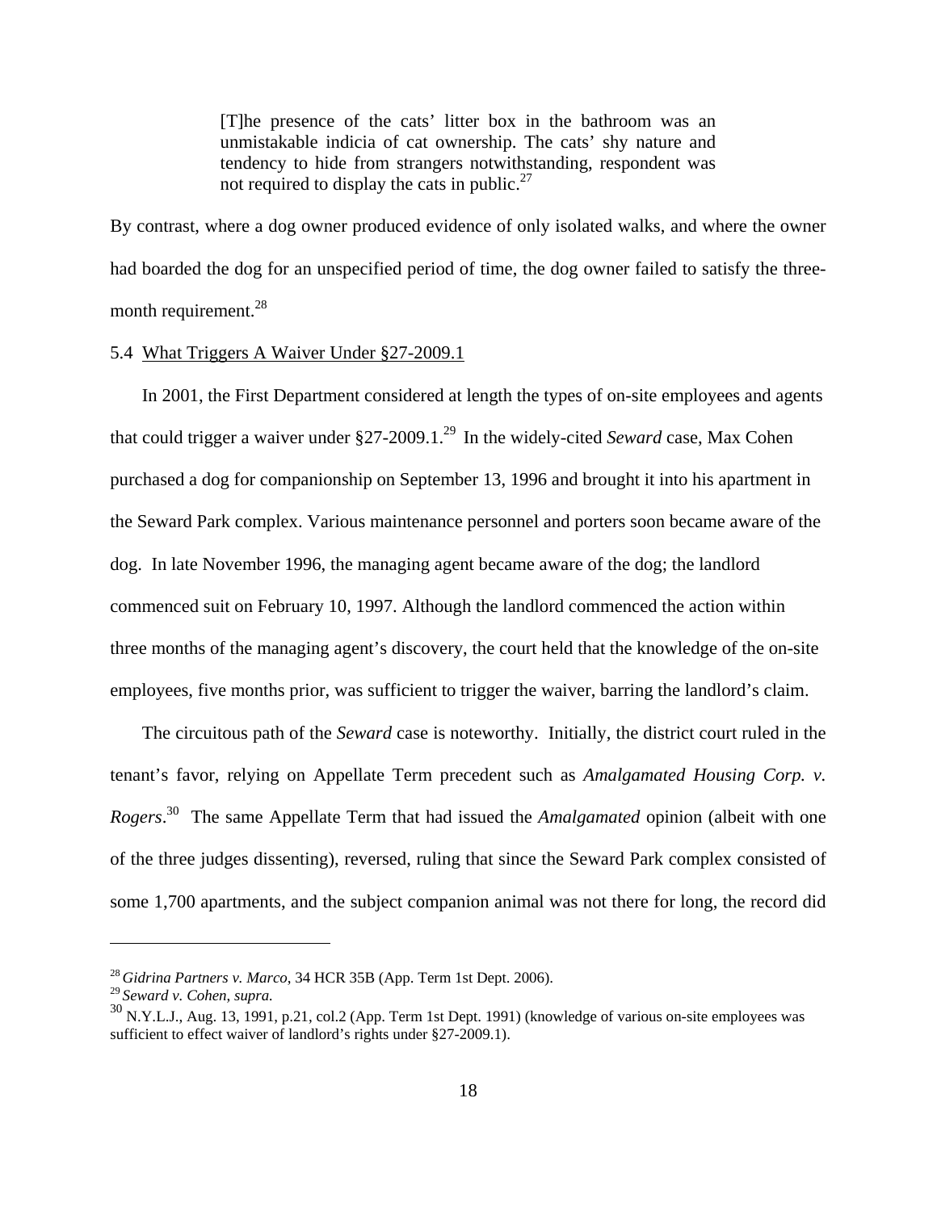> [T]he presence of the cats' litter box in the bathroom was an unmistakable indicia of cat ownership. The cats' shy nature and tendency to hide from strangers notwithstanding, respondent was not required to display the cats in public.[27]

By contrast, where a dog owner produced evidence of only isolated walks, and where the owner had boarded the dog for an unspecified period of time, the dog owner failed to satisfy the three-month requirement.[28]

5.4 <u>What Triggers A Waiver Under §27-2009.1</u>

In 2001, the First Department considered at length the types of on-site employees and agents that could trigger a waiver under §27-2009.1.[29] In the widely-cited *Seward* case, Max Cohen purchased a dog for companionship on September 13, 1996 and brought it into his apartment in the Seward Park complex. Various maintenance personnel and porters soon became aware of the dog. In late November 1996, the managing agent became aware of the dog; the landlord commenced suit on February 10, 1997. Although the landlord commenced the action within three months of the managing agent's discovery, the court held that the knowledge of the on-site employees, five months prior, was sufficient to trigger the waiver, barring the landlord's claim.

The circuitous path of the *Seward* case is noteworthy. Initially, the district court ruled in the tenant's favor, relying on Appellate Term precedent such as *Amalgamated Housing Corp. v. Rogers*.[30] The same Appellate Term that had issued the *Amalgamated* opinion (albeit with one of the three judges dissenting), reversed, ruling that since the Seward Park complex consisted of some 1,700 apartments, and the subject companion animal was not there for long, the record did

---

[28] *Gidrina Partners v. Marco*, 34 HCR 35B (App. Term 1st Dept. 2006).

[29] *Seward v. Cohen, supra.*

[30] N.Y.L.J., Aug. 13, 1991, p.21, col.2 (App. Term 1st Dept. 1991) (knowledge of various on-site employees was sufficient to effect waiver of landlord's rights under §27-2009.1).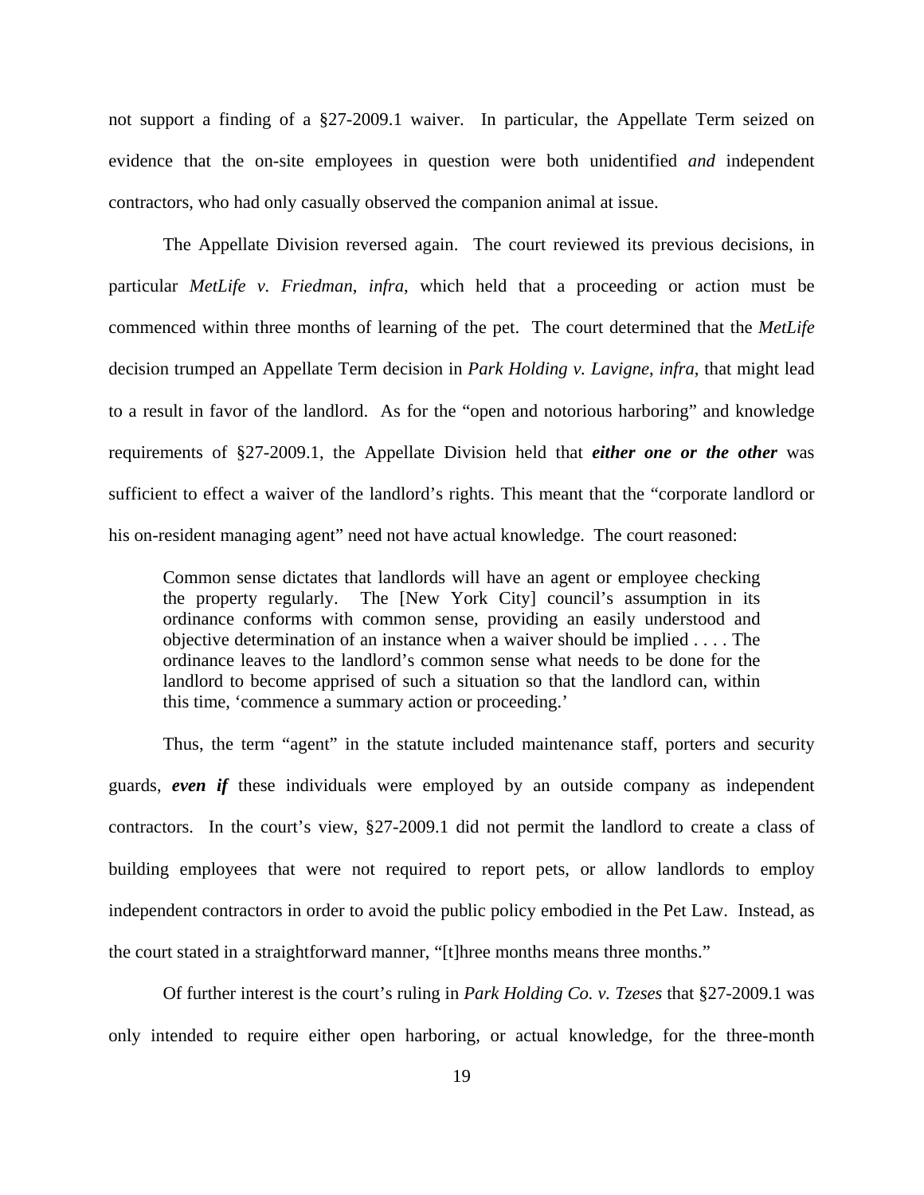not support a finding of a §27-2009.1 waiver. In particular, the Appellate Term seized on evidence that the on-site employees in question were both unidentified *and* independent contractors, who had only casually observed the companion animal at issue.

The Appellate Division reversed again. The court reviewed its previous decisions, in particular *MetLife v. Friedman*, *infra*, which held that a proceeding or action must be commenced within three months of learning of the pet. The court determined that the *MetLife* decision trumped an Appellate Term decision in *Park Holding v. Lavigne*, *infra*, that might lead to a result in favor of the landlord. As for the "open and notorious harboring" and knowledge requirements of §27-2009.1, the Appellate Division held that ***either one or the other*** was sufficient to effect a waiver of the landlord's rights. This meant that the "corporate landlord or his on-resident managing agent" need not have actual knowledge. The court reasoned:

> Common sense dictates that landlords will have an agent or employee checking the property regularly. The [New York City] council's assumption in its ordinance conforms with common sense, providing an easily understood and objective determination of an instance when a waiver should be implied . . . . The ordinance leaves to the landlord's common sense what needs to be done for the landlord to become apprised of such a situation so that the landlord can, within this time, 'commence a summary action or proceeding.'

Thus, the term "agent" in the statute included maintenance staff, porters and security guards, ***even if*** these individuals were employed by an outside company as independent contractors. In the court's view, §27-2009.1 did not permit the landlord to create a class of building employees that were not required to report pets, or allow landlords to employ independent contractors in order to avoid the public policy embodied in the Pet Law. Instead, as the court stated in a straightforward manner, "[t]hree months means three months."

Of further interest is the court's ruling in *Park Holding Co. v. Tzeses* that §27-2009.1 was only intended to require either open harboring, or actual knowledge, for the three-month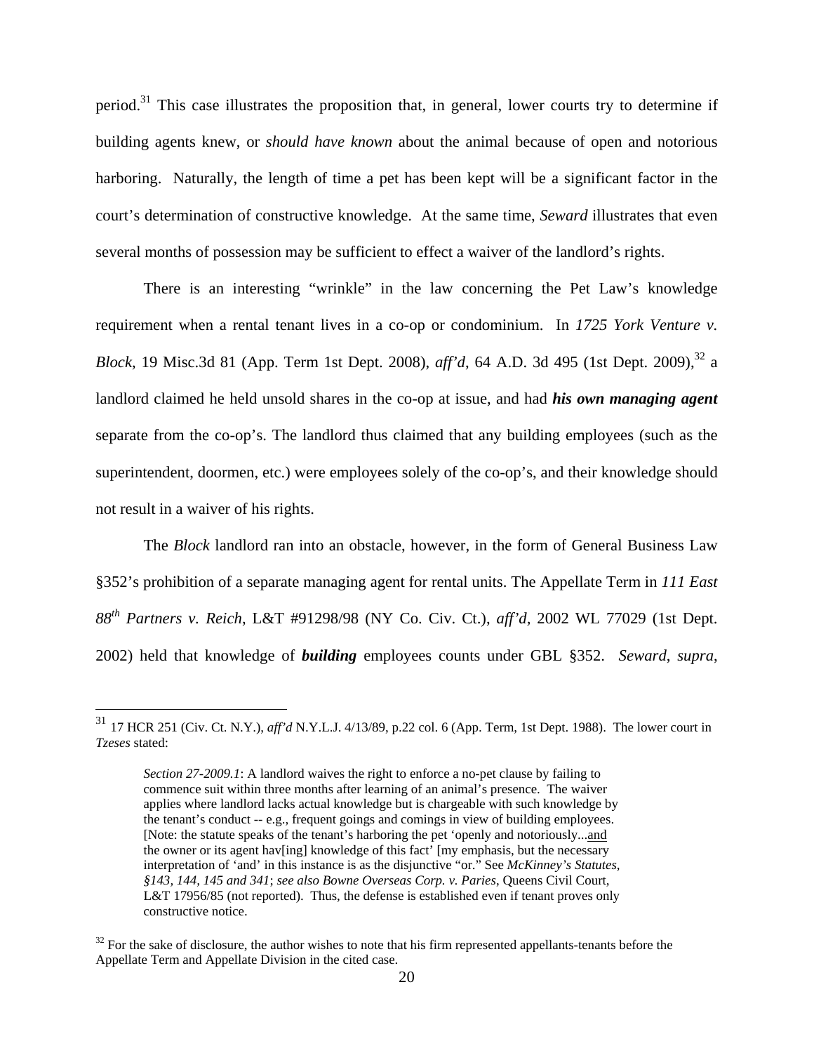period.[31] This case illustrates the proposition that, in general, lower courts try to determine if building agents knew, or *should have known* about the animal because of open and notorious harboring. Naturally, the length of time a pet has been kept will be a significant factor in the court's determination of constructive knowledge. At the same time, *Seward* illustrates that even several months of possession may be sufficient to effect a waiver of the landlord's rights.

There is an interesting "wrinkle" in the law concerning the Pet Law's knowledge requirement when a rental tenant lives in a co-op or condominium. In *1725 York Venture v. Block*, 19 Misc.3d 81 (App. Term 1st Dept. 2008), *aff'd*, 64 A.D. 3d 495 (1st Dept. 2009),[32] a landlord claimed he held unsold shares in the co-op at issue, and had ***his own managing agent*** separate from the co-op's. The landlord thus claimed that any building employees (such as the superintendent, doormen, etc.) were employees solely of the co-op's, and their knowledge should not result in a waiver of his rights.

The *Block* landlord ran into an obstacle, however, in the form of General Business Law §352's prohibition of a separate managing agent for rental units. The Appellate Term in *111 East 88th Partners v. Reich*, L&T #91298/98 (NY Co. Civ. Ct.), *aff'd*, 2002 WL 77029 (1st Dept. 2002) held that knowledge of ***building*** employees counts under GBL §352. *Seward*, *supra*,

---

[31] 17 HCR 251 (Civ. Ct. N.Y.), *aff'd* N.Y.L.J. 4/13/89, p.22 col. 6 (App. Term, 1st Dept. 1988). The lower court in *Tzeses* stated:

> *Section 27-2009.1*: A landlord waives the right to enforce a no-pet clause by failing to commence suit within three months after learning of an animal's presence. The waiver applies where landlord lacks actual knowledge but is chargeable with such knowledge by the tenant's conduct -- e.g., frequent goings and comings in view of building employees. [Note: the statute speaks of the tenant's harboring the pet 'openly and notoriously...<u>and</u> the owner or its agent hav[ing] knowledge of this fact' [my emphasis, but the necessary interpretation of 'and' in this instance is as the disjunctive "or." See *McKinney's Statutes, §143, 144, 145 and 341*; *see also Bowne Overseas Corp. v. Paries*, Queens Civil Court, L&T 17956/85 (not reported). Thus, the defense is established even if tenant proves only constructive notice.

[32] For the sake of disclosure, the author wishes to note that his firm represented appellants-tenants before the Appellate Term and Appellate Division in the cited case.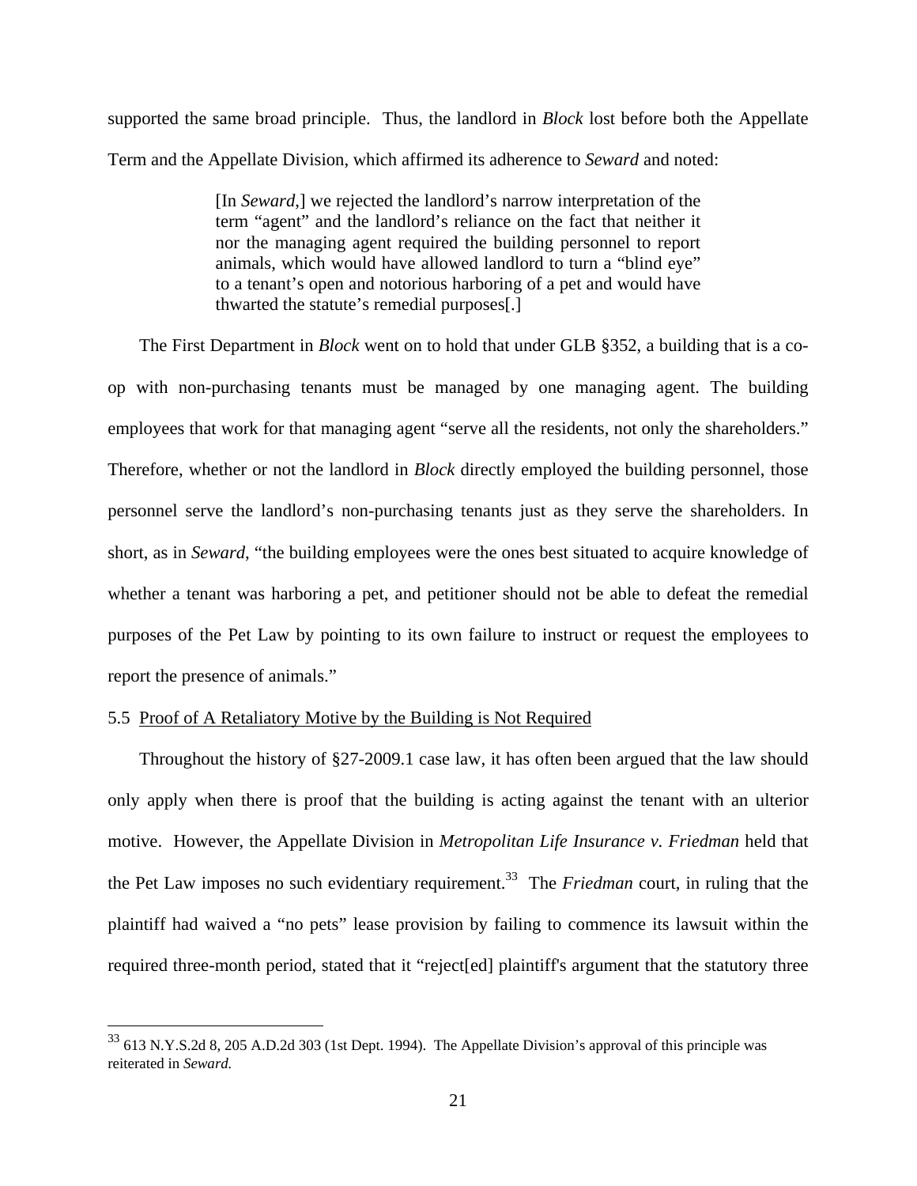supported the same broad principle. Thus, the landlord in *Block* lost before both the Appellate Term and the Appellate Division, which affirmed its adherence to *Seward* and noted:

> [In *Seward*,] we rejected the landlord's narrow interpretation of the term "agent" and the landlord's reliance on the fact that neither it nor the managing agent required the building personnel to report animals, which would have allowed landlord to turn a "blind eye" to a tenant's open and notorious harboring of a pet and would have thwarted the statute's remedial purposes[.]

The First Department in *Block* went on to hold that under GLB §352, a building that is a co-op with non-purchasing tenants must be managed by one managing agent. The building employees that work for that managing agent "serve all the residents, not only the shareholders." Therefore, whether or not the landlord in *Block* directly employed the building personnel, those personnel serve the landlord's non-purchasing tenants just as they serve the shareholders. In short, as in *Seward*, "the building employees were the ones best situated to acquire knowledge of whether a tenant was harboring a pet, and petitioner should not be able to defeat the remedial purposes of the Pet Law by pointing to its own failure to instruct or request the employees to report the presence of animals."

### 5.5 Proof of A Retaliatory Motive by the Building is Not Required

Throughout the history of §27-2009.1 case law, it has often been argued that the law should only apply when there is proof that the building is acting against the tenant with an ulterior motive. However, the Appellate Division in *Metropolitan Life Insurance v. Friedman* held that the Pet Law imposes no such evidentiary requirement.[33] The *Friedman* court, in ruling that the plaintiff had waived a "no pets" lease provision by failing to commence its lawsuit within the required three-month period, stated that it "reject[ed] plaintiff's argument that the statutory three

---

[33] 613 N.Y.S.2d 8, 205 A.D.2d 303 (1st Dept. 1994). The Appellate Division's approval of this principle was reiterated in *Seward.*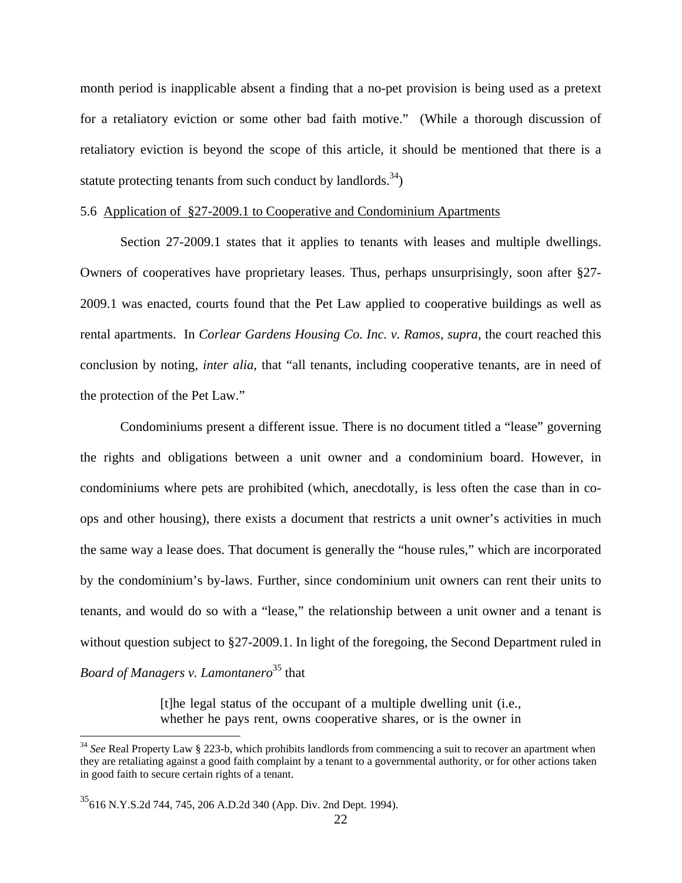month period is inapplicable absent a finding that a no-pet provision is being used as a pretext for a retaliatory eviction or some other bad faith motive." (While a thorough discussion of retaliatory eviction is beyond the scope of this article, it should be mentioned that there is a statute protecting tenants from such conduct by landlords.[34])

5.6 Application of §27-2009.1 to Cooperative and Condominium Apartments

Section 27-2009.1 states that it applies to tenants with leases and multiple dwellings. Owners of cooperatives have proprietary leases. Thus, perhaps unsurprisingly, soon after §27-2009.1 was enacted, courts found that the Pet Law applied to cooperative buildings as well as rental apartments. In *Corlear Gardens Housing Co. Inc. v. Ramos*, *supra*, the court reached this conclusion by noting, *inter alia*, that "all tenants, including cooperative tenants, are in need of the protection of the Pet Law."

Condominiums present a different issue. There is no document titled a "lease" governing the rights and obligations between a unit owner and a condominium board. However, in condominiums where pets are prohibited (which, anecdotally, is less often the case than in co-ops and other housing), there exists a document that restricts a unit owner's activities in much the same way a lease does. That document is generally the "house rules," which are incorporated by the condominium's by-laws. Further, since condominium unit owners can rent their units to tenants, and would do so with a "lease," the relationship between a unit owner and a tenant is without question subject to §27-2009.1. In light of the foregoing, the Second Department ruled in *Board of Managers v. Lamontanero*[35] that

> [t]he legal status of the occupant of a multiple dwelling unit (i.e., whether he pays rent, owns cooperative shares, or is the owner in

---

[34] *See* Real Property Law § 223-b, which prohibits landlords from commencing a suit to recover an apartment when they are retaliating against a good faith complaint by a tenant to a governmental authority, or for other actions taken in good faith to secure certain rights of a tenant.

[35] 616 N.Y.S.2d 744, 745, 206 A.D.2d 340 (App. Div. 2nd Dept. 1994).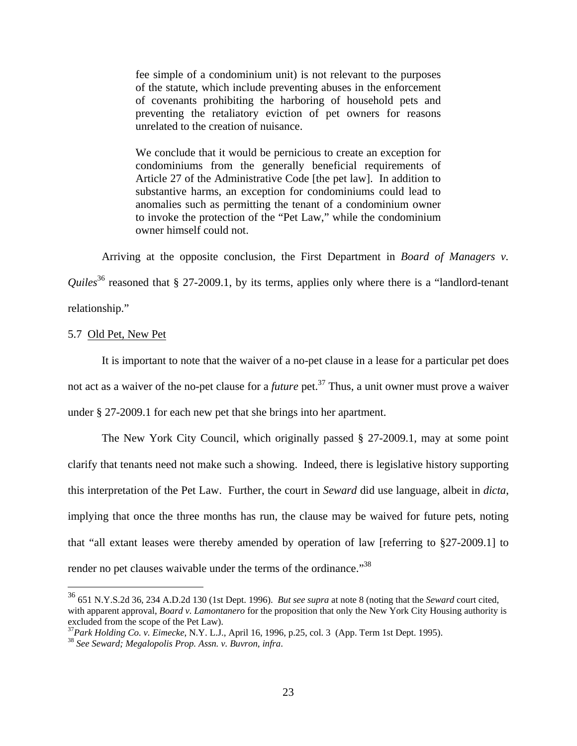> fee simple of a condominium unit) is not relevant to the purposes of the statute, which include preventing abuses in the enforcement of covenants prohibiting the harboring of household pets and preventing the retaliatory eviction of pet owners for reasons unrelated to the creation of nuisance.
>
> We conclude that it would be pernicious to create an exception for condominiums from the generally beneficial requirements of Article 27 of the Administrative Code [the pet law]. In addition to substantive harms, an exception for condominiums could lead to anomalies such as permitting the tenant of a condominium owner to invoke the protection of the "Pet Law," while the condominium owner himself could not.

Arriving at the opposite conclusion, the First Department in *Board of Managers v. Quiles*[36] reasoned that § 27-2009.1, by its terms, applies only where there is a "landlord-tenant relationship."

5.7 Old Pet, New Pet

It is important to note that the waiver of a no-pet clause in a lease for a particular pet does not act as a waiver of the no-pet clause for a *future* pet.[37] Thus, a unit owner must prove a waiver under § 27-2009.1 for each new pet that she brings into her apartment.

The New York City Council, which originally passed § 27-2009.1, may at some point clarify that tenants need not make such a showing. Indeed, there is legislative history supporting this interpretation of the Pet Law. Further, the court in *Seward* did use language, albeit in *dicta*, implying that once the three months has run, the clause may be waived for future pets, noting that "all extant leases were thereby amended by operation of law [referring to §27-2009.1] to render no pet clauses waivable under the terms of the ordinance."[38]

---

[36] 651 N.Y.S.2d 36, 234 A.D.2d 130 (1st Dept. 1996). *But see supra* at note 8 (noting that the *Seward* court cited, with apparent approval, *Board v. Lamontanero* for the proposition that only the New York City Housing authority is excluded from the scope of the Pet Law).

[37] *Park Holding Co. v. Eimecke*, N.Y. L.J., April 16, 1996, p.25, col. 3 (App. Term 1st Dept. 1995).

[38] *See Seward; Megalopolis Prop. Assn. v. Buvron*, *infra*.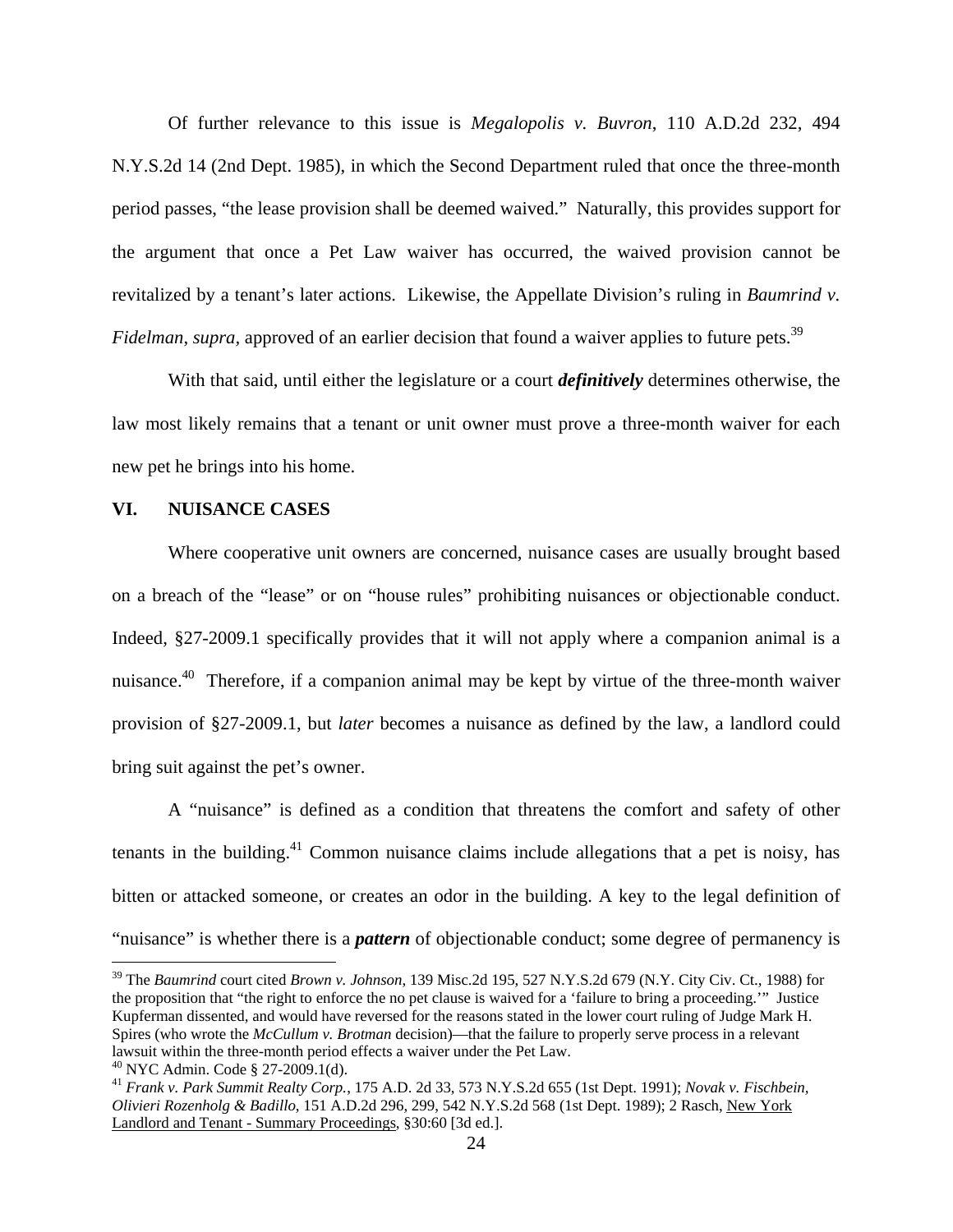Of further relevance to this issue is *Megalopolis v. Buvron*, 110 A.D.2d 232, 494 N.Y.S.2d 14 (2nd Dept. 1985), in which the Second Department ruled that once the three-month period passes, "the lease provision shall be deemed waived." Naturally, this provides support for the argument that once a Pet Law waiver has occurred, the waived provision cannot be revitalized by a tenant's later actions. Likewise, the Appellate Division's ruling in *Baumrind v. Fidelman*, *supra*, approved of an earlier decision that found a waiver applies to future pets.[39]

With that said, until either the legislature or a court ***definitively*** determines otherwise, the law most likely remains that a tenant or unit owner must prove a three-month waiver for each new pet he brings into his home.

## VI. NUISANCE CASES

Where cooperative unit owners are concerned, nuisance cases are usually brought based on a breach of the "lease" or on "house rules" prohibiting nuisances or objectionable conduct. Indeed, §27-2009.1 specifically provides that it will not apply where a companion animal is a nuisance.[40] Therefore, if a companion animal may be kept by virtue of the three-month waiver provision of §27-2009.1, but *later* becomes a nuisance as defined by the law, a landlord could bring suit against the pet's owner.

A "nuisance" is defined as a condition that threatens the comfort and safety of other tenants in the building.[41] Common nuisance claims include allegations that a pet is noisy, has bitten or attacked someone, or creates an odor in the building. A key to the legal definition of "nuisance" is whether there is a ***pattern*** of objectionable conduct; some degree of permanency is

---

[39] The *Baumrind* court cited *Brown v. Johnson*, 139 Misc.2d 195, 527 N.Y.S.2d 679 (N.Y. City Civ. Ct., 1988) for the proposition that "the right to enforce the no pet clause is waived for a 'failure to bring a proceeding.'" Justice Kupferman dissented, and would have reversed for the reasons stated in the lower court ruling of Judge Mark H. Spires (who wrote the *McCullum v. Brotman* decision)—that the failure to properly serve process in a relevant lawsuit within the three-month period effects a waiver under the Pet Law.

[40] NYC Admin. Code § 27-2009.1(d).

[41] *Frank v. Park Summit Realty Corp.*, 175 A.D. 2d 33, 573 N.Y.S.2d 655 (1st Dept. 1991); *Novak v. Fischbein, Olivieri Rozenholg & Badillo*, 151 A.D.2d 296, 299, 542 N.Y.S.2d 568 (1st Dept. 1989); 2 Rasch, New York Landlord and Tenant - Summary Proceedings, §30:60 [3d ed.].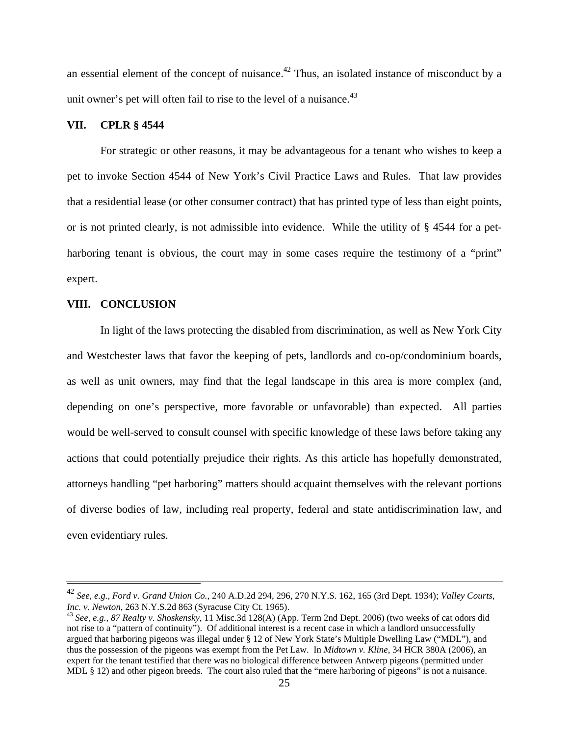an essential element of the concept of nuisance.[42] Thus, an isolated instance of misconduct by a unit owner's pet will often fail to rise to the level of a nuisance.[43]

## VII. CPLR § 4544

For strategic or other reasons, it may be advantageous for a tenant who wishes to keep a pet to invoke Section 4544 of New York's Civil Practice Laws and Rules. That law provides that a residential lease (or other consumer contract) that has printed type of less than eight points, or is not printed clearly, is not admissible into evidence. While the utility of § 4544 for a pet-harboring tenant is obvious, the court may in some cases require the testimony of a "print" expert.

## VIII. CONCLUSION

In light of the laws protecting the disabled from discrimination, as well as New York City and Westchester laws that favor the keeping of pets, landlords and co-op/condominium boards, as well as unit owners, may find that the legal landscape in this area is more complex (and, depending on one's perspective, more favorable or unfavorable) than expected. All parties would be well-served to consult counsel with specific knowledge of these laws before taking any actions that could potentially prejudice their rights. As this article has hopefully demonstrated, attorneys handling "pet harboring" matters should acquaint themselves with the relevant portions of diverse bodies of law, including real property, federal and state antidiscrimination law, and even evidentiary rules.

---

[42] *See, e.g., Ford v. Grand Union Co.*, 240 A.D.2d 294, 296, 270 N.Y.S. 162, 165 (3rd Dept. 1934); *Valley Courts, Inc. v. Newton*, 263 N.Y.S.2d 863 (Syracuse City Ct. 1965).

[43] *See, e.g., 87 Realty v. Shoskensky*, 11 Misc.3d 128(A) (App. Term 2nd Dept. 2006) (two weeks of cat odors did not rise to a "pattern of continuity"). Of additional interest is a recent case in which a landlord unsuccessfully argued that harboring pigeons was illegal under § 12 of New York State's Multiple Dwelling Law ("MDL"), and thus the possession of the pigeons was exempt from the Pet Law. In *Midtown v. Kline*, 34 HCR 380A (2006), an expert for the tenant testified that there was no biological difference between Antwerp pigeons (permitted under MDL § 12) and other pigeon breeds. The court also ruled that the "mere harboring of pigeons" is not a nuisance.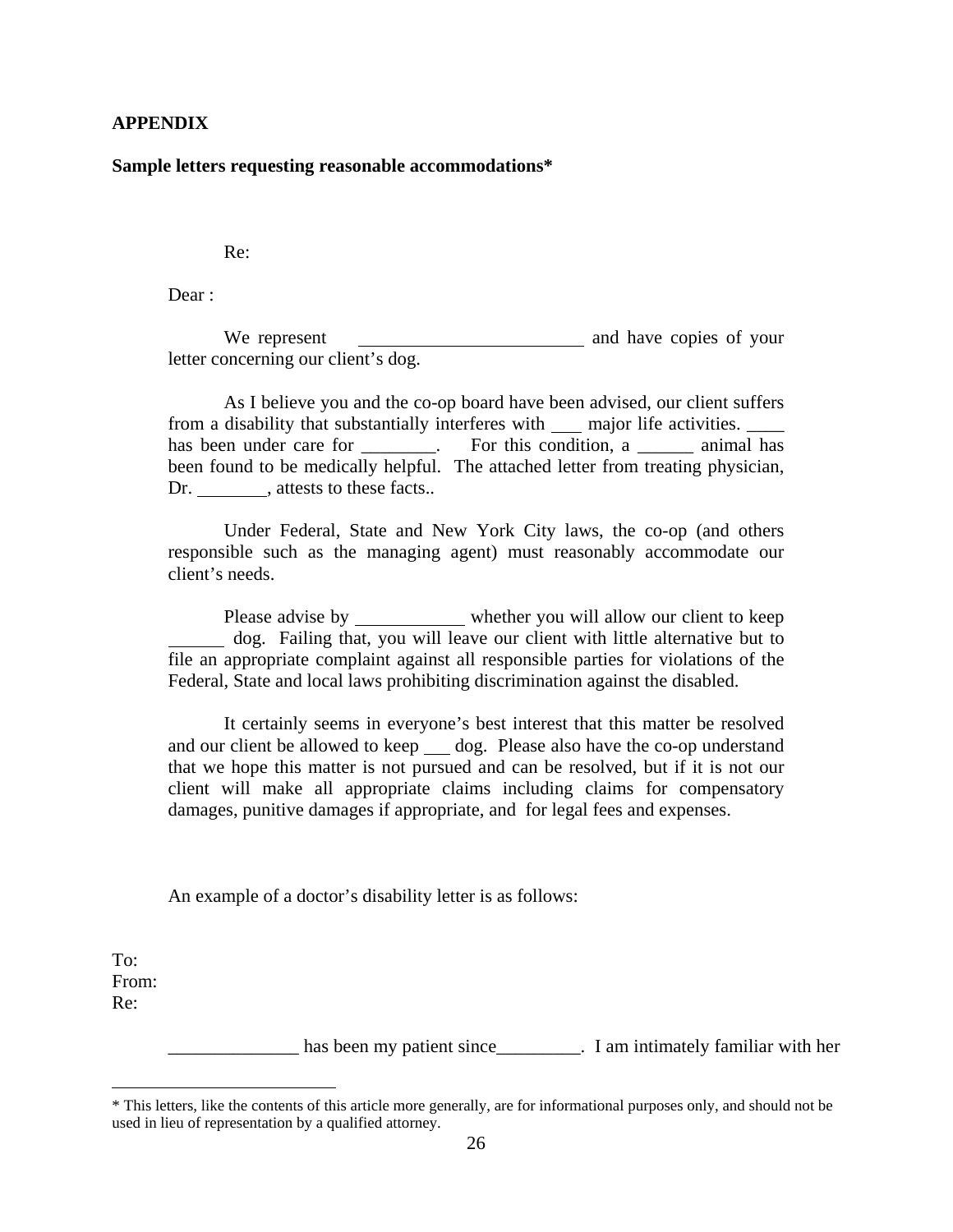**APPENDIX**

**Sample letters requesting reasonable accommodations***

Re:

Dear :

We represent \_\_\_\_\_\_\_\_\_\_\_\_\_\_\_\_\_\_\_\_\_\_\_\_\_ and have copies of your letter concerning our client's dog.

As I believe you and the co-op board have been advised, our client suffers from a disability that substantially interferes with \_\_\_ major life activities. \_\_\_\_ has been under care for \_\_\_\_\_\_\_\_. For this condition, a \_\_\_\_\_\_ animal has been found to be medically helpful. The attached letter from treating physician, Dr. \_\_\_\_\_\_\_\_, attests to these facts..

Under Federal, State and New York City laws, the co-op (and others responsible such as the managing agent) must reasonably accommodate our client's needs.

Please advise by \_\_\_\_\_\_\_\_\_\_\_\_ whether you will allow our client to keep \_\_\_\_\_\_ dog. Failing that, you will leave our client with little alternative but to file an appropriate complaint against all responsible parties for violations of the Federal, State and local laws prohibiting discrimination against the disabled.

It certainly seems in everyone's best interest that this matter be resolved and our client be allowed to keep \_\_\_ dog. Please also have the co-op understand that we hope this matter is not pursued and can be resolved, but if it is not our client will make all appropriate claims including claims for compensatory damages, punitive damages if appropriate, and for legal fees and expenses.

An example of a doctor's disability letter is as follows:

To:
From:
Re:

\_\_\_\_\_\_\_\_\_\_\_\_\_\_ has been my patient since\_\_\_\_\_\_\_\_\_. I am intimately familiar with her

---

* This letters, like the contents of this article more generally, are for informational purposes only, and should not be used in lieu of representation by a qualified attorney.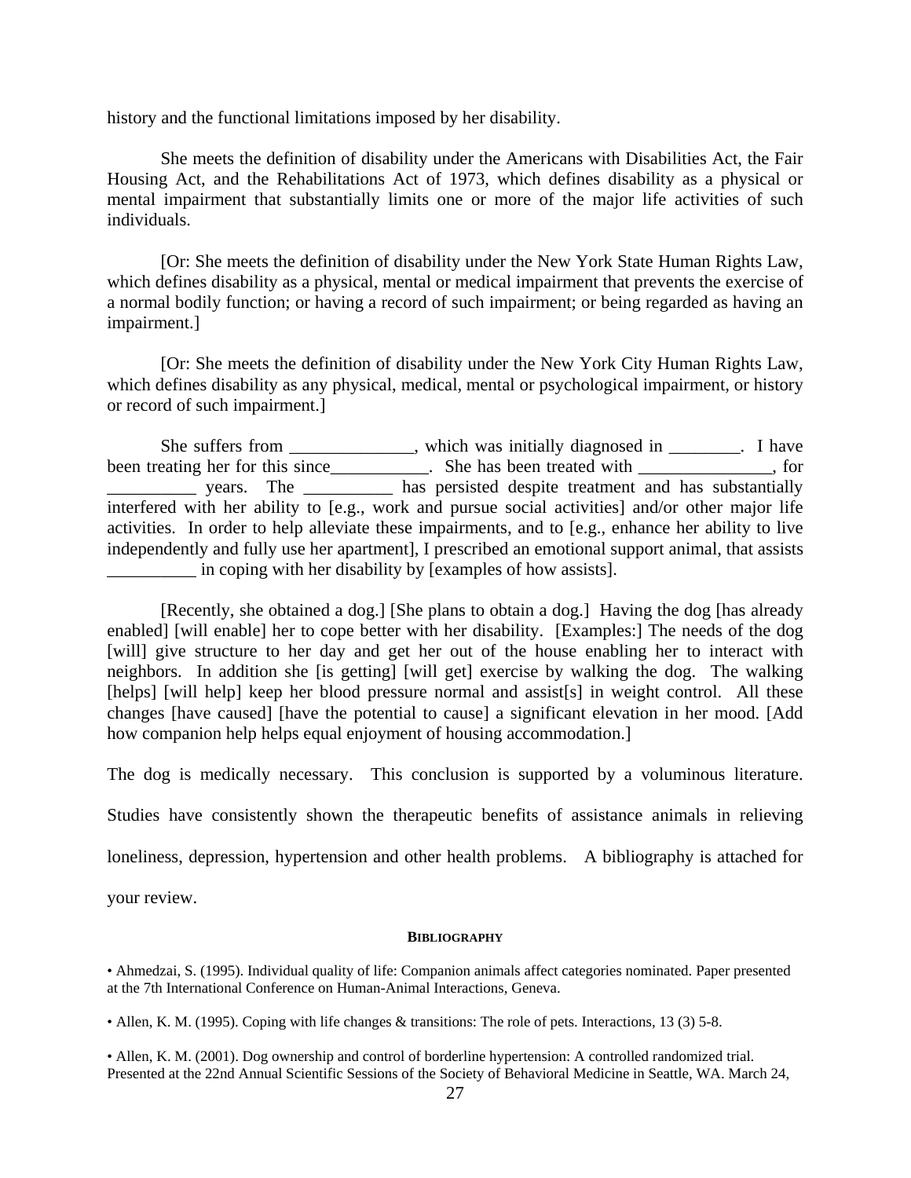history and the functional limitations imposed by her disability.

She meets the definition of disability under the Americans with Disabilities Act, the Fair Housing Act, and the Rehabilitations Act of 1973, which defines disability as a physical or mental impairment that substantially limits one or more of the major life activities of such individuals.

[Or: She meets the definition of disability under the New York State Human Rights Law, which defines disability as a physical, mental or medical impairment that prevents the exercise of a normal bodily function; or having a record of such impairment; or being regarded as having an impairment.]

[Or: She meets the definition of disability under the New York City Human Rights Law, which defines disability as any physical, medical, mental or psychological impairment, or history or record of such impairment.]

She suffers from ______________, which was initially diagnosed in ________. I have been treating her for this since___________. She has been treated with _______________, for __________ years. The __________ has persisted despite treatment and has substantially interfered with her ability to [e.g., work and pursue social activities] and/or other major life activities. In order to help alleviate these impairments, and to [e.g., enhance her ability to live independently and fully use her apartment], I prescribed an emotional support animal, that assists __________ in coping with her disability by [examples of how assists].

[Recently, she obtained a dog.] [She plans to obtain a dog.] Having the dog [has already enabled] [will enable] her to cope better with her disability. [Examples:] The needs of the dog [will] give structure to her day and get her out of the house enabling her to interact with neighbors. In addition she [is getting] [will get] exercise by walking the dog. The walking [helps] [will help] keep her blood pressure normal and assist[s] in weight control. All these changes [have caused] [have the potential to cause] a significant elevation in her mood. [Add how companion help helps equal enjoyment of housing accommodation.]

The dog is medically necessary. This conclusion is supported by a voluminous literature. Studies have consistently shown the therapeutic benefits of assistance animals in relieving loneliness, depression, hypertension and other health problems. A bibliography is attached for your review.

**BIBLIOGRAPHY**

- Ahmedzai, S. (1995). Individual quality of life: Companion animals affect categories nominated. Paper presented at the 7th International Conference on Human-Animal Interactions, Geneva.

- Allen, K. M. (1995). Coping with life changes & transitions: The role of pets. Interactions, 13 (3) 5-8.

- Allen, K. M. (2001). Dog ownership and control of borderline hypertension: A controlled randomized trial. Presented at the 22nd Annual Scientific Sessions of the Society of Behavioral Medicine in Seattle, WA. March 24,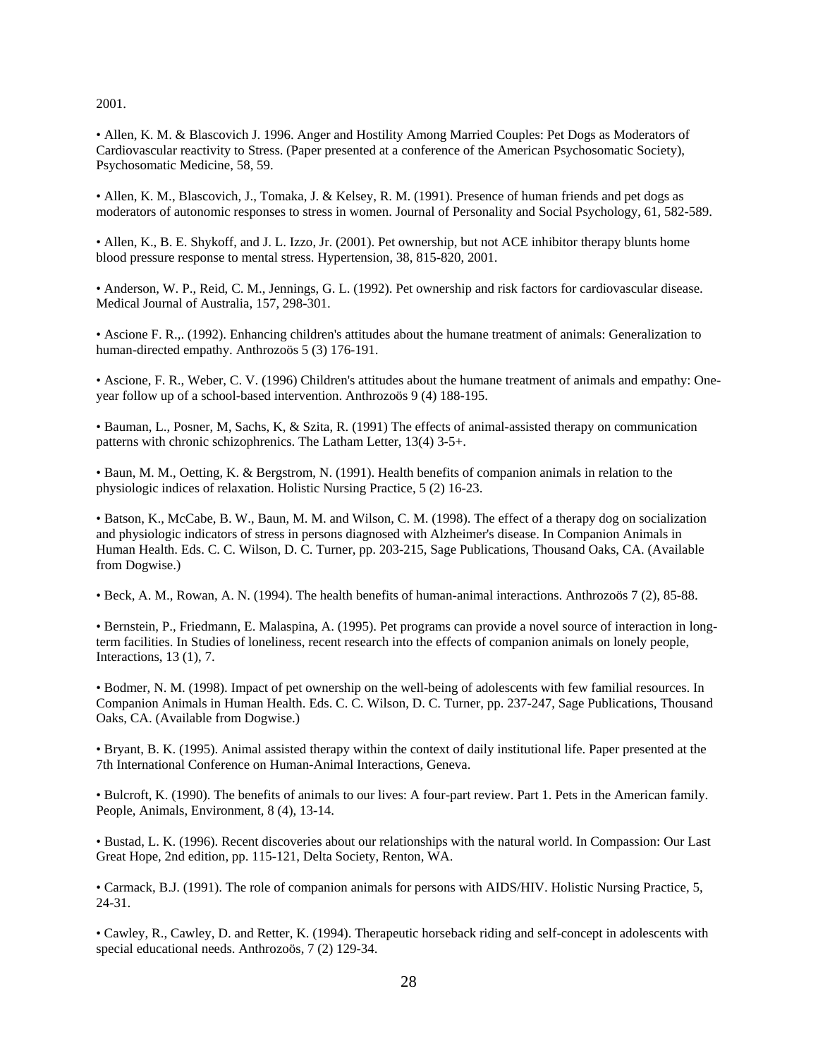2001.

• Allen, K. M. & Blascovich J. 1996. Anger and Hostility Among Married Couples: Pet Dogs as Moderators of Cardiovascular reactivity to Stress. (Paper presented at a conference of the American Psychosomatic Society), Psychosomatic Medicine, 58, 59.

• Allen, K. M., Blascovich, J., Tomaka, J. & Kelsey, R. M. (1991). Presence of human friends and pet dogs as moderators of autonomic responses to stress in women. Journal of Personality and Social Psychology, 61, 582-589.

• Allen, K., B. E. Shykoff, and J. L. Izzo, Jr. (2001). Pet ownership, but not ACE inhibitor therapy blunts home blood pressure response to mental stress. Hypertension, 38, 815-820, 2001.

• Anderson, W. P., Reid, C. M., Jennings, G. L. (1992). Pet ownership and risk factors for cardiovascular disease. Medical Journal of Australia, 157, 298-301.

• Ascione F. R.,. (1992). Enhancing children's attitudes about the humane treatment of animals: Generalization to human-directed empathy. Anthrozoös 5 (3) 176-191.

• Ascione, F. R., Weber, C. V. (1996) Children's attitudes about the humane treatment of animals and empathy: One-year follow up of a school-based intervention. Anthrozoös 9 (4) 188-195.

• Bauman, L., Posner, M, Sachs, K, & Szita, R. (1991) The effects of animal-assisted therapy on communication patterns with chronic schizophrenics. The Latham Letter, 13(4) 3-5+.

• Baun, M. M., Oetting, K. & Bergstrom, N. (1991). Health benefits of companion animals in relation to the physiologic indices of relaxation. Holistic Nursing Practice, 5 (2) 16-23.

• Batson, K., McCabe, B. W., Baun, M. M. and Wilson, C. M. (1998). The effect of a therapy dog on socialization and physiologic indicators of stress in persons diagnosed with Alzheimer's disease. In Companion Animals in Human Health. Eds. C. C. Wilson, D. C. Turner, pp. 203-215, Sage Publications, Thousand Oaks, CA. (Available from Dogwise.)

• Beck, A. M., Rowan, A. N. (1994). The health benefits of human-animal interactions. Anthrozoös 7 (2), 85-88.

• Bernstein, P., Friedmann, E. Malaspina, A. (1995). Pet programs can provide a novel source of interaction in long-term facilities. In Studies of loneliness, recent research into the effects of companion animals on lonely people, Interactions, 13 (1), 7.

• Bodmer, N. M. (1998). Impact of pet ownership on the well-being of adolescents with few familial resources. In Companion Animals in Human Health. Eds. C. C. Wilson, D. C. Turner, pp. 237-247, Sage Publications, Thousand Oaks, CA. (Available from Dogwise.)

• Bryant, B. K. (1995). Animal assisted therapy within the context of daily institutional life. Paper presented at the 7th International Conference on Human-Animal Interactions, Geneva.

• Bulcroft, K. (1990). The benefits of animals to our lives: A four-part review. Part 1. Pets in the American family. People, Animals, Environment, 8 (4), 13-14.

• Bustad, L. K. (1996). Recent discoveries about our relationships with the natural world. In Compassion: Our Last Great Hope, 2nd edition, pp. 115-121, Delta Society, Renton, WA.

• Carmack, B.J. (1991). The role of companion animals for persons with AIDS/HIV. Holistic Nursing Practice, 5, 24-31.

• Cawley, R., Cawley, D. and Retter, K. (1994). Therapeutic horseback riding and self-concept in adolescents with special educational needs. Anthrozoös, 7 (2) 129-34.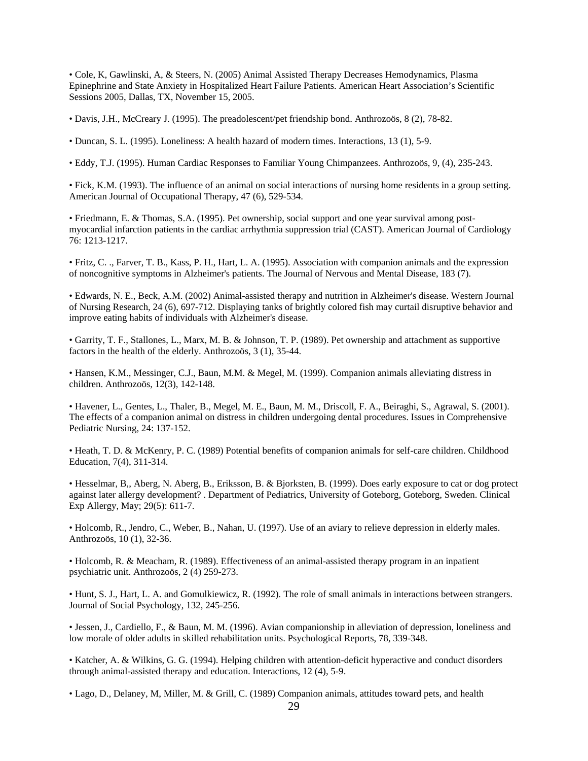• Cole, K, Gawlinski, A, & Steers, N. (2005) Animal Assisted Therapy Decreases Hemodynamics, Plasma Epinephrine and State Anxiety in Hospitalized Heart Failure Patients. American Heart Association's Scientific Sessions 2005, Dallas, TX, November 15, 2005.

• Davis, J.H., McCreary J. (1995). The preadolescent/pet friendship bond. Anthrozoös, 8 (2), 78-82.

• Duncan, S. L. (1995). Loneliness: A health hazard of modern times. Interactions, 13 (1), 5-9.

• Eddy, T.J. (1995). Human Cardiac Responses to Familiar Young Chimpanzees. Anthrozoös, 9, (4), 235-243.

• Fick, K.M. (1993). The influence of an animal on social interactions of nursing home residents in a group setting. American Journal of Occupational Therapy, 47 (6), 529-534.

• Friedmann, E. & Thomas, S.A. (1995). Pet ownership, social support and one year survival among post-myocardial infarction patients in the cardiac arrhythmia suppression trial (CAST). American Journal of Cardiology 76: 1213-1217.

• Fritz, C. ., Farver, T. B., Kass, P. H., Hart, L. A. (1995). Association with companion animals and the expression of noncognitive symptoms in Alzheimer's patients. The Journal of Nervous and Mental Disease, 183 (7).

• Edwards, N. E., Beck, A.M. (2002) Animal-assisted therapy and nutrition in Alzheimer's disease. Western Journal of Nursing Research, 24 (6), 697-712. Displaying tanks of brightly colored fish may curtail disruptive behavior and improve eating habits of individuals with Alzheimer's disease.

• Garrity, T. F., Stallones, L., Marx, M. B. & Johnson, T. P. (1989). Pet ownership and attachment as supportive factors in the health of the elderly. Anthrozoös, 3 (1), 35-44.

• Hansen, K.M., Messinger, C.J., Baun, M.M. & Megel, M. (1999). Companion animals alleviating distress in children. Anthrozoös, 12(3), 142-148.

• Havener, L., Gentes, L., Thaler, B., Megel, M. E., Baun, M. M., Driscoll, F. A., Beiraghi, S., Agrawal, S. (2001). The effects of a companion animal on distress in children undergoing dental procedures. Issues in Comprehensive Pediatric Nursing, 24: 137-152.

• Heath, T. D. & McKenry, P. C. (1989) Potential benefits of companion animals for self-care children. Childhood Education, 7(4), 311-314.

• Hesselmar, B,, Aberg, N. Aberg, B., Eriksson, B. & Bjorksten, B. (1999). Does early exposure to cat or dog protect against later allergy development? . Department of Pediatrics, University of Goteborg, Goteborg, Sweden. Clinical Exp Allergy, May; 29(5): 611-7.

• Holcomb, R., Jendro, C., Weber, B., Nahan, U. (1997). Use of an aviary to relieve depression in elderly males. Anthrozoös, 10 (1), 32-36.

• Holcomb, R. & Meacham, R. (1989). Effectiveness of an animal-assisted therapy program in an inpatient psychiatric unit. Anthrozoös, 2 (4) 259-273.

• Hunt, S. J., Hart, L. A. and Gomulkiewicz, R. (1992). The role of small animals in interactions between strangers. Journal of Social Psychology, 132, 245-256.

• Jessen, J., Cardiello, F., & Baun, M. M. (1996). Avian companionship in alleviation of depression, loneliness and low morale of older adults in skilled rehabilitation units. Psychological Reports, 78, 339-348.

• Katcher, A. & Wilkins, G. G. (1994). Helping children with attention-deficit hyperactive and conduct disorders through animal-assisted therapy and education. Interactions, 12 (4), 5-9.

• Lago, D., Delaney, M, Miller, M. & Grill, C. (1989) Companion animals, attitudes toward pets, and health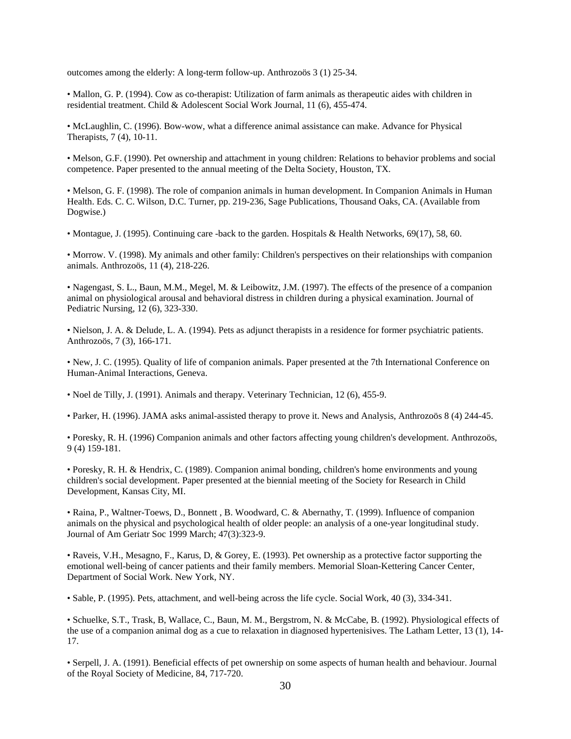outcomes among the elderly: A long-term follow-up. Anthrozoös 3 (1) 25-34.

• Mallon, G. P. (1994). Cow as co-therapist: Utilization of farm animals as therapeutic aides with children in residential treatment. Child & Adolescent Social Work Journal, 11 (6), 455-474.

• McLaughlin, C. (1996). Bow-wow, what a difference animal assistance can make. Advance for Physical Therapists, 7 (4), 10-11.

• Melson, G.F. (1990). Pet ownership and attachment in young children: Relations to behavior problems and social competence. Paper presented to the annual meeting of the Delta Society, Houston, TX.

• Melson, G. F. (1998). The role of companion animals in human development. In Companion Animals in Human Health. Eds. C. C. Wilson, D.C. Turner, pp. 219-236, Sage Publications, Thousand Oaks, CA. (Available from Dogwise.)

• Montague, J. (1995). Continuing care -back to the garden. Hospitals & Health Networks, 69(17), 58, 60.

• Morrow. V. (1998). My animals and other family: Children's perspectives on their relationships with companion animals. Anthrozoös, 11 (4), 218-226.

• Nagengast, S. L., Baun, M.M., Megel, M. & Leibowitz, J.M. (1997). The effects of the presence of a companion animal on physiological arousal and behavioral distress in children during a physical examination. Journal of Pediatric Nursing, 12 (6), 323-330.

• Nielson, J. A. & Delude, L. A. (1994). Pets as adjunct therapists in a residence for former psychiatric patients. Anthrozoös, 7 (3), 166-171.

• New, J. C. (1995). Quality of life of companion animals. Paper presented at the 7th International Conference on Human-Animal Interactions, Geneva.

• Noel de Tilly, J. (1991). Animals and therapy. Veterinary Technician, 12 (6), 455-9.

• Parker, H. (1996). JAMA asks animal-assisted therapy to prove it. News and Analysis, Anthrozoös 8 (4) 244-45.

• Poresky, R. H. (1996) Companion animals and other factors affecting young children's development. Anthrozoös, 9 (4) 159-181.

• Poresky, R. H. & Hendrix, C. (1989). Companion animal bonding, children's home environments and young children's social development. Paper presented at the biennial meeting of the Society for Research in Child Development, Kansas City, MI.

• Raina, P., Waltner-Toews, D., Bonnett , B. Woodward, C. & Abernathy, T. (1999). Influence of companion animals on the physical and psychological health of older people: an analysis of a one-year longitudinal study. Journal of Am Geriatr Soc 1999 March; 47(3):323-9.

• Raveis, V.H., Mesagno, F., Karus, D, & Gorey, E. (1993). Pet ownership as a protective factor supporting the emotional well-being of cancer patients and their family members. Memorial Sloan-Kettering Cancer Center, Department of Social Work. New York, NY.

• Sable, P. (1995). Pets, attachment, and well-being across the life cycle. Social Work, 40 (3), 334-341.

• Schuelke, S.T., Trask, B, Wallace, C., Baun, M. M., Bergstrom, N. & McCabe, B. (1992). Physiological effects of the use of a companion animal dog as a cue to relaxation in diagnosed hypertenisives. The Latham Letter, 13 (1), 14-17.

• Serpell, J. A. (1991). Beneficial effects of pet ownership on some aspects of human health and behaviour. Journal of the Royal Society of Medicine, 84, 717-720.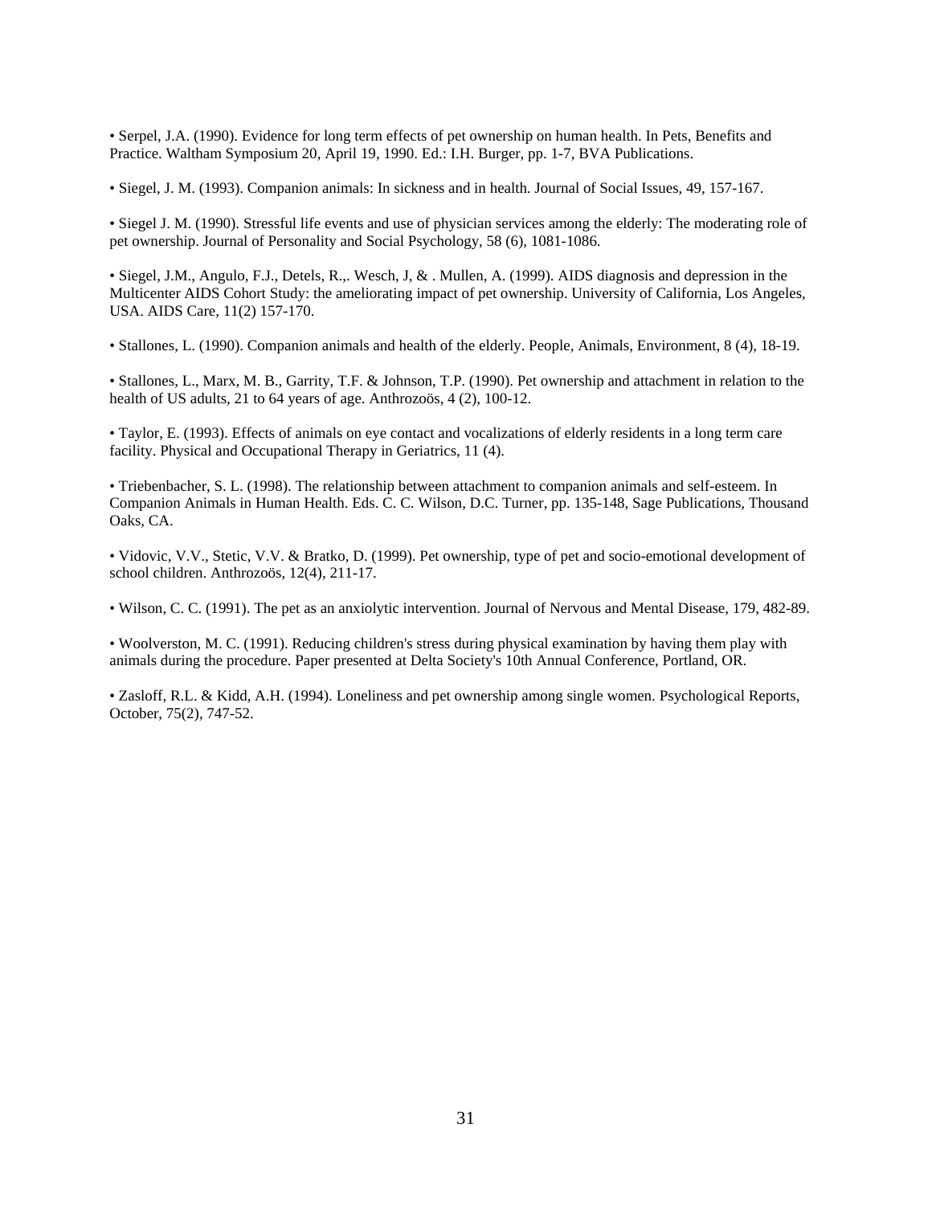• Serpel, J.A. (1990). Evidence for long term effects of pet ownership on human health. In Pets, Benefits and Practice. Waltham Symposium 20, April 19, 1990. Ed.: I.H. Burger, pp. 1-7, BVA Publications.

• Siegel, J. M. (1993). Companion animals: In sickness and in health. Journal of Social Issues, 49, 157-167.

• Siegel J. M. (1990). Stressful life events and use of physician services among the elderly: The moderating role of pet ownership. Journal of Personality and Social Psychology, 58 (6), 1081-1086.

• Siegel, J.M., Angulo, F.J., Detels, R.,. Wesch, J, & . Mullen, A. (1999). AIDS diagnosis and depression in the Multicenter AIDS Cohort Study: the ameliorating impact of pet ownership. University of California, Los Angeles, USA. AIDS Care, 11(2) 157-170.

• Stallones, L. (1990). Companion animals and health of the elderly. People, Animals, Environment, 8 (4), 18-19.

• Stallones, L., Marx, M. B., Garrity, T.F. & Johnson, T.P. (1990). Pet ownership and attachment in relation to the health of US adults, 21 to 64 years of age. Anthrozoös, 4 (2), 100-12.

• Taylor, E. (1993). Effects of animals on eye contact and vocalizations of elderly residents in a long term care facility. Physical and Occupational Therapy in Geriatrics, 11 (4).

• Triebenbacher, S. L. (1998). The relationship between attachment to companion animals and self-esteem. In Companion Animals in Human Health. Eds. C. C. Wilson, D.C. Turner, pp. 135-148, Sage Publications, Thousand Oaks, CA.

• Vidovic, V.V., Stetic, V.V. & Bratko, D. (1999). Pet ownership, type of pet and socio-emotional development of school children. Anthrozoös, 12(4), 211-17.

• Wilson, C. C. (1991). The pet as an anxiolytic intervention. Journal of Nervous and Mental Disease, 179, 482-89.

• Woolverston, M. C. (1991). Reducing children's stress during physical examination by having them play with animals during the procedure. Paper presented at Delta Society's 10th Annual Conference, Portland, OR.

• Zasloff, R.L. & Kidd, A.H. (1994). Loneliness and pet ownership among single women. Psychological Reports, October, 75(2), 747-52.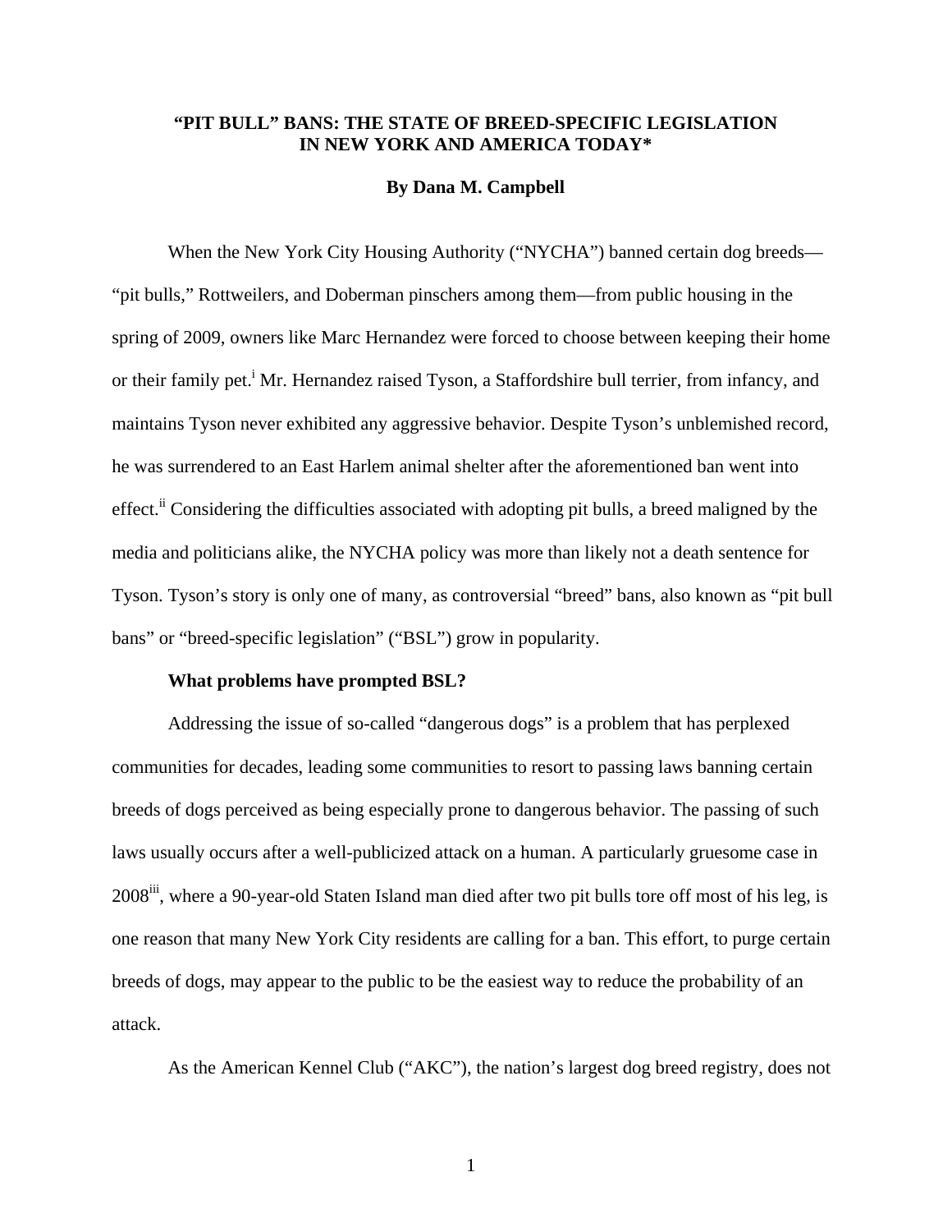# "PIT BULL" BANS: THE STATE OF BREED-SPECIFIC LEGISLATION IN NEW YORK AND AMERICA TODAY*

**By Dana M. Campbell**

When the New York City Housing Authority ("NYCHA") banned certain dog breeds—"pit bulls," Rottweilers, and Doberman pinschers among them—from public housing in the spring of 2009, owners like Marc Hernandez were forced to choose between keeping their home or their family pet.[i] Mr. Hernandez raised Tyson, a Staffordshire bull terrier, from infancy, and maintains Tyson never exhibited any aggressive behavior. Despite Tyson's unblemished record, he was surrendered to an East Harlem animal shelter after the aforementioned ban went into effect.[ii] Considering the difficulties associated with adopting pit bulls, a breed maligned by the media and politicians alike, the NYCHA policy was more than likely not a death sentence for Tyson. Tyson's story is only one of many, as controversial "breed" bans, also known as "pit bull bans" or "breed-specific legislation" ("BSL") grow in popularity.

**What problems have prompted BSL?**

Addressing the issue of so-called "dangerous dogs" is a problem that has perplexed communities for decades, leading some communities to resort to passing laws banning certain breeds of dogs perceived as being especially prone to dangerous behavior. The passing of such laws usually occurs after a well-publicized attack on a human. A particularly gruesome case in 2008[iii], where a 90-year-old Staten Island man died after two pit bulls tore off most of his leg, is one reason that many New York City residents are calling for a ban. This effort, to purge certain breeds of dogs, may appear to the public to be the easiest way to reduce the probability of an attack.

As the American Kennel Club ("AKC"), the nation's largest dog breed registry, does not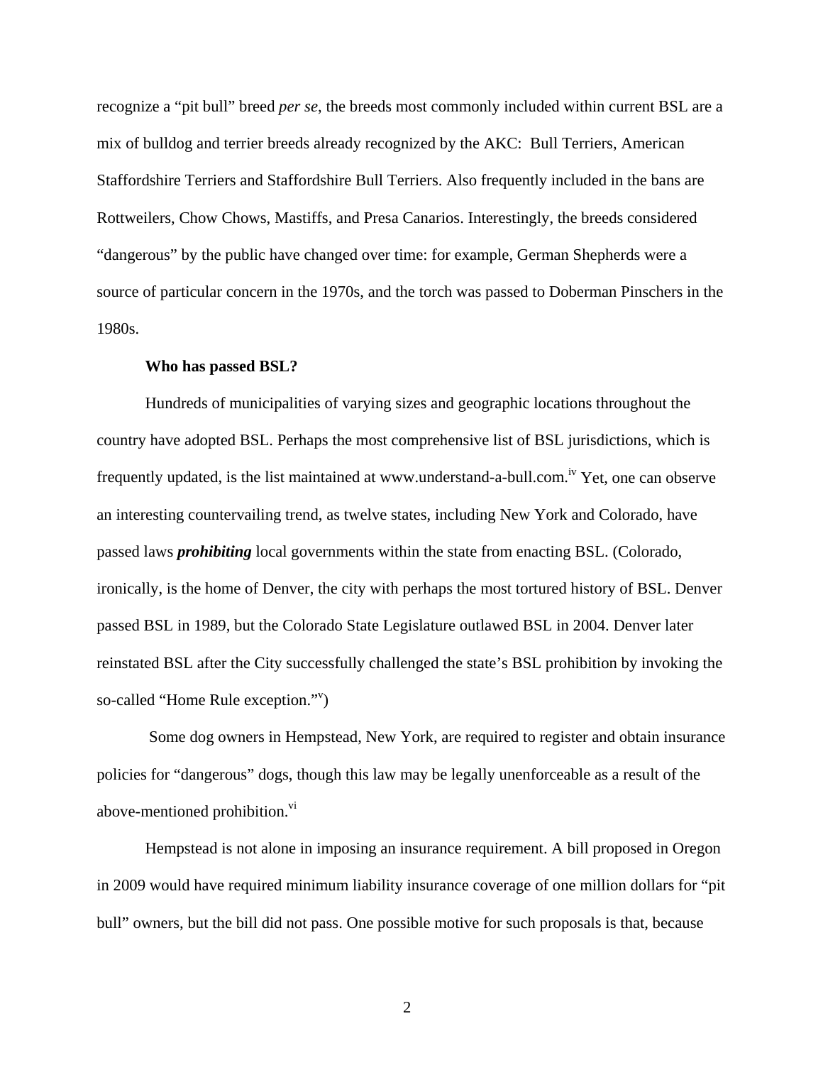recognize a "pit bull" breed *per se*, the breeds most commonly included within current BSL are a mix of bulldog and terrier breeds already recognized by the AKC: Bull Terriers, American Staffordshire Terriers and Staffordshire Bull Terriers. Also frequently included in the bans are Rottweilers, Chow Chows, Mastiffs, and Presa Canarios. Interestingly, the breeds considered "dangerous" by the public have changed over time: for example, German Shepherds were a source of particular concern in the 1970s, and the torch was passed to Doberman Pinschers in the 1980s.

**Who has passed BSL?**

Hundreds of municipalities of varying sizes and geographic locations throughout the country have adopted BSL. Perhaps the most comprehensive list of BSL jurisdictions, which is frequently updated, is the list maintained at www.understand-a-bull.com.[iv] Yet, one can observe an interesting countervailing trend, as twelve states, including New York and Colorado, have passed laws ***prohibiting*** local governments within the state from enacting BSL. (Colorado, ironically, is the home of Denver, the city with perhaps the most tortured history of BSL. Denver passed BSL in 1989, but the Colorado State Legislature outlawed BSL in 2004. Denver later reinstated BSL after the City successfully challenged the state's BSL prohibition by invoking the so-called "Home Rule exception."[v])

Some dog owners in Hempstead, New York, are required to register and obtain insurance policies for "dangerous" dogs, though this law may be legally unenforceable as a result of the above-mentioned prohibition.[vi]

Hempstead is not alone in imposing an insurance requirement. A bill proposed in Oregon in 2009 would have required minimum liability insurance coverage of one million dollars for "pit bull" owners, but the bill did not pass. One possible motive for such proposals is that, because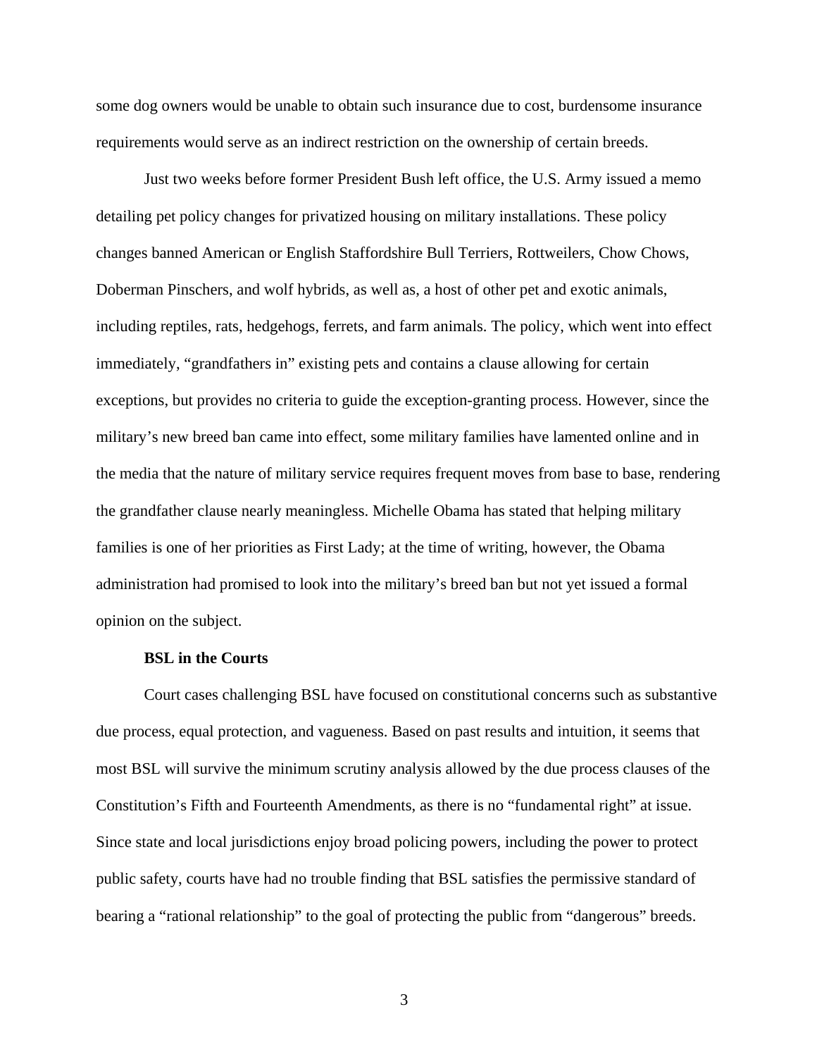some dog owners would be unable to obtain such insurance due to cost, burdensome insurance requirements would serve as an indirect restriction on the ownership of certain breeds.

Just two weeks before former President Bush left office, the U.S. Army issued a memo detailing pet policy changes for privatized housing on military installations. These policy changes banned American or English Staffordshire Bull Terriers, Rottweilers, Chow Chows, Doberman Pinschers, and wolf hybrids, as well as, a host of other pet and exotic animals, including reptiles, rats, hedgehogs, ferrets, and farm animals. The policy, which went into effect immediately, "grandfathers in" existing pets and contains a clause allowing for certain exceptions, but provides no criteria to guide the exception-granting process. However, since the military's new breed ban came into effect, some military families have lamented online and in the media that the nature of military service requires frequent moves from base to base, rendering the grandfather clause nearly meaningless. Michelle Obama has stated that helping military families is one of her priorities as First Lady; at the time of writing, however, the Obama administration had promised to look into the military's breed ban but not yet issued a formal opinion on the subject.

**BSL in the Courts**

Court cases challenging BSL have focused on constitutional concerns such as substantive due process, equal protection, and vagueness. Based on past results and intuition, it seems that most BSL will survive the minimum scrutiny analysis allowed by the due process clauses of the Constitution's Fifth and Fourteenth Amendments, as there is no "fundamental right" at issue. Since state and local jurisdictions enjoy broad policing powers, including the power to protect public safety, courts have had no trouble finding that BSL satisfies the permissive standard of bearing a "rational relationship" to the goal of protecting the public from "dangerous" breeds.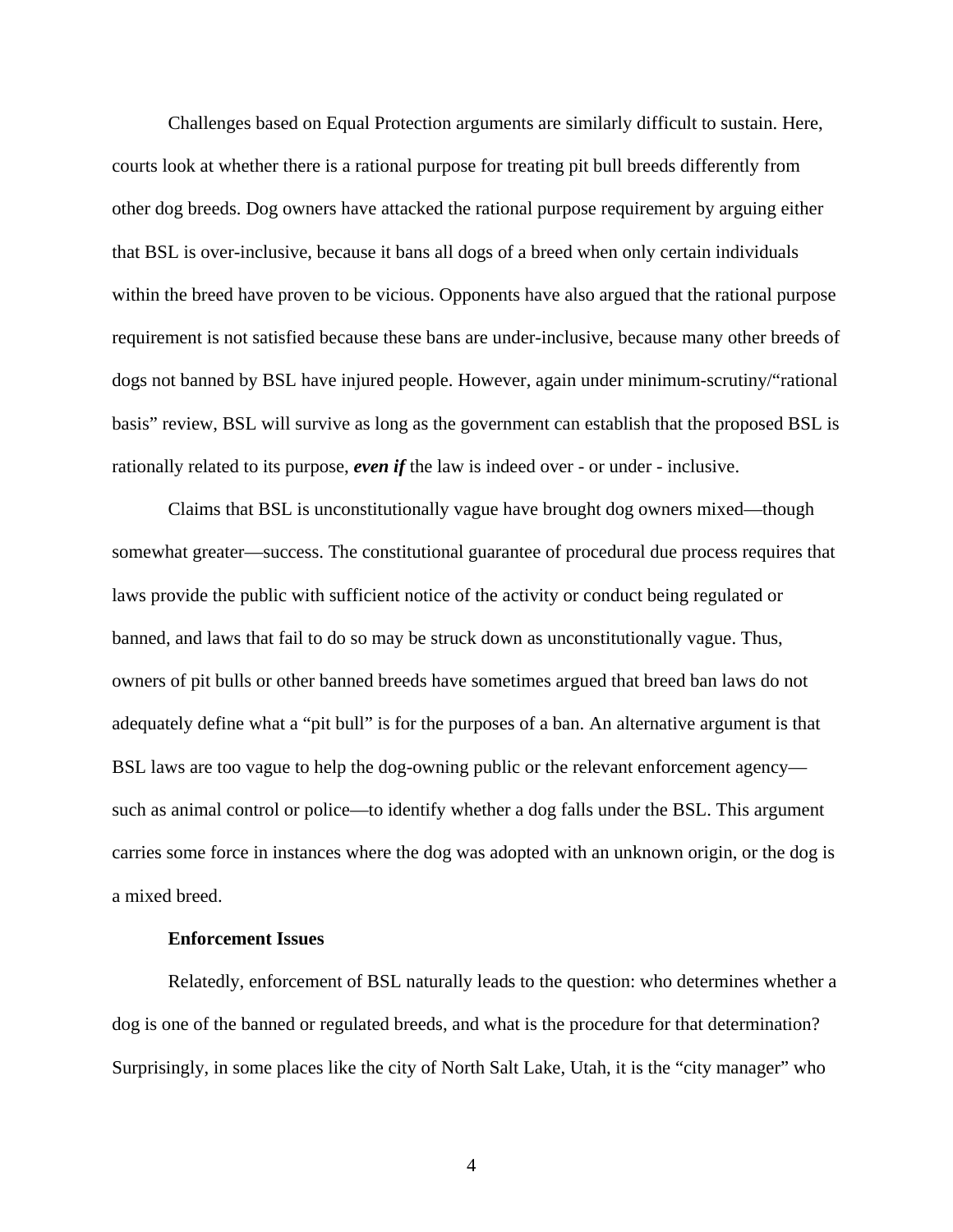Challenges based on Equal Protection arguments are similarly difficult to sustain. Here, courts look at whether there is a rational purpose for treating pit bull breeds differently from other dog breeds. Dog owners have attacked the rational purpose requirement by arguing either that BSL is over-inclusive, because it bans all dogs of a breed when only certain individuals within the breed have proven to be vicious. Opponents have also argued that the rational purpose requirement is not satisfied because these bans are under-inclusive, because many other breeds of dogs not banned by BSL have injured people. However, again under minimum-scrutiny/"rational basis" review, BSL will survive as long as the government can establish that the proposed BSL is rationally related to its purpose, ***even if*** the law is indeed over - or under - inclusive.

Claims that BSL is unconstitutionally vague have brought dog owners mixed—though somewhat greater—success. The constitutional guarantee of procedural due process requires that laws provide the public with sufficient notice of the activity or conduct being regulated or banned, and laws that fail to do so may be struck down as unconstitutionally vague. Thus, owners of pit bulls or other banned breeds have sometimes argued that breed ban laws do not adequately define what a "pit bull" is for the purposes of a ban. An alternative argument is that BSL laws are too vague to help the dog-owning public or the relevant enforcement agency—such as animal control or police—to identify whether a dog falls under the BSL. This argument carries some force in instances where the dog was adopted with an unknown origin, or the dog is a mixed breed.

**Enforcement Issues**

Relatedly, enforcement of BSL naturally leads to the question: who determines whether a dog is one of the banned or regulated breeds, and what is the procedure for that determination? Surprisingly, in some places like the city of North Salt Lake, Utah, it is the "city manager" who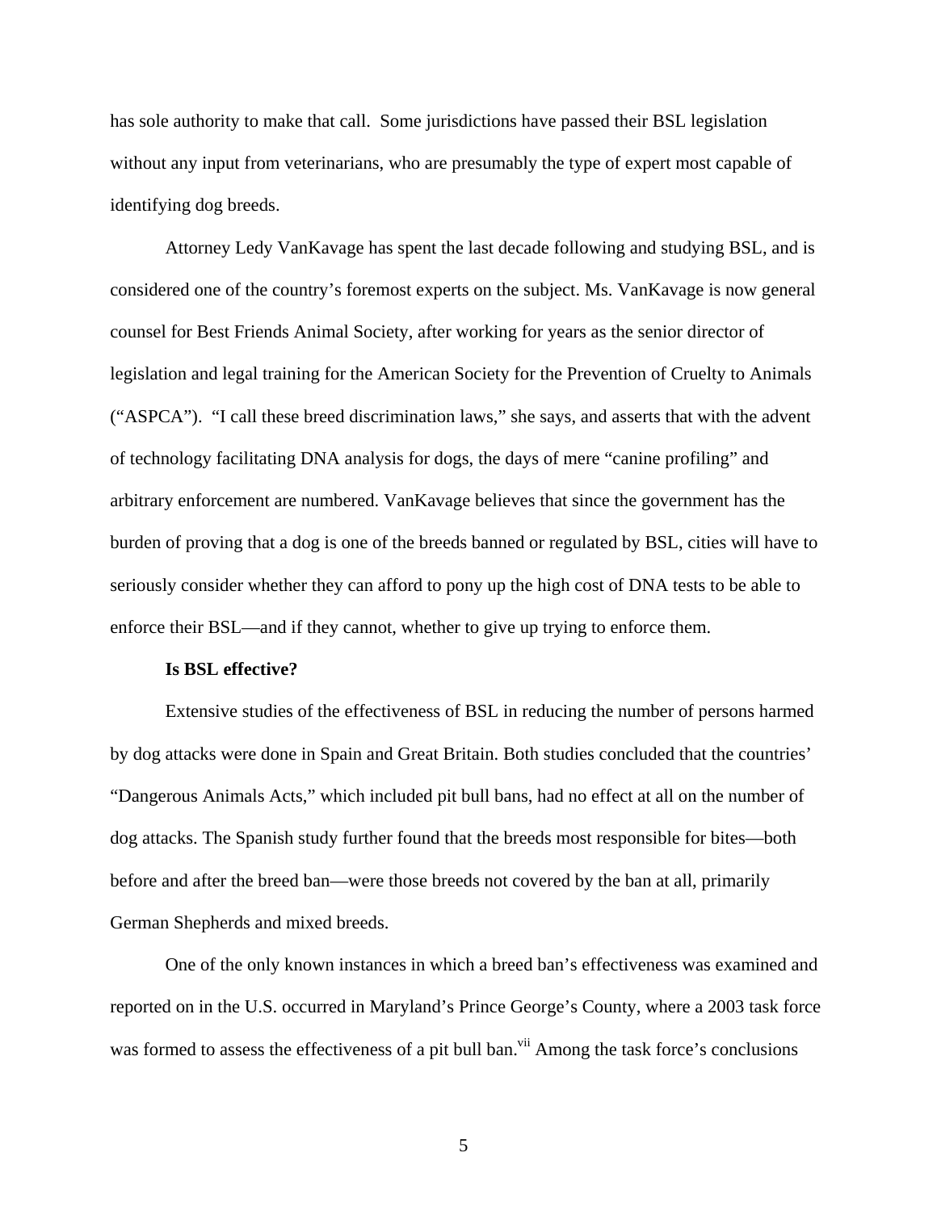has sole authority to make that call. Some jurisdictions have passed their BSL legislation without any input from veterinarians, who are presumably the type of expert most capable of identifying dog breeds.

Attorney Ledy VanKavage has spent the last decade following and studying BSL, and is considered one of the country's foremost experts on the subject. Ms. VanKavage is now general counsel for Best Friends Animal Society, after working for years as the senior director of legislation and legal training for the American Society for the Prevention of Cruelty to Animals ("ASPCA"). "I call these breed discrimination laws," she says, and asserts that with the advent of technology facilitating DNA analysis for dogs, the days of mere "canine profiling" and arbitrary enforcement are numbered. VanKavage believes that since the government has the burden of proving that a dog is one of the breeds banned or regulated by BSL, cities will have to seriously consider whether they can afford to pony up the high cost of DNA tests to be able to enforce their BSL—and if they cannot, whether to give up trying to enforce them.

**Is BSL effective?**

Extensive studies of the effectiveness of BSL in reducing the number of persons harmed by dog attacks were done in Spain and Great Britain. Both studies concluded that the countries' "Dangerous Animals Acts," which included pit bull bans, had no effect at all on the number of dog attacks. The Spanish study further found that the breeds most responsible for bites—both before and after the breed ban—were those breeds not covered by the ban at all, primarily German Shepherds and mixed breeds.

One of the only known instances in which a breed ban's effectiveness was examined and reported on in the U.S. occurred in Maryland's Prince George's County, where a 2003 task force was formed to assess the effectiveness of a pit bull ban.[vii] Among the task force's conclusions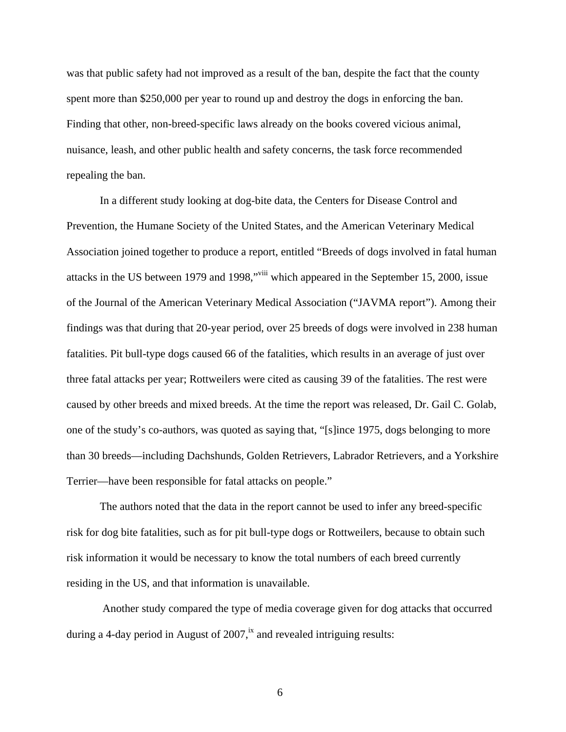was that public safety had not improved as a result of the ban, despite the fact that the county spent more than $250,000 per year to round up and destroy the dogs in enforcing the ban. Finding that other, non-breed-specific laws already on the books covered vicious animal, nuisance, leash, and other public health and safety concerns, the task force recommended repealing the ban.

In a different study looking at dog-bite data, the Centers for Disease Control and Prevention, the Humane Society of the United States, and the American Veterinary Medical Association joined together to produce a report, entitled "Breeds of dogs involved in fatal human attacks in the US between 1979 and 1998,"[viii] which appeared in the September 15, 2000, issue of the Journal of the American Veterinary Medical Association ("JAVMA report"). Among their findings was that during that 20-year period, over 25 breeds of dogs were involved in 238 human fatalities. Pit bull-type dogs caused 66 of the fatalities, which results in an average of just over three fatal attacks per year; Rottweilers were cited as causing 39 of the fatalities. The rest were caused by other breeds and mixed breeds. At the time the report was released, Dr. Gail C. Golab, one of the study's co-authors, was quoted as saying that, "[s]ince 1975, dogs belonging to more than 30 breeds—including Dachshunds, Golden Retrievers, Labrador Retrievers, and a Yorkshire Terrier—have been responsible for fatal attacks on people."

The authors noted that the data in the report cannot be used to infer any breed-specific risk for dog bite fatalities, such as for pit bull-type dogs or Rottweilers, because to obtain such risk information it would be necessary to know the total numbers of each breed currently residing in the US, and that information is unavailable.

Another study compared the type of media coverage given for dog attacks that occurred during a 4-day period in August of 2007,[ix] and revealed intriguing results: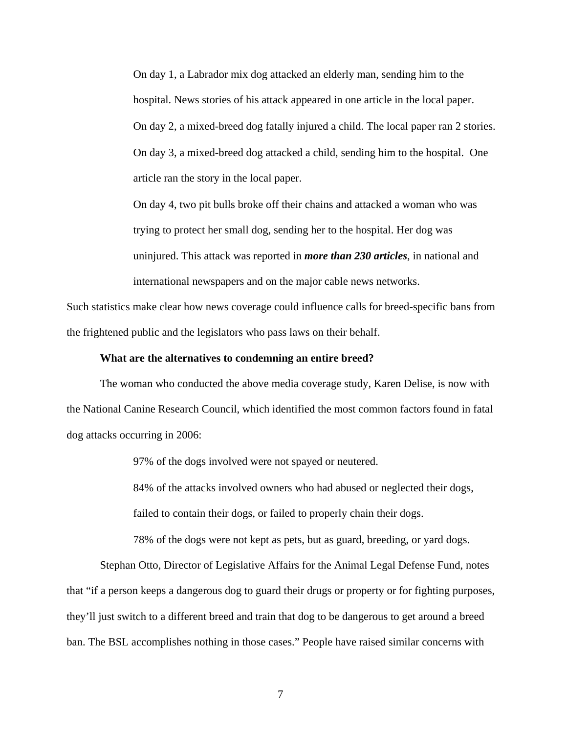On day 1, a Labrador mix dog attacked an elderly man, sending him to the hospital. News stories of his attack appeared in one article in the local paper.

On day 2, a mixed-breed dog fatally injured a child. The local paper ran 2 stories.

On day 3, a mixed-breed dog attacked a child, sending him to the hospital. One article ran the story in the local paper.

On day 4, two pit bulls broke off their chains and attacked a woman who was trying to protect her small dog, sending her to the hospital. Her dog was uninjured. This attack was reported in ***more than 230 articles***, in national and international newspapers and on the major cable news networks.

Such statistics make clear how news coverage could influence calls for breed-specific bans from the frightened public and the legislators who pass laws on their behalf.

**What are the alternatives to condemning an entire breed?**

The woman who conducted the above media coverage study, Karen Delise, is now with the National Canine Research Council, which identified the most common factors found in fatal dog attacks occurring in 2006:

97% of the dogs involved were not spayed or neutered.

84% of the attacks involved owners who had abused or neglected their dogs, failed to contain their dogs, or failed to properly chain their dogs.

78% of the dogs were not kept as pets, but as guard, breeding, or yard dogs.

Stephan Otto, Director of Legislative Affairs for the Animal Legal Defense Fund, notes that "if a person keeps a dangerous dog to guard their drugs or property or for fighting purposes, they'll just switch to a different breed and train that dog to be dangerous to get around a breed ban. The BSL accomplishes nothing in those cases." People have raised similar concerns with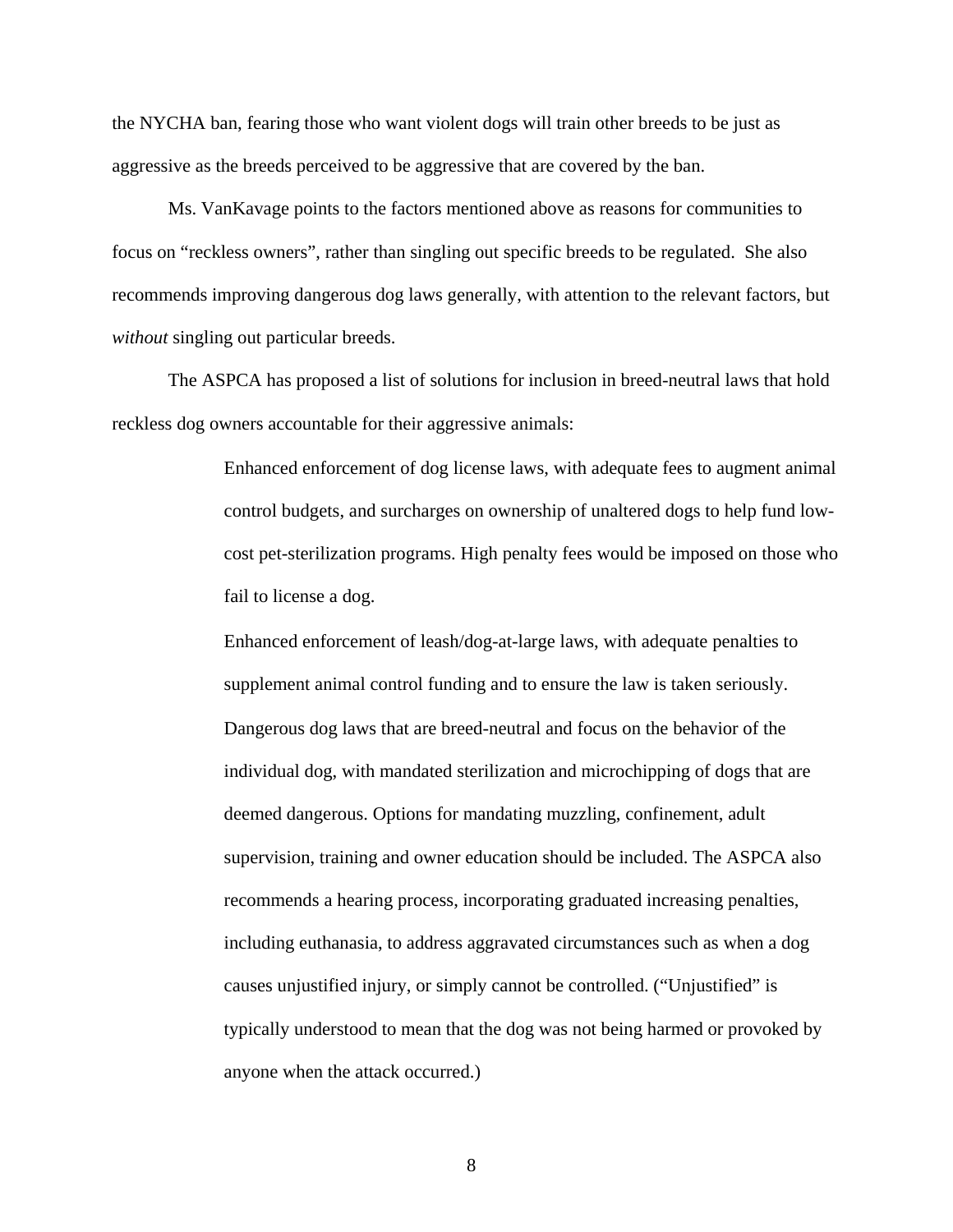the NYCHA ban, fearing those who want violent dogs will train other breeds to be just as aggressive as the breeds perceived to be aggressive that are covered by the ban.

Ms. VanKavage points to the factors mentioned above as reasons for communities to focus on "reckless owners", rather than singling out specific breeds to be regulated. She also recommends improving dangerous dog laws generally, with attention to the relevant factors, but *without* singling out particular breeds.

The ASPCA has proposed a list of solutions for inclusion in breed-neutral laws that hold reckless dog owners accountable for their aggressive animals:

> Enhanced enforcement of dog license laws, with adequate fees to augment animal control budgets, and surcharges on ownership of unaltered dogs to help fund low-cost pet-sterilization programs. High penalty fees would be imposed on those who fail to license a dog.
>
> Enhanced enforcement of leash/dog-at-large laws, with adequate penalties to supplement animal control funding and to ensure the law is taken seriously.
>
> Dangerous dog laws that are breed-neutral and focus on the behavior of the individual dog, with mandated sterilization and microchipping of dogs that are deemed dangerous. Options for mandating muzzling, confinement, adult supervision, training and owner education should be included. The ASPCA also recommends a hearing process, incorporating graduated increasing penalties, including euthanasia, to address aggravated circumstances such as when a dog causes unjustified injury, or simply cannot be controlled. ("Unjustified" is typically understood to mean that the dog was not being harmed or provoked by anyone when the attack occurred.)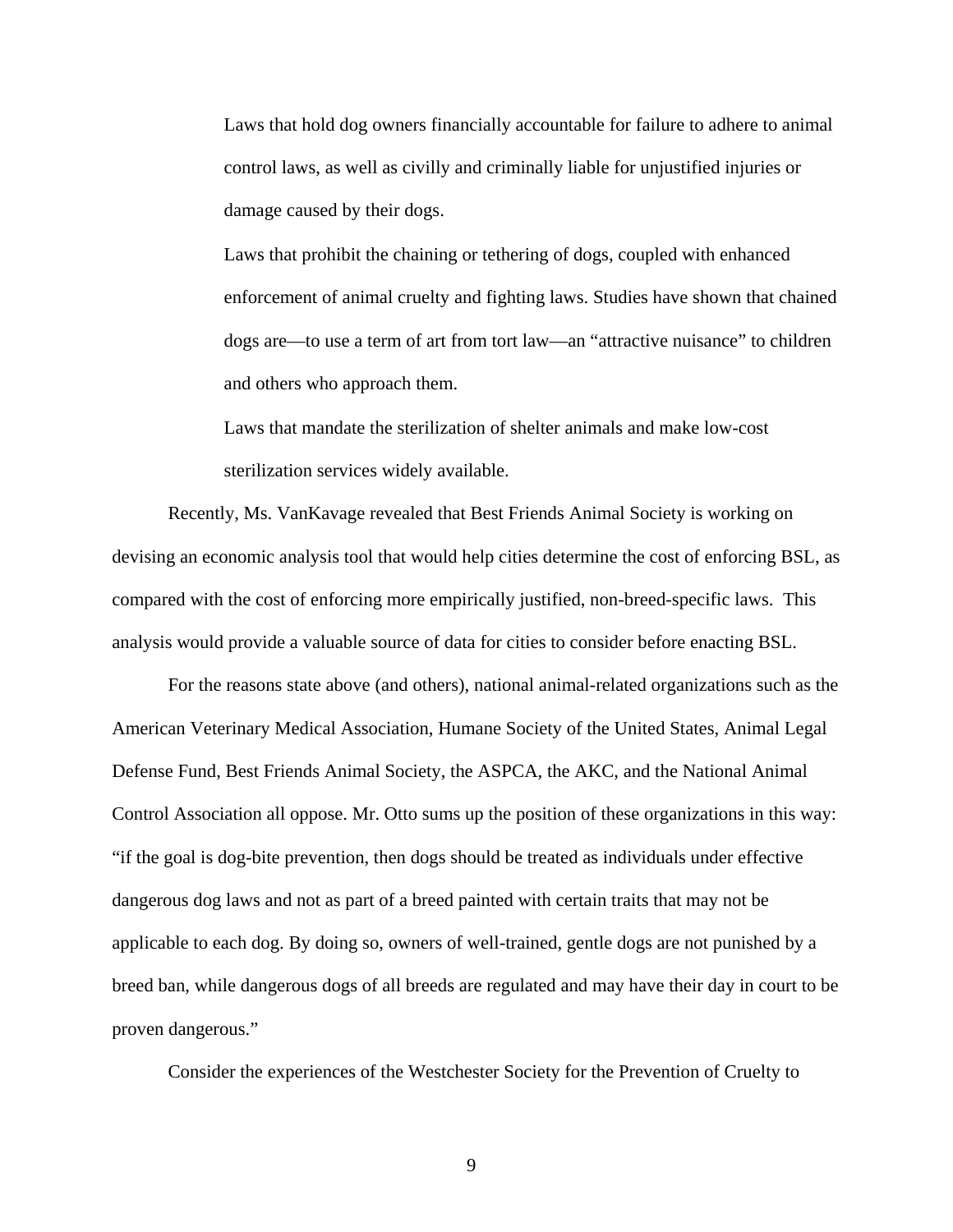Laws that hold dog owners financially accountable for failure to adhere to animal control laws, as well as civilly and criminally liable for unjustified injuries or damage caused by their dogs.

Laws that prohibit the chaining or tethering of dogs, coupled with enhanced enforcement of animal cruelty and fighting laws. Studies have shown that chained dogs are—to use a term of art from tort law—an "attractive nuisance" to children and others who approach them.

Laws that mandate the sterilization of shelter animals and make low-cost sterilization services widely available.

Recently, Ms. VanKavage revealed that Best Friends Animal Society is working on devising an economic analysis tool that would help cities determine the cost of enforcing BSL, as compared with the cost of enforcing more empirically justified, non-breed-specific laws. This analysis would provide a valuable source of data for cities to consider before enacting BSL.

For the reasons state above (and others), national animal-related organizations such as the American Veterinary Medical Association, Humane Society of the United States, Animal Legal Defense Fund, Best Friends Animal Society, the ASPCA, the AKC, and the National Animal Control Association all oppose. Mr. Otto sums up the position of these organizations in this way: "if the goal is dog-bite prevention, then dogs should be treated as individuals under effective dangerous dog laws and not as part of a breed painted with certain traits that may not be applicable to each dog. By doing so, owners of well-trained, gentle dogs are not punished by a breed ban, while dangerous dogs of all breeds are regulated and may have their day in court to be proven dangerous."

Consider the experiences of the Westchester Society for the Prevention of Cruelty to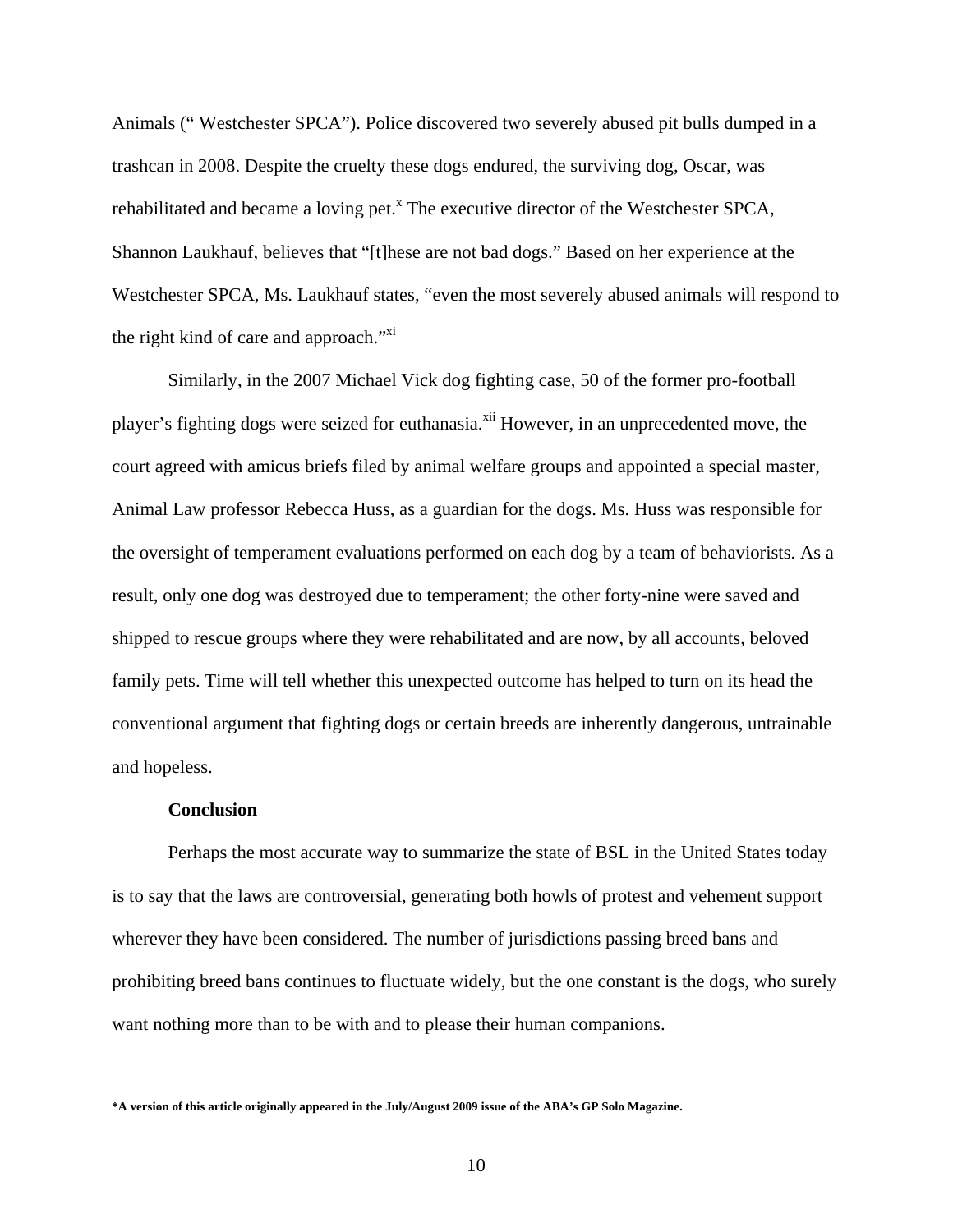Animals (" Westchester SPCA"). Police discovered two severely abused pit bulls dumped in a trashcan in 2008. Despite the cruelty these dogs endured, the surviving dog, Oscar, was rehabilitated and became a loving pet.[x] The executive director of the Westchester SPCA, Shannon Laukhauf, believes that "[t]hese are not bad dogs." Based on her experience at the Westchester SPCA, Ms. Laukhauf states, "even the most severely abused animals will respond to the right kind of care and approach."[xi]

Similarly, in the 2007 Michael Vick dog fighting case, 50 of the former pro-football player's fighting dogs were seized for euthanasia.[xii] However, in an unprecedented move, the court agreed with amicus briefs filed by animal welfare groups and appointed a special master, Animal Law professor Rebecca Huss, as a guardian for the dogs. Ms. Huss was responsible for the oversight of temperament evaluations performed on each dog by a team of behaviorists. As a result, only one dog was destroyed due to temperament; the other forty-nine were saved and shipped to rescue groups where they were rehabilitated and are now, by all accounts, beloved family pets. Time will tell whether this unexpected outcome has helped to turn on its head the conventional argument that fighting dogs or certain breeds are inherently dangerous, untrainable and hopeless.

**Conclusion**

Perhaps the most accurate way to summarize the state of BSL in the United States today is to say that the laws are controversial, generating both howls of protest and vehement support wherever they have been considered. The number of jurisdictions passing breed bans and prohibiting breed bans continues to fluctuate widely, but the one constant is the dogs, who surely want nothing more than to be with and to please their human companions.

**\*A version of this article originally appeared in the July/August 2009 issue of the ABA's GP Solo Magazine.**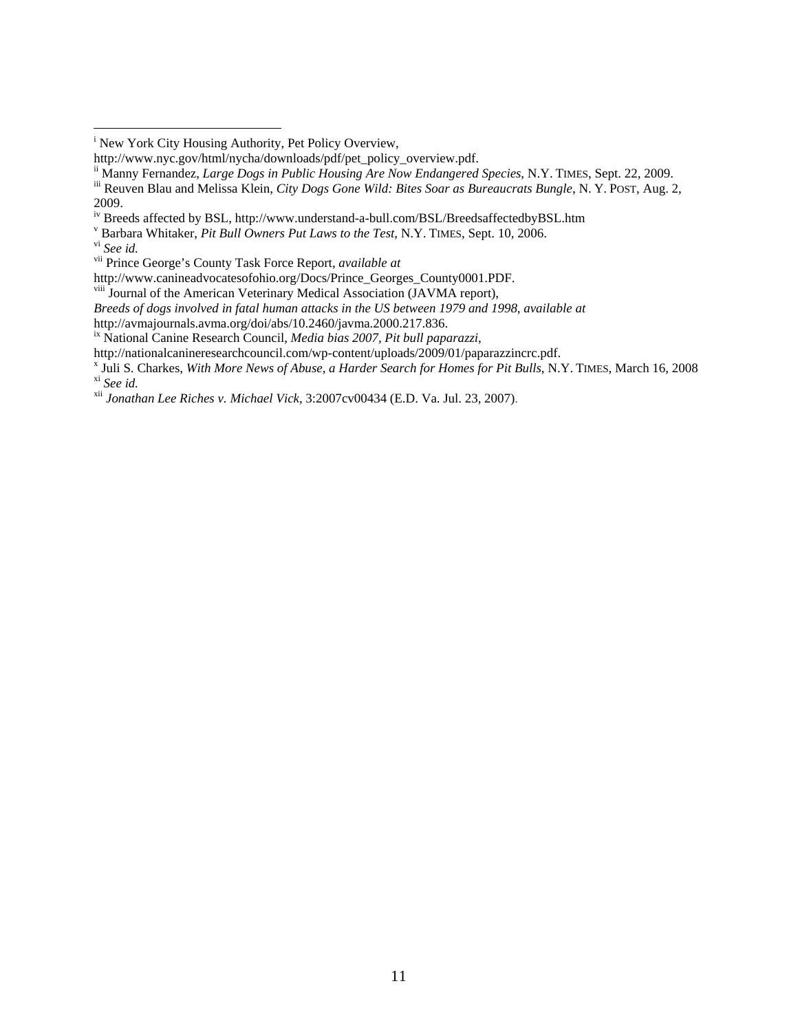[i] New York City Housing Authority, Pet Policy Overview, http://www.nyc.gov/html/nycha/downloads/pdf/pet_policy_overview.pdf.

[ii] Manny Fernandez, *Large Dogs in Public Housing Are Now Endangered Species*, N.Y. TIMES, Sept. 22, 2009.

[iii] Reuven Blau and Melissa Klein, *City Dogs Gone Wild: Bites Soar as Bureaucrats Bungle*, N. Y. POST, Aug. 2, 2009.

[iv] Breeds affected by BSL, http://www.understand-a-bull.com/BSL/BreedsaffectedbyBSL.htm

[v] Barbara Whitaker, *Pit Bull Owners Put Laws to the Test*, N.Y. TIMES, Sept. 10, 2006.

[vi] *See id.*

[vii] Prince George's County Task Force Report, *available at* http://www.canineadvocatesofohio.org/Docs/Prince_Georges_County0001.PDF.

[viii] Journal of the American Veterinary Medical Association (JAVMA report), *Breeds of dogs involved in fatal human attacks in the US between 1979 and 1998*, *available at* http://avmajournals.avma.org/doi/abs/10.2460/javma.2000.217.836.

[ix] National Canine Research Council, *Media bias 2007, Pit bull paparazzi*, http://nationalcanineresearchcouncil.com/wp-content/uploads/2009/01/paparazzincrc.pdf.

[x] Juli S. Charkes, *With More News of Abuse, a Harder Search for Homes for Pit Bulls*, N.Y. TIMES, March 16, 2008

[xi] *See id.*

[xii] *Jonathan Lee Riches v. Michael Vick*, 3:2007cv00434 (E.D. Va. Jul. 23, 2007).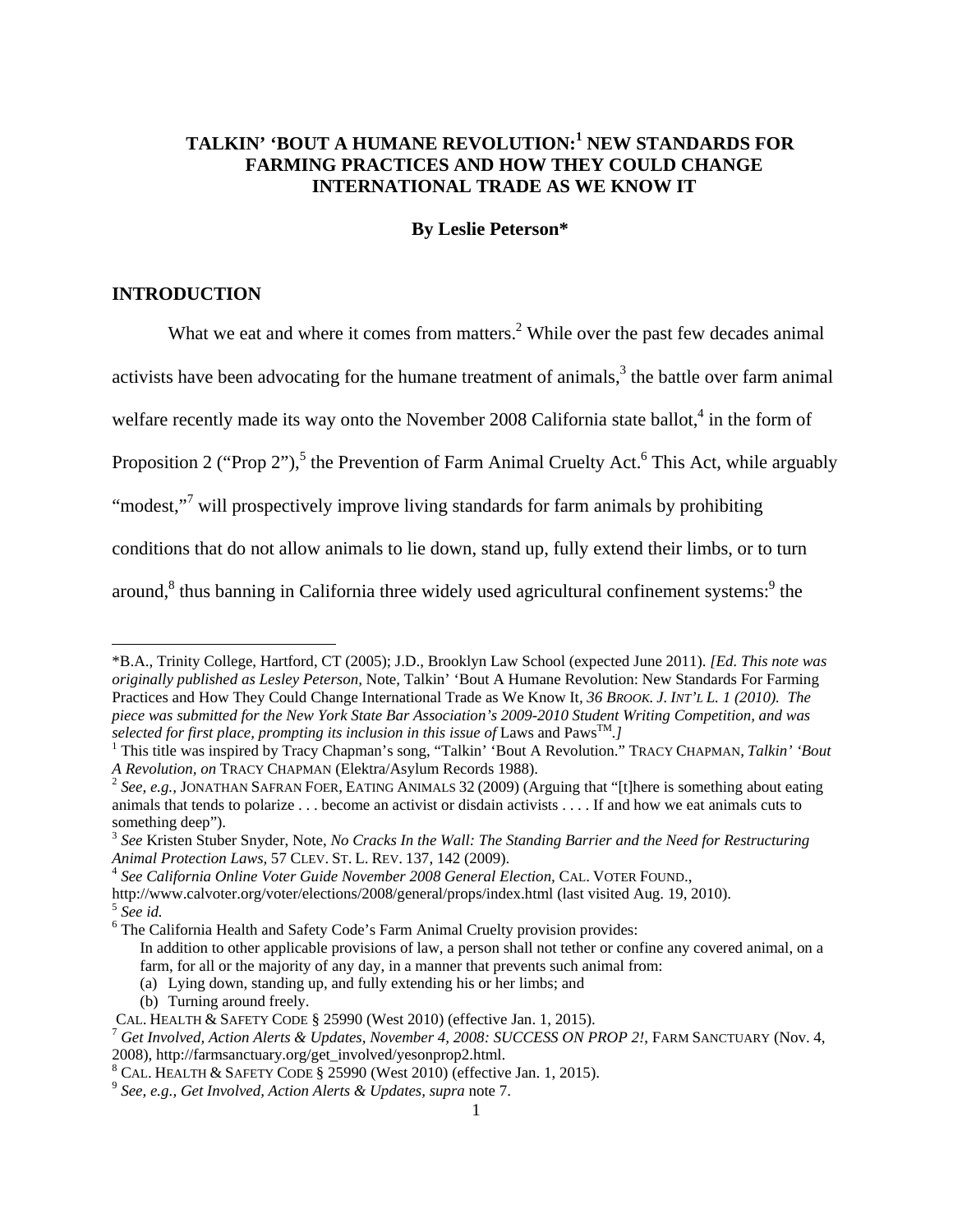# TALKIN' 'BOUT A HUMANE REVOLUTION:[1] NEW STANDARDS FOR FARMING PRACTICES AND HOW THEY COULD CHANGE INTERNATIONAL TRADE AS WE KNOW IT

**By Leslie Peterson***

## INTRODUCTION

What we eat and where it comes from matters.[2] While over the past few decades animal activists have been advocating for the humane treatment of animals,[3] the battle over farm animal welfare recently made its way onto the November 2008 California state ballot,[4] in the form of Proposition 2 ("Prop 2"),[5] the Prevention of Farm Animal Cruelty Act.[6] This Act, while arguably "modest,"[7] will prospectively improve living standards for farm animals by prohibiting conditions that do not allow animals to lie down, stand up, fully extend their limbs, or to turn around,[8] thus banning in California three widely used agricultural confinement systems:[9] the

---

*B.A., Trinity College, Hartford, CT (2005); J.D., Brooklyn Law School (expected June 2011). *[Ed. This note was originally published as Lesley Peterson,* Note, Talkin' 'Bout A Humane Revolution: New Standards For Farming Practices and How They Could Change International Trade as We Know It, *36 BROOK. J. INT'L L. 1 (2010). The piece was submitted for the New York State Bar Association's 2009-2010 Student Writing Competition, and was selected for first place, prompting its inclusion in this issue of* Laws and Paws™.*]*

[1] This title was inspired by Tracy Chapman's song, "Talkin' 'Bout A Revolution." TRACY CHAPMAN, *Talkin' 'Bout A Revolution*, *on* TRACY CHAPMAN (Elektra/Asylum Records 1988).

[2] *See, e.g.,* JONATHAN SAFRAN FOER, EATING ANIMALS 32 (2009) (Arguing that "[t]here is something about eating animals that tends to polarize . . . become an activist or disdain activists . . . . If and how we eat animals cuts to something deep").

[3] *See* Kristen Stuber Snyder, Note, *No Cracks In the Wall: The Standing Barrier and the Need for Restructuring Animal Protection Laws*, 57 CLEV. ST. L. REV. 137, 142 (2009).

[4] *See California Online Voter Guide November 2008 General Election,* CAL. VOTER FOUND., http://www.calvoter.org/voter/elections/2008/general/props/index.html (last visited Aug. 19, 2010).

[5] *See id.*

[6] The California Health and Safety Code's Farm Animal Cruelty provision provides:

> In addition to other applicable provisions of law, a person shall not tether or confine any covered animal, on a farm, for all or the majority of any day, in a manner that prevents such animal from:
> (a) Lying down, standing up, and fully extending his or her limbs; and
> (b) Turning around freely.

CAL. HEALTH & SAFETY CODE § 25990 (West 2010) (effective Jan. 1, 2015).

[7] *Get Involved, Action Alerts & Updates, November 4, 2008: SUCCESS ON PROP 2!*, FARM SANCTUARY (Nov. 4, 2008), http://farmsanctuary.org/get_involved/yesonprop2.html.

[8] CAL. HEALTH & SAFETY CODE § 25990 (West 2010) (effective Jan. 1, 2015).

[9] *See, e.g., Get Involved, Action Alerts & Updates, supra* note 7.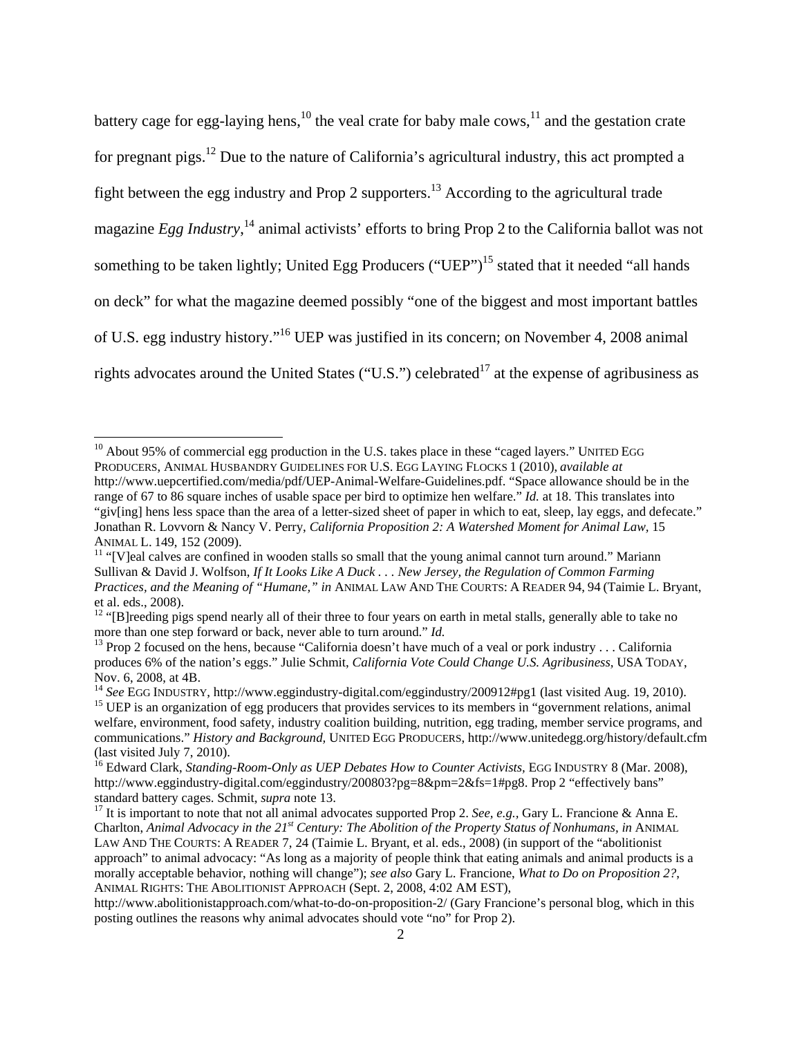battery cage for egg-laying hens,[10] the veal crate for baby male cows,[11] and the gestation crate for pregnant pigs.[12] Due to the nature of California's agricultural industry, this act prompted a fight between the egg industry and Prop 2 supporters.[13] According to the agricultural trade magazine *Egg Industry*,[14] animal activists' efforts to bring Prop 2 to the California ballot was not something to be taken lightly; United Egg Producers ("UEP")[15] stated that it needed "all hands on deck" for what the magazine deemed possibly "one of the biggest and most important battles of U.S. egg industry history."[16] UEP was justified in its concern; on November 4, 2008 animal rights advocates around the United States ("U.S.") celebrated[17] at the expense of agribusiness as

---

[10] About 95% of commercial egg production in the U.S. takes place in these "caged layers." UNITED EGG PRODUCERS, ANIMAL HUSBANDRY GUIDELINES FOR U.S. EGG LAYING FLOCKS 1 (2010), *available at* http://www.uepcertified.com/media/pdf/UEP-Animal-Welfare-Guidelines.pdf. "Space allowance should be in the range of 67 to 86 square inches of usable space per bird to optimize hen welfare." *Id.* at 18. This translates into "giv[ing] hens less space than the area of a letter-sized sheet of paper in which to eat, sleep, lay eggs, and defecate." Jonathan R. Lovvorn & Nancy V. Perry, *California Proposition 2: A Watershed Moment for Animal Law*, 15 ANIMAL L. 149, 152 (2009).

[11] "[V]eal calves are confined in wooden stalls so small that the young animal cannot turn around." Mariann Sullivan & David J. Wolfson, *If It Looks Like A Duck . . . New Jersey, the Regulation of Common Farming Practices, and the Meaning of "Humane," in* ANIMAL LAW AND THE COURTS: A READER 94, 94 (Taimie L. Bryant, et al. eds., 2008).

[12] "[B]reeding pigs spend nearly all of their three to four years on earth in metal stalls, generally able to take no more than one step forward or back, never able to turn around." *Id.*

[13] Prop 2 focused on the hens, because "California doesn't have much of a veal or pork industry . . . California produces 6% of the nation's eggs." Julie Schmit, *California Vote Could Change U.S. Agribusiness*, USA TODAY, Nov. 6, 2008, at 4B.

[14] *See* EGG INDUSTRY, http://www.eggindustry-digital.com/eggindustry/200912#pg1 (last visited Aug. 19, 2010).

[15] UEP is an organization of egg producers that provides services to its members in "government relations, animal welfare, environment, food safety, industry coalition building, nutrition, egg trading, member service programs, and communications." *History and Background*, UNITED EGG PRODUCERS, http://www.unitedegg.org/history/default.cfm (last visited July 7, 2010).

[16] Edward Clark, *Standing-Room-Only as UEP Debates How to Counter Activists*, EGG INDUSTRY 8 (Mar. 2008), http://www.eggindustry-digital.com/eggindustry/200803?pg=8&pm=2&fs=1#pg8. Prop 2 "effectively bans" standard battery cages. Schmit, *supra* note 13.

[17] It is important to note that not all animal advocates supported Prop 2. *See, e.g.,* Gary L. Francione & Anna E. Charlton, *Animal Advocacy in the 21st Century: The Abolition of the Property Status of Nonhumans, in* ANIMAL LAW AND THE COURTS: A READER 7, 24 (Taimie L. Bryant, et al. eds., 2008) (in support of the "abolitionist approach" to animal advocacy: "As long as a majority of people think that eating animals and animal products is a morally acceptable behavior, nothing will change"); *see also* Gary L. Francione, *What to Do on Proposition 2?*, ANIMAL RIGHTS: THE ABOLITIONIST APPROACH (Sept. 2, 2008, 4:02 AM EST), http://www.abolitionistapproach.com/what-to-do-on-proposition-2/ (Gary Francione's personal blog, which in this posting outlines the reasons why animal advocates should vote "no" for Prop 2).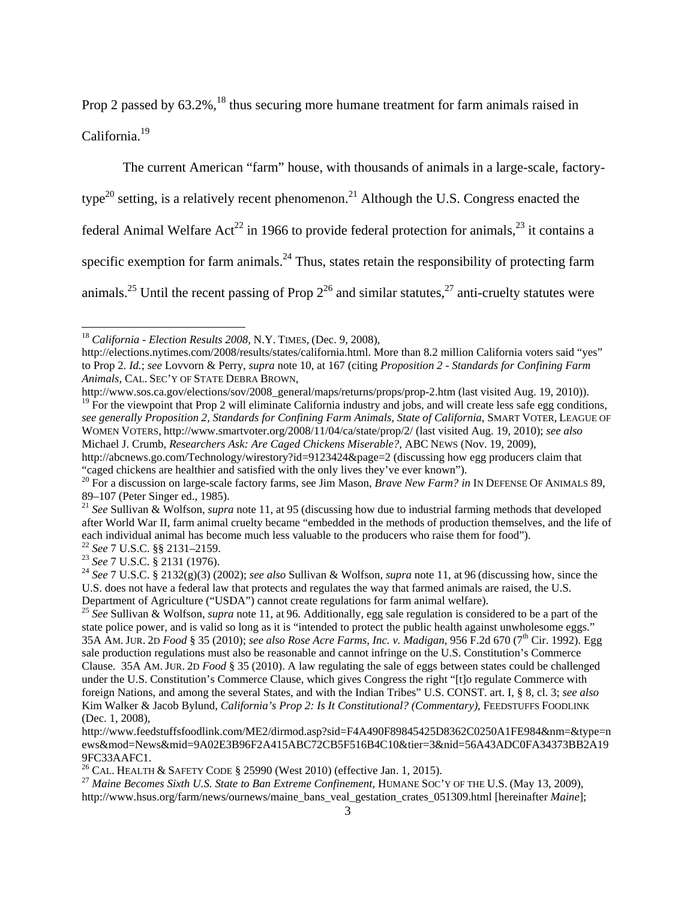Prop 2 passed by 63.2%,[18] thus securing more humane treatment for farm animals raised in California.[19]

The current American "farm" house, with thousands of animals in a large-scale, factory-type[20] setting, is a relatively recent phenomenon.[21] Although the U.S. Congress enacted the federal Animal Welfare Act[22] in 1966 to provide federal protection for animals,[23] it contains a specific exemption for farm animals.[24] Thus, states retain the responsibility of protecting farm animals.[25] Until the recent passing of Prop 2[26] and similar statutes,[27] anti-cruelty statutes were

---

[18] *California - Election Results 2008*, N.Y. TIMES, (Dec. 9, 2008), http://elections.nytimes.com/2008/results/states/california.html. More than 8.2 million California voters said "yes" to Prop 2. *Id.*; *see* Lovvorn & Perry, *supra* note 10, at 167 (citing *Proposition 2 - Standards for Confining Farm Animals*, CAL. SEC'Y OF STATE DEBRA BROWN, http://www.sos.ca.gov/elections/sov/2008_general/maps/returns/props/prop-2.htm (last visited Aug. 19, 2010)).

[19] For the viewpoint that Prop 2 will eliminate California industry and jobs, and will create less safe egg conditions, *see generally Proposition 2, Standards for Confining Farm Animals, State of California*, SMART VOTER, LEAGUE OF WOMEN VOTERS, http://www.smartvoter.org/2008/11/04/ca/state/prop/2/ (last visited Aug. 19, 2010); *see also* Michael J. Crumb, *Researchers Ask: Are Caged Chickens Miserable?*, ABC NEWS (Nov. 19, 2009), http://abcnews.go.com/Technology/wirestory?id=9123424&page=2 (discussing how egg producers claim that "caged chickens are healthier and satisfied with the only lives they've ever known").

[20] For a discussion on large-scale factory farms, see Jim Mason, *Brave New Farm? in* IN DEFENSE OF ANIMALS 89, 89–107 (Peter Singer ed., 1985).

[21] *See* Sullivan & Wolfson, *supra* note 11, at 95 (discussing how due to industrial farming methods that developed after World War II, farm animal cruelty became "embedded in the methods of production themselves, and the life of each individual animal has become much less valuable to the producers who raise them for food").

[22] *See* 7 U.S.C. §§ 2131–2159.

[23] *See* 7 U.S.C. § 2131 (1976).

[24] *See* 7 U.S.C. § 2132(g)(3) (2002); *see also* Sullivan & Wolfson, *supra* note 11, at 96 (discussing how, since the U.S. does not have a federal law that protects and regulates the way that farmed animals are raised, the U.S. Department of Agriculture ("USDA") cannot create regulations for farm animal welfare).

[25] *See* Sullivan & Wolfson, *supra* note 11, at 96. Additionally, egg sale regulation is considered to be a part of the state police power, and is valid so long as it is "intended to protect the public health against unwholesome eggs." 35A AM. JUR. 2D *Food* § 35 (2010); *see also Rose Acre Farms, Inc. v. Madigan*, 956 F.2d 670 (7th Cir. 1992). Egg sale production regulations must also be reasonable and cannot infringe on the U.S. Constitution's Commerce Clause. 35A AM. JUR. 2D *Food* § 35 (2010). A law regulating the sale of eggs between states could be challenged under the U.S. Constitution's Commerce Clause, which gives Congress the right "[t]o regulate Commerce with foreign Nations, and among the several States, and with the Indian Tribes" U.S. CONST. art. I, § 8, cl. 3; *see also* Kim Walker & Jacob Bylund, *California's Prop 2: Is It Constitutional? (Commentary)*, FEEDSTUFFS FOODLINK (Dec. 1, 2008), http://www.feedstuffsfoodlink.com/ME2/dirmod.asp?sid=F4A490F89845425D8362C0250A1FE984&nm=&type=news&mod=News&mid=9A02E3B96F2A415ABC72CB5F516B4C10&tier=3&nid=56A43ADC0FA34373BB2A199FC33AAFC1.

[26] CAL. HEALTH & SAFETY CODE § 25990 (West 2010) (effective Jan. 1, 2015).

[27] *Maine Becomes Sixth U.S. State to Ban Extreme Confinement*, HUMANE SOC'Y OF THE U.S. (May 13, 2009), http://www.hsus.org/farm/news/ournews/maine_bans_veal_gestation_crates_051309.html [hereinafter *Maine*];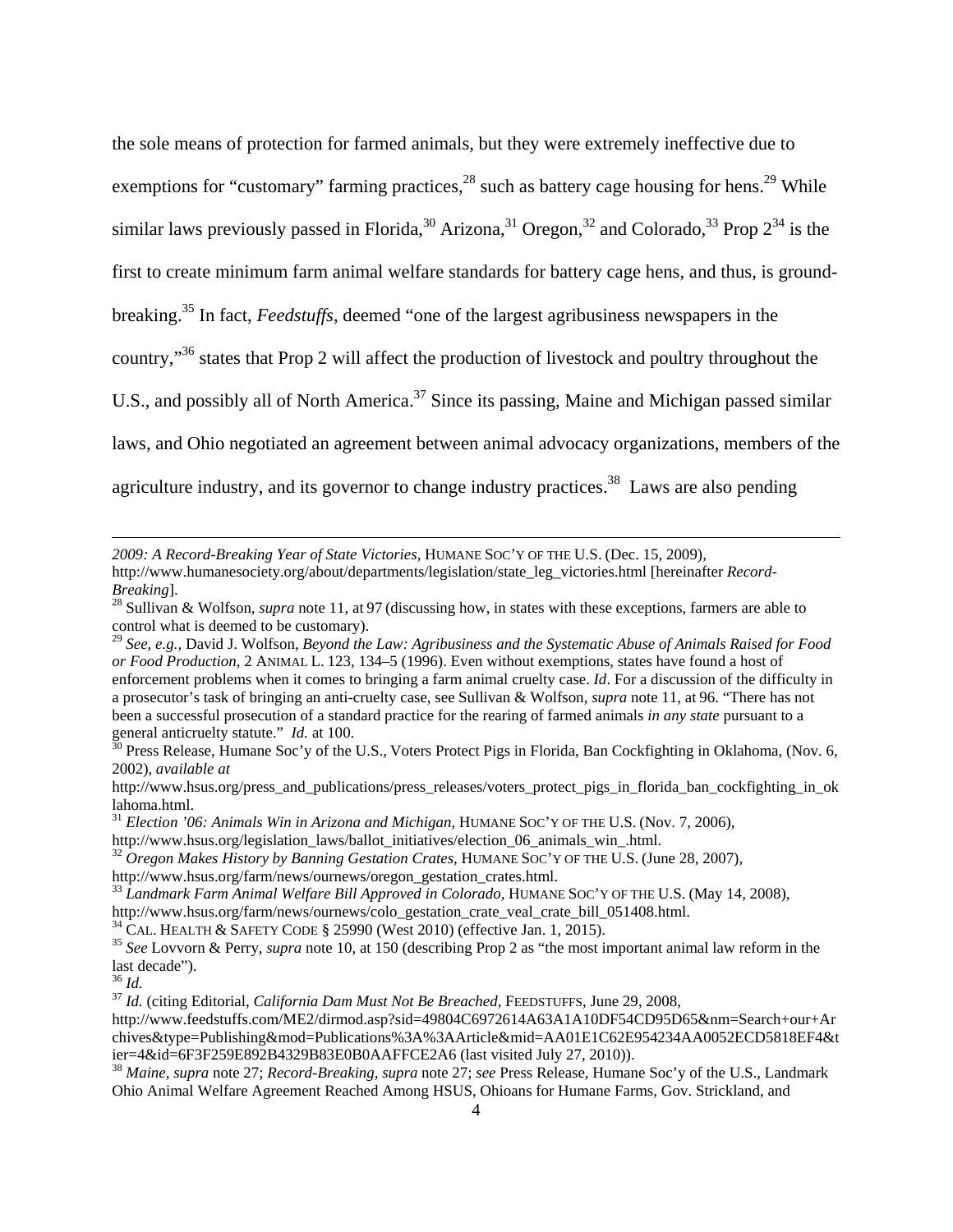the sole means of protection for farmed animals, but they were extremely ineffective due to exemptions for "customary" farming practices,[28] such as battery cage housing for hens.[29] While similar laws previously passed in Florida,[30] Arizona,[31] Oregon,[32] and Colorado,[33] Prop 2[34] is the first to create minimum farm animal welfare standards for battery cage hens, and thus, is ground-breaking.[35] In fact, *Feedstuffs*, deemed "one of the largest agribusiness newspapers in the country,"[36] states that Prop 2 will affect the production of livestock and poultry throughout the U.S., and possibly all of North America.[37] Since its passing, Maine and Michigan passed similar laws, and Ohio negotiated an agreement between animal advocacy organizations, members of the agriculture industry, and its governor to change industry practices.[38] Laws are also pending

---

*2009: A Record-Breaking Year of State Victories*, HUMANE SOC'Y OF THE U.S. (Dec. 15, 2009), http://www.humanesociety.org/about/departments/legislation/state_leg_victories.html [hereinafter *Record-Breaking*].

[28] Sullivan & Wolfson, *supra* note 11, at 97 (discussing how, in states with these exceptions, farmers are able to control what is deemed to be customary).

[29] *See, e.g.*, David J. Wolfson, *Beyond the Law: Agribusiness and the Systematic Abuse of Animals Raised for Food or Food Production*, 2 ANIMAL L. 123, 134–5 (1996). Even without exemptions, states have found a host of enforcement problems when it comes to bringing a farm animal cruelty case. *Id*. For a discussion of the difficulty in a prosecutor's task of bringing an anti-cruelty case, see Sullivan & Wolfson, *supra* note 11, at 96. "There has not been a successful prosecution of a standard practice for the rearing of farmed animals *in any state* pursuant to a general anticruelty statute." *Id.* at 100.

[30] Press Release, Humane Soc'y of the U.S., Voters Protect Pigs in Florida, Ban Cockfighting in Oklahoma, (Nov. 6, 2002), *available at* http://www.hsus.org/press_and_publications/press_releases/voters_protect_pigs_in_florida_ban_cockfighting_in_oklahoma.html.

[31] *Election '06: Animals Win in Arizona and Michigan*, HUMANE SOC'Y OF THE U.S. (Nov. 7, 2006), http://www.hsus.org/legislation_laws/ballot_initiatives/election_06_animals_win_.html.

[32] *Oregon Makes History by Banning Gestation Crates*, HUMANE SOC'Y OF THE U.S. (June 28, 2007), http://www.hsus.org/farm/news/ournews/oregon_gestation_crates.html.

[33] *Landmark Farm Animal Welfare Bill Approved in Colorado*, HUMANE SOC'Y OF THE U.S. (May 14, 2008), http://www.hsus.org/farm/news/ournews/colo_gestation_crate_veal_crate_bill_051408.html.

[34] CAL. HEALTH & SAFETY CODE § 25990 (West 2010) (effective Jan. 1, 2015).

[35] *See* Lovvorn & Perry, *supra* note 10, at 150 (describing Prop 2 as "the most important animal law reform in the last decade").

[36] *Id.*

[37] *Id.* (citing Editorial, *California Dam Must Not Be Breached*, FEEDSTUFFS, June 29, 2008, http://www.feedstuffs.com/ME2/dirmod.asp?sid=49804C6972614A63A1A10DF54CD95D65&nm=Search+our+Archives&type=Publishing&mod=Publications%3A%3AArticle&mid=AA01E1C62E954234AA0052ECD5818EF4&tier=4&id=6F3F259E892B4329B83E0B0AAFFCE2A6 (last visited July 27, 2010)).

[38] *Maine*, *supra* note 27; *Record-Breaking*, *supra* note 27; *see* Press Release, Humane Soc'y of the U.S., Landmark Ohio Animal Welfare Agreement Reached Among HSUS, Ohioans for Humane Farms, Gov. Strickland, and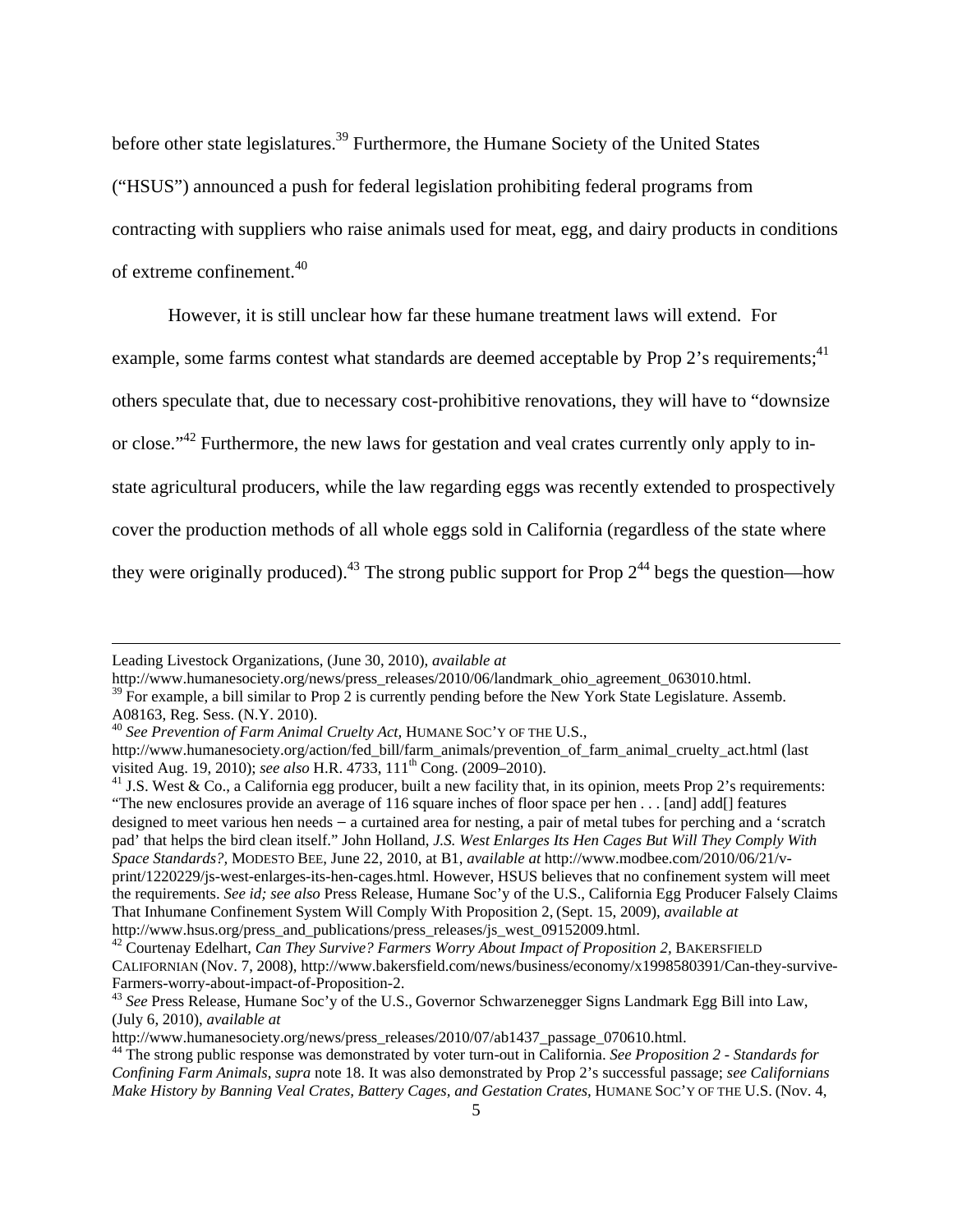before other state legislatures.[39] Furthermore, the Humane Society of the United States ("HSUS") announced a push for federal legislation prohibiting federal programs from contracting with suppliers who raise animals used for meat, egg, and dairy products in conditions of extreme confinement.[40]

However, it is still unclear how far these humane treatment laws will extend. For example, some farms contest what standards are deemed acceptable by Prop 2's requirements;[41] others speculate that, due to necessary cost-prohibitive renovations, they will have to "downsize or close."[42] Furthermore, the new laws for gestation and veal crates currently only apply to in-state agricultural producers, while the law regarding eggs was recently extended to prospectively cover the production methods of all whole eggs sold in California (regardless of the state where they were originally produced).[43] The strong public support for Prop 2[44] begs the question—how

---

Leading Livestock Organizations, (June 30, 2010), *available at* http://www.humanesociety.org/news/press_releases/2010/06/landmark_ohio_agreement_063010.html.

[39] For example, a bill similar to Prop 2 is currently pending before the New York State Legislature. Assemb. A08163, Reg. Sess. (N.Y. 2010).

[40] *See Prevention of Farm Animal Cruelty Act*, HUMANE SOC'Y OF THE U.S., http://www.humanesociety.org/action/fed_bill/farm_animals/prevention_of_farm_animal_cruelty_act.html (last visited Aug. 19, 2010); *see also* H.R. 4733, 111th Cong. (2009–2010).

[41] J.S. West & Co., a California egg producer, built a new facility that, in its opinion, meets Prop 2's requirements: "The new enclosures provide an average of 116 square inches of floor space per hen . . . [and] add[] features designed to meet various hen needs – a curtained area for nesting, a pair of metal tubes for perching and a 'scratch pad' that helps the bird clean itself." John Holland, *J.S. West Enlarges Its Hen Cages But Will They Comply With Space Standards?*, MODESTO BEE, June 22, 2010, at B1, *available at* http://www.modbee.com/2010/06/21/v-print/1220229/js-west-enlarges-its-hen-cages.html. However, HSUS believes that no confinement system will meet the requirements. *See id; see also* Press Release, Humane Soc'y of the U.S., California Egg Producer Falsely Claims That Inhumane Confinement System Will Comply With Proposition 2, (Sept. 15, 2009), *available at* http://www.hsus.org/press_and_publications/press_releases/js_west_09152009.html.

[42] Courtenay Edelhart, *Can They Survive? Farmers Worry About Impact of Proposition 2*, BAKERSFIELD CALIFORNIAN (Nov. 7, 2008), http://www.bakersfield.com/news/business/economy/x1998580391/Can-they-survive-Farmers-worry-about-impact-of-Proposition-2.

[43] *See* Press Release, Humane Soc'y of the U.S., Governor Schwarzenegger Signs Landmark Egg Bill into Law, (July 6, 2010), *available at* http://www.humanesociety.org/news/press_releases/2010/07/ab1437_passage_070610.html.

[44] The strong public response was demonstrated by voter turn-out in California. *See Proposition 2 - Standards for Confining Farm Animals*, *supra* note 18. It was also demonstrated by Prop 2's successful passage; *see Californians Make History by Banning Veal Crates, Battery Cages, and Gestation Crates,* HUMANE SOC'Y OF THE U.S. (Nov. 4,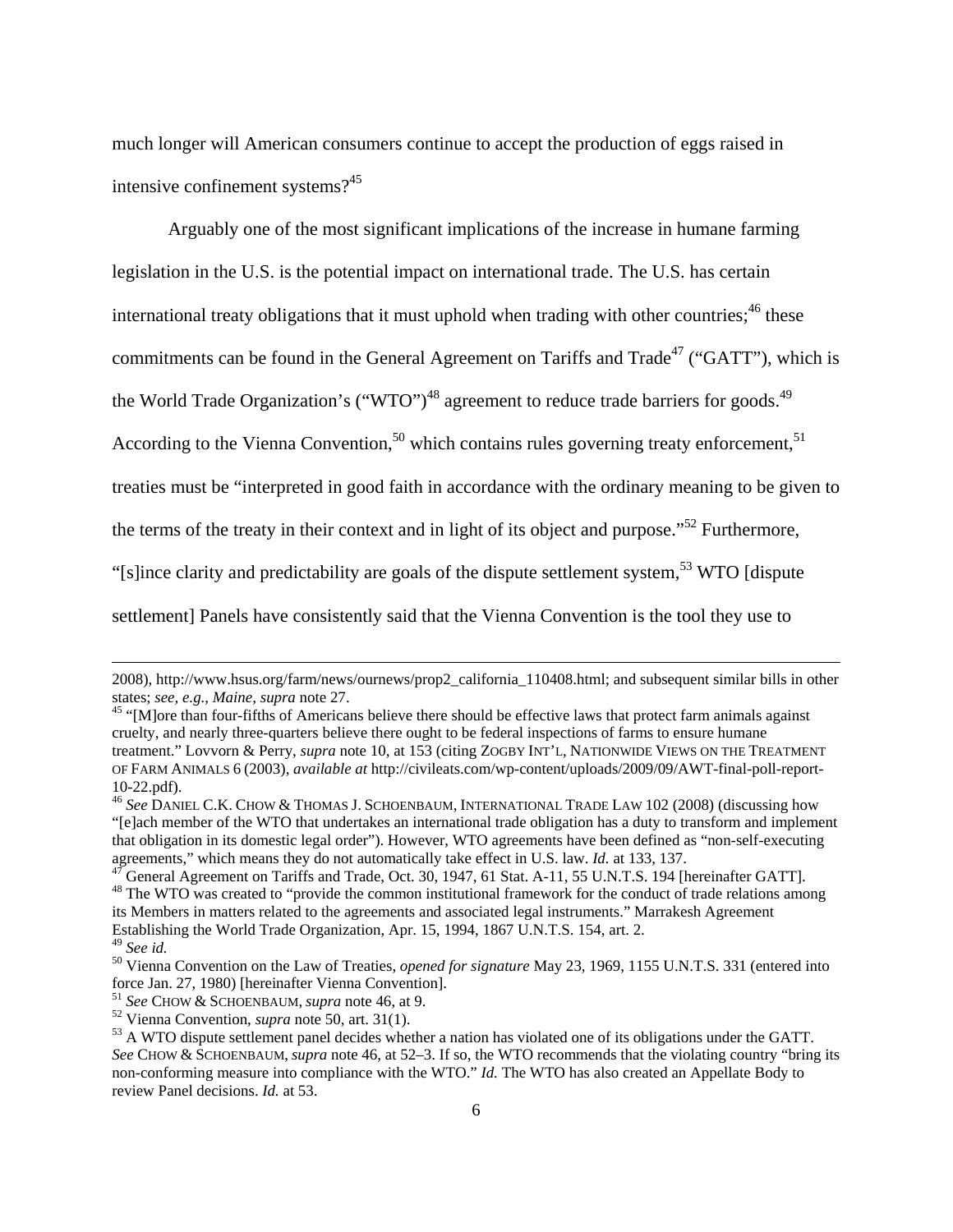much longer will American consumers continue to accept the production of eggs raised in intensive confinement systems?[45]

Arguably one of the most significant implications of the increase in humane farming legislation in the U.S. is the potential impact on international trade. The U.S. has certain international treaty obligations that it must uphold when trading with other countries;[46] these commitments can be found in the General Agreement on Tariffs and Trade[47] ("GATT"), which is the World Trade Organization's ("WTO")[48] agreement to reduce trade barriers for goods.[49] According to the Vienna Convention,[50] which contains rules governing treaty enforcement,[51] treaties must be "interpreted in good faith in accordance with the ordinary meaning to be given to the terms of the treaty in their context and in light of its object and purpose."[52] Furthermore, "[s]ince clarity and predictability are goals of the dispute settlement system,[53] WTO [dispute settlement] Panels have consistently said that the Vienna Convention is the tool they use to

---

2008), http://www.hsus.org/farm/news/ournews/prop2_california_110408.html; and subsequent similar bills in other states; *see, e.g.*, *Maine*, *supra* note 27.

[45] "[M]ore than four-fifths of Americans believe there should be effective laws that protect farm animals against cruelty, and nearly three-quarters believe there ought to be federal inspections of farms to ensure humane treatment." Lovvorn & Perry, *supra* note 10, at 153 (citing ZOGBY INT'L, NATIONWIDE VIEWS ON THE TREATMENT OF FARM ANIMALS 6 (2003), *available at* http://civileats.com/wp-content/uploads/2009/09/AWT-final-poll-report-10-22.pdf).

[46] *See* DANIEL C.K. CHOW & THOMAS J. SCHOENBAUM, INTERNATIONAL TRADE LAW 102 (2008) (discussing how "[e]ach member of the WTO that undertakes an international trade obligation has a duty to transform and implement that obligation in its domestic legal order"). However, WTO agreements have been defined as "non-self-executing agreements," which means they do not automatically take effect in U.S. law. *Id.* at 133, 137.

[47] General Agreement on Tariffs and Trade, Oct. 30, 1947, 61 Stat. A-11, 55 U.N.T.S. 194 [hereinafter GATT].

[48] The WTO was created to "provide the common institutional framework for the conduct of trade relations among its Members in matters related to the agreements and associated legal instruments." Marrakesh Agreement Establishing the World Trade Organization, Apr. 15, 1994, 1867 U.N.T.S. 154, art. 2.

[49] *See id.*

[50] Vienna Convention on the Law of Treaties, *opened for signature* May 23, 1969, 1155 U.N.T.S. 331 (entered into force Jan. 27, 1980) [hereinafter Vienna Convention].

[51] *See* CHOW & SCHOENBAUM, *supra* note 46, at 9.

[52] Vienna Convention, *supra* note 50, art. 31(1).

[53] A WTO dispute settlement panel decides whether a nation has violated one of its obligations under the GATT. *See* CHOW & SCHOENBAUM, *supra* note 46, at 52–3. If so, the WTO recommends that the violating country "bring its non-conforming measure into compliance with the WTO." *Id.* The WTO has also created an Appellate Body to review Panel decisions. *Id.* at 53.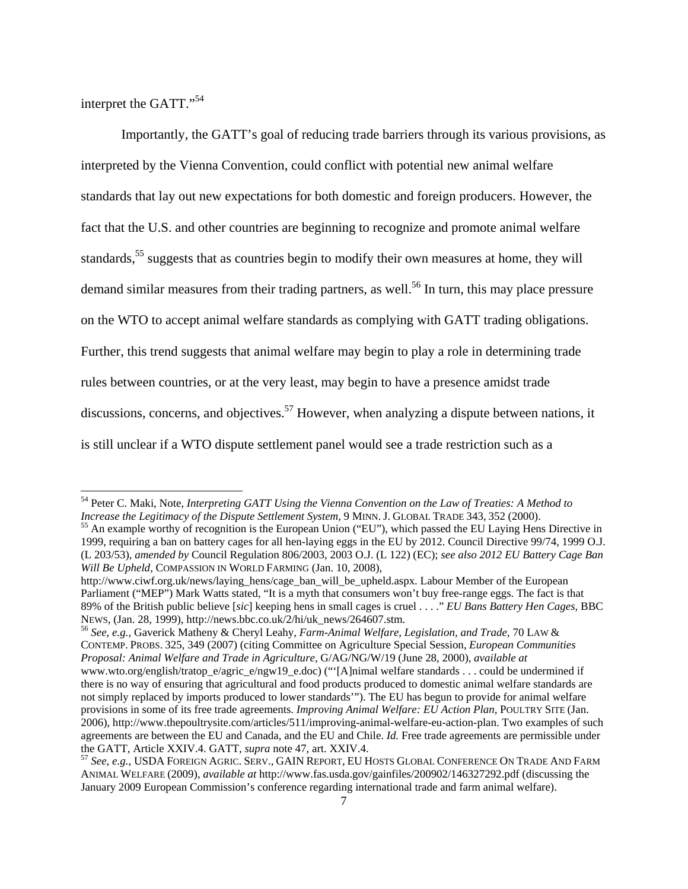interpret the GATT."[54]

Importantly, the GATT's goal of reducing trade barriers through its various provisions, as interpreted by the Vienna Convention, could conflict with potential new animal welfare standards that lay out new expectations for both domestic and foreign producers. However, the fact that the U.S. and other countries are beginning to recognize and promote animal welfare standards,[55] suggests that as countries begin to modify their own measures at home, they will demand similar measures from their trading partners, as well.[56] In turn, this may place pressure on the WTO to accept animal welfare standards as complying with GATT trading obligations. Further, this trend suggests that animal welfare may begin to play a role in determining trade rules between countries, or at the very least, may begin to have a presence amidst trade discussions, concerns, and objectives.[57] However, when analyzing a dispute between nations, it is still unclear if a WTO dispute settlement panel would see a trade restriction such as a

---

[54] Peter C. Maki, Note, *Interpreting GATT Using the Vienna Convention on the Law of Treaties: A Method to Increase the Legitimacy of the Dispute Settlement System,* 9 MINN. J. GLOBAL TRADE 343, 352 (2000).

[55] An example worthy of recognition is the European Union ("EU"), which passed the EU Laying Hens Directive in 1999, requiring a ban on battery cages for all hen-laying eggs in the EU by 2012. Council Directive 99/74, 1999 O.J. (L 203/53), *amended by* Council Regulation 806/2003, 2003 O.J. (L 122) (EC); *see also 2012 EU Battery Cage Ban Will Be Upheld,* COMPASSION IN WORLD FARMING (Jan. 10, 2008), http://www.ciwf.org.uk/news/laying_hens/cage_ban_will_be_upheld.aspx. Labour Member of the European Parliament ("MEP") Mark Watts stated, "It is a myth that consumers won't buy free-range eggs. The fact is that 89% of the British public believe [*sic*] keeping hens in small cages is cruel . . . ." *EU Bans Battery Hen Cages,* BBC NEWS, (Jan. 28, 1999), http://news.bbc.co.uk/2/hi/uk_news/264607.stm.

[56] *See, e.g.,* Gaverick Matheny & Cheryl Leahy, *Farm-Animal Welfare, Legislation, and Trade,* 70 LAW & CONTEMP. PROBS. 325, 349 (2007) (citing Committee on Agriculture Special Session, *European Communities Proposal: Animal Welfare and Trade in Agriculture,* G/AG/NG/W/19 (June 28, 2000), *available at* www.wto.org/english/tratop_e/agric_e/ngw19_e.doc) ("'[A]nimal welfare standards . . . could be undermined if there is no way of ensuring that agricultural and food products produced to domestic animal welfare standards are not simply replaced by imports produced to lower standards'"). The EU has begun to provide for animal welfare provisions in some of its free trade agreements. *Improving Animal Welfare: EU Action Plan,* POULTRY SITE (Jan. 2006), http://www.thepoultrysite.com/articles/511/improving-animal-welfare-eu-action-plan. Two examples of such agreements are between the EU and Canada, and the EU and Chile. *Id.* Free trade agreements are permissible under the GATT, Article XXIV.4. GATT, *supra* note 47, art. XXIV.4.

[57] *See, e.g.,* USDA FOREIGN AGRIC. SERV., GAIN REPORT, EU HOSTS GLOBAL CONFERENCE ON TRADE AND FARM ANIMAL WELFARE (2009), *available at* http://www.fas.usda.gov/gainfiles/200902/146327292.pdf (discussing the January 2009 European Commission's conference regarding international trade and farm animal welfare).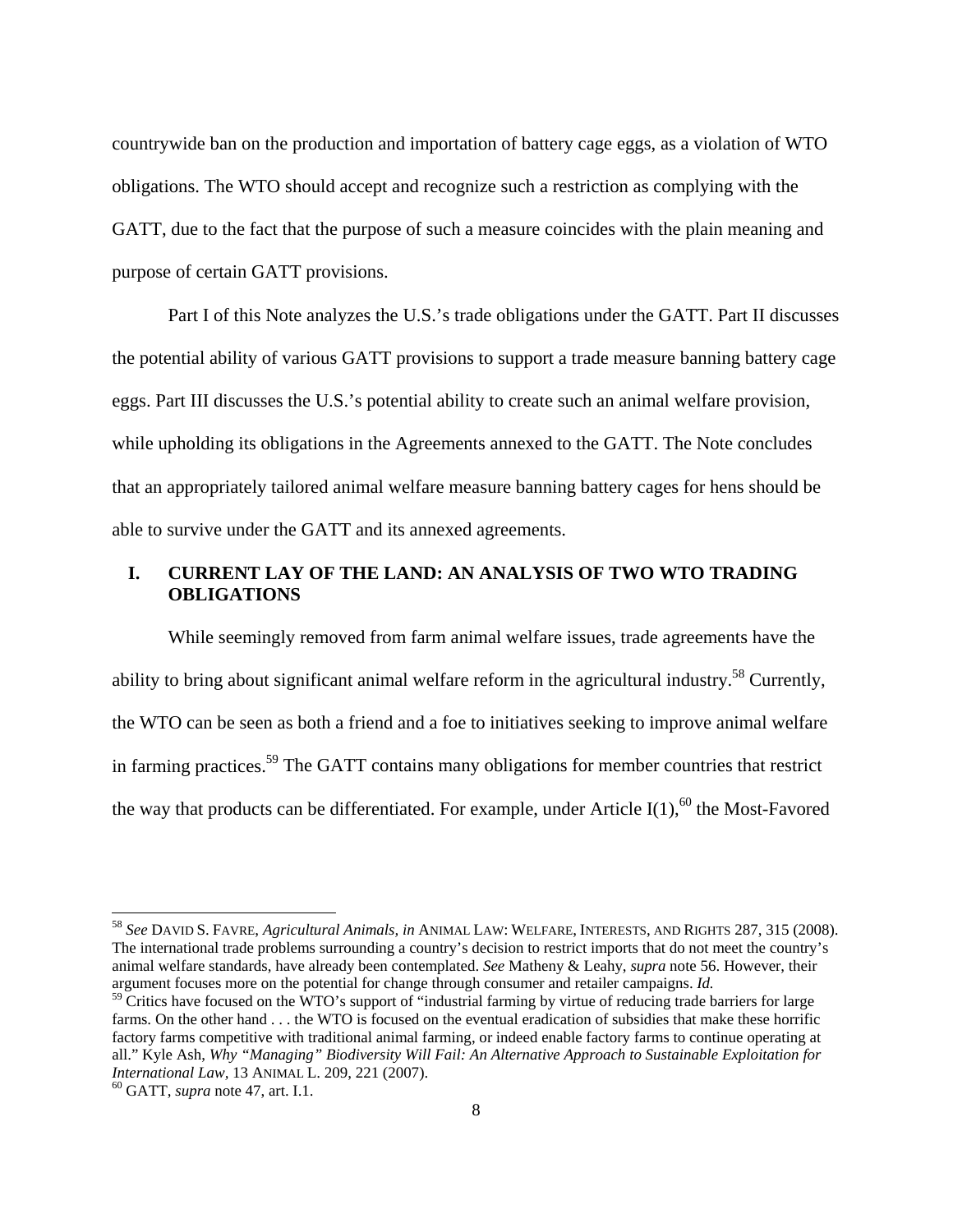countrywide ban on the production and importation of battery cage eggs, as a violation of WTO obligations. The WTO should accept and recognize such a restriction as complying with the GATT, due to the fact that the purpose of such a measure coincides with the plain meaning and purpose of certain GATT provisions.

Part I of this Note analyzes the U.S.'s trade obligations under the GATT. Part II discusses the potential ability of various GATT provisions to support a trade measure banning battery cage eggs. Part III discusses the U.S.'s potential ability to create such an animal welfare provision, while upholding its obligations in the Agreements annexed to the GATT. The Note concludes that an appropriately tailored animal welfare measure banning battery cages for hens should be able to survive under the GATT and its annexed agreements.

## I. CURRENT LAY OF THE LAND: AN ANALYSIS OF TWO WTO TRADING OBLIGATIONS

While seemingly removed from farm animal welfare issues, trade agreements have the ability to bring about significant animal welfare reform in the agricultural industry.[58] Currently, the WTO can be seen as both a friend and a foe to initiatives seeking to improve animal welfare in farming practices.[59] The GATT contains many obligations for member countries that restrict the way that products can be differentiated. For example, under Article I(1),[60] the Most-Favored

---

[58] *See* DAVID S. FAVRE, *Agricultural Animals, in* ANIMAL LAW: WELFARE, INTERESTS, AND RIGHTS 287, 315 (2008). The international trade problems surrounding a country's decision to restrict imports that do not meet the country's animal welfare standards, have already been contemplated. *See* Matheny & Leahy, *supra* note 56. However, their argument focuses more on the potential for change through consumer and retailer campaigns. *Id.*

[59] Critics have focused on the WTO's support of "industrial farming by virtue of reducing trade barriers for large farms. On the other hand . . . the WTO is focused on the eventual eradication of subsidies that make these horrific factory farms competitive with traditional animal farming, or indeed enable factory farms to continue operating at all." Kyle Ash, *Why "Managing" Biodiversity Will Fail: An Alternative Approach to Sustainable Exploitation for International Law*, 13 ANIMAL L. 209, 221 (2007).

[60] GATT, *supra* note 47, art. I.1.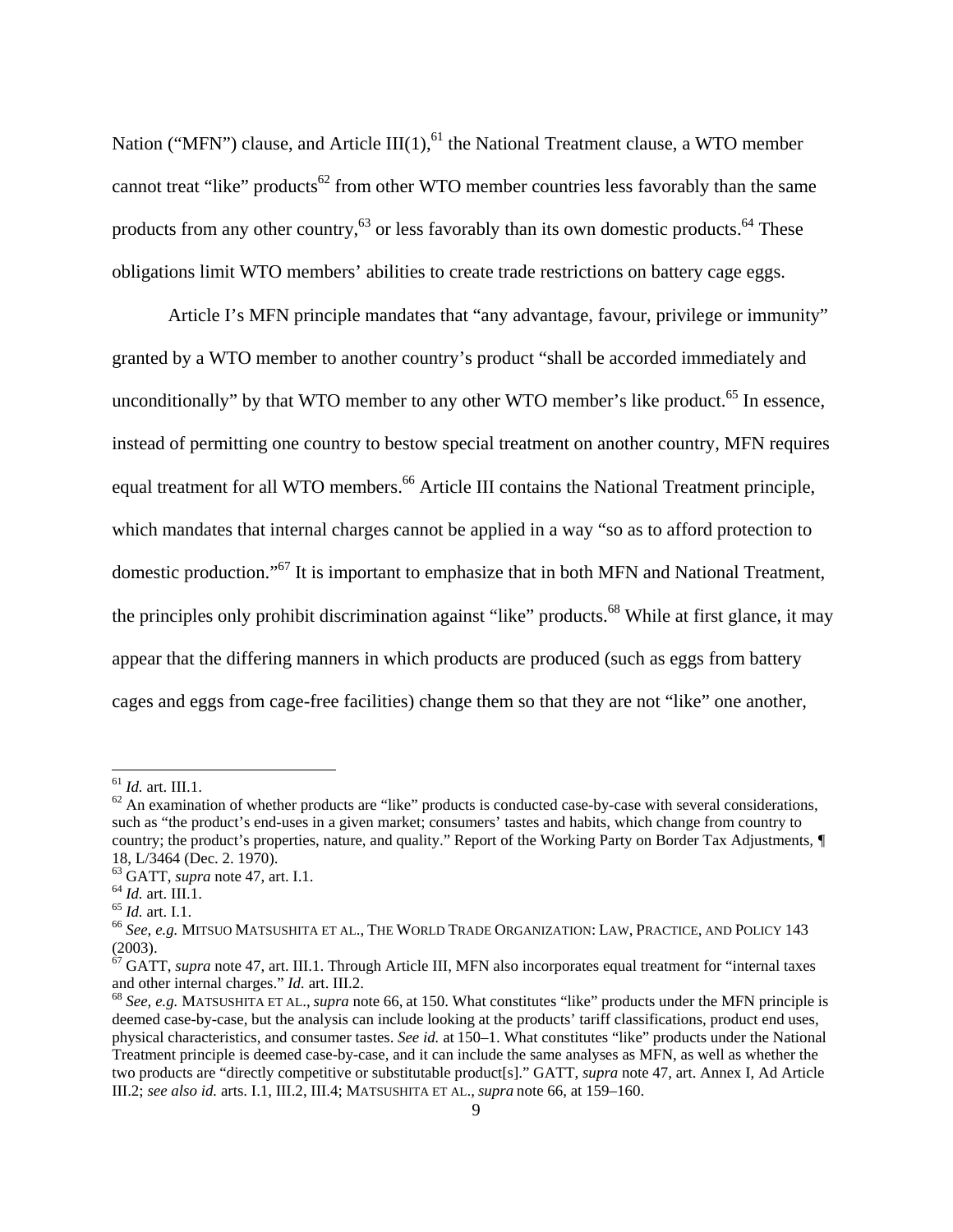Nation ("MFN") clause, and Article III(1),[61] the National Treatment clause, a WTO member cannot treat "like" products[62] from other WTO member countries less favorably than the same products from any other country,[63] or less favorably than its own domestic products.[64] These obligations limit WTO members' abilities to create trade restrictions on battery cage eggs.

Article I's MFN principle mandates that "any advantage, favour, privilege or immunity" granted by a WTO member to another country's product "shall be accorded immediately and unconditionally" by that WTO member to any other WTO member's like product.[65] In essence, instead of permitting one country to bestow special treatment on another country, MFN requires equal treatment for all WTO members.[66] Article III contains the National Treatment principle, which mandates that internal charges cannot be applied in a way "so as to afford protection to domestic production."[67] It is important to emphasize that in both MFN and National Treatment, the principles only prohibit discrimination against "like" products.[68] While at first glance, it may appear that the differing manners in which products are produced (such as eggs from battery cages and eggs from cage-free facilities) change them so that they are not "like" one another,

---

[61] *Id.* art. III.1.

[62] An examination of whether products are "like" products is conducted case-by-case with several considerations, such as "the product's end-uses in a given market; consumers' tastes and habits, which change from country to country; the product's properties, nature, and quality." Report of the Working Party on Border Tax Adjustments, ¶ 18, L/3464 (Dec. 2. 1970).

[63] GATT, *supra* note 47, art. I.1.

[64] *Id.* art. III.1.

[65] *Id.* art. I.1.

[66] *See, e.g.* MITSUO MATSUSHITA ET AL., THE WORLD TRADE ORGANIZATION: LAW, PRACTICE, AND POLICY 143 (2003).

[67] GATT, *supra* note 47, art. III.1. Through Article III, MFN also incorporates equal treatment for "internal taxes and other internal charges." *Id.* art. III.2.

[68] *See, e.g.* MATSUSHITA ET AL., *supra* note 66, at 150. What constitutes "like" products under the MFN principle is deemed case-by-case, but the analysis can include looking at the products' tariff classifications, product end uses, physical characteristics, and consumer tastes. *See id.* at 150–1. What constitutes "like" products under the National Treatment principle is deemed case-by-case, and it can include the same analyses as MFN, as well as whether the two products are "directly competitive or substitutable product[s]." GATT, *supra* note 47, art. Annex I, Ad Article III.2; *see also id.* arts. I.1, III.2, III.4; MATSUSHITA ET AL., *supra* note 66, at 159–160.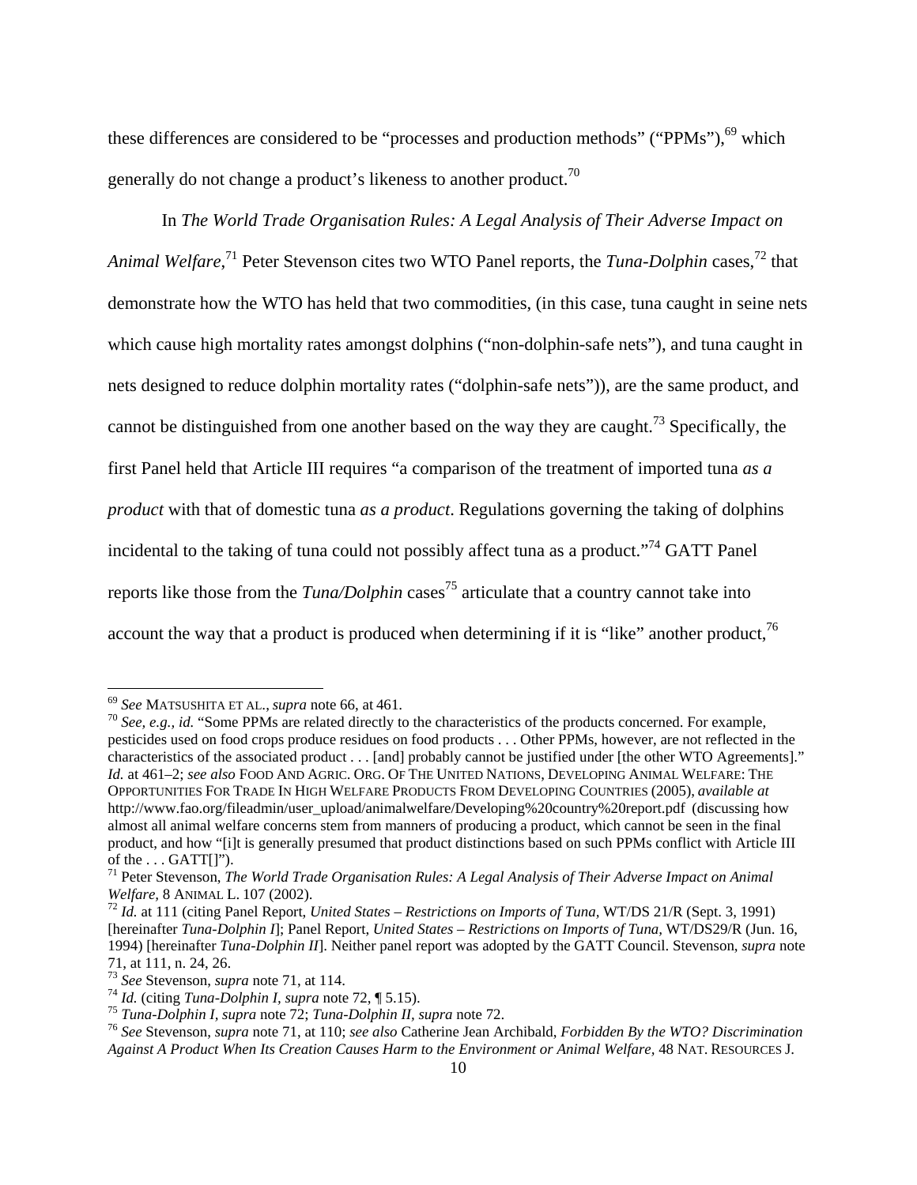these differences are considered to be "processes and production methods" ("PPMs"),[69] which generally do not change a product's likeness to another product.[70]

In *The World Trade Organisation Rules: A Legal Analysis of Their Adverse Impact on Animal Welfare*,[71] Peter Stevenson cites two WTO Panel reports, the *Tuna-Dolphin* cases,[72] that demonstrate how the WTO has held that two commodities, (in this case, tuna caught in seine nets which cause high mortality rates amongst dolphins ("non-dolphin-safe nets"), and tuna caught in nets designed to reduce dolphin mortality rates ("dolphin-safe nets")), are the same product, and cannot be distinguished from one another based on the way they are caught.[73] Specifically, the first Panel held that Article III requires "a comparison of the treatment of imported tuna *as a product* with that of domestic tuna *as a product*. Regulations governing the taking of dolphins incidental to the taking of tuna could not possibly affect tuna as a product."[74] GATT Panel reports like those from the *Tuna/Dolphin* cases[75] articulate that a country cannot take into account the way that a product is produced when determining if it is "like" another product,[76]

---

[69] *See* MATSUSHITA ET AL., *supra* note 66, at 461.

[70] *See, e.g., id.* "Some PPMs are related directly to the characteristics of the products concerned. For example, pesticides used on food crops produce residues on food products . . . Other PPMs, however, are not reflected in the characteristics of the associated product . . . [and] probably cannot be justified under [the other WTO Agreements]." *Id.* at 461–2; *see also* FOOD AND AGRIC. ORG. OF THE UNITED NATIONS, DEVELOPING ANIMAL WELFARE: THE OPPORTUNITIES FOR TRADE IN HIGH WELFARE PRODUCTS FROM DEVELOPING COUNTRIES (2005), *available at* http://www.fao.org/fileadmin/user_upload/animalwelfare/Developing%20country%20report.pdf (discussing how almost all animal welfare concerns stem from manners of producing a product, which cannot be seen in the final product, and how "[i]t is generally presumed that product distinctions based on such PPMs conflict with Article III of the . . . GATT[]").

[71] Peter Stevenson, *The World Trade Organisation Rules: A Legal Analysis of Their Adverse Impact on Animal Welfare,* 8 ANIMAL L. 107 (2002).

[72] *Id.* at 111 (citing Panel Report, *United States – Restrictions on Imports of Tuna,* WT/DS 21/R (Sept. 3, 1991) [hereinafter *Tuna-Dolphin I*]; Panel Report, *United States – Restrictions on Imports of Tuna,* WT/DS29/R (Jun. 16, 1994) [hereinafter *Tuna-Dolphin II*]. Neither panel report was adopted by the GATT Council. Stevenson, *supra* note 71, at 111, n. 24, 26.

[73] *See* Stevenson, *supra* note 71, at 114.

[74] *Id.* (citing *Tuna-Dolphin I, supra* note 72, ¶ 5.15).

[75] *Tuna-Dolphin I, supra* note 72; *Tuna-Dolphin II, supra* note 72.

[76] *See* Stevenson, *supra* note 71, at 110; *see also* Catherine Jean Archibald, *Forbidden By the WTO? Discrimination Against A Product When Its Creation Causes Harm to the Environment or Animal Welfare,* 48 NAT. RESOURCES J.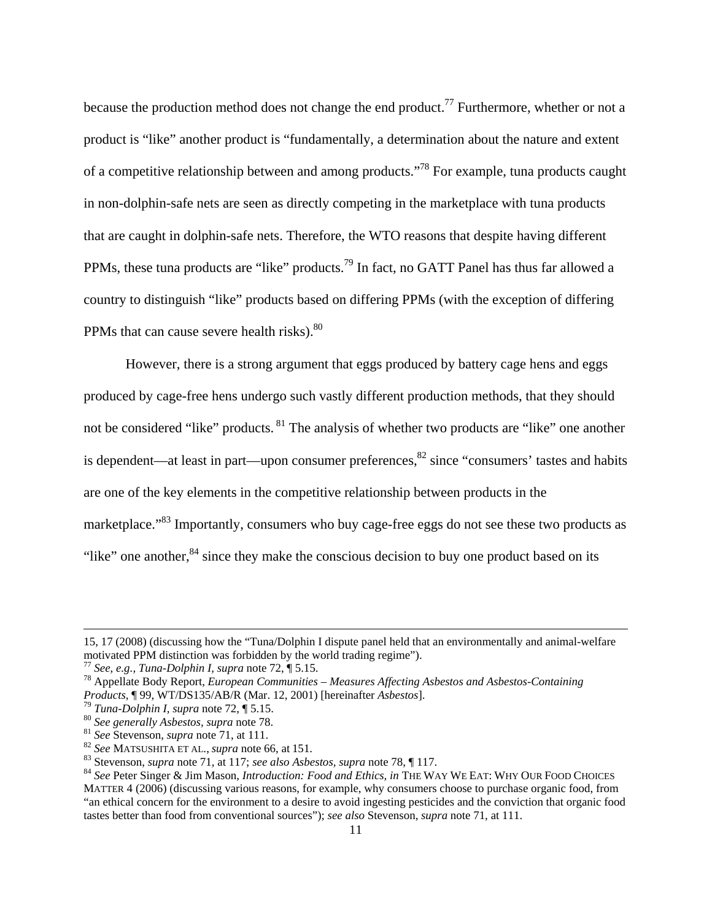because the production method does not change the end product.[77] Furthermore, whether or not a product is "like" another product is "fundamentally, a determination about the nature and extent of a competitive relationship between and among products."[78] For example, tuna products caught in non-dolphin-safe nets are seen as directly competing in the marketplace with tuna products that are caught in dolphin-safe nets. Therefore, the WTO reasons that despite having different PPMs, these tuna products are "like" products.[79] In fact, no GATT Panel has thus far allowed a country to distinguish "like" products based on differing PPMs (with the exception of differing PPMs that can cause severe health risks).[80]

However, there is a strong argument that eggs produced by battery cage hens and eggs produced by cage-free hens undergo such vastly different production methods, that they should not be considered "like" products.[81] The analysis of whether two products are "like" one another is dependent—at least in part—upon consumer preferences,[82] since "consumers' tastes and habits are one of the key elements in the competitive relationship between products in the marketplace."[83] Importantly, consumers who buy cage-free eggs do not see these two products as "like" one another,[84] since they make the conscious decision to buy one product based on its

---

15, 17 (2008) (discussing how the "Tuna/Dolphin I dispute panel held that an environmentally and animal-welfare motivated PPM distinction was forbidden by the world trading regime").

[77] *See, e.g.*, *Tuna-Dolphin I*, *supra* note 72, ¶ 5.15.

[78] Appellate Body Report, *European Communities – Measures Affecting Asbestos and Asbestos-Containing Products*, ¶ 99, WT/DS135/AB/R (Mar. 12, 2001) [hereinafter *Asbestos*].

[79] *Tuna-Dolphin I*, *supra* note 72, ¶ 5.15.

[80] *See generally Asbestos*, *supra* note 78.

[81] *See* Stevenson, *supra* note 71, at 111.

[82] *See* MATSUSHITA ET AL., *supra* note 66, at 151.

[83] Stevenson, *supra* note 71, at 117; *see also Asbestos*, *supra* note 78, ¶ 117.

[84] *See* Peter Singer & Jim Mason, *Introduction: Food and Ethics*, *in* THE WAY WE EAT: WHY OUR FOOD CHOICES MATTER 4 (2006) (discussing various reasons, for example, why consumers choose to purchase organic food, from "an ethical concern for the environment to a desire to avoid ingesting pesticides and the conviction that organic food tastes better than food from conventional sources"); *see also* Stevenson, *supra* note 71, at 111.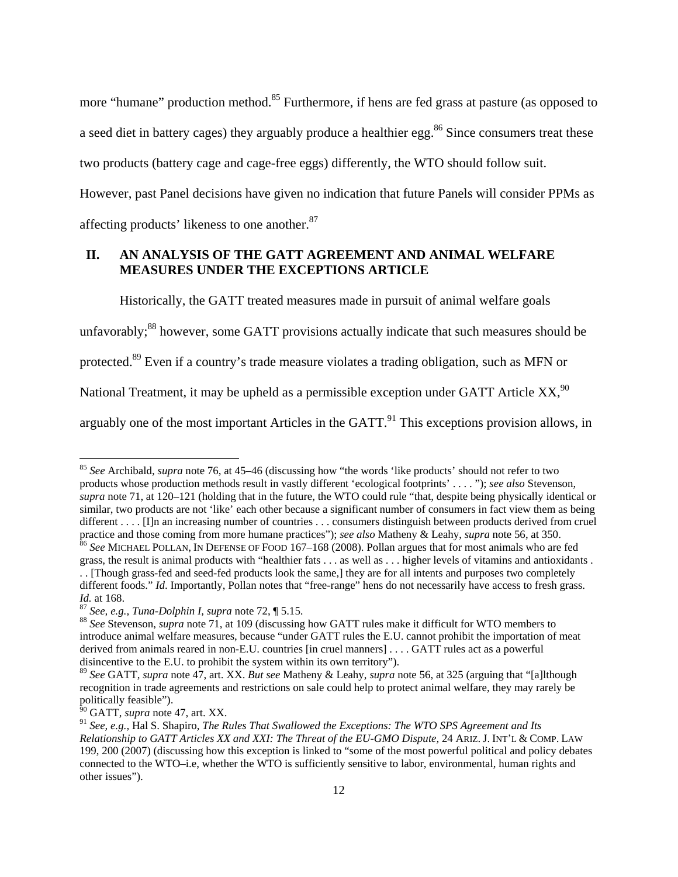more "humane" production method.[85] Furthermore, if hens are fed grass at pasture (as opposed to a seed diet in battery cages) they arguably produce a healthier egg.[86] Since consumers treat these two products (battery cage and cage-free eggs) differently, the WTO should follow suit. However, past Panel decisions have given no indication that future Panels will consider PPMs as affecting products' likeness to one another.[87]

## II. AN ANALYSIS OF THE GATT AGREEMENT AND ANIMAL WELFARE MEASURES UNDER THE EXCEPTIONS ARTICLE

Historically, the GATT treated measures made in pursuit of animal welfare goals unfavorably;[88] however, some GATT provisions actually indicate that such measures should be protected.[89] Even if a country's trade measure violates a trading obligation, such as MFN or National Treatment, it may be upheld as a permissible exception under GATT Article XX,[90] arguably one of the most important Articles in the GATT.[91] This exceptions provision allows, in

---

[85] *See* Archibald, *supra* note 76, at 45–46 (discussing how "the words 'like products' should not refer to two products whose production methods result in vastly different 'ecological footprints' . . . . "); *see also* Stevenson, *supra* note 71, at 120–121 (holding that in the future, the WTO could rule "that, despite being physically identical or similar, two products are not 'like' each other because a significant number of consumers in fact view them as being different . . . . [I]n an increasing number of countries . . . consumers distinguish between products derived from cruel practice and those coming from more humane practices"); *see also* Matheny & Leahy, *supra* note 56, at 350.

[86] *See* MICHAEL POLLAN, IN DEFENSE OF FOOD 167–168 (2008). Pollan argues that for most animals who are fed grass, the result is animal products with "healthier fats . . . as well as . . . higher levels of vitamins and antioxidants . . . [Though grass-fed and seed-fed products look the same,] they are for all intents and purposes two completely different foods." *Id*. Importantly, Pollan notes that "free-range" hens do not necessarily have access to fresh grass. *Id.* at 168.

[87] *See, e.g.*, *Tuna-Dolphin I*, *supra* note 72, ¶ 5.15.

[88] *See* Stevenson, *supra* note 71, at 109 (discussing how GATT rules make it difficult for WTO members to introduce animal welfare measures, because "under GATT rules the E.U. cannot prohibit the importation of meat derived from animals reared in non-E.U. countries [in cruel manners] . . . . GATT rules act as a powerful disincentive to the E.U. to prohibit the system within its own territory").

[89] *See* GATT, *supra* note 47, art. XX. *But see* Matheny & Leahy, *supra* note 56, at 325 (arguing that "[a]lthough recognition in trade agreements and restrictions on sale could help to protect animal welfare, they may rarely be politically feasible").

[90] GATT, *supra* note 47, art. XX.

[91] *See, e.g.*, Hal S. Shapiro, *The Rules That Swallowed the Exceptions: The WTO SPS Agreement and Its Relationship to GATT Articles XX and XXI: The Threat of the EU-GMO Dispute*, 24 ARIZ. J. INT'L & COMP. LAW 199, 200 (2007) (discussing how this exception is linked to "some of the most powerful political and policy debates connected to the WTO–i.e, whether the WTO is sufficiently sensitive to labor, environmental, human rights and other issues").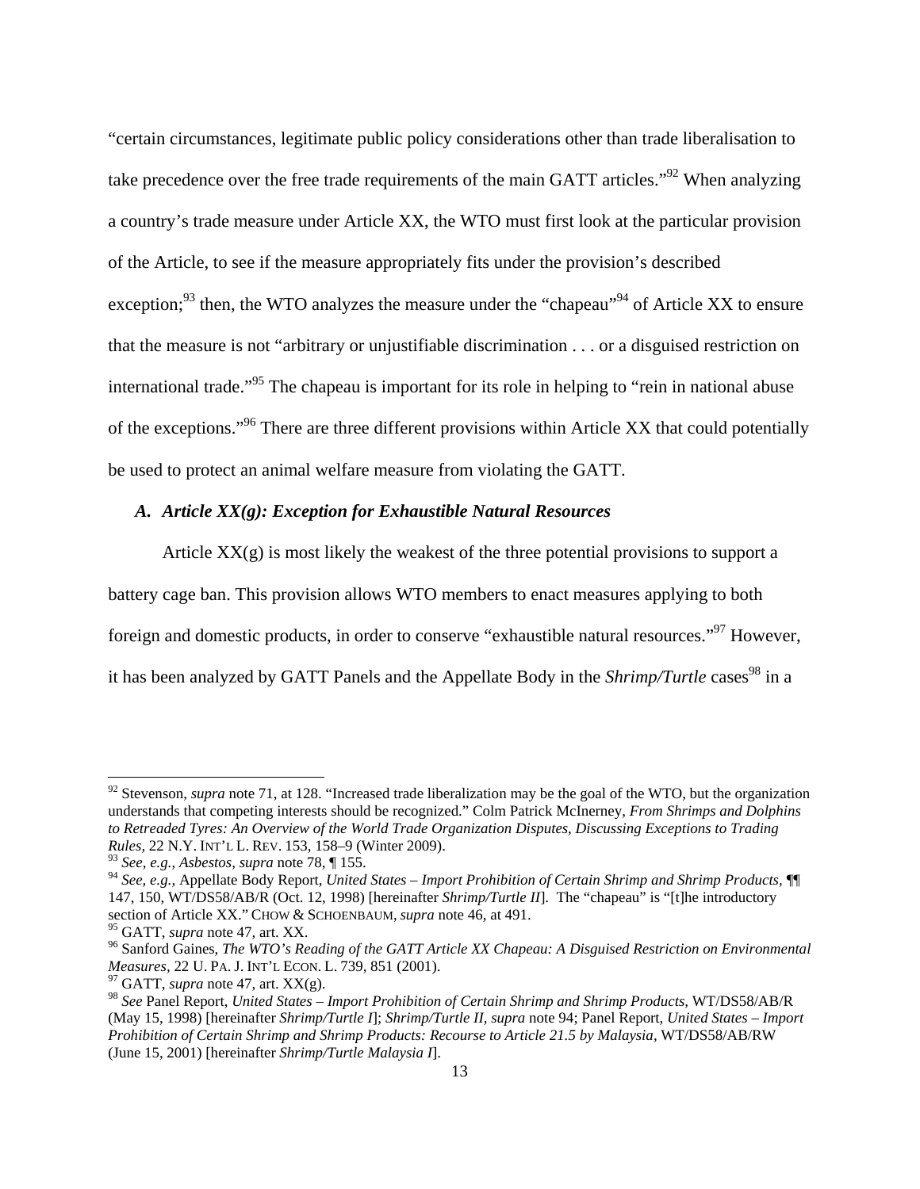"certain circumstances, legitimate public policy considerations other than trade liberalisation to take precedence over the free trade requirements of the main GATT articles."[92] When analyzing a country's trade measure under Article XX, the WTO must first look at the particular provision of the Article, to see if the measure appropriately fits under the provision's described exception;[93] then, the WTO analyzes the measure under the "chapeau"[94] of Article XX to ensure that the measure is not "arbitrary or unjustifiable discrimination . . . or a disguised restriction on international trade."[95] The chapeau is important for its role in helping to "rein in national abuse of the exceptions."[96] There are three different provisions within Article XX that could potentially be used to protect an animal welfare measure from violating the GATT.

### *A. Article XX(g): Exception for Exhaustible Natural Resources*

Article XX(g) is most likely the weakest of the three potential provisions to support a battery cage ban. This provision allows WTO members to enact measures applying to both foreign and domestic products, in order to conserve "exhaustible natural resources."[97] However, it has been analyzed by GATT Panels and the Appellate Body in the *Shrimp/Turtle* cases[98] in a

---

[92] Stevenson, *supra* note 71, at 128. "Increased trade liberalization may be the goal of the WTO, but the organization understands that competing interests should be recognized." Colm Patrick McInerney, *From Shrimps and Dolphins to Retreaded Tyres: An Overview of the World Trade Organization Disputes, Discussing Exceptions to Trading Rules*, 22 N.Y. INT'L L. REV. 153, 158–9 (Winter 2009).

[93] *See, e.g.*, *Asbestos*, *supra* note 78, ¶ 155.

[94] *See, e.g.,* Appellate Body Report, *United States – Import Prohibition of Certain Shrimp and Shrimp Products*, ¶¶ 147, 150, WT/DS58/AB/R (Oct. 12, 1998) [hereinafter *Shrimp/Turtle II*]. The "chapeau" is "[t]he introductory section of Article XX." CHOW & SCHOENBAUM, *supra* note 46, at 491.

[95] GATT, *supra* note 47, art. XX.

[96] Sanford Gaines, *The WTO's Reading of the GATT Article XX Chapeau: A Disguised Restriction on Environmental Measures*, 22 U. PA. J. INT'L ECON. L. 739, 851 (2001).

[97] GATT, *supra* note 47, art. XX(g).

[98] *See* Panel Report, *United States – Import Prohibition of Certain Shrimp and Shrimp Products,* WT/DS58/AB/R (May 15, 1998) [hereinafter *Shrimp/Turtle I*]; *Shrimp/Turtle II*, *supra* note 94; Panel Report, *United States – Import Prohibition of Certain Shrimp and Shrimp Products: Recourse to Article 21.5 by Malaysia*, WT/DS58/AB/RW (June 15, 2001) [hereinafter *Shrimp/Turtle Malaysia I*].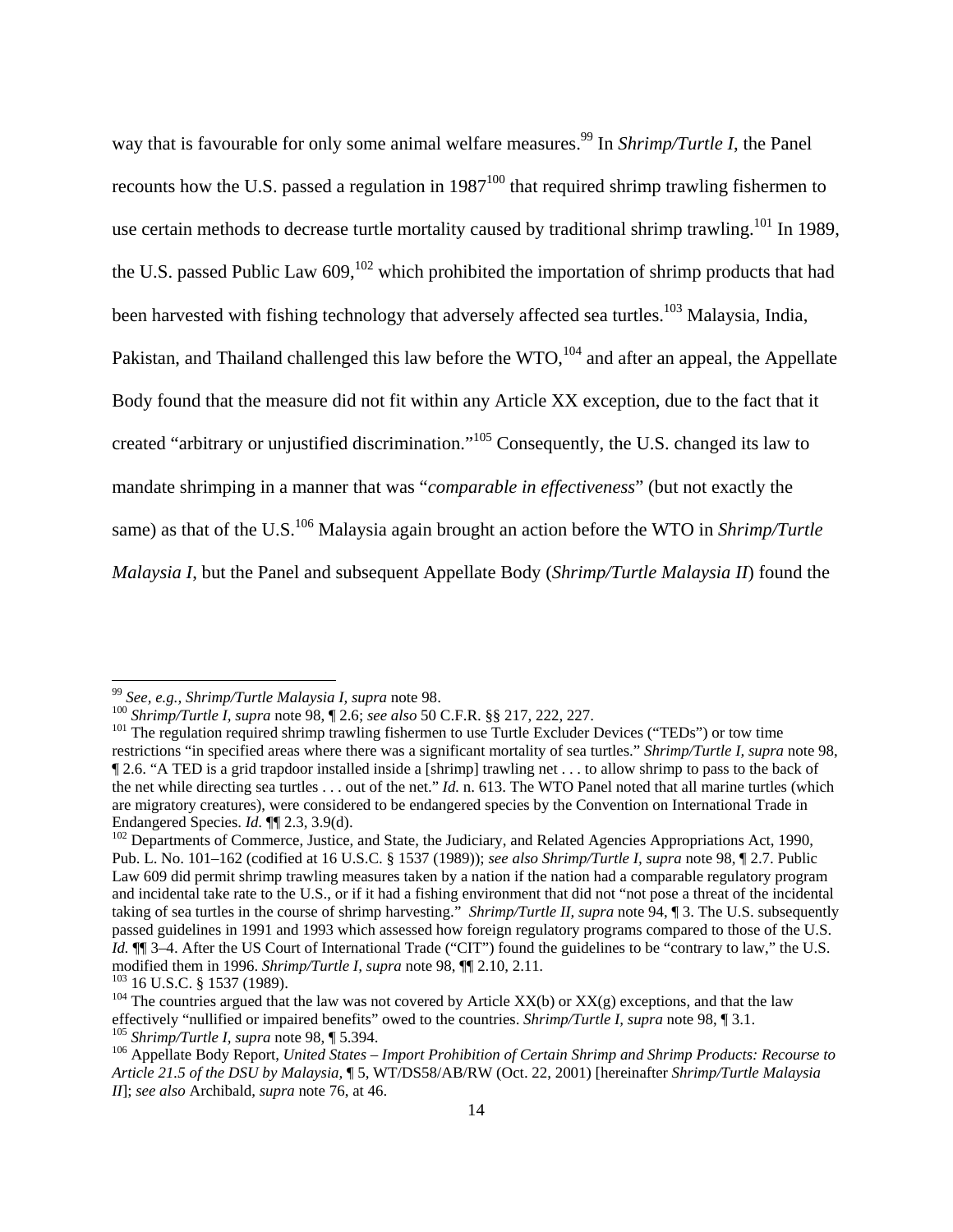way that is favourable for only some animal welfare measures.[99] In *Shrimp/Turtle I*, the Panel recounts how the U.S. passed a regulation in 1987[100] that required shrimp trawling fishermen to use certain methods to decrease turtle mortality caused by traditional shrimp trawling.[101] In 1989, the U.S. passed Public Law 609,[102] which prohibited the importation of shrimp products that had been harvested with fishing technology that adversely affected sea turtles.[103] Malaysia, India, Pakistan, and Thailand challenged this law before the WTO,[104] and after an appeal, the Appellate Body found that the measure did not fit within any Article XX exception, due to the fact that it created "arbitrary or unjustified discrimination."[105] Consequently, the U.S. changed its law to mandate shrimping in a manner that was "*comparable in effectiveness*" (but not exactly the same) as that of the U.S.[106] Malaysia again brought an action before the WTO in *Shrimp/Turtle Malaysia I*, but the Panel and subsequent Appellate Body (*Shrimp/Turtle Malaysia II*) found the

---

[99] *See, e.g.*, *Shrimp/Turtle Malaysia I*, *supra* note 98.

[100] *Shrimp/Turtle I*, *supra* note 98, ¶ 2.6; *see also* 50 C.F.R. §§ 217, 222, 227.

[101] The regulation required shrimp trawling fishermen to use Turtle Excluder Devices ("TEDs") or tow time restrictions "in specified areas where there was a significant mortality of sea turtles." *Shrimp/Turtle I*, *supra* note 98, ¶ 2.6. "A TED is a grid trapdoor installed inside a [shrimp] trawling net . . . to allow shrimp to pass to the back of the net while directing sea turtles . . . out of the net." *Id.* n. 613. The WTO Panel noted that all marine turtles (which are migratory creatures), were considered to be endangered species by the Convention on International Trade in Endangered Species. *Id.* ¶¶ 2.3, 3.9(d).

[102] Departments of Commerce, Justice, and State, the Judiciary, and Related Agencies Appropriations Act, 1990, Pub. L. No. 101–162 (codified at 16 U.S.C. § 1537 (1989)); *see also Shrimp/Turtle I*, *supra* note 98, ¶ 2.7. Public Law 609 did permit shrimp trawling measures taken by a nation if the nation had a comparable regulatory program and incidental take rate to the U.S., or if it had a fishing environment that did not "not pose a threat of the incidental taking of sea turtles in the course of shrimp harvesting." *Shrimp/Turtle II*, *supra* note 94, ¶ 3. The U.S. subsequently passed guidelines in 1991 and 1993 which assessed how foreign regulatory programs compared to those of the U.S. *Id.* ¶¶ 3–4. After the US Court of International Trade ("CIT") found the guidelines to be "contrary to law," the U.S. modified them in 1996. *Shrimp/Turtle I*, *supra* note 98, ¶¶ 2.10, 2.11.

[103] 16 U.S.C. § 1537 (1989).

[104] The countries argued that the law was not covered by Article XX(b) or XX(g) exceptions, and that the law effectively "nullified or impaired benefits" owed to the countries. *Shrimp/Turtle I*, *supra* note 98, ¶ 3.1.

[105] *Shrimp/Turtle I*, *supra* note 98, ¶ 5.394.

[106] Appellate Body Report, *United States – Import Prohibition of Certain Shrimp and Shrimp Products: Recourse to Article 21.5 of the DSU by Malaysia*, ¶ 5, WT/DS58/AB/RW (Oct. 22, 2001) [hereinafter *Shrimp/Turtle Malaysia II*]; *see also* Archibald, *supra* note 76, at 46.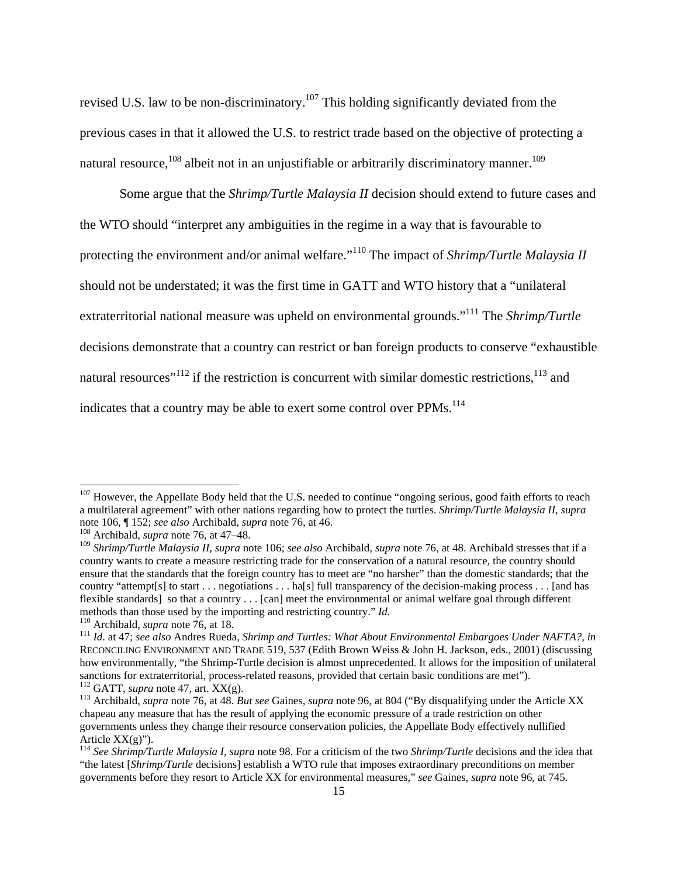revised U.S. law to be non-discriminatory.[107] This holding significantly deviated from the previous cases in that it allowed the U.S. to restrict trade based on the objective of protecting a natural resource,[108] albeit not in an unjustifiable or arbitrarily discriminatory manner.[109]

Some argue that the *Shrimp/Turtle Malaysia II* decision should extend to future cases and the WTO should "interpret any ambiguities in the regime in a way that is favourable to protecting the environment and/or animal welfare."[110] The impact of *Shrimp/Turtle Malaysia II* should not be understated; it was the first time in GATT and WTO history that a "unilateral extraterritorial national measure was upheld on environmental grounds."[111] The *Shrimp/Turtle* decisions demonstrate that a country can restrict or ban foreign products to conserve "exhaustible natural resources"[112] if the restriction is concurrent with similar domestic restrictions,[113] and indicates that a country may be able to exert some control over PPMs.[114]

---

[107] However, the Appellate Body held that the U.S. needed to continue "ongoing serious, good faith efforts to reach a multilateral agreement" with other nations regarding how to protect the turtles. *Shrimp/Turtle Malaysia II, supra* note 106, ¶ 152; *see also* Archibald, *supra* note 76, at 46.

[108] Archibald, *supra* note 76, at 47–48.

[109] *Shrimp/Turtle Malaysia II, supra* note 106; *see also* Archibald, *supra* note 76, at 48. Archibald stresses that if a country wants to create a measure restricting trade for the conservation of a natural resource, the country should ensure that the standards that the foreign country has to meet are "no harsher" than the domestic standards; that the country "attempt[s] to start . . . negotiations . . . ha[s] full transparency of the decision-making process . . . [and has flexible standards] so that a country . . . [can] meet the environmental or animal welfare goal through different methods than those used by the importing and restricting country." *Id.*

[110] Archibald, *supra* note 76, at 18.

[111] *Id*. at 47; *see also* Andres Rueda, *Shrimp and Turtles: What About Environmental Embargoes Under NAFTA?, in* RECONCILING ENVIRONMENT AND TRADE 519, 537 (Edith Brown Weiss & John H. Jackson, eds., 2001) (discussing how environmentally, "the Shrimp-Turtle decision is almost unprecedented. It allows for the imposition of unilateral sanctions for extraterritorial, process-related reasons, provided that certain basic conditions are met").

[112] GATT, *supra* note 47, art. XX(g).

[113] Archibald, *supra* note 76, at 48. *But see* Gaines, *supra* note 96, at 804 ("By disqualifying under the Article XX chapeau any measure that has the result of applying the economic pressure of a trade restriction on other governments unless they change their resource conservation policies, the Appellate Body effectively nullified Article XX(g)").

[114] *See Shrimp/Turtle Malaysia I, supra* note 98. For a criticism of the two *Shrimp/Turtle* decisions and the idea that "the latest [*Shrimp/Turtle* decisions] establish a WTO rule that imposes extraordinary preconditions on member governments before they resort to Article XX for environmental measures," *see* Gaines, *supra* note 96, at 745.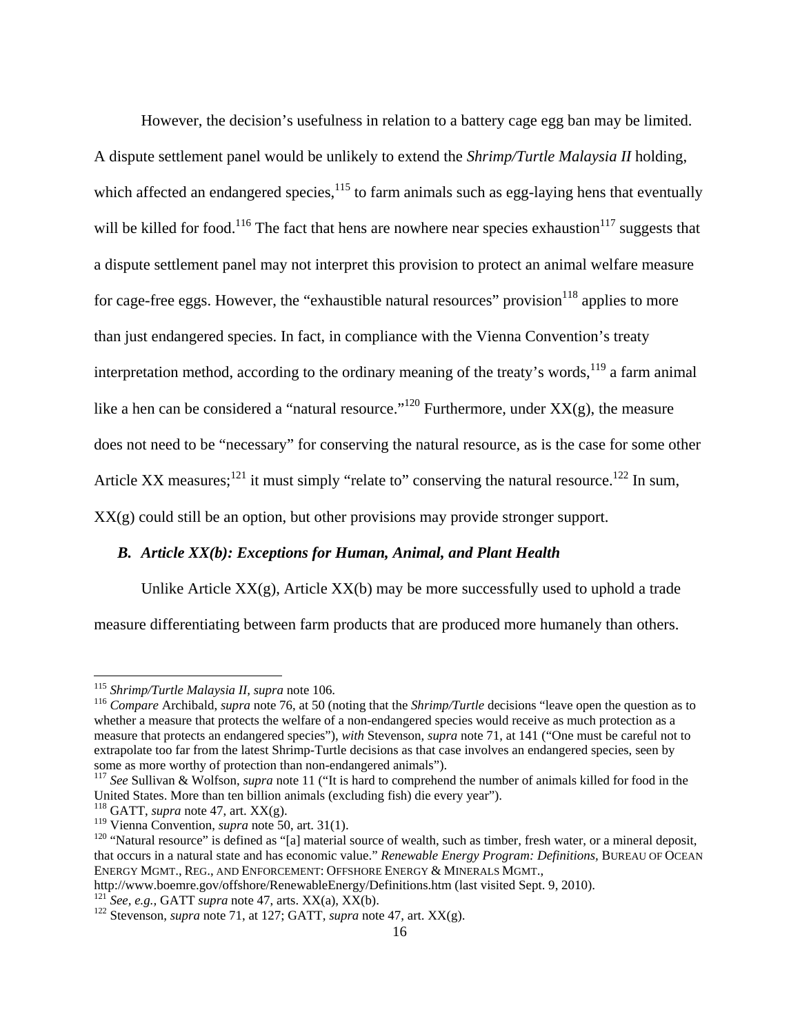However, the decision's usefulness in relation to a battery cage egg ban may be limited. A dispute settlement panel would be unlikely to extend the *Shrimp/Turtle Malaysia II* holding, which affected an endangered species,[115] to farm animals such as egg-laying hens that eventually will be killed for food.[116] The fact that hens are nowhere near species exhaustion[117] suggests that a dispute settlement panel may not interpret this provision to protect an animal welfare measure for cage-free eggs. However, the "exhaustible natural resources" provision[118] applies to more than just endangered species. In fact, in compliance with the Vienna Convention's treaty interpretation method, according to the ordinary meaning of the treaty's words,[119] a farm animal like a hen can be considered a "natural resource."[120] Furthermore, under XX(g), the measure does not need to be "necessary" for conserving the natural resource, as is the case for some other Article XX measures;[121] it must simply "relate to" conserving the natural resource.[122] In sum, XX(g) could still be an option, but other provisions may provide stronger support.

### *B. Article XX(b): Exceptions for Human, Animal, and Plant Health*

Unlike Article XX(g), Article XX(b) may be more successfully used to uphold a trade measure differentiating between farm products that are produced more humanely than others.

---

[115] *Shrimp/Turtle Malaysia II, supra* note 106.

[116] *Compare* Archibald, *supra* note 76, at 50 (noting that the *Shrimp/Turtle* decisions "leave open the question as to whether a measure that protects the welfare of a non-endangered species would receive as much protection as a measure that protects an endangered species"), *with* Stevenson, *supra* note 71, at 141 ("One must be careful not to extrapolate too far from the latest Shrimp-Turtle decisions as that case involves an endangered species, seen by some as more worthy of protection than non-endangered animals").

[117] *See* Sullivan & Wolfson, *supra* note 11 ("It is hard to comprehend the number of animals killed for food in the United States. More than ten billion animals (excluding fish) die every year").

[118] GATT, *supra* note 47, art. XX(g).

[119] Vienna Convention, *supra* note 50, art. 31(1).

[120] "Natural resource" is defined as "[a] material source of wealth, such as timber, fresh water, or a mineral deposit, that occurs in a natural state and has economic value." *Renewable Energy Program: Definitions*, BUREAU OF OCEAN ENERGY MGMT., REG., AND ENFORCEMENT: OFFSHORE ENERGY & MINERALS MGMT., http://www.boemre.gov/offshore/RenewableEnergy/Definitions.htm (last visited Sept. 9, 2010).

[121] *See, e.g.,* GATT *supra* note 47, arts. XX(a), XX(b).

[122] Stevenson, *supra* note 71, at 127; GATT, *supra* note 47, art. XX(g).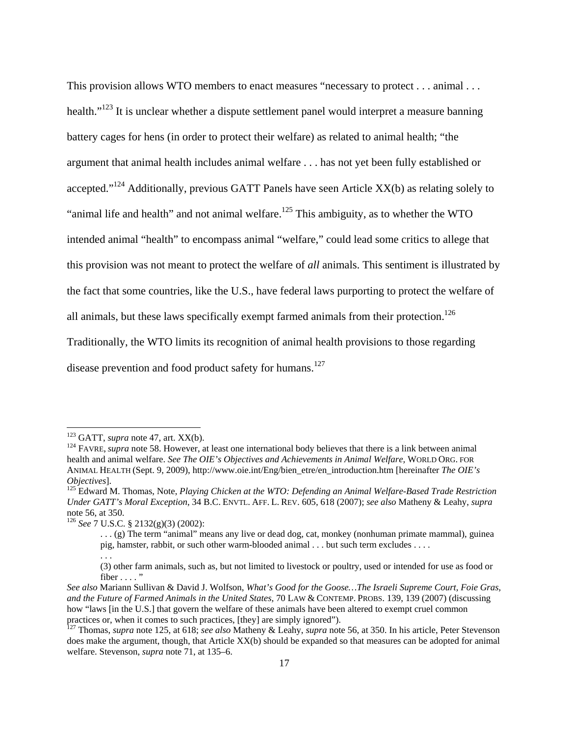This provision allows WTO members to enact measures "necessary to protect . . . animal . . . health."[123] It is unclear whether a dispute settlement panel would interpret a measure banning battery cages for hens (in order to protect their welfare) as related to animal health; "the argument that animal health includes animal welfare . . . has not yet been fully established or accepted."[124] Additionally, previous GATT Panels have seen Article XX(b) as relating solely to "animal life and health" and not animal welfare.[125] This ambiguity, as to whether the WTO intended animal "health" to encompass animal "welfare," could lead some critics to allege that this provision was not meant to protect the welfare of *all* animals. This sentiment is illustrated by the fact that some countries, like the U.S., have federal laws purporting to protect the welfare of all animals, but these laws specifically exempt farmed animals from their protection.[126] Traditionally, the WTO limits its recognition of animal health provisions to those regarding disease prevention and food product safety for humans.[127]

---

[123] GATT, *supra* note 47, art. XX(b).

[124] FAVRE, *supra* note 58. However, at least one international body believes that there is a link between animal health and animal welfare. *See The OIE's Objectives and Achievements in Animal Welfare,* WORLD ORG. FOR ANIMAL HEALTH (Sept. 9, 2009), http://www.oie.int/Eng/bien_etre/en_introduction.htm [hereinafter *The OIE's Objectives*].

[125] Edward M. Thomas, Note, *Playing Chicken at the WTO: Defending an Animal Welfare-Based Trade Restriction Under GATT's Moral Exception*, 34 B.C. ENVTL. AFF. L. REV. 605, 618 (2007); *see also* Matheny & Leahy, *supra* note 56, at 350.

[126] *See* 7 U.S.C. § 2132(g)(3) (2002):

> . . . (g) The term "animal" means any live or dead dog, cat, monkey (nonhuman primate mammal), guinea pig, hamster, rabbit, or such other warm-blooded animal . . . but such term excludes . . . .
>
> . . .
>
> (3) other farm animals, such as, but not limited to livestock or poultry, used or intended for use as food or fiber . . . . "

*See also* Mariann Sullivan & David J. Wolfson, *What's Good for the Goose…The Israeli Supreme Court, Foie Gras, and the Future of Farmed Animals in the United States,* 70 LAW & CONTEMP. PROBS. 139, 139 (2007) (discussing how "laws [in the U.S.] that govern the welfare of these animals have been altered to exempt cruel common practices or, when it comes to such practices, [they] are simply ignored").

[127] Thomas, *supra* note 125, at 618; *see also* Matheny & Leahy, *supra* note 56, at 350. In his article, Peter Stevenson does make the argument, though, that Article XX(b) should be expanded so that measures can be adopted for animal welfare. Stevenson, *supra* note 71, at 135–6.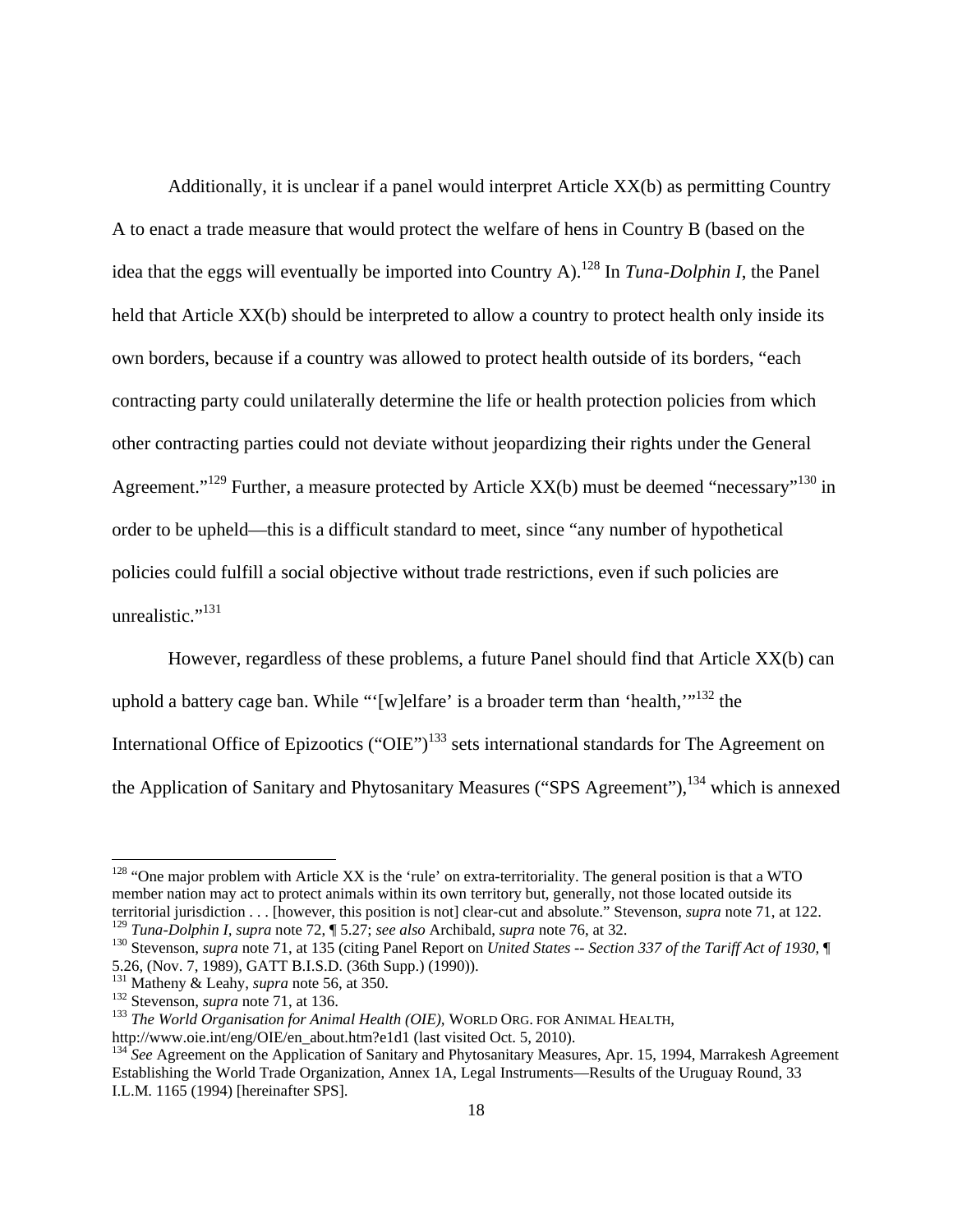Additionally, it is unclear if a panel would interpret Article XX(b) as permitting Country A to enact a trade measure that would protect the welfare of hens in Country B (based on the idea that the eggs will eventually be imported into Country A).[128] In *Tuna-Dolphin I*, the Panel held that Article XX(b) should be interpreted to allow a country to protect health only inside its own borders, because if a country was allowed to protect health outside of its borders, "each contracting party could unilaterally determine the life or health protection policies from which other contracting parties could not deviate without jeopardizing their rights under the General Agreement."[129] Further, a measure protected by Article XX(b) must be deemed "necessary"[130] in order to be upheld—this is a difficult standard to meet, since "any number of hypothetical policies could fulfill a social objective without trade restrictions, even if such policies are unrealistic."[131]

However, regardless of these problems, a future Panel should find that Article XX(b) can uphold a battery cage ban. While "'[w]elfare' is a broader term than 'health,'"[132] the International Office of Epizootics ("OIE")[133] sets international standards for The Agreement on the Application of Sanitary and Phytosanitary Measures ("SPS Agreement"),[134] which is annexed

---

[128] "One major problem with Article XX is the 'rule' on extra-territoriality. The general position is that a WTO member nation may act to protect animals within its own territory but, generally, not those located outside its territorial jurisdiction . . . [however, this position is not] clear-cut and absolute." Stevenson, *supra* note 71, at 122.

[129] *Tuna-Dolphin I*, *supra* note 72, ¶ 5.27; *see also* Archibald, *supra* note 76, at 32.

[130] Stevenson, *supra* note 71, at 135 (citing Panel Report on *United States -- Section 337 of the Tariff Act of 1930*, ¶ 5.26, (Nov. 7, 1989), GATT B.I.S.D. (36th Supp.) (1990)).

[131] Matheny & Leahy, *supra* note 56, at 350.

[132] Stevenson, *supra* note 71, at 136.

[133] *The World Organisation for Animal Health (OIE)*, WORLD ORG. FOR ANIMAL HEALTH, http://www.oie.int/eng/OIE/en_about.htm?e1d1 (last visited Oct. 5, 2010).

[134] *See* Agreement on the Application of Sanitary and Phytosanitary Measures, Apr. 15, 1994, Marrakesh Agreement Establishing the World Trade Organization, Annex 1A, Legal Instruments—Results of the Uruguay Round, 33 I.L.M. 1165 (1994) [hereinafter SPS].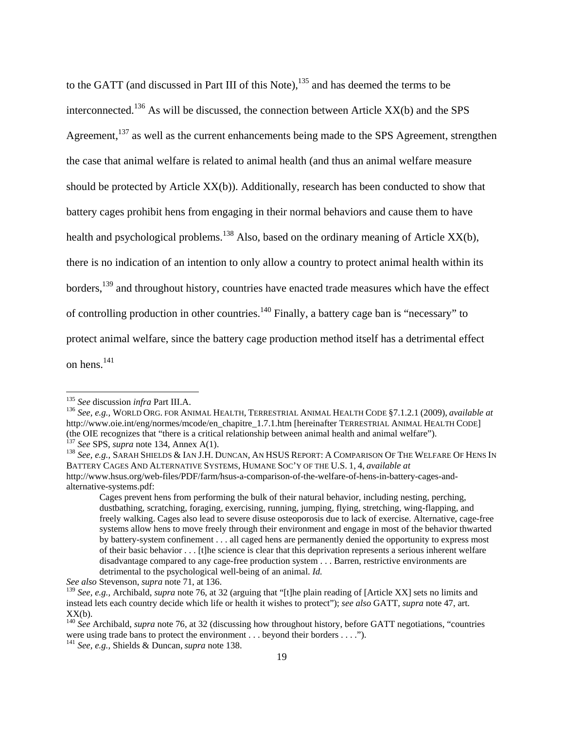to the GATT (and discussed in Part III of this Note),[135] and has deemed the terms to be interconnected.[136] As will be discussed, the connection between Article XX(b) and the SPS Agreement,[137] as well as the current enhancements being made to the SPS Agreement, strengthen the case that animal welfare is related to animal health (and thus an animal welfare measure should be protected by Article XX(b)). Additionally, research has been conducted to show that battery cages prohibit hens from engaging in their normal behaviors and cause them to have health and psychological problems.[138] Also, based on the ordinary meaning of Article XX(b), there is no indication of an intention to only allow a country to protect animal health within its borders,[139] and throughout history, countries have enacted trade measures which have the effect of controlling production in other countries.[140] Finally, a battery cage ban is "necessary" to protect animal welfare, since the battery cage production method itself has a detrimental effect on hens.[141]

---

[135] *See* discussion *infra* Part III.A.

[136] *See, e.g.,* WORLD ORG. FOR ANIMAL HEALTH, TERRESTRIAL ANIMAL HEALTH CODE §7.1.2.1 (2009), *available at* http://www.oie.int/eng/normes/mcode/en_chapitre_1.7.1.htm [hereinafter TERRESTRIAL ANIMAL HEALTH CODE] (the OIE recognizes that "there is a critical relationship between animal health and animal welfare").

[137] *See* SPS, *supra* note 134, Annex A(1).

[138] *See, e.g.,* SARAH SHIELDS & IAN J.H. DUNCAN, AN HSUS REPORT: A COMPARISON OF THE WELFARE OF HENS IN BATTERY CAGES AND ALTERNATIVE SYSTEMS, HUMANE SOC'Y OF THE U.S. 1, 4, *available at* http://www.hsus.org/web-files/PDF/farm/hsus-a-comparison-of-the-welfare-of-hens-in-battery-cages-and-alternative-systems.pdf:

> Cages prevent hens from performing the bulk of their natural behavior, including nesting, perching, dustbathing, scratching, foraging, exercising, running, jumping, flying, stretching, wing-flapping, and freely walking. Cages also lead to severe disuse osteoporosis due to lack of exercise. Alternative, cage-free systems allow hens to move freely through their environment and engage in most of the behavior thwarted by battery-system confinement . . . all caged hens are permanently denied the opportunity to express most of their basic behavior . . . [t]he science is clear that this deprivation represents a serious inherent welfare disadvantage compared to any cage-free production system . . . Barren, restrictive environments are detrimental to the psychological well-being of an animal. *Id.*

*See also* Stevenson, *supra* note 71, at 136.

[139] *See, e.g.,* Archibald, *supra* note 76, at 32 (arguing that "[t]he plain reading of [Article XX] sets no limits and instead lets each country decide which life or health it wishes to protect"); *see also* GATT, *supra* note 47, art. XX(b).

[140] *See* Archibald, *supra* note 76, at 32 (discussing how throughout history, before GATT negotiations, "countries were using trade bans to protect the environment . . . beyond their borders . . . .").

[141] *See, e.g.,* Shields & Duncan, *supra* note 138.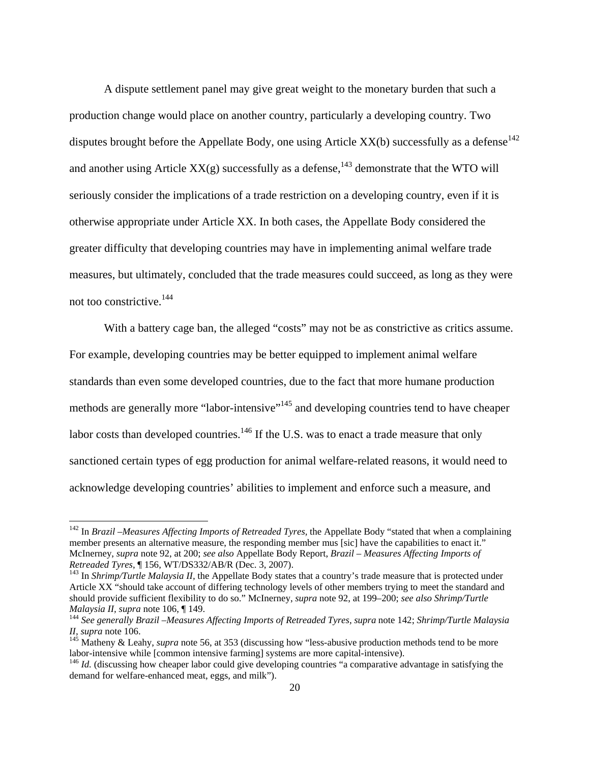A dispute settlement panel may give great weight to the monetary burden that such a production change would place on another country, particularly a developing country. Two disputes brought before the Appellate Body, one using Article XX(b) successfully as a defense[142] and another using Article XX(g) successfully as a defense,[143] demonstrate that the WTO will seriously consider the implications of a trade restriction on a developing country, even if it is otherwise appropriate under Article XX. In both cases, the Appellate Body considered the greater difficulty that developing countries may have in implementing animal welfare trade measures, but ultimately, concluded that the trade measures could succeed, as long as they were not too constrictive.[144]

With a battery cage ban, the alleged "costs" may not be as constrictive as critics assume. For example, developing countries may be better equipped to implement animal welfare standards than even some developed countries, due to the fact that more humane production methods are generally more "labor-intensive"[145] and developing countries tend to have cheaper labor costs than developed countries.[146] If the U.S. was to enact a trade measure that only sanctioned certain types of egg production for animal welfare-related reasons, it would need to acknowledge developing countries' abilities to implement and enforce such a measure, and

---

[142] In *Brazil –Measures Affecting Imports of Retreaded Tyres*, the Appellate Body "stated that when a complaining member presents an alternative measure, the responding member mus [sic] have the capabilities to enact it." McInerney, *supra* note 92, at 200; *see also* Appellate Body Report, *Brazil – Measures Affecting Imports of Retreaded Tyres*, ¶ 156, WT/DS332/AB/R (Dec. 3, 2007).

[143] In *Shrimp/Turtle Malaysia II*, the Appellate Body states that a country's trade measure that is protected under Article XX "should take account of differing technology levels of other members trying to meet the standard and should provide sufficient flexibility to do so." McInerney, *supra* note 92, at 199–200; *see also Shrimp/Turtle Malaysia II*, *supra* note 106, ¶ 149.

[144] *See generally Brazil –Measures Affecting Imports of Retreaded Tyres*, *supra* note 142; *Shrimp/Turtle Malaysia II*, *supra* note 106.

[145] Matheny & Leahy, *supra* note 56, at 353 (discussing how "less-abusive production methods tend to be more labor-intensive while [common intensive farming] systems are more capital-intensive).

[146] *Id.* (discussing how cheaper labor could give developing countries "a comparative advantage in satisfying the demand for welfare-enhanced meat, eggs, and milk").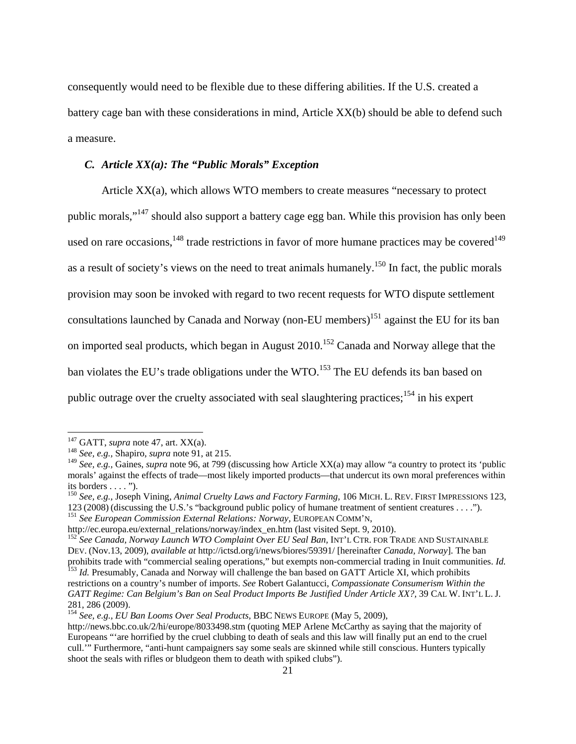consequently would need to be flexible due to these differing abilities. If the U.S. created a battery cage ban with these considerations in mind, Article XX(b) should be able to defend such a measure.

### *C. Article XX(a): The "Public Morals" Exception*

Article XX(a), which allows WTO members to create measures "necessary to protect public morals,"[147] should also support a battery cage egg ban. While this provision has only been used on rare occasions,[148] trade restrictions in favor of more humane practices may be covered[149] as a result of society's views on the need to treat animals humanely.[150] In fact, the public morals provision may soon be invoked with regard to two recent requests for WTO dispute settlement consultations launched by Canada and Norway (non-EU members)[151] against the EU for its ban on imported seal products, which began in August 2010.[152] Canada and Norway allege that the ban violates the EU's trade obligations under the WTO.[153] The EU defends its ban based on public outrage over the cruelty associated with seal slaughtering practices;[154] in his expert

---

[147] GATT, *supra* note 47, art. XX(a).

[148] *See, e.g.,* Shapiro, *supra* note 91, at 215.

[149] *See, e.g.,* Gaines, *supra* note 96, at 799 (discussing how Article XX(a) may allow "a country to protect its 'public morals' against the effects of trade—most likely imported products—that undercut its own moral preferences within its borders . . . . ").

[150] *See, e.g.,* Joseph Vining, *Animal Cruelty Laws and Factory Farming*, 106 MICH. L. REV. FIRST IMPRESSIONS 123, 123 (2008) (discussing the U.S.'s "background public policy of humane treatment of sentient creatures . . . .").

[151] *See European Commission External Relations: Norway*, EUROPEAN COMM'N, http://ec.europa.eu/external_relations/norway/index_en.htm (last visited Sept. 9, 2010).

[152] *See Canada, Norway Launch WTO Complaint Over EU Seal Ban*, INT'L CTR. FOR TRADE AND SUSTAINABLE DEV. (Nov.13, 2009), *available at* http://ictsd.org/i/news/biores/59391/ [hereinafter *Canada, Norway*]. The ban prohibits trade with "commercial sealing operations," but exempts non-commercial trading in Inuit communities. *Id.*

[153] *Id.* Presumably, Canada and Norway will challenge the ban based on GATT Article XI, which prohibits restrictions on a country's number of imports. *See* Robert Galantucci, *Compassionate Consumerism Within the GATT Regime: Can Belgium's Ban on Seal Product Imports Be Justified Under Article XX?*, 39 CAL W. INT'L L. J. 281, 286 (2009).

[154] *See, e.g.*, *EU Ban Looms Over Seal Products*, BBC NEWS EUROPE (May 5, 2009), http://news.bbc.co.uk/2/hi/europe/8033498.stm (quoting MEP Arlene McCarthy as saying that the majority of Europeans "'are horrified by the cruel clubbing to death of seals and this law will finally put an end to the cruel cull.'" Furthermore, "anti-hunt campaigners say some seals are skinned while still conscious. Hunters typically shoot the seals with rifles or bludgeon them to death with spiked clubs").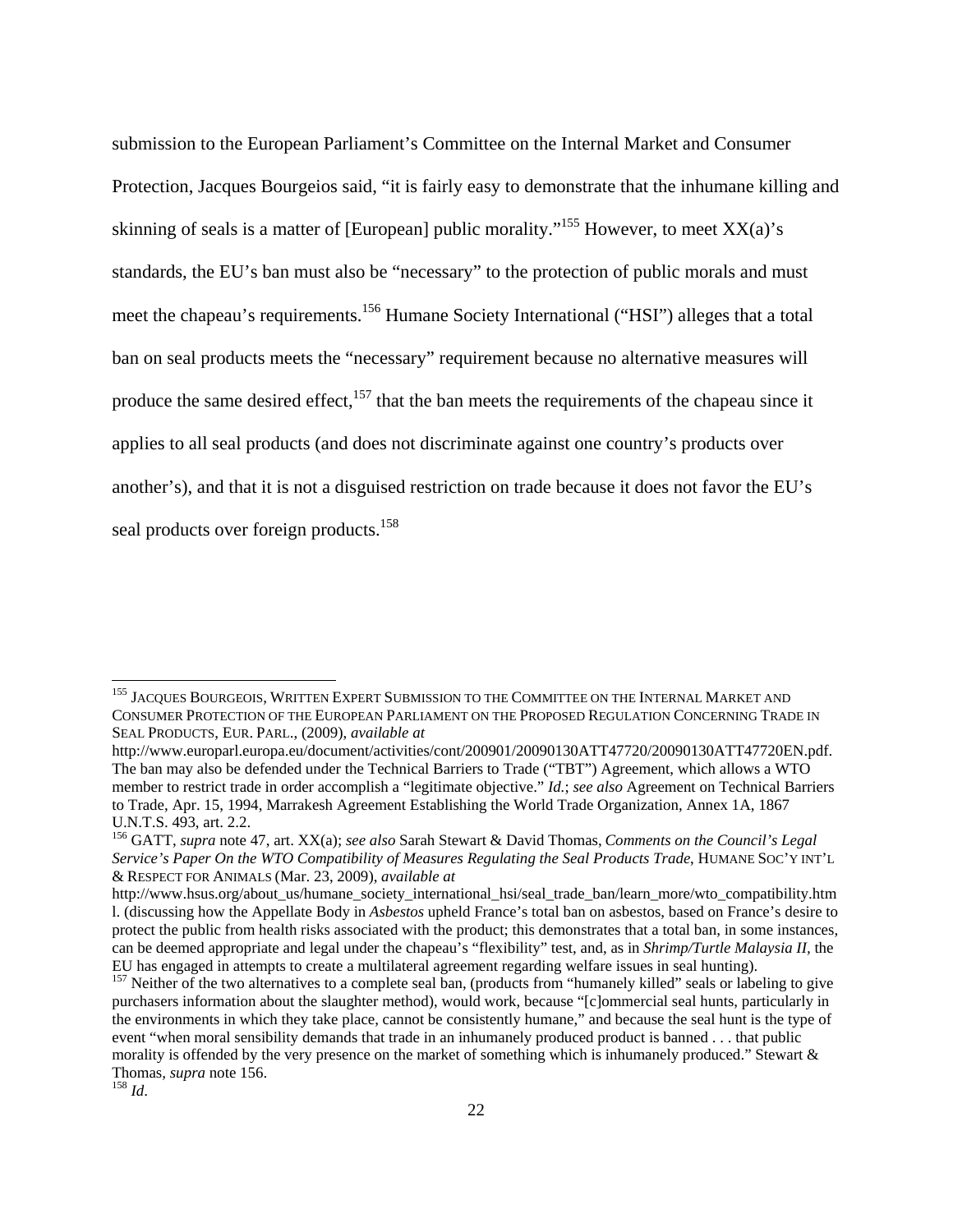submission to the European Parliament's Committee on the Internal Market and Consumer Protection, Jacques Bourgeios said, "it is fairly easy to demonstrate that the inhumane killing and skinning of seals is a matter of [European] public morality."[155] However, to meet XX(a)'s standards, the EU's ban must also be "necessary" to the protection of public morals and must meet the chapeau's requirements.[156] Humane Society International ("HSI") alleges that a total ban on seal products meets the "necessary" requirement because no alternative measures will produce the same desired effect,[157] that the ban meets the requirements of the chapeau since it applies to all seal products (and does not discriminate against one country's products over another's), and that it is not a disguised restriction on trade because it does not favor the EU's seal products over foreign products.[158]

---

[155] JACQUES BOURGEOIS, WRITTEN EXPERT SUBMISSION TO THE COMMITTEE ON THE INTERNAL MARKET AND CONSUMER PROTECTION OF THE EUROPEAN PARLIAMENT ON THE PROPOSED REGULATION CONCERNING TRADE IN SEAL PRODUCTS, EUR. PARL., (2009), *available at* http://www.europarl.europa.eu/document/activities/cont/200901/20090130ATT47720/20090130ATT47720EN.pdf. The ban may also be defended under the Technical Barriers to Trade ("TBT") Agreement, which allows a WTO member to restrict trade in order accomplish a "legitimate objective." *Id.*; *see also* Agreement on Technical Barriers to Trade, Apr. 15, 1994, Marrakesh Agreement Establishing the World Trade Organization, Annex 1A, 1867 U.N.T.S. 493, art. 2.2.

[156] GATT, *supra* note 47, art. XX(a); *see also* Sarah Stewart & David Thomas, *Comments on the Council's Legal Service's Paper On the WTO Compatibility of Measures Regulating the Seal Products Trade*, HUMANE SOC'Y INT'L & RESPECT FOR ANIMALS (Mar. 23, 2009), *available at* http://www.hsus.org/about_us/humane_society_international_hsi/seal_trade_ban/learn_more/wto_compatibility.html. (discussing how the Appellate Body in *Asbestos* upheld France's total ban on asbestos, based on France's desire to protect the public from health risks associated with the product; this demonstrates that a total ban, in some instances, can be deemed appropriate and legal under the chapeau's "flexibility" test, and, as in *Shrimp/Turtle Malaysia II*, the EU has engaged in attempts to create a multilateral agreement regarding welfare issues in seal hunting).

[157] Neither of the two alternatives to a complete seal ban, (products from "humanely killed" seals or labeling to give purchasers information about the slaughter method), would work, because "[c]ommercial seal hunts, particularly in the environments in which they take place, cannot be consistently humane," and because the seal hunt is the type of event "when moral sensibility demands that trade in an inhumanely produced product is banned . . . that public morality is offended by the very presence on the market of something which is inhumanely produced." Stewart & Thomas, *supra* note 156.

[158] *Id*.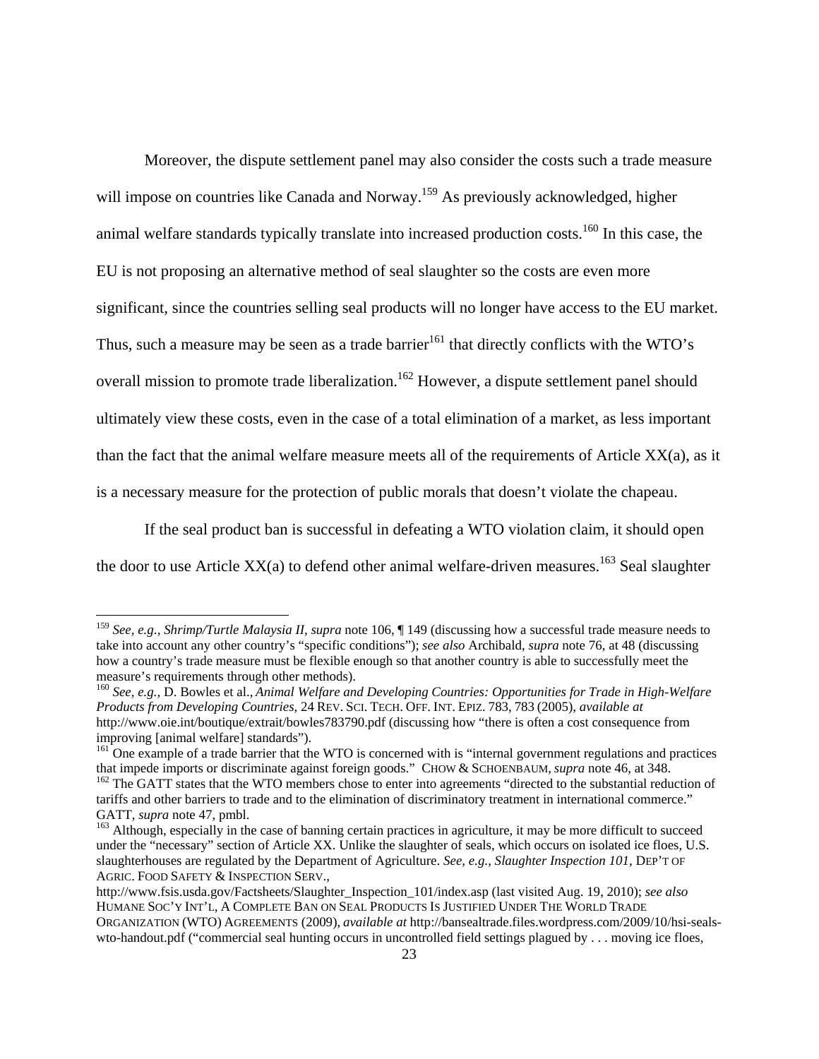Moreover, the dispute settlement panel may also consider the costs such a trade measure will impose on countries like Canada and Norway.[159] As previously acknowledged, higher animal welfare standards typically translate into increased production costs.[160] In this case, the EU is not proposing an alternative method of seal slaughter so the costs are even more significant, since the countries selling seal products will no longer have access to the EU market. Thus, such a measure may be seen as a trade barrier[161] that directly conflicts with the WTO's overall mission to promote trade liberalization.[162] However, a dispute settlement panel should ultimately view these costs, even in the case of a total elimination of a market, as less important than the fact that the animal welfare measure meets all of the requirements of Article XX(a), as it is a necessary measure for the protection of public morals that doesn't violate the chapeau.

If the seal product ban is successful in defeating a WTO violation claim, it should open the door to use Article XX(a) to defend other animal welfare-driven measures.[163] Seal slaughter

---

[159] *See, e.g.*, *Shrimp/Turtle Malaysia II*, *supra* note 106, ¶ 149 (discussing how a successful trade measure needs to take into account any other country's "specific conditions"); *see also* Archibald, *supra* note 76, at 48 (discussing how a country's trade measure must be flexible enough so that another country is able to successfully meet the measure's requirements through other methods).

[160] *See, e.g.*, D. Bowles et al., *Animal Welfare and Developing Countries: Opportunities for Trade in High-Welfare Products from Developing Countries*, 24 REV. SCI. TECH. OFF. INT. EPIZ. 783, 783 (2005), *available at* http://www.oie.int/boutique/extrait/bowles783790.pdf (discussing how "there is often a cost consequence from improving [animal welfare] standards").

[161] One example of a trade barrier that the WTO is concerned with is "internal government regulations and practices that impede imports or discriminate against foreign goods." CHOW & SCHOENBAUM, *supra* note 46, at 348.

[162] The GATT states that the WTO members chose to enter into agreements "directed to the substantial reduction of tariffs and other barriers to trade and to the elimination of discriminatory treatment in international commerce." GATT, *supra* note 47, pmbl.

[163] Although, especially in the case of banning certain practices in agriculture, it may be more difficult to succeed under the "necessary" section of Article XX. Unlike the slaughter of seals, which occurs on isolated ice floes, U.S. slaughterhouses are regulated by the Department of Agriculture. *See, e.g.*, *Slaughter Inspection 101*, DEP'T OF AGRIC. FOOD SAFETY & INSPECTION SERV., http://www.fsis.usda.gov/Factsheets/Slaughter_Inspection_101/index.asp (last visited Aug. 19, 2010); *see also* HUMANE SOC'Y INT'L, A COMPLETE BAN ON SEAL PRODUCTS IS JUSTIFIED UNDER THE WORLD TRADE ORGANIZATION (WTO) AGREEMENTS (2009), *available at* http://bansealtrade.files.wordpress.com/2009/10/hsi-seals-wto-handout.pdf ("commercial seal hunting occurs in uncontrolled field settings plagued by . . . moving ice floes,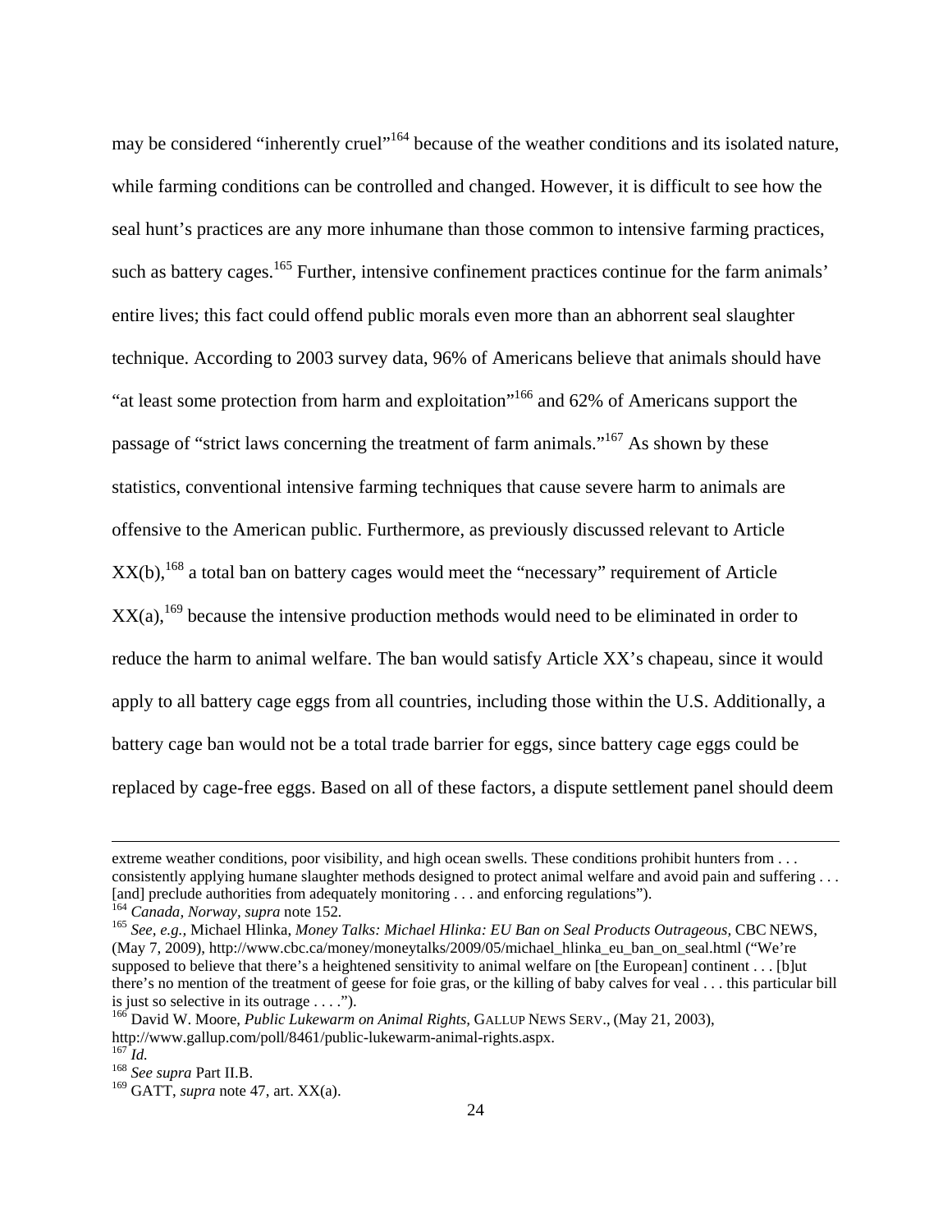may be considered "inherently cruel"[164] because of the weather conditions and its isolated nature, while farming conditions can be controlled and changed. However, it is difficult to see how the seal hunt's practices are any more inhumane than those common to intensive farming practices, such as battery cages.[165] Further, intensive confinement practices continue for the farm animals' entire lives; this fact could offend public morals even more than an abhorrent seal slaughter technique. According to 2003 survey data, 96% of Americans believe that animals should have "at least some protection from harm and exploitation"[166] and 62% of Americans support the passage of "strict laws concerning the treatment of farm animals."[167] As shown by these statistics, conventional intensive farming techniques that cause severe harm to animals are offensive to the American public. Furthermore, as previously discussed relevant to Article XX(b),[168] a total ban on battery cages would meet the "necessary" requirement of Article XX(a),[169] because the intensive production methods would need to be eliminated in order to reduce the harm to animal welfare. The ban would satisfy Article XX's chapeau, since it would apply to all battery cage eggs from all countries, including those within the U.S. Additionally, a battery cage ban would not be a total trade barrier for eggs, since battery cage eggs could be replaced by cage-free eggs. Based on all of these factors, a dispute settlement panel should deem

---

extreme weather conditions, poor visibility, and high ocean swells. These conditions prohibit hunters from . . . consistently applying humane slaughter methods designed to protect animal welfare and avoid pain and suffering . . . [and] preclude authorities from adequately monitoring . . . and enforcing regulations").

[164] *Canada, Norway*, *supra* note 152.

[165] *See, e.g.*, Michael Hlinka, *Money Talks: Michael Hlinka: EU Ban on Seal Products Outrageous,* CBC NEWS, (May 7, 2009), http://www.cbc.ca/money/moneytalks/2009/05/michael_hlinka_eu_ban_on_seal.html ("We're supposed to believe that there's a heightened sensitivity to animal welfare on [the European] continent . . . [b]ut there's no mention of the treatment of geese for foie gras, or the killing of baby calves for veal . . . this particular bill is just so selective in its outrage . . . .").

[166] David W. Moore, *Public Lukewarm on Animal Rights*, GALLUP NEWS SERV., (May 21, 2003), http://www.gallup.com/poll/8461/public-lukewarm-animal-rights.aspx.

[167] *Id.*

[168] *See supra* Part II.B.

[169] GATT, *supra* note 47, art. XX(a).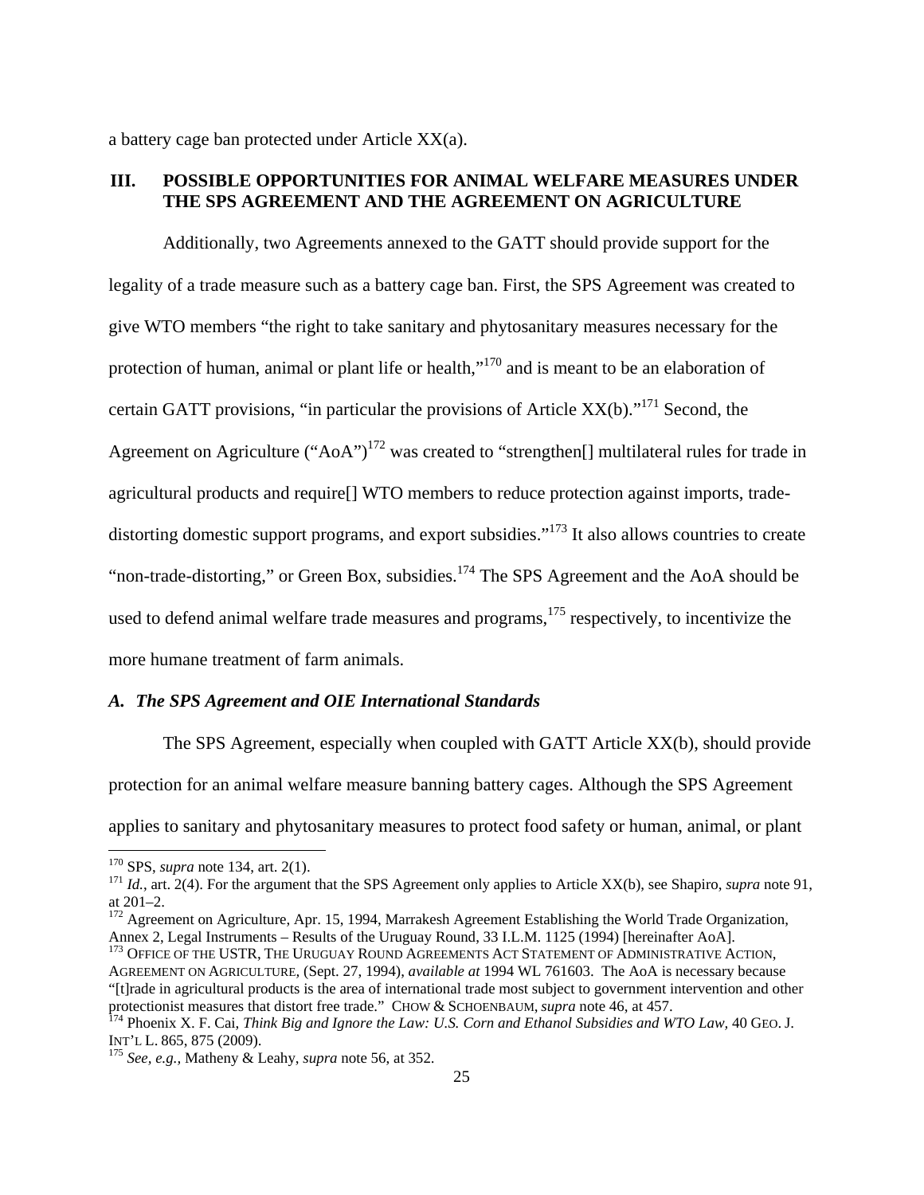a battery cage ban protected under Article XX(a).

## III. POSSIBLE OPPORTUNITIES FOR ANIMAL WELFARE MEASURES UNDER THE SPS AGREEMENT AND THE AGREEMENT ON AGRICULTURE

Additionally, two Agreements annexed to the GATT should provide support for the legality of a trade measure such as a battery cage ban. First, the SPS Agreement was created to give WTO members "the right to take sanitary and phytosanitary measures necessary for the protection of human, animal or plant life or health,"[170] and is meant to be an elaboration of certain GATT provisions, "in particular the provisions of Article XX(b)."[171] Second, the Agreement on Agriculture ("AoA")[172] was created to "strengthen[] multilateral rules for trade in agricultural products and require[] WTO members to reduce protection against imports, trade-distorting domestic support programs, and export subsidies."[173] It also allows countries to create "non-trade-distorting," or Green Box, subsidies.[174] The SPS Agreement and the AoA should be used to defend animal welfare trade measures and programs,[175] respectively, to incentivize the more humane treatment of farm animals.

### *A. The SPS Agreement and OIE International Standards*

The SPS Agreement, especially when coupled with GATT Article XX(b), should provide protection for an animal welfare measure banning battery cages. Although the SPS Agreement applies to sanitary and phytosanitary measures to protect food safety or human, animal, or plant

---

[170] SPS, *supra* note 134, art. 2(1).

[171] *Id.*, art. 2(4). For the argument that the SPS Agreement only applies to Article XX(b), see Shapiro, *supra* note 91, at 201–2.

[172] Agreement on Agriculture, Apr. 15, 1994, Marrakesh Agreement Establishing the World Trade Organization, Annex 2, Legal Instruments – Results of the Uruguay Round, 33 I.L.M. 1125 (1994) [hereinafter AoA].

[173] OFFICE OF THE USTR, THE URUGUAY ROUND AGREEMENTS ACT STATEMENT OF ADMINISTRATIVE ACTION, AGREEMENT ON AGRICULTURE, (Sept. 27, 1994), *available at* 1994 WL 761603. The AoA is necessary because "[t]rade in agricultural products is the area of international trade most subject to government intervention and other protectionist measures that distort free trade." CHOW & SCHOENBAUM, *supra* note 46, at 457.

[174] Phoenix X. F. Cai, *Think Big and Ignore the Law: U.S. Corn and Ethanol Subsidies and WTO Law*, 40 GEO. J. INT'L L. 865, 875 (2009).

[175] *See, e.g.*, Matheny & Leahy, *supra* note 56, at 352.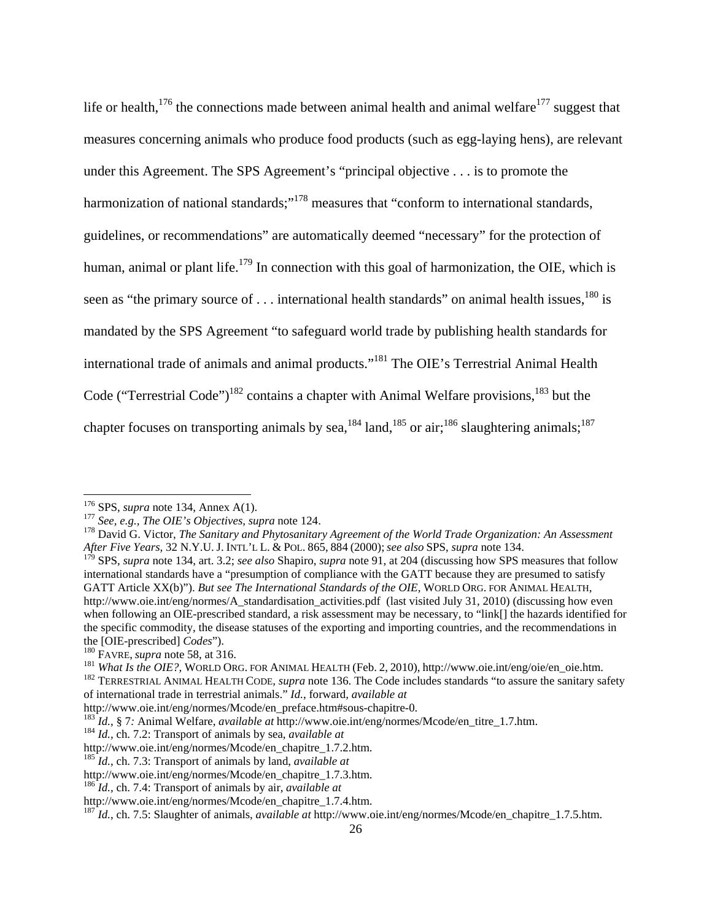life or health,[176] the connections made between animal health and animal welfare[177] suggest that measures concerning animals who produce food products (such as egg-laying hens), are relevant under this Agreement. The SPS Agreement's "principal objective . . . is to promote the harmonization of national standards;"[178] measures that "conform to international standards, guidelines, or recommendations" are automatically deemed "necessary" for the protection of human, animal or plant life.[179] In connection with this goal of harmonization, the OIE, which is seen as "the primary source of . . . international health standards" on animal health issues,[180] is mandated by the SPS Agreement "to safeguard world trade by publishing health standards for international trade of animals and animal products."[181] The OIE's Terrestrial Animal Health Code ("Terrestrial Code")[182] contains a chapter with Animal Welfare provisions,[183] but the chapter focuses on transporting animals by sea,[184] land,[185] or air;[186] slaughtering animals;[187]

---

[176] SPS, *supra* note 134, Annex A(1).

[177] *See, e.g.*, *The OIE's Objectives*, *supra* note 124.

[178] David G. Victor, *The Sanitary and Phytosanitary Agreement of the World Trade Organization: An Assessment After Five Years*, 32 N.Y.U. J. INT'L L. & POL. 865, 884 (2000); *see also* SPS, *supra* note 134.

[179] SPS, *supra* note 134, art. 3.2; *see also* Shapiro, *supra* note 91, at 204 (discussing how SPS measures that follow international standards have a "presumption of compliance with the GATT because they are presumed to satisfy GATT Article XX(b)"). *But see The International Standards of the OIE*, WORLD ORG. FOR ANIMAL HEALTH, http://www.oie.int/eng/normes/A_standardisation_activities.pdf (last visited July 31, 2010) (discussing how even when following an OIE-prescribed standard, a risk assessment may be necessary, to "link[] the hazards identified for the specific commodity, the disease statuses of the exporting and importing countries, and the recommendations in the [OIE-prescribed] *Codes*").

[180] FAVRE, *supra* note 58, at 316.

[181] *What Is the OIE?*, WORLD ORG. FOR ANIMAL HEALTH (Feb. 2, 2010), http://www.oie.int/eng/oie/en_oie.htm.

[182] TERRESTRIAL ANIMAL HEALTH CODE, *supra* note 136. The Code includes standards "to assure the sanitary safety of international trade in terrestrial animals." *Id.*, forward, *available at* http://www.oie.int/eng/normes/Mcode/en_preface.htm#sous-chapitre-0.

[183] *Id.*, § 7: Animal Welfare, *available at* http://www.oie.int/eng/normes/Mcode/en_titre_1.7.htm.

[184] *Id.*, ch. 7.2: Transport of animals by sea, *available at* http://www.oie.int/eng/normes/Mcode/en_chapitre_1.7.2.htm.

[185] *Id.*, ch. 7.3: Transport of animals by land, *available at* http://www.oie.int/eng/normes/Mcode/en_chapitre_1.7.3.htm.

[186] *Id.*, ch. 7.4: Transport of animals by air, *available at* http://www.oie.int/eng/normes/Mcode/en_chapitre_1.7.4.htm.

[187] *Id.*, ch. 7.5: Slaughter of animals, *available at* http://www.oie.int/eng/normes/Mcode/en_chapitre_1.7.5.htm.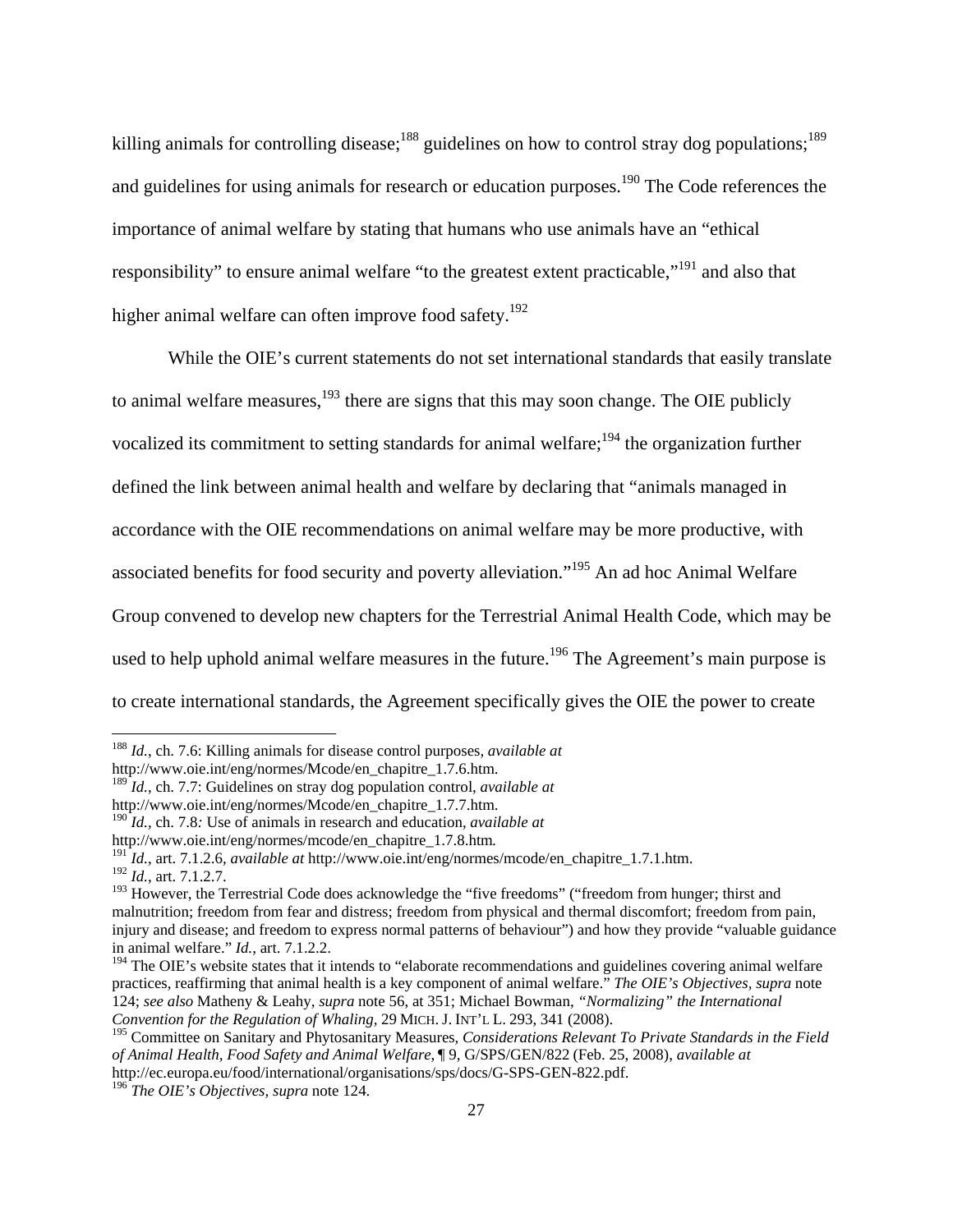killing animals for controlling disease;[188] guidelines on how to control stray dog populations;[189] and guidelines for using animals for research or education purposes.[190] The Code references the importance of animal welfare by stating that humans who use animals have an "ethical responsibility" to ensure animal welfare "to the greatest extent practicable,"[191] and also that higher animal welfare can often improve food safety.[192]

While the OIE's current statements do not set international standards that easily translate to animal welfare measures,[193] there are signs that this may soon change. The OIE publicly vocalized its commitment to setting standards for animal welfare;[194] the organization further defined the link between animal health and welfare by declaring that "animals managed in accordance with the OIE recommendations on animal welfare may be more productive, with associated benefits for food security and poverty alleviation."[195] An ad hoc Animal Welfare Group convened to develop new chapters for the Terrestrial Animal Health Code, which may be used to help uphold animal welfare measures in the future.[196] The Agreement's main purpose is to create international standards, the Agreement specifically gives the OIE the power to create

---

[188] *Id.*, ch. 7.6: Killing animals for disease control purposes, *available at* http://www.oie.int/eng/normes/Mcode/en_chapitre_1.7.6.htm.

[189] *Id.*, ch. 7.7: Guidelines on stray dog population control, *available at* http://www.oie.int/eng/normes/Mcode/en_chapitre_1.7.7.htm.

[190] *Id.*, ch. 7.8*:* Use of animals in research and education, *available at* http://www.oie.int/eng/normes/mcode/en_chapitre_1.7.8.htm.

[191] *Id.*, art. 7.1.2.6, *available at* http://www.oie.int/eng/normes/mcode/en_chapitre_1.7.1.htm.

[192] *Id.*, art. 7.1.2.7.

[193] However, the Terrestrial Code does acknowledge the "five freedoms" ("freedom from hunger; thirst and malnutrition; freedom from fear and distress; freedom from physical and thermal discomfort; freedom from pain, injury and disease; and freedom to express normal patterns of behaviour") and how they provide "valuable guidance in animal welfare." *Id.*, art. 7.1.2.2.

[194] The OIE's website states that it intends to "elaborate recommendations and guidelines covering animal welfare practices, reaffirming that animal health is a key component of animal welfare." *The OIE's Objectives*, *supra* note 124; *see also* Matheny & Leahy, *supra* note 56, at 351; Michael Bowman, *"Normalizing" the International Convention for the Regulation of Whaling*, 29 MICH. J. INT'L L. 293, 341 (2008).

[195] Committee on Sanitary and Phytosanitary Measures, *Considerations Relevant To Private Standards in the Field of Animal Health, Food Safety and Animal Welfare*, ¶ 9, G/SPS/GEN/822 (Feb. 25, 2008), *available at* http://ec.europa.eu/food/international/organisations/sps/docs/G-SPS-GEN-822.pdf.

[196] *The OIE's Objectives, supra* note 124.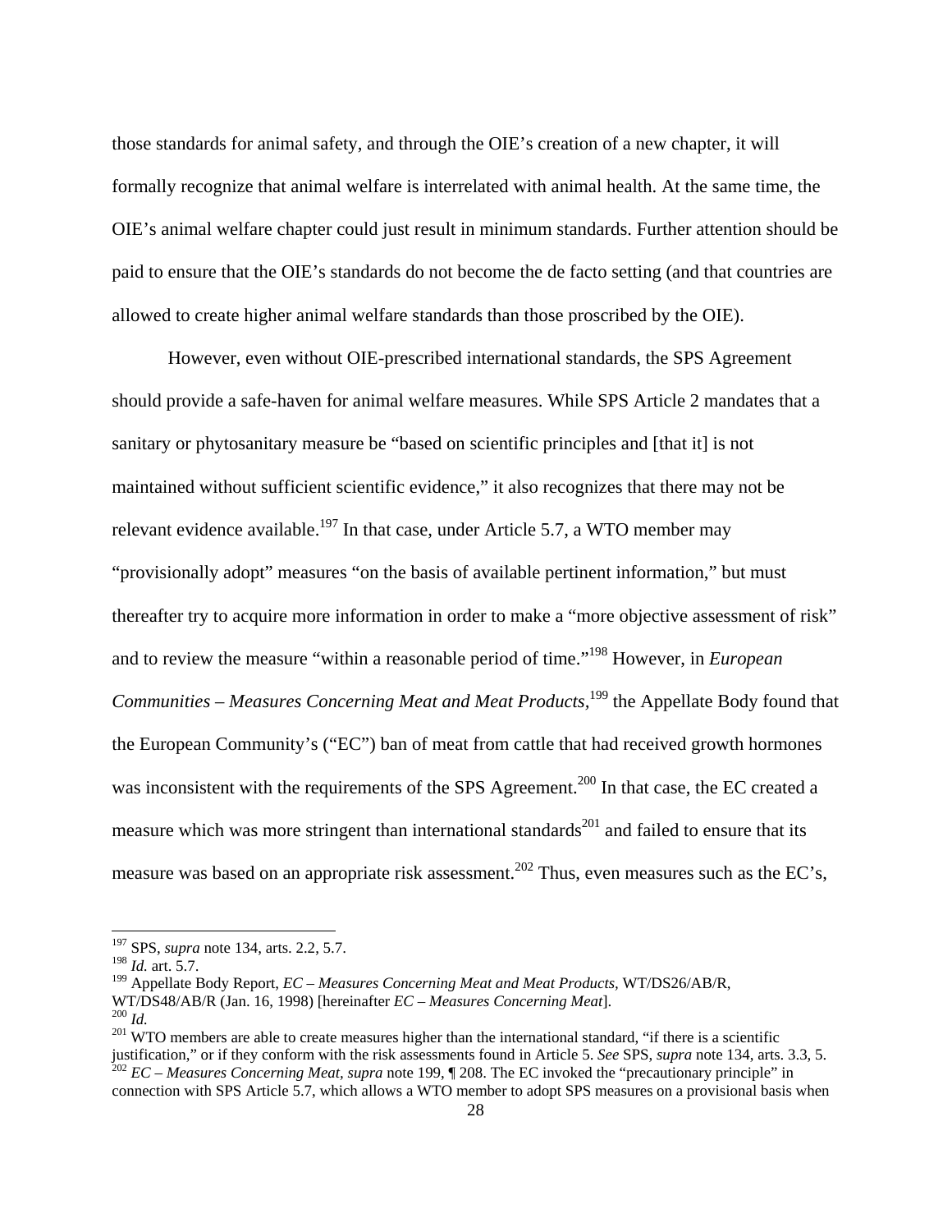those standards for animal safety, and through the OIE's creation of a new chapter, it will formally recognize that animal welfare is interrelated with animal health. At the same time, the OIE's animal welfare chapter could just result in minimum standards. Further attention should be paid to ensure that the OIE's standards do not become the de facto setting (and that countries are allowed to create higher animal welfare standards than those proscribed by the OIE).

However, even without OIE-prescribed international standards, the SPS Agreement should provide a safe-haven for animal welfare measures. While SPS Article 2 mandates that a sanitary or phytosanitary measure be "based on scientific principles and [that it] is not maintained without sufficient scientific evidence," it also recognizes that there may not be relevant evidence available.[197] In that case, under Article 5.7, a WTO member may "provisionally adopt" measures "on the basis of available pertinent information," but must thereafter try to acquire more information in order to make a "more objective assessment of risk" and to review the measure "within a reasonable period of time."[198] However, in *European Communities – Measures Concerning Meat and Meat Products*,[199] the Appellate Body found that the European Community's ("EC") ban of meat from cattle that had received growth hormones was inconsistent with the requirements of the SPS Agreement.[200] In that case, the EC created a measure which was more stringent than international standards[201] and failed to ensure that its measure was based on an appropriate risk assessment.[202] Thus, even measures such as the EC's,

---

[197] SPS, *supra* note 134, arts. 2.2, 5.7.

[198] *Id.* art. 5.7.

[199] Appellate Body Report, *EC – Measures Concerning Meat and Meat Products*, WT/DS26/AB/R, WT/DS48/AB/R (Jan. 16, 1998) [hereinafter *EC – Measures Concerning Meat*].

[200] *Id.*

[201] WTO members are able to create measures higher than the international standard, "if there is a scientific justification," or if they conform with the risk assessments found in Article 5. *See* SPS, *supra* note 134, arts. 3.3, 5.

[202] *EC – Measures Concerning Meat*, *supra* note 199, ¶ 208. The EC invoked the "precautionary principle" in connection with SPS Article 5.7, which allows a WTO member to adopt SPS measures on a provisional basis when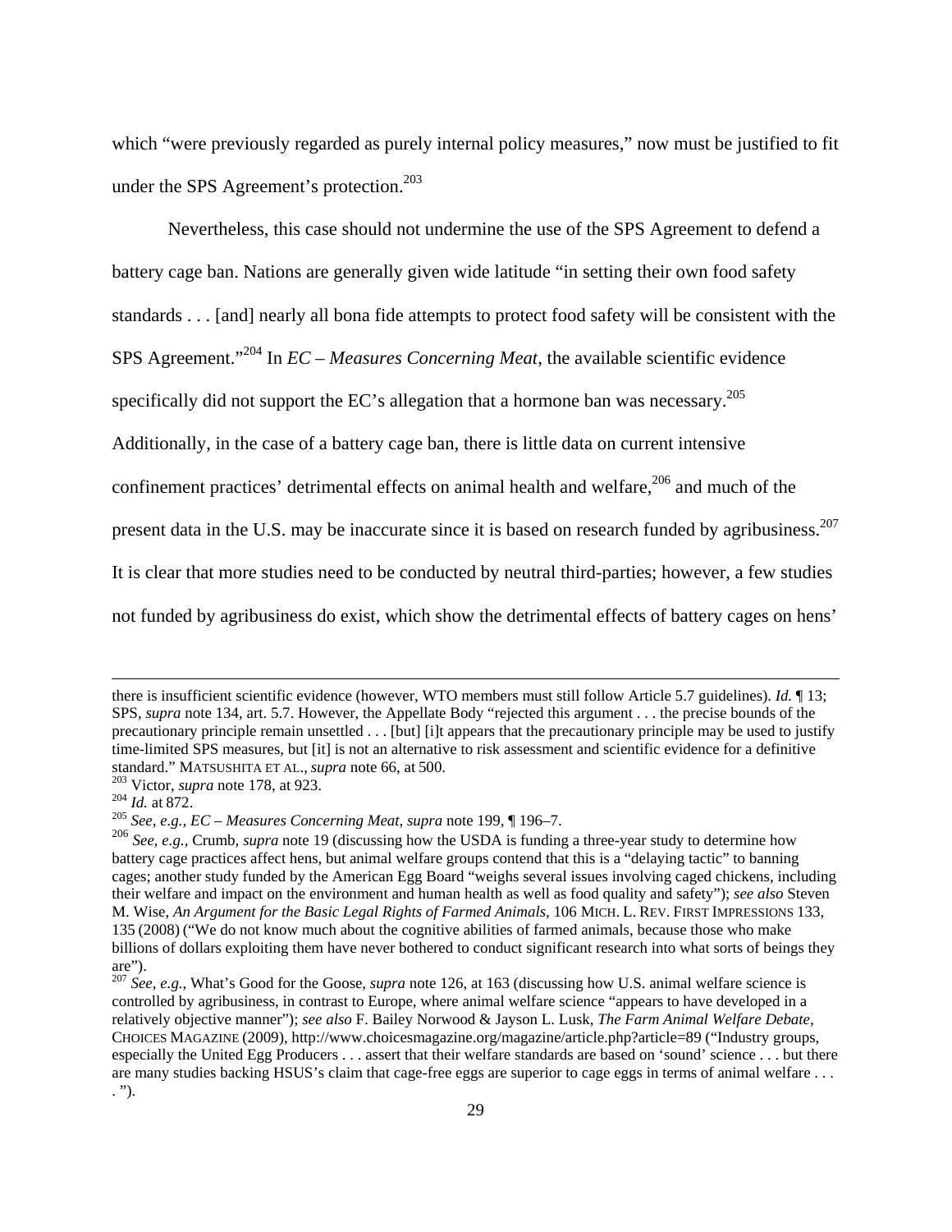which "were previously regarded as purely internal policy measures," now must be justified to fit under the SPS Agreement's protection.[203]

Nevertheless, this case should not undermine the use of the SPS Agreement to defend a battery cage ban. Nations are generally given wide latitude "in setting their own food safety standards . . . [and] nearly all bona fide attempts to protect food safety will be consistent with the SPS Agreement."[204] In *EC – Measures Concerning Meat*, the available scientific evidence specifically did not support the EC's allegation that a hormone ban was necessary.[205] Additionally, in the case of a battery cage ban, there is little data on current intensive confinement practices' detrimental effects on animal health and welfare,[206] and much of the present data in the U.S. may be inaccurate since it is based on research funded by agribusiness.[207] It is clear that more studies need to be conducted by neutral third-parties; however, a few studies not funded by agribusiness do exist, which show the detrimental effects of battery cages on hens'

---

there is insufficient scientific evidence (however, WTO members must still follow Article 5.7 guidelines). *Id.* ¶ 13; SPS, *supra* note 134, art. 5.7. However, the Appellate Body "rejected this argument . . . the precise bounds of the precautionary principle remain unsettled . . . [but] [i]t appears that the precautionary principle may be used to justify time-limited SPS measures, but [it] is not an alternative to risk assessment and scientific evidence for a definitive standard." MATSUSHITA ET AL., *supra* note 66, at 500.

[203] Victor, *supra* note 178, at 923.

[204] *Id.* at 872.

[205] *See, e.g.*, *EC – Measures Concerning Meat*, *supra* note 199, ¶ 196–7.

[206] *See, e.g.*, Crumb, *supra* note 19 (discussing how the USDA is funding a three-year study to determine how battery cage practices affect hens, but animal welfare groups contend that this is a "delaying tactic" to banning cages; another study funded by the American Egg Board "weighs several issues involving caged chickens, including their welfare and impact on the environment and human health as well as food quality and safety"); *see also* Steven M. Wise, *An Argument for the Basic Legal Rights of Farmed Animals*, 106 MICH. L. REV. FIRST IMPRESSIONS 133, 135 (2008) ("We do not know much about the cognitive abilities of farmed animals, because those who make billions of dollars exploiting them have never bothered to conduct significant research into what sorts of beings they are").

[207] *See, e.g.*, What's Good for the Goose, *supra* note 126, at 163 (discussing how U.S. animal welfare science is controlled by agribusiness, in contrast to Europe, where animal welfare science "appears to have developed in a relatively objective manner"); *see also* F. Bailey Norwood & Jayson L. Lusk, *The Farm Animal Welfare Debate*, CHOICES MAGAZINE (2009), http://www.choicesmagazine.org/magazine/article.php?article=89 ("Industry groups, especially the United Egg Producers . . . assert that their welfare standards are based on 'sound' science . . . but there are many studies backing HSUS's claim that cage-free eggs are superior to cage eggs in terms of animal welfare . . . . ").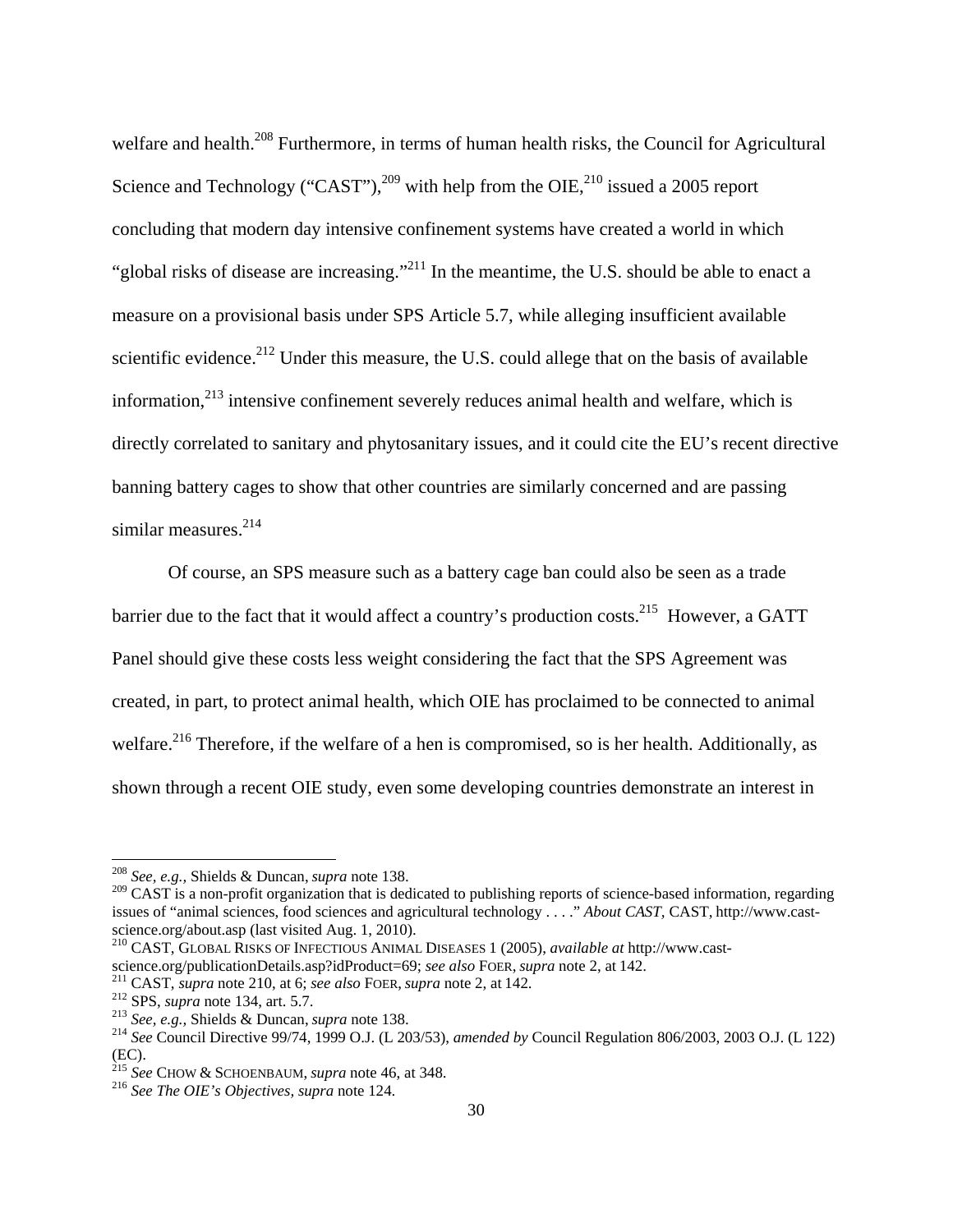welfare and health.[208] Furthermore, in terms of human health risks, the Council for Agricultural Science and Technology ("CAST"),[209] with help from the OIE,[210] issued a 2005 report concluding that modern day intensive confinement systems have created a world in which "global risks of disease are increasing."[211] In the meantime, the U.S. should be able to enact a measure on a provisional basis under SPS Article 5.7, while alleging insufficient available scientific evidence.[212] Under this measure, the U.S. could allege that on the basis of available information,[213] intensive confinement severely reduces animal health and welfare, which is directly correlated to sanitary and phytosanitary issues, and it could cite the EU's recent directive banning battery cages to show that other countries are similarly concerned and are passing similar measures.[214]

Of course, an SPS measure such as a battery cage ban could also be seen as a trade barrier due to the fact that it would affect a country's production costs.[215] However, a GATT Panel should give these costs less weight considering the fact that the SPS Agreement was created, in part, to protect animal health, which OIE has proclaimed to be connected to animal welfare.[216] Therefore, if the welfare of a hen is compromised, so is her health. Additionally, as shown through a recent OIE study, even some developing countries demonstrate an interest in

---

[208] *See, e.g.*, Shields & Duncan, *supra* note 138.

[209] CAST is a non-profit organization that is dedicated to publishing reports of science-based information, regarding issues of "animal sciences, food sciences and agricultural technology . . . ." *About CAST*, CAST, http://www.cast-science.org/about.asp (last visited Aug. 1, 2010).

[210] CAST, GLOBAL RISKS OF INFECTIOUS ANIMAL DISEASES 1 (2005), *available at* http://www.cast-science.org/publicationDetails.asp?idProduct=69; *see also* FOER, *supra* note 2, at 142.

[211] CAST, *supra* note 210, at 6; *see also* FOER, *supra* note 2, at 142.

[212] SPS, *supra* note 134, art. 5.7.

[213] *See, e.g.*, Shields & Duncan, *supra* note 138.

[214] *See* Council Directive 99/74, 1999 O.J. (L 203/53), *amended by* Council Regulation 806/2003, 2003 O.J. (L 122) (EC).

[215] *See* CHOW & SCHOENBAUM, *supra* note 46, at 348.

[216] *See The OIE's Objectives*, *supra* note 124.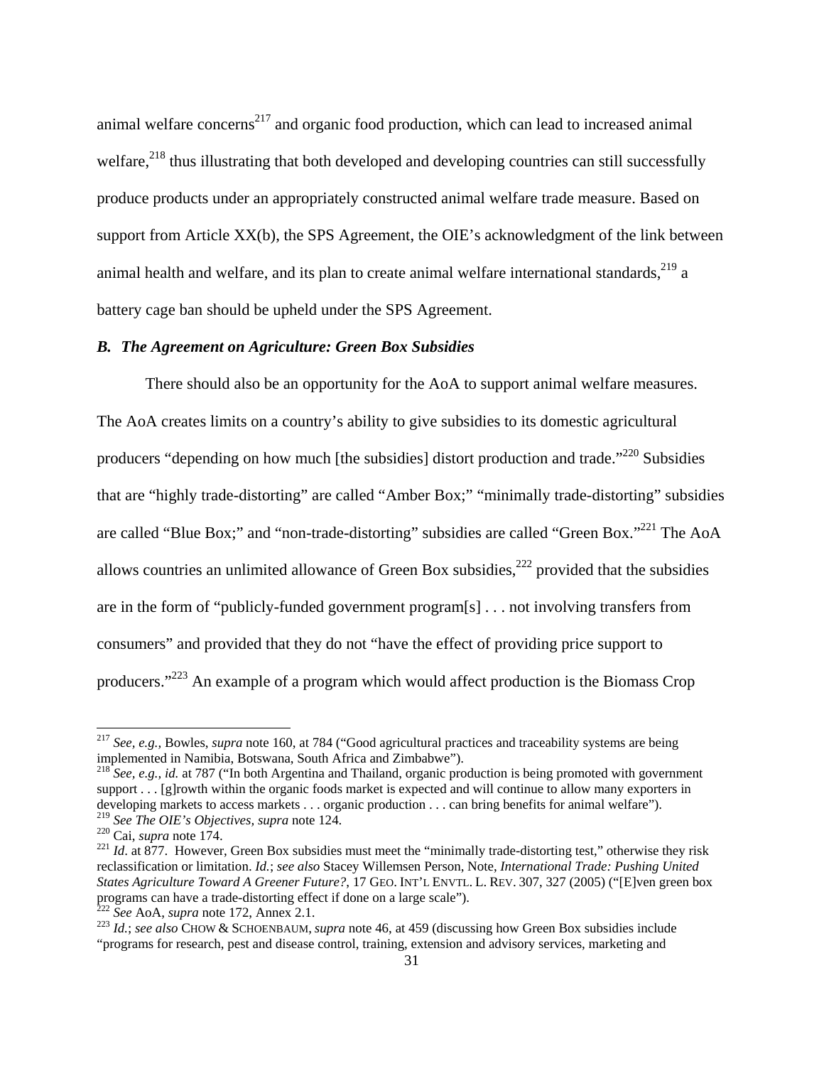animal welfare concerns[217] and organic food production, which can lead to increased animal welfare,[218] thus illustrating that both developed and developing countries can still successfully produce products under an appropriately constructed animal welfare trade measure. Based on support from Article XX(b), the SPS Agreement, the OIE's acknowledgment of the link between animal health and welfare, and its plan to create animal welfare international standards,[219] a battery cage ban should be upheld under the SPS Agreement.

### *B. The Agreement on Agriculture: Green Box Subsidies*

There should also be an opportunity for the AoA to support animal welfare measures. The AoA creates limits on a country's ability to give subsidies to its domestic agricultural producers "depending on how much [the subsidies] distort production and trade."[220] Subsidies that are "highly trade-distorting" are called "Amber Box;" "minimally trade-distorting" subsidies are called "Blue Box;" and "non-trade-distorting" subsidies are called "Green Box."[221] The AoA allows countries an unlimited allowance of Green Box subsidies,[222] provided that the subsidies are in the form of "publicly-funded government program[s] . . . not involving transfers from consumers" and provided that they do not "have the effect of providing price support to producers."[223] An example of a program which would affect production is the Biomass Crop

---

[217] *See, e.g.*, Bowles, *supra* note 160, at 784 ("Good agricultural practices and traceability systems are being implemented in Namibia, Botswana, South Africa and Zimbabwe").

[218] *See, e.g.*, *id.* at 787 ("In both Argentina and Thailand, organic production is being promoted with government support . . . [g]rowth within the organic foods market is expected and will continue to allow many exporters in developing markets to access markets . . . organic production . . . can bring benefits for animal welfare").

[219] *See The OIE's Objectives*, *supra* note 124.

[220] Cai, *supra* note 174.

[221] *Id*. at 877. However, Green Box subsidies must meet the "minimally trade-distorting test," otherwise they risk reclassification or limitation. *Id.*; *see also* Stacey Willemsen Person, Note, *International Trade: Pushing United States Agriculture Toward A Greener Future?*, 17 GEO. INT'L ENVTL. L. REV. 307, 327 (2005) ("[E]ven green box programs can have a trade-distorting effect if done on a large scale").

[222] *See* AoA, *supra* note 172, Annex 2.1.

[223] *Id.*; *see also* CHOW & SCHOENBAUM, *supra* note 46, at 459 (discussing how Green Box subsidies include "programs for research, pest and disease control, training, extension and advisory services, marketing and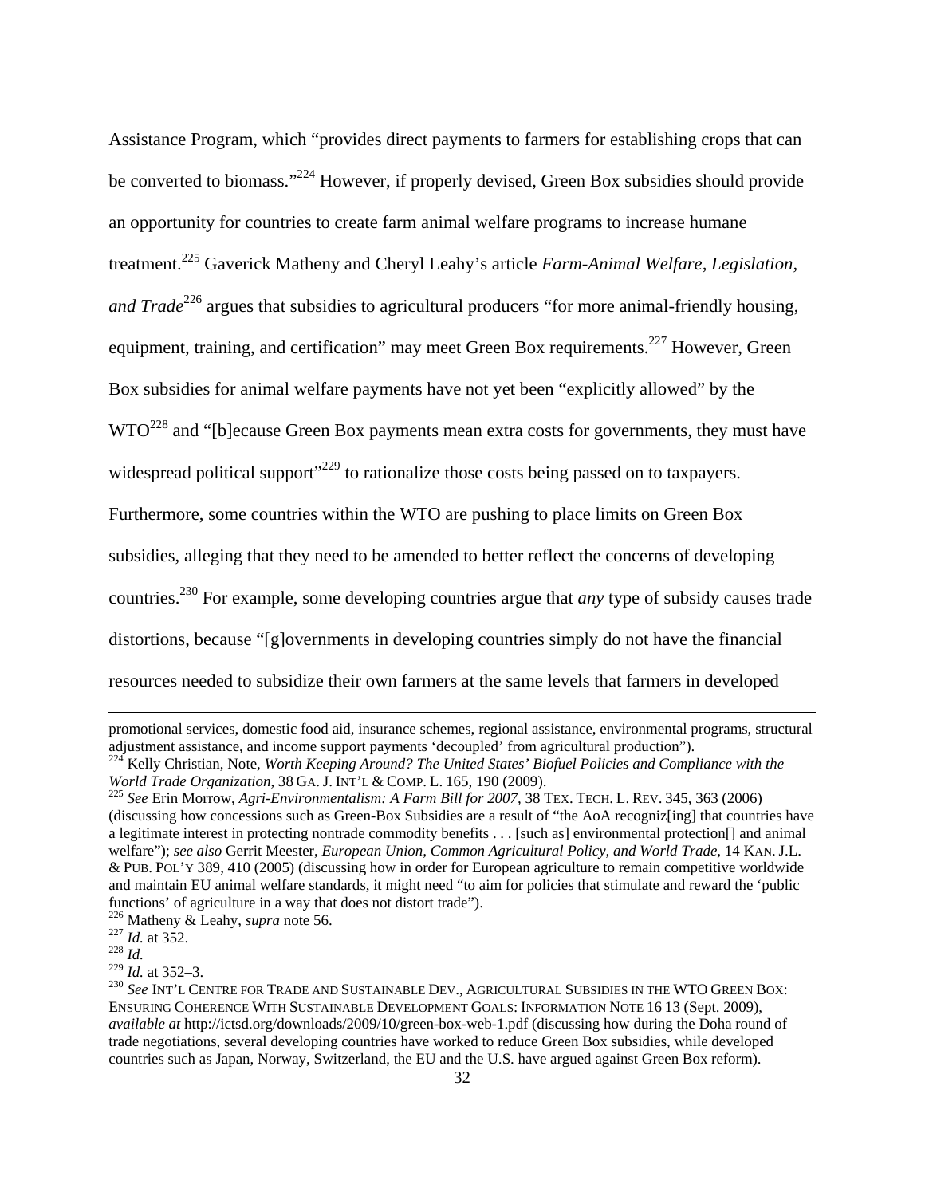Assistance Program, which "provides direct payments to farmers for establishing crops that can be converted to biomass."[224] However, if properly devised, Green Box subsidies should provide an opportunity for countries to create farm animal welfare programs to increase humane treatment.[225] Gaverick Matheny and Cheryl Leahy's article *Farm-Animal Welfare, Legislation, and Trade*[226] argues that subsidies to agricultural producers "for more animal-friendly housing, equipment, training, and certification" may meet Green Box requirements.[227] However, Green Box subsidies for animal welfare payments have not yet been "explicitly allowed" by the WTO[228] and "[b]ecause Green Box payments mean extra costs for governments, they must have widespread political support"[229] to rationalize those costs being passed on to taxpayers. Furthermore, some countries within the WTO are pushing to place limits on Green Box subsidies, alleging that they need to be amended to better reflect the concerns of developing countries.[230] For example, some developing countries argue that *any* type of subsidy causes trade distortions, because "[g]overnments in developing countries simply do not have the financial resources needed to subsidize their own farmers at the same levels that farmers in developed

---

promotional services, domestic food aid, insurance schemes, regional assistance, environmental programs, structural adjustment assistance, and income support payments 'decoupled' from agricultural production").

[224] Kelly Christian, Note, *Worth Keeping Around? The United States' Biofuel Policies and Compliance with the World Trade Organization*, 38 GA. J. INT'L & COMP. L. 165, 190 (2009).

[225] *See* Erin Morrow, *Agri-Environmentalism: A Farm Bill for 2007*, 38 TEX. TECH. L. REV. 345, 363 (2006) (discussing how concessions such as Green-Box Subsidies are a result of "the AoA recogniz[ing] that countries have a legitimate interest in protecting nontrade commodity benefits . . . [such as] environmental protection[] and animal welfare"); *see also* Gerrit Meester, *European Union, Common Agricultural Policy, and World Trade*, 14 KAN. J.L. & PUB. POL'Y 389, 410 (2005) (discussing how in order for European agriculture to remain competitive worldwide and maintain EU animal welfare standards, it might need "to aim for policies that stimulate and reward the 'public functions' of agriculture in a way that does not distort trade").

[226] Matheny & Leahy, *supra* note 56.

[227] *Id.* at 352.

[228] *Id.*

[229] *Id.* at 352–3.

[230] *See* INT'L CENTRE FOR TRADE AND SUSTAINABLE DEV., AGRICULTURAL SUBSIDIES IN THE WTO GREEN BOX: ENSURING COHERENCE WITH SUSTAINABLE DEVELOPMENT GOALS: INFORMATION NOTE 16 13 (Sept. 2009), *available at* http://ictsd.org/downloads/2009/10/green-box-web-1.pdf (discussing how during the Doha round of trade negotiations, several developing countries have worked to reduce Green Box subsidies, while developed countries such as Japan, Norway, Switzerland, the EU and the U.S. have argued against Green Box reform).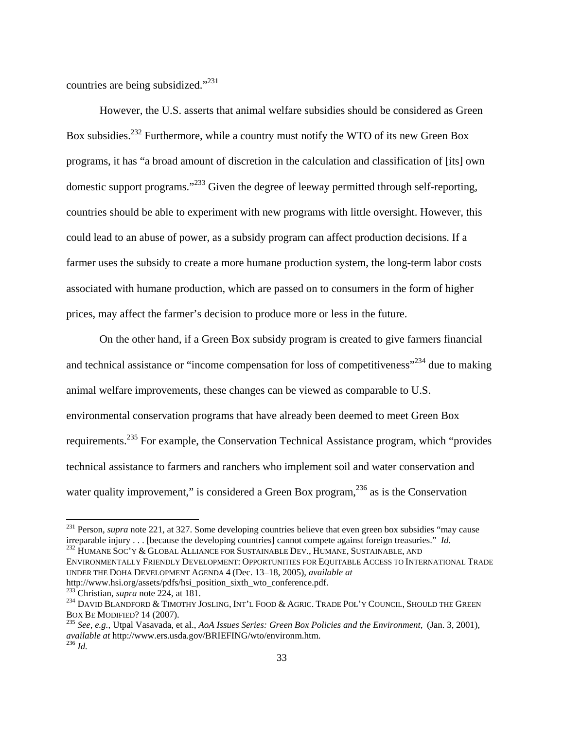countries are being subsidized."[231]

However, the U.S. asserts that animal welfare subsidies should be considered as Green Box subsidies.[232] Furthermore, while a country must notify the WTO of its new Green Box programs, it has "a broad amount of discretion in the calculation and classification of [its] own domestic support programs."[233] Given the degree of leeway permitted through self-reporting, countries should be able to experiment with new programs with little oversight. However, this could lead to an abuse of power, as a subsidy program can affect production decisions. If a farmer uses the subsidy to create a more humane production system, the long-term labor costs associated with humane production, which are passed on to consumers in the form of higher prices, may affect the farmer's decision to produce more or less in the future.

On the other hand, if a Green Box subsidy program is created to give farmers financial and technical assistance or "income compensation for loss of competitiveness"[234] due to making animal welfare improvements, these changes can be viewed as comparable to U.S. environmental conservation programs that have already been deemed to meet Green Box requirements.[235] For example, the Conservation Technical Assistance program, which "provides technical assistance to farmers and ranchers who implement soil and water conservation and water quality improvement," is considered a Green Box program,[236] as is the Conservation

---

[231] Person, *supra* note 221, at 327. Some developing countries believe that even green box subsidies "may cause irreparable injury . . . [because the developing countries] cannot compete against foreign treasuries." *Id.*

[232] HUMANE SOC'Y & GLOBAL ALLIANCE FOR SUSTAINABLE DEV., HUMANE, SUSTAINABLE, AND ENVIRONMENTALLY FRIENDLY DEVELOPMENT: OPPORTUNITIES FOR EQUITABLE ACCESS TO INTERNATIONAL TRADE UNDER THE DOHA DEVELOPMENT AGENDA 4 (Dec. 13–18, 2005), *available at* http://www.hsi.org/assets/pdfs/hsi_position_sixth_wto_conference.pdf.

[233] Christian, *supra* note 224, at 181.

[234] DAVID BLANDFORD & TIMOTHY JOSLING, INT'L FOOD & AGRIC. TRADE POL'Y COUNCIL, SHOULD THE GREEN BOX BE MODIFIED? 14 (2007).

[235] *See, e.g.*, Utpal Vasavada, et al., *AoA Issues Series: Green Box Policies and the Environment*, (Jan. 3, 2001), *available at* http://www.ers.usda.gov/BRIEFING/wto/environm.htm.

[236] *Id.*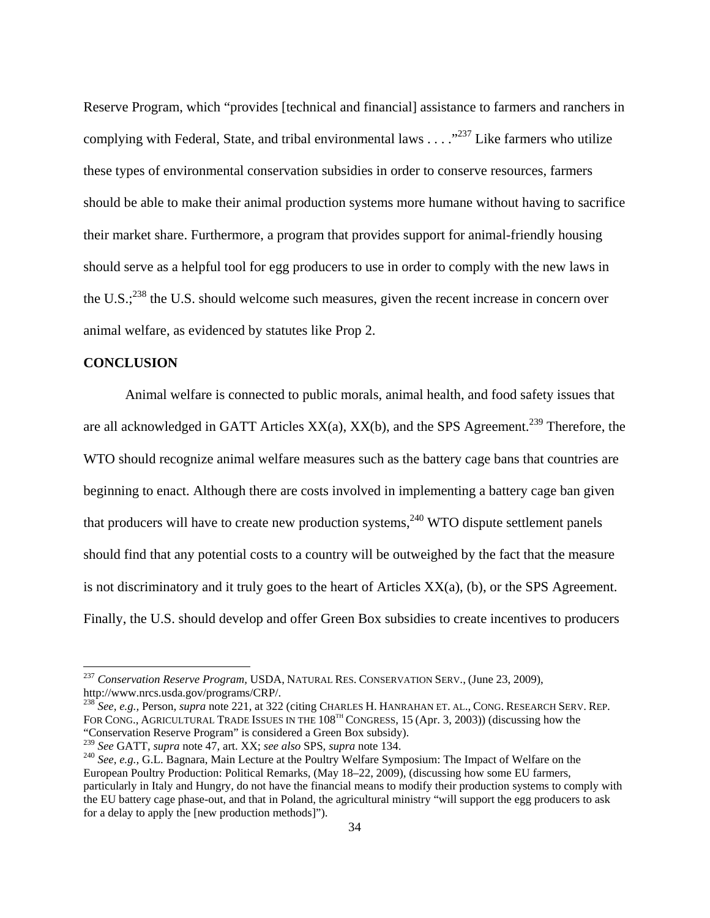Reserve Program, which "provides [technical and financial] assistance to farmers and ranchers in complying with Federal, State, and tribal environmental laws . . . ."[237] Like farmers who utilize these types of environmental conservation subsidies in order to conserve resources, farmers should be able to make their animal production systems more humane without having to sacrifice their market share. Furthermore, a program that provides support for animal-friendly housing should serve as a helpful tool for egg producers to use in order to comply with the new laws in the U.S.;[238] the U.S. should welcome such measures, given the recent increase in concern over animal welfare, as evidenced by statutes like Prop 2.

**CONCLUSION**

Animal welfare is connected to public morals, animal health, and food safety issues that are all acknowledged in GATT Articles XX(a), XX(b), and the SPS Agreement.[239] Therefore, the WTO should recognize animal welfare measures such as the battery cage bans that countries are beginning to enact. Although there are costs involved in implementing a battery cage ban given that producers will have to create new production systems,[240] WTO dispute settlement panels should find that any potential costs to a country will be outweighed by the fact that the measure is not discriminatory and it truly goes to the heart of Articles XX(a), (b), or the SPS Agreement. Finally, the U.S. should develop and offer Green Box subsidies to create incentives to producers

---

[237] *Conservation Reserve Program,* USDA, NATURAL RES. CONSERVATION SERV., (June 23, 2009), http://www.nrcs.usda.gov/programs/CRP/.

[238] *See, e.g.,* Person, *supra* note 221, at 322 (citing CHARLES H. HANRAHAN ET. AL., CONG. RESEARCH SERV. REP. FOR CONG., AGRICULTURAL TRADE ISSUES IN THE 108TH CONGRESS, 15 (Apr. 3, 2003)) (discussing how the "Conservation Reserve Program" is considered a Green Box subsidy).

[239] *See* GATT, *supra* note 47, art. XX; *see also* SPS, *supra* note 134.

[240] *See, e.g.,* G.L. Bagnara, Main Lecture at the Poultry Welfare Symposium: The Impact of Welfare on the European Poultry Production: Political Remarks, (May 18–22, 2009), (discussing how some EU farmers, particularly in Italy and Hungry, do not have the financial means to modify their production systems to comply with the EU battery cage phase-out, and that in Poland, the agricultural ministry "will support the egg producers to ask for a delay to apply the [new production methods]").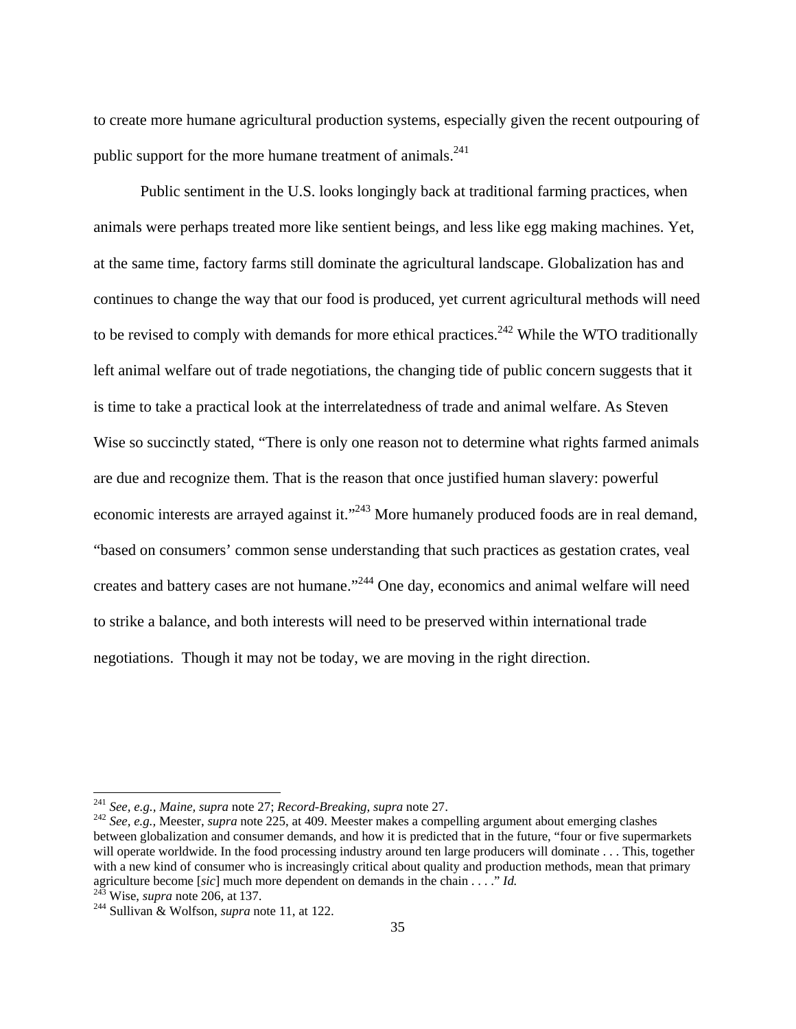to create more humane agricultural production systems, especially given the recent outpouring of public support for the more humane treatment of animals.[241]

Public sentiment in the U.S. looks longingly back at traditional farming practices, when animals were perhaps treated more like sentient beings, and less like egg making machines. Yet, at the same time, factory farms still dominate the agricultural landscape. Globalization has and continues to change the way that our food is produced, yet current agricultural methods will need to be revised to comply with demands for more ethical practices.[242] While the WTO traditionally left animal welfare out of trade negotiations, the changing tide of public concern suggests that it is time to take a practical look at the interrelatedness of trade and animal welfare. As Steven Wise so succinctly stated, "There is only one reason not to determine what rights farmed animals are due and recognize them. That is the reason that once justified human slavery: powerful economic interests are arrayed against it."[243] More humanely produced foods are in real demand, "based on consumers' common sense understanding that such practices as gestation crates, veal creates and battery cases are not humane."[244] One day, economics and animal welfare will need to strike a balance, and both interests will need to be preserved within international trade negotiations. Though it may not be today, we are moving in the right direction.

---

[241] *See, e.g., Maine, supra* note 27; *Record-Breaking, supra* note 27.

[242] *See, e.g.,* Meester, *supra* note 225, at 409. Meester makes a compelling argument about emerging clashes between globalization and consumer demands, and how it is predicted that in the future, "four or five supermarkets will operate worldwide. In the food processing industry around ten large producers will dominate . . . This, together with a new kind of consumer who is increasingly critical about quality and production methods, mean that primary agriculture become [*sic*] much more dependent on demands in the chain . . . ." *Id.*

[243] Wise, *supra* note 206, at 137.

[244] Sullivan & Wolfson, *supra* note 11, at 122.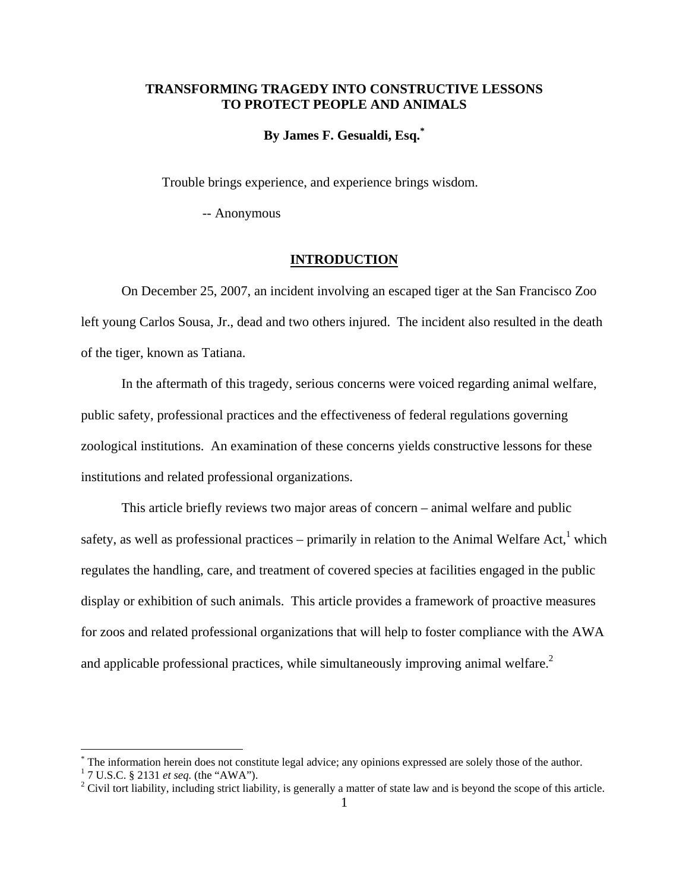# TRANSFORMING TRAGEDY INTO CONSTRUCTIVE LESSONS TO PROTECT PEOPLE AND ANIMALS

**By James F. Gesualdi, Esq.**[*]

> Trouble brings experience, and experience brings wisdom.
>
> -- Anonymous

## INTRODUCTION

On December 25, 2007, an incident involving an escaped tiger at the San Francisco Zoo left young Carlos Sousa, Jr., dead and two others injured. The incident also resulted in the death of the tiger, known as Tatiana.

In the aftermath of this tragedy, serious concerns were voiced regarding animal welfare, public safety, professional practices and the effectiveness of federal regulations governing zoological institutions. An examination of these concerns yields constructive lessons for these institutions and related professional organizations.

This article briefly reviews two major areas of concern – animal welfare and public safety, as well as professional practices – primarily in relation to the Animal Welfare Act,[1] which regulates the handling, care, and treatment of covered species at facilities engaged in the public display or exhibition of such animals. This article provides a framework of proactive measures for zoos and related professional organizations that will help to foster compliance with the AWA and applicable professional practices, while simultaneously improving animal welfare.[2]

---

[*] The information herein does not constitute legal advice; any opinions expressed are solely those of the author.

[1] 7 U.S.C. § 2131 *et seq.* (the "AWA").

[2] Civil tort liability, including strict liability, is generally a matter of state law and is beyond the scope of this article.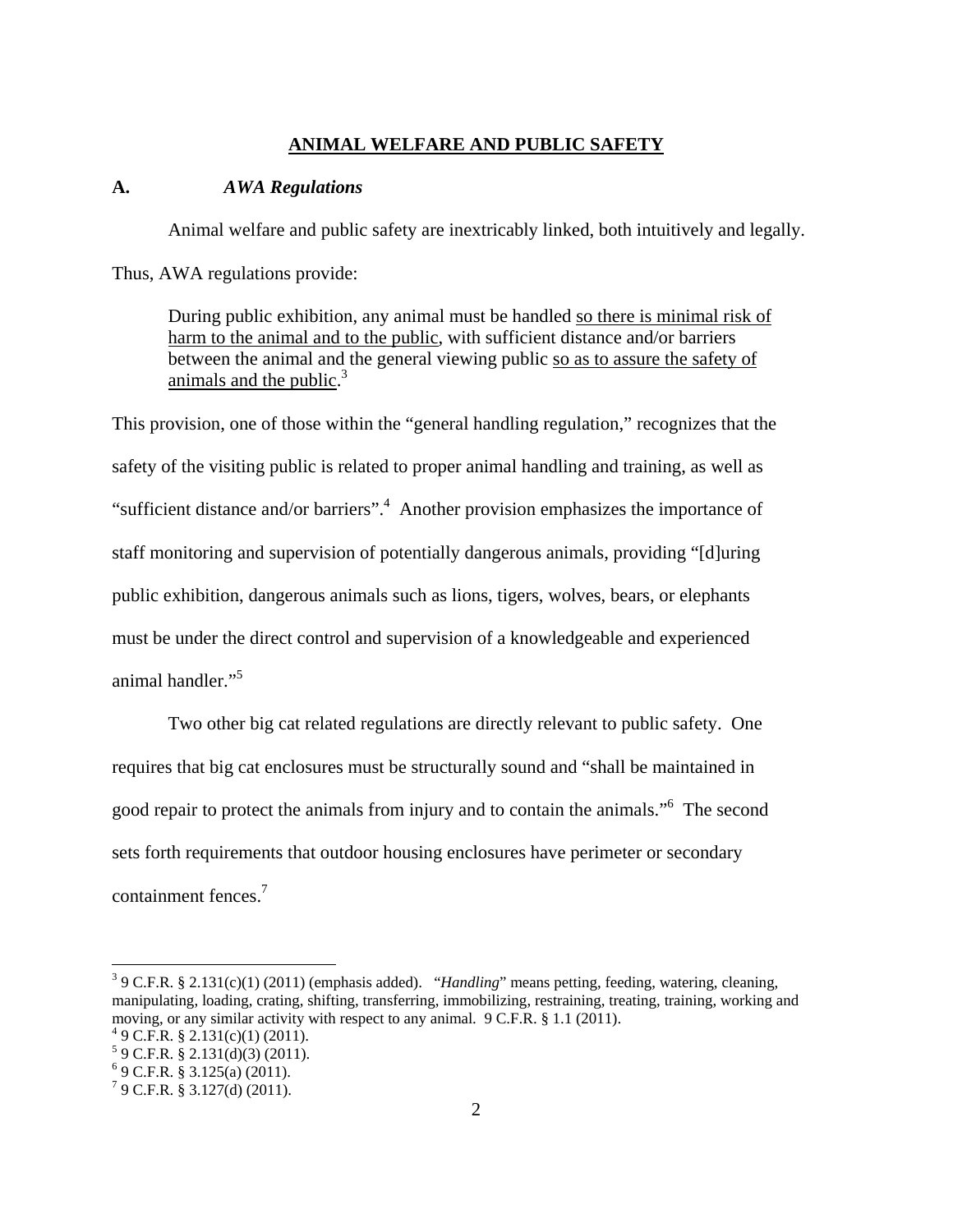## ANIMAL WELFARE AND PUBLIC SAFETY

### A. *AWA Regulations*

Animal welfare and public safety are inextricably linked, both intuitively and legally. Thus, AWA regulations provide:

> During public exhibition, any animal must be handled so there is minimal risk of harm to the animal and to the public, with sufficient distance and/or barriers between the animal and the general viewing public so as to assure the safety of animals and the public.[3]

This provision, one of those within the "general handling regulation," recognizes that the safety of the visiting public is related to proper animal handling and training, as well as "sufficient distance and/or barriers".[4] Another provision emphasizes the importance of staff monitoring and supervision of potentially dangerous animals, providing "[d]uring public exhibition, dangerous animals such as lions, tigers, wolves, bears, or elephants must be under the direct control and supervision of a knowledgeable and experienced animal handler."[5]

Two other big cat related regulations are directly relevant to public safety. One requires that big cat enclosures must be structurally sound and "shall be maintained in good repair to protect the animals from injury and to contain the animals."[6] The second sets forth requirements that outdoor housing enclosures have perimeter or secondary containment fences.[7]

---

[3] 9 C.F.R. § 2.131(c)(1) (2011) (emphasis added). "*Handling*" means petting, feeding, watering, cleaning, manipulating, loading, crating, shifting, transferring, immobilizing, restraining, treating, training, working and moving, or any similar activity with respect to any animal. 9 C.F.R. § 1.1 (2011).

[4] 9 C.F.R. § 2.131(c)(1) (2011).

[5] 9 C.F.R. § 2.131(d)(3) (2011).

[6] 9 C.F.R. § 3.125(a) (2011).

[7] 9 C.F.R. § 3.127(d) (2011).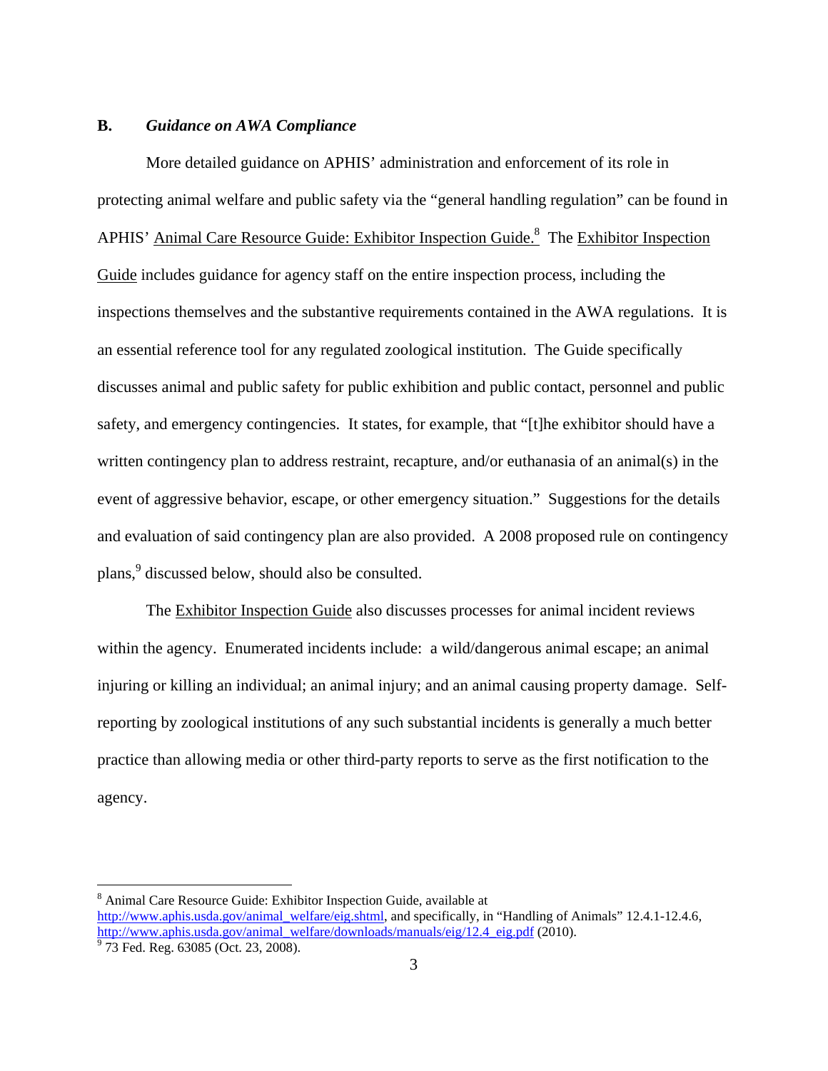## B. *Guidance on AWA Compliance*

More detailed guidance on APHIS' administration and enforcement of its role in protecting animal welfare and public safety via the "general handling regulation" can be found in APHIS' Animal Care Resource Guide: Exhibitor Inspection Guide.[8] The Exhibitor Inspection Guide includes guidance for agency staff on the entire inspection process, including the inspections themselves and the substantive requirements contained in the AWA regulations. It is an essential reference tool for any regulated zoological institution. The Guide specifically discusses animal and public safety for public exhibition and public contact, personnel and public safety, and emergency contingencies. It states, for example, that "[t]he exhibitor should have a written contingency plan to address restraint, recapture, and/or euthanasia of an animal(s) in the event of aggressive behavior, escape, or other emergency situation." Suggestions for the details and evaluation of said contingency plan are also provided. A 2008 proposed rule on contingency plans,[9] discussed below, should also be consulted.

The Exhibitor Inspection Guide also discusses processes for animal incident reviews within the agency. Enumerated incidents include: a wild/dangerous animal escape; an animal injuring or killing an individual; an animal injury; and an animal causing property damage. Self-reporting by zoological institutions of any such substantial incidents is generally a much better practice than allowing media or other third-party reports to serve as the first notification to the agency.

---

[8] Animal Care Resource Guide: Exhibitor Inspection Guide, available at http://www.aphis.usda.gov/animal_welfare/eig.shtml, and specifically, in "Handling of Animals" 12.4.1-12.4.6, http://www.aphis.usda.gov/animal_welfare/downloads/manuals/eig/12.4_eig.pdf (2010).

[9] 73 Fed. Reg. 63085 (Oct. 23, 2008).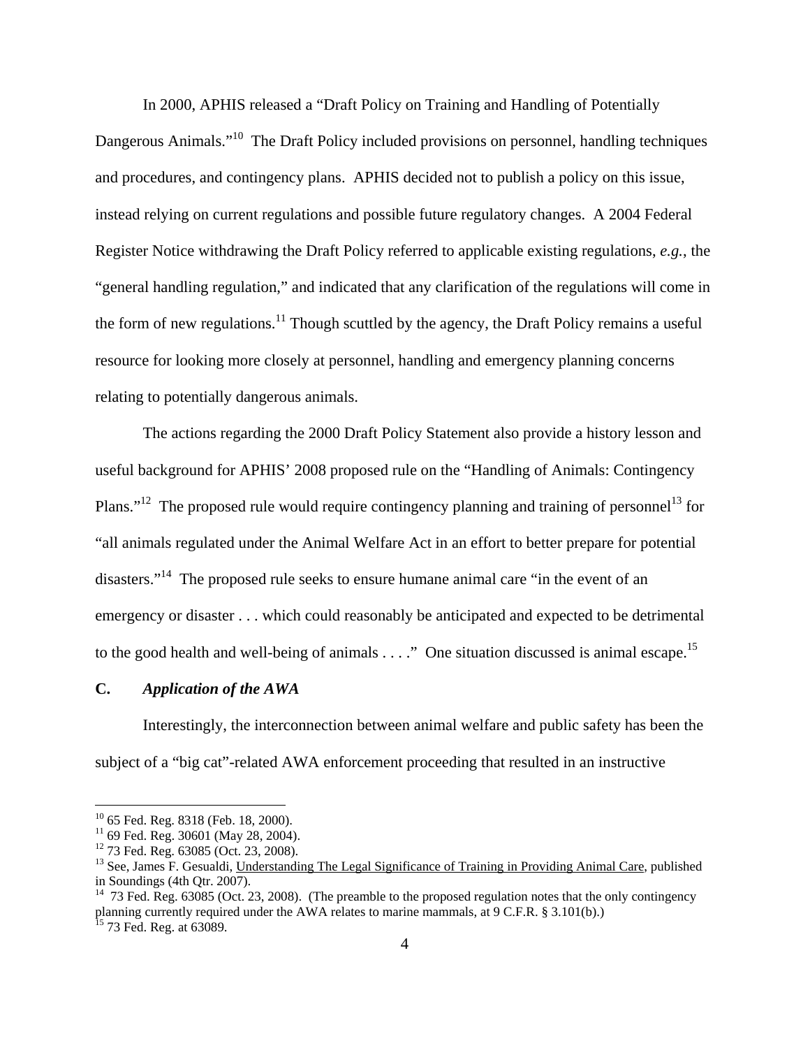In 2000, APHIS released a "Draft Policy on Training and Handling of Potentially Dangerous Animals."[10] The Draft Policy included provisions on personnel, handling techniques and procedures, and contingency plans. APHIS decided not to publish a policy on this issue, instead relying on current regulations and possible future regulatory changes. A 2004 Federal Register Notice withdrawing the Draft Policy referred to applicable existing regulations, *e.g.*, the "general handling regulation," and indicated that any clarification of the regulations will come in the form of new regulations.[11] Though scuttled by the agency, the Draft Policy remains a useful resource for looking more closely at personnel, handling and emergency planning concerns relating to potentially dangerous animals.

The actions regarding the 2000 Draft Policy Statement also provide a history lesson and useful background for APHIS' 2008 proposed rule on the "Handling of Animals: Contingency Plans."[12] The proposed rule would require contingency planning and training of personnel[13] for "all animals regulated under the Animal Welfare Act in an effort to better prepare for potential disasters."[14] The proposed rule seeks to ensure humane animal care "in the event of an emergency or disaster . . . which could reasonably be anticipated and expected to be detrimental to the good health and well-being of animals . . . ." One situation discussed is animal escape.[15]

### C. *Application of the AWA*

Interestingly, the interconnection between animal welfare and public safety has been the subject of a "big cat"-related AWA enforcement proceeding that resulted in an instructive

---

[10] 65 Fed. Reg. 8318 (Feb. 18, 2000).

[11] 69 Fed. Reg. 30601 (May 28, 2004).

[12] 73 Fed. Reg. 63085 (Oct. 23, 2008).

[13] See, James F. Gesualdi, Understanding The Legal Significance of Training in Providing Animal Care, published in Soundings (4th Qtr. 2007).

[14] 73 Fed. Reg. 63085 (Oct. 23, 2008). (The preamble to the proposed regulation notes that the only contingency planning currently required under the AWA relates to marine mammals, at 9 C.F.R. § 3.101(b).)

[15] 73 Fed. Reg. at 63089.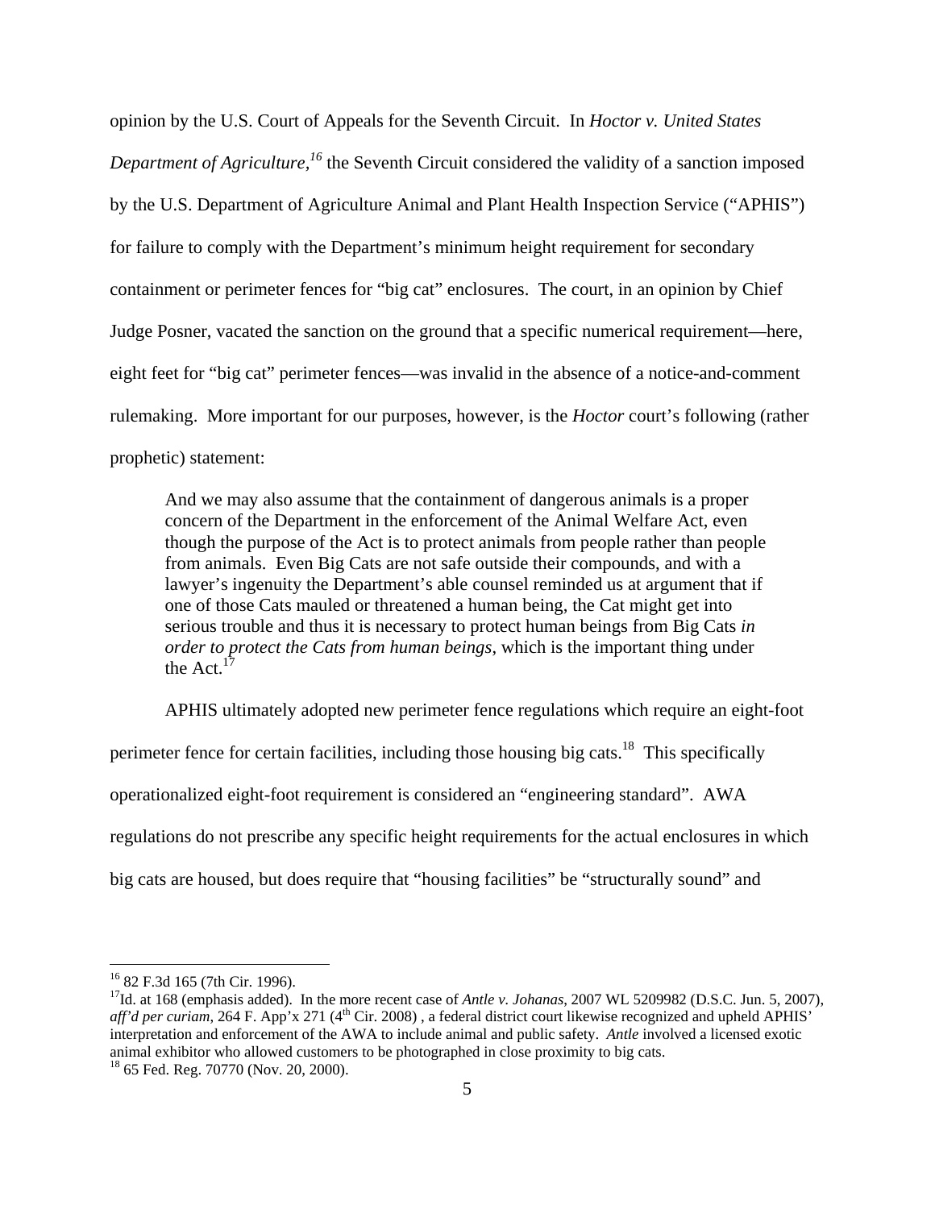opinion by the U.S. Court of Appeals for the Seventh Circuit. In *Hoctor v. United States Department of Agriculture,*[16] the Seventh Circuit considered the validity of a sanction imposed by the U.S. Department of Agriculture Animal and Plant Health Inspection Service ("APHIS") for failure to comply with the Department's minimum height requirement for secondary containment or perimeter fences for "big cat" enclosures. The court, in an opinion by Chief Judge Posner, vacated the sanction on the ground that a specific numerical requirement—here, eight feet for "big cat" perimeter fences—was invalid in the absence of a notice-and-comment rulemaking. More important for our purposes, however, is the *Hoctor* court's following (rather prophetic) statement:

> And we may also assume that the containment of dangerous animals is a proper concern of the Department in the enforcement of the Animal Welfare Act, even though the purpose of the Act is to protect animals from people rather than people from animals. Even Big Cats are not safe outside their compounds, and with a lawyer's ingenuity the Department's able counsel reminded us at argument that if one of those Cats mauled or threatened a human being, the Cat might get into serious trouble and thus it is necessary to protect human beings from Big Cats *in order to protect the Cats from human beings*, which is the important thing under the Act.[17]

APHIS ultimately adopted new perimeter fence regulations which require an eight-foot perimeter fence for certain facilities, including those housing big cats.[18] This specifically operationalized eight-foot requirement is considered an "engineering standard". AWA regulations do not prescribe any specific height requirements for the actual enclosures in which big cats are housed, but does require that "housing facilities" be "structurally sound" and

---

[16] 82 F.3d 165 (7th Cir. 1996).

[17] Id. at 168 (emphasis added). In the more recent case of *Antle v. Johanas*, 2007 WL 5209982 (D.S.C. Jun. 5, 2007), *aff'd per curiam*, 264 F. App'x 271 (4th Cir. 2008) , a federal district court likewise recognized and upheld APHIS' interpretation and enforcement of the AWA to include animal and public safety. *Antle* involved a licensed exotic animal exhibitor who allowed customers to be photographed in close proximity to big cats.

[18] 65 Fed. Reg. 70770 (Nov. 20, 2000).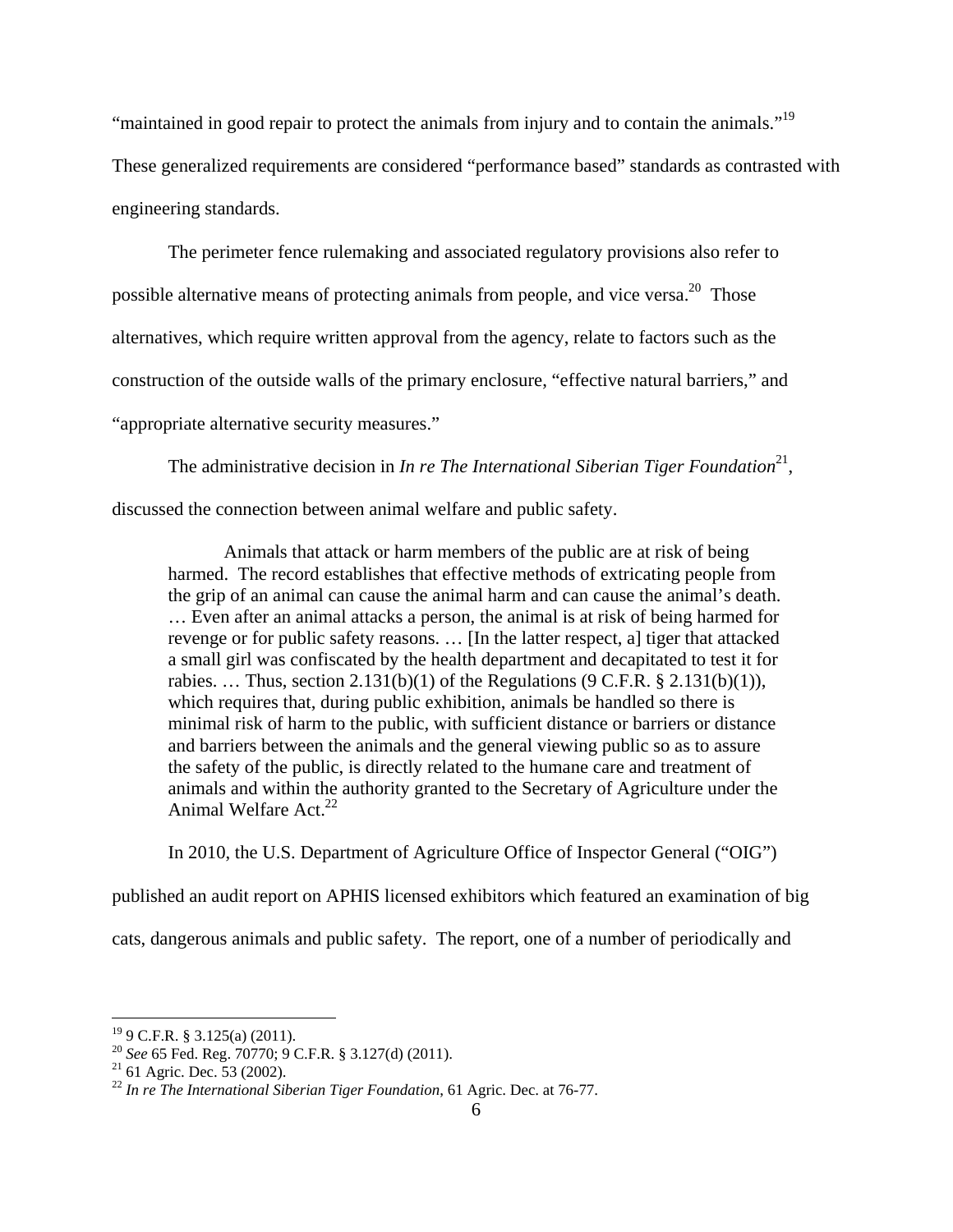"maintained in good repair to protect the animals from injury and to contain the animals."[19] These generalized requirements are considered "performance based" standards as contrasted with engineering standards.

The perimeter fence rulemaking and associated regulatory provisions also refer to possible alternative means of protecting animals from people, and vice versa.[20] Those alternatives, which require written approval from the agency, relate to factors such as the construction of the outside walls of the primary enclosure, "effective natural barriers," and "appropriate alternative security measures."

The administrative decision in *In re The International Siberian Tiger Foundation*[21], discussed the connection between animal welfare and public safety.

> Animals that attack or harm members of the public are at risk of being harmed. The record establishes that effective methods of extricating people from the grip of an animal can cause the animal harm and can cause the animal's death. … Even after an animal attacks a person, the animal is at risk of being harmed for revenge or for public safety reasons. … [In the latter respect, a] tiger that attacked a small girl was confiscated by the health department and decapitated to test it for rabies. … Thus, section 2.131(b)(1) of the Regulations (9 C.F.R. § 2.131(b)(1)), which requires that, during public exhibition, animals be handled so there is minimal risk of harm to the public, with sufficient distance or barriers or distance and barriers between the animals and the general viewing public so as to assure the safety of the public, is directly related to the humane care and treatment of animals and within the authority granted to the Secretary of Agriculture under the Animal Welfare Act.[22]

In 2010, the U.S. Department of Agriculture Office of Inspector General ("OIG") published an audit report on APHIS licensed exhibitors which featured an examination of big cats, dangerous animals and public safety. The report, one of a number of periodically and

---

[19] 9 C.F.R. § 3.125(a) (2011).

[20] *See* 65 Fed. Reg. 70770; 9 C.F.R. § 3.127(d) (2011).

[21] 61 Agric. Dec. 53 (2002).

[22] *In re The International Siberian Tiger Foundation*, 61 Agric. Dec. at 76-77.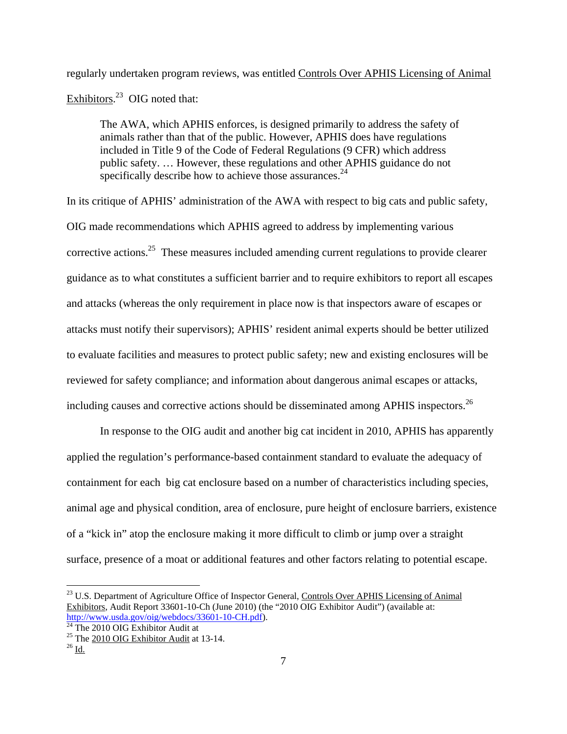regularly undertaken program reviews, was entitled Controls Over APHIS Licensing of Animal Exhibitors.[23] OIG noted that:

> The AWA, which APHIS enforces, is designed primarily to address the safety of animals rather than that of the public. However, APHIS does have regulations included in Title 9 of the Code of Federal Regulations (9 CFR) which address public safety. … However, these regulations and other APHIS guidance do not specifically describe how to achieve those assurances.[24]

In its critique of APHIS' administration of the AWA with respect to big cats and public safety, OIG made recommendations which APHIS agreed to address by implementing various corrective actions.[25] These measures included amending current regulations to provide clearer guidance as to what constitutes a sufficient barrier and to require exhibitors to report all escapes and attacks (whereas the only requirement in place now is that inspectors aware of escapes or attacks must notify their supervisors); APHIS' resident animal experts should be better utilized to evaluate facilities and measures to protect public safety; new and existing enclosures will be reviewed for safety compliance; and information about dangerous animal escapes or attacks, including causes and corrective actions should be disseminated among APHIS inspectors.[26]

In response to the OIG audit and another big cat incident in 2010, APHIS has apparently applied the regulation's performance-based containment standard to evaluate the adequacy of containment for each big cat enclosure based on a number of characteristics including species, animal age and physical condition, area of enclosure, pure height of enclosure barriers, existence of a "kick in" atop the enclosure making it more difficult to climb or jump over a straight surface, presence of a moat or additional features and other factors relating to potential escape.

---

[23] U.S. Department of Agriculture Office of Inspector General, Controls Over APHIS Licensing of Animal Exhibitors, Audit Report 33601-10-Ch (June 2010) (the "2010 OIG Exhibitor Audit") (available at: http://www.usda.gov/oig/webdocs/33601-10-CH.pdf).

[24] The 2010 OIG Exhibitor Audit at

[25] The 2010 OIG Exhibitor Audit at 13-14.

[26] Id.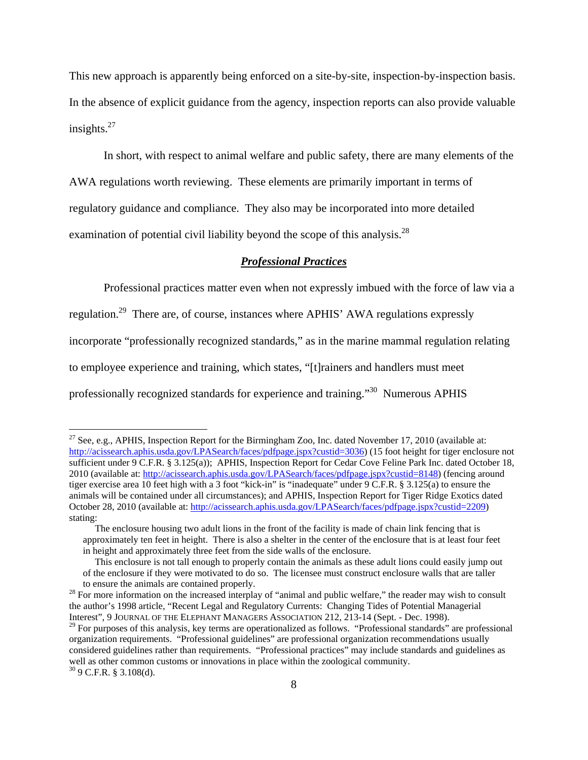This new approach is apparently being enforced on a site-by-site, inspection-by-inspection basis. In the absence of explicit guidance from the agency, inspection reports can also provide valuable insights.[27]

In short, with respect to animal welfare and public safety, there are many elements of the AWA regulations worth reviewing. These elements are primarily important in terms of regulatory guidance and compliance. They also may be incorporated into more detailed examination of potential civil liability beyond the scope of this analysis.[28]

***Professional Practices***

Professional practices matter even when not expressly imbued with the force of law via a regulation.[29] There are, of course, instances where APHIS' AWA regulations expressly incorporate "professionally recognized standards," as in the marine mammal regulation relating to employee experience and training, which states, "[t]rainers and handlers must meet professionally recognized standards for experience and training."[30] Numerous APHIS

---

[27] See, e.g., APHIS, Inspection Report for the Birmingham Zoo, Inc. dated November 17, 2010 (available at: http://acissearch.aphis.usda.gov/LPASearch/faces/pdfpage.jspx?custid=3036) (15 foot height for tiger enclosure not sufficient under 9 C.F.R. § 3.125(a)); APHIS, Inspection Report for Cedar Cove Feline Park Inc. dated October 18, 2010 (available at: http://acissearch.aphis.usda.gov/LPASearch/faces/pdfpage.jspx?custid=8148) (fencing around tiger exercise area 10 feet high with a 3 foot "kick-in" is "inadequate" under 9 C.F.R. § 3.125(a) to ensure the animals will be contained under all circumstances); and APHIS, Inspection Report for Tiger Ridge Exotics dated October 28, 2010 (available at: http://acissearch.aphis.usda.gov/LPASearch/faces/pdfpage.jspx?custid=2209) stating:

> The enclosure housing two adult lions in the front of the facility is made of chain link fencing that is approximately ten feet in height. There is also a shelter in the center of the enclosure that is at least four feet in height and approximately three feet from the side walls of the enclosure.
>
> This enclosure is not tall enough to properly contain the animals as these adult lions could easily jump out of the enclosure if they were motivated to do so. The licensee must construct enclosure walls that are taller to ensure the animals are contained properly.

[28] For more information on the increased interplay of "animal and public welfare," the reader may wish to consult the author's 1998 article, "Recent Legal and Regulatory Currents: Changing Tides of Potential Managerial Interest", 9 JOURNAL OF THE ELEPHANT MANAGERS ASSOCIATION 212, 213-14 (Sept. - Dec. 1998).

[29] For purposes of this analysis, key terms are operationalized as follows. "Professional standards" are professional organization requirements. "Professional guidelines" are professional organization recommendations usually considered guidelines rather than requirements. "Professional practices" may include standards and guidelines as well as other common customs or innovations in place within the zoological community.

[30] 9 C.F.R. § 3.108(d).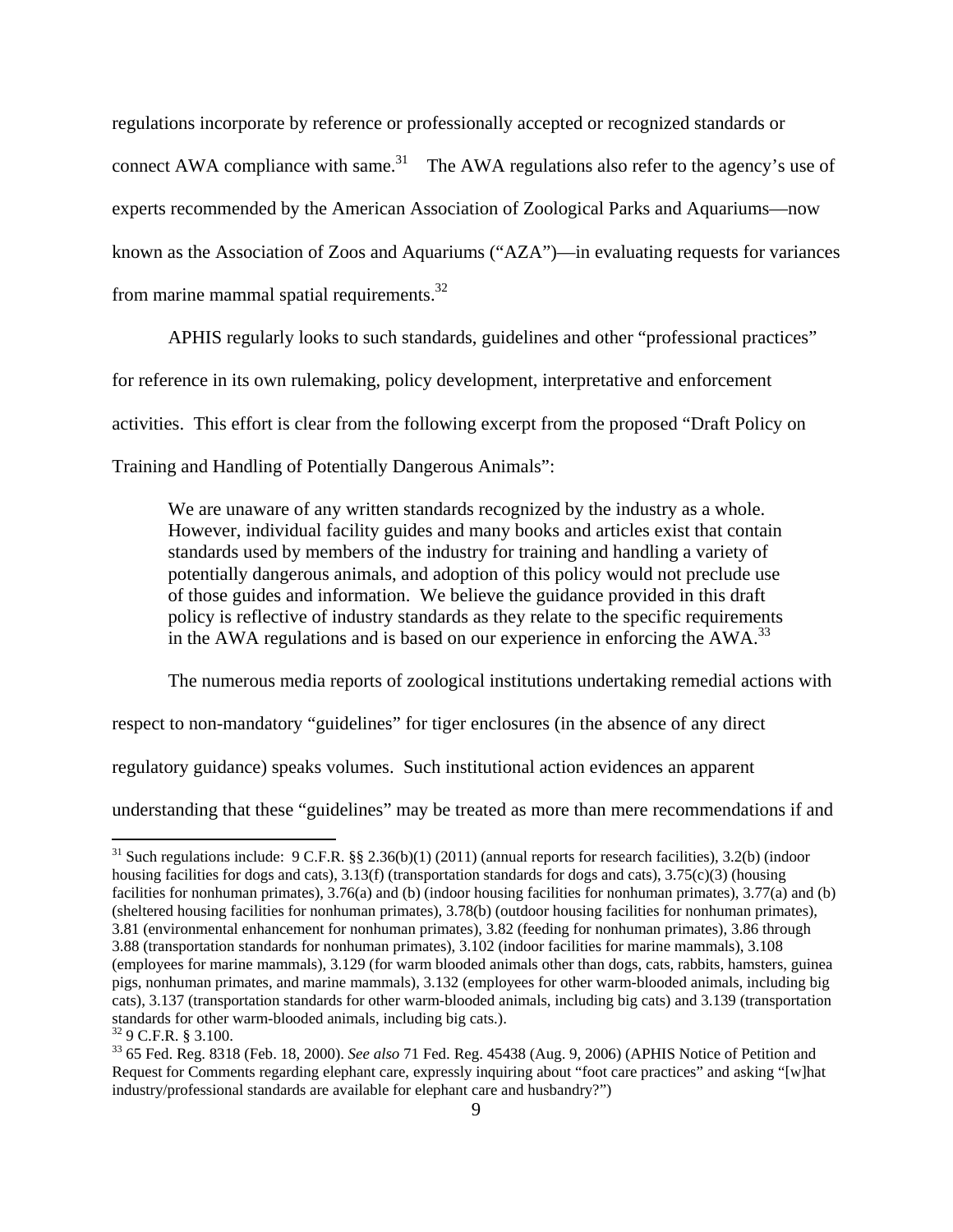regulations incorporate by reference or professionally accepted or recognized standards or connect AWA compliance with same.[31] The AWA regulations also refer to the agency's use of experts recommended by the American Association of Zoological Parks and Aquariums—now known as the Association of Zoos and Aquariums ("AZA")—in evaluating requests for variances from marine mammal spatial requirements.[32]

APHIS regularly looks to such standards, guidelines and other "professional practices" for reference in its own rulemaking, policy development, interpretative and enforcement activities. This effort is clear from the following excerpt from the proposed "Draft Policy on Training and Handling of Potentially Dangerous Animals":

> We are unaware of any written standards recognized by the industry as a whole. However, individual facility guides and many books and articles exist that contain standards used by members of the industry for training and handling a variety of potentially dangerous animals, and adoption of this policy would not preclude use of those guides and information. We believe the guidance provided in this draft policy is reflective of industry standards as they relate to the specific requirements in the AWA regulations and is based on our experience in enforcing the AWA.[33]

The numerous media reports of zoological institutions undertaking remedial actions with respect to non-mandatory "guidelines" for tiger enclosures (in the absence of any direct regulatory guidance) speaks volumes. Such institutional action evidences an apparent understanding that these "guidelines" may be treated as more than mere recommendations if and

---

[31] Such regulations include: 9 C.F.R. §§ 2.36(b)(1) (2011) (annual reports for research facilities), 3.2(b) (indoor housing facilities for dogs and cats), 3.13(f) (transportation standards for dogs and cats), 3.75(c)(3) (housing facilities for nonhuman primates), 3.76(a) and (b) (indoor housing facilities for nonhuman primates), 3.77(a) and (b) (sheltered housing facilities for nonhuman primates), 3.78(b) (outdoor housing facilities for nonhuman primates), 3.81 (environmental enhancement for nonhuman primates), 3.82 (feeding for nonhuman primates), 3.86 through 3.88 (transportation standards for nonhuman primates), 3.102 (indoor facilities for marine mammals), 3.108 (employees for marine mammals), 3.129 (for warm blooded animals other than dogs, cats, rabbits, hamsters, guinea pigs, nonhuman primates, and marine mammals), 3.132 (employees for other warm-blooded animals, including big cats), 3.137 (transportation standards for other warm-blooded animals, including big cats) and 3.139 (transportation standards for other warm-blooded animals, including big cats.).

[32] 9 C.F.R. § 3.100.

[33] 65 Fed. Reg. 8318 (Feb. 18, 2000). *See also* 71 Fed. Reg. 45438 (Aug. 9, 2006) (APHIS Notice of Petition and Request for Comments regarding elephant care, expressly inquiring about "foot care practices" and asking "[w]hat industry/professional standards are available for elephant care and husbandry?")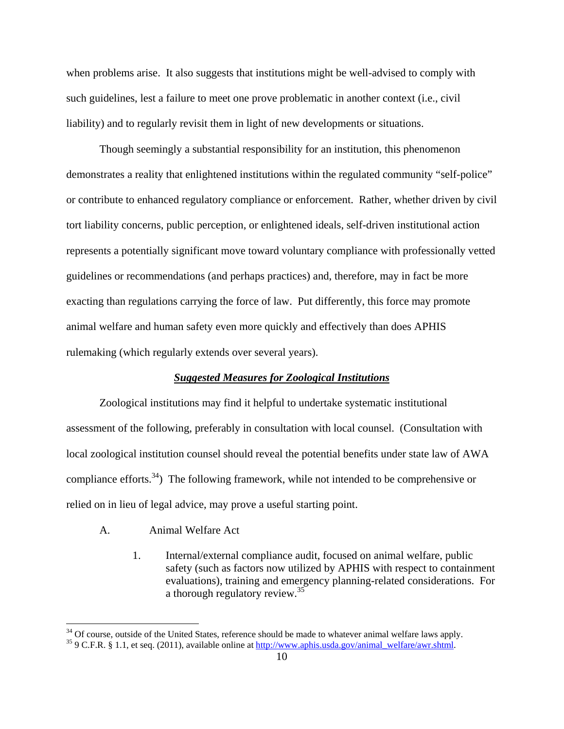when problems arise. It also suggests that institutions might be well-advised to comply with such guidelines, lest a failure to meet one prove problematic in another context (i.e., civil liability) and to regularly revisit them in light of new developments or situations.

Though seemingly a substantial responsibility for an institution, this phenomenon demonstrates a reality that enlightened institutions within the regulated community "self-police" or contribute to enhanced regulatory compliance or enforcement. Rather, whether driven by civil tort liability concerns, public perception, or enlightened ideals, self-driven institutional action represents a potentially significant move toward voluntary compliance with professionally vetted guidelines or recommendations (and perhaps practices) and, therefore, may in fact be more exacting than regulations carrying the force of law. Put differently, this force may promote animal welfare and human safety even more quickly and effectively than does APHIS rulemaking (which regularly extends over several years).

### ***Suggested Measures for Zoological Institutions***

Zoological institutions may find it helpful to undertake systematic institutional assessment of the following, preferably in consultation with local counsel. (Consultation with local zoological institution counsel should reveal the potential benefits under state law of AWA compliance efforts.[34]) The following framework, while not intended to be comprehensive or relied on in lieu of legal advice, may prove a useful starting point.

A. Animal Welfare Act

1. Internal/external compliance audit, focused on animal welfare, public safety (such as factors now utilized by APHIS with respect to containment evaluations), training and emergency planning-related considerations. For a thorough regulatory review.[35]

---

[34] Of course, outside of the United States, reference should be made to whatever animal welfare laws apply.

[35] 9 C.F.R. § 1.1, et seq. (2011), available online at http://www.aphis.usda.gov/animal_welfare/awr.shtml.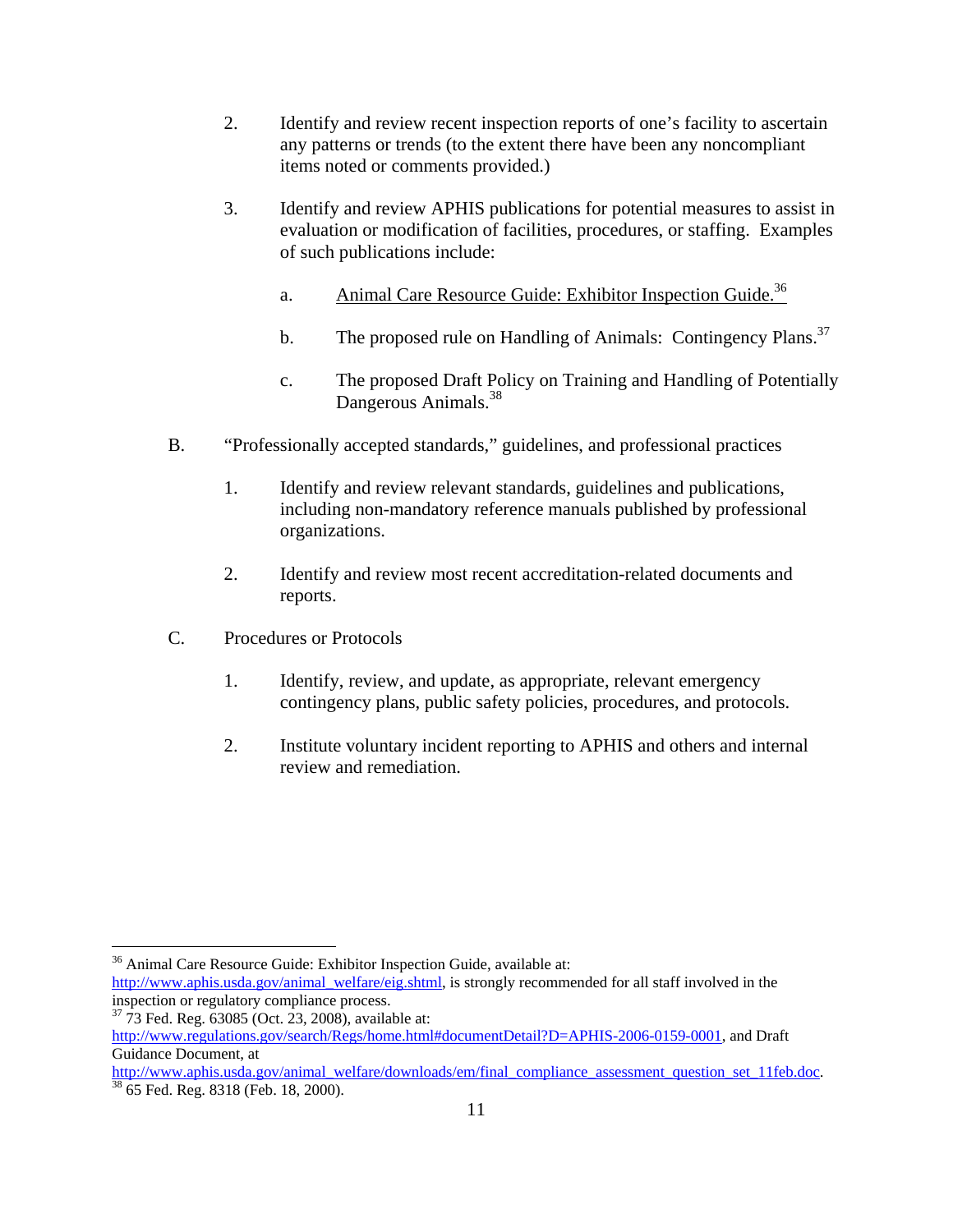2. Identify and review recent inspection reports of one's facility to ascertain any patterns or trends (to the extent there have been any noncompliant items noted or comments provided.)

3. Identify and review APHIS publications for potential measures to assist in evaluation or modification of facilities, procedures, or staffing. Examples of such publications include:

   a. Animal Care Resource Guide: Exhibitor Inspection Guide.[36]

   b. The proposed rule on Handling of Animals: Contingency Plans.[37]

   c. The proposed Draft Policy on Training and Handling of Potentially Dangerous Animals.[38]

B. "Professionally accepted standards," guidelines, and professional practices

   1. Identify and review relevant standards, guidelines and publications, including non-mandatory reference manuals published by professional organizations.

   2. Identify and review most recent accreditation-related documents and reports.

C. Procedures or Protocols

   1. Identify, review, and update, as appropriate, relevant emergency contingency plans, public safety policies, procedures, and protocols.

   2. Institute voluntary incident reporting to APHIS and others and internal review and remediation.

---

[36] Animal Care Resource Guide: Exhibitor Inspection Guide, available at: http://www.aphis.usda.gov/animal_welfare/eig.shtml, is strongly recommended for all staff involved in the inspection or regulatory compliance process.

[37] 73 Fed. Reg. 63085 (Oct. 23, 2008), available at: http://www.regulations.gov/search/Regs/home.html#documentDetail?D=APHIS-2006-0159-0001, and Draft Guidance Document, at http://www.aphis.usda.gov/animal_welfare/downloads/em/final_compliance_assessment_question_set_11feb.doc.

[38] 65 Fed. Reg. 8318 (Feb. 18, 2000).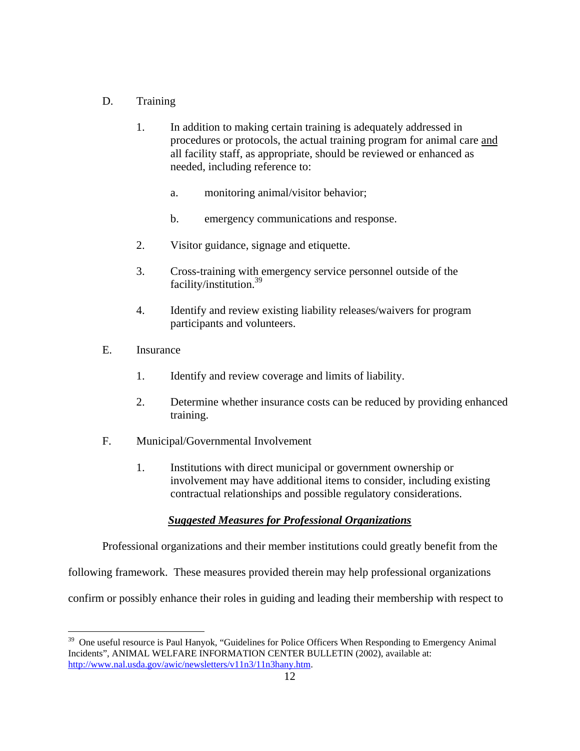D. Training

1. In addition to making certain training is adequately addressed in procedures or protocols, the actual training program for animal care <u>and</u> all facility staff, as appropriate, should be reviewed or enhanced as needed, including reference to:

    a. monitoring animal/visitor behavior;

    b. emergency communications and response.

2. Visitor guidance, signage and etiquette.

3. Cross-training with emergency service personnel outside of the facility/institution.[39]

4. Identify and review existing liability releases/waivers for program participants and volunteers.

E. Insurance

1. Identify and review coverage and limits of liability.

2. Determine whether insurance costs can be reduced by providing enhanced training.

F. Municipal/Governmental Involvement

1. Institutions with direct municipal or government ownership or involvement may have additional items to consider, including existing contractual relationships and possible regulatory considerations.

***<u>Suggested Measures for Professional Organizations</u>***

Professional organizations and their member institutions could greatly benefit from the following framework. These measures provided therein may help professional organizations confirm or possibly enhance their roles in guiding and leading their membership with respect to

---

[39] One useful resource is Paul Hanyok, "Guidelines for Police Officers When Responding to Emergency Animal Incidents", ANIMAL WELFARE INFORMATION CENTER BULLETIN (2002), available at: http://www.nal.usda.gov/awic/newsletters/v11n3/11n3hany.htm.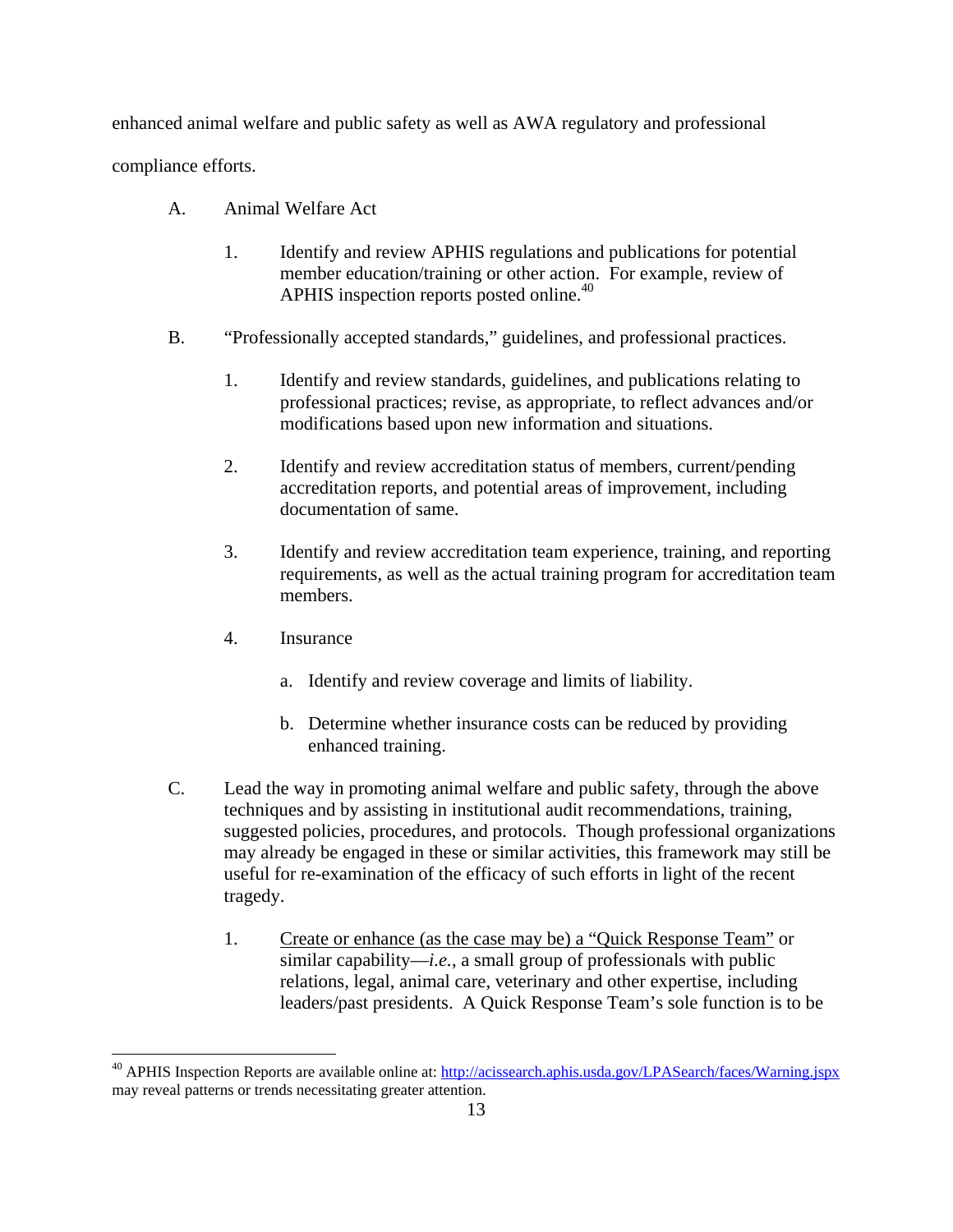enhanced animal welfare and public safety as well as AWA regulatory and professional compliance efforts.

A. Animal Welfare Act

1. Identify and review APHIS regulations and publications for potential member education/training or other action. For example, review of APHIS inspection reports posted online.[40]

B. "Professionally accepted standards," guidelines, and professional practices.

1. Identify and review standards, guidelines, and publications relating to professional practices; revise, as appropriate, to reflect advances and/or modifications based upon new information and situations.

2. Identify and review accreditation status of members, current/pending accreditation reports, and potential areas of improvement, including documentation of same.

3. Identify and review accreditation team experience, training, and reporting requirements, as well as the actual training program for accreditation team members.

4. Insurance

   a. Identify and review coverage and limits of liability.

   b. Determine whether insurance costs can be reduced by providing enhanced training.

C. Lead the way in promoting animal welfare and public safety, through the above techniques and by assisting in institutional audit recommendations, training, suggested policies, procedures, and protocols. Though professional organizations may already be engaged in these or similar activities, this framework may still be useful for re-examination of the efficacy of such efforts in light of the recent tragedy.

1. Create or enhance (as the case may be) a "Quick Response Team" or similar capability—*i.e.*, a small group of professionals with public relations, legal, animal care, veterinary and other expertise, including leaders/past presidents. A Quick Response Team's sole function is to be

---

[40] APHIS Inspection Reports are available online at: http://acissearch.aphis.usda.gov/LPASearch/faces/Warning.jspx may reveal patterns or trends necessitating greater attention.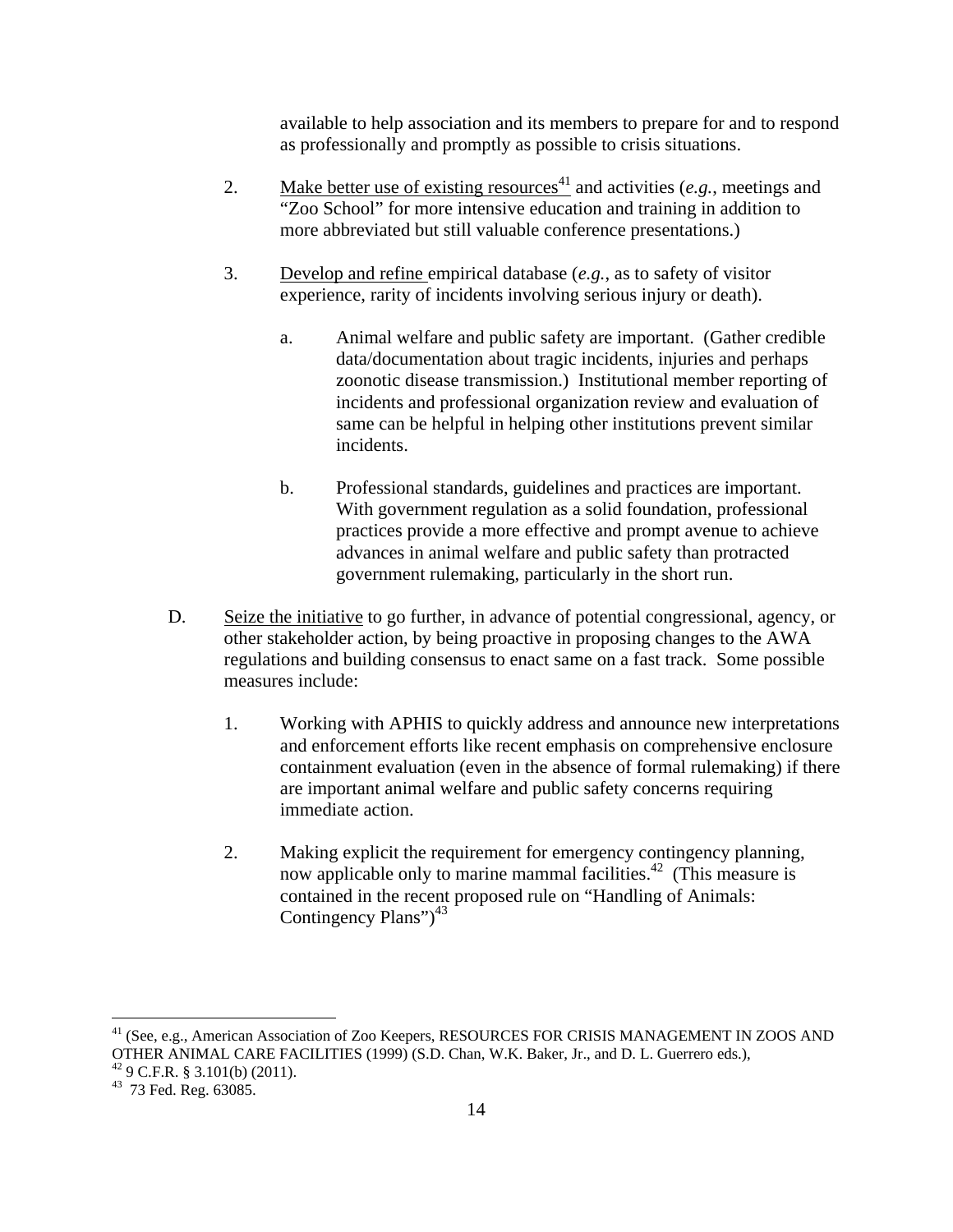available to help association and its members to prepare for and to respond as professionally and promptly as possible to crisis situations.

2. <u>Make better use of existing resources</u>[41] and activities (*e.g.*, meetings and "Zoo School" for more intensive education and training in addition to more abbreviated but still valuable conference presentations.)

3. <u>Develop and refine</u> empirical database (*e.g.*, as to safety of visitor experience, rarity of incidents involving serious injury or death).

   a. Animal welfare and public safety are important. (Gather credible data/documentation about tragic incidents, injuries and perhaps zoonotic disease transmission.) Institutional member reporting of incidents and professional organization review and evaluation of same can be helpful in helping other institutions prevent similar incidents.

   b. Professional standards, guidelines and practices are important. With government regulation as a solid foundation, professional practices provide a more effective and prompt avenue to achieve advances in animal welfare and public safety than protracted government rulemaking, particularly in the short run.

D. <u>Seize the initiative</u> to go further, in advance of potential congressional, agency, or other stakeholder action, by being proactive in proposing changes to the AWA regulations and building consensus to enact same on a fast track. Some possible measures include:

1. Working with APHIS to quickly address and announce new interpretations and enforcement efforts like recent emphasis on comprehensive enclosure containment evaluation (even in the absence of formal rulemaking) if there are important animal welfare and public safety concerns requiring immediate action.

2. Making explicit the requirement for emergency contingency planning, now applicable only to marine mammal facilities.[42] (This measure is contained in the recent proposed rule on "Handling of Animals: Contingency Plans")[43]

---

[41] (See, e.g., American Association of Zoo Keepers, RESOURCES FOR CRISIS MANAGEMENT IN ZOOS AND OTHER ANIMAL CARE FACILITIES (1999) (S.D. Chan, W.K. Baker, Jr., and D. L. Guerrero eds.),

[42] 9 C.F.R. § 3.101(b) (2011).

[43] 73 Fed. Reg. 63085.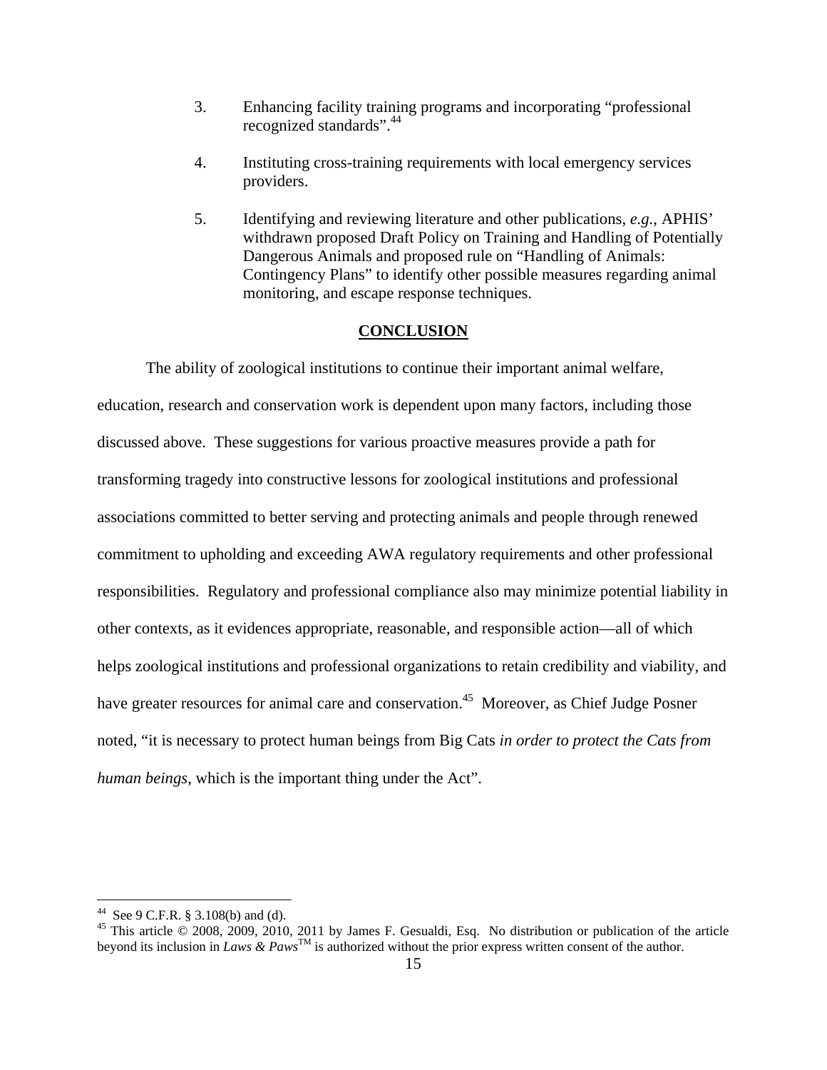3. Enhancing facility training programs and incorporating "professional recognized standards".[44]

4. Instituting cross-training requirements with local emergency services providers.

5. Identifying and reviewing literature and other publications, *e.g.*, APHIS' withdrawn proposed Draft Policy on Training and Handling of Potentially Dangerous Animals and proposed rule on "Handling of Animals: Contingency Plans" to identify other possible measures regarding animal monitoring, and escape response techniques.

## CONCLUSION

The ability of zoological institutions to continue their important animal welfare, education, research and conservation work is dependent upon many factors, including those discussed above. These suggestions for various proactive measures provide a path for transforming tragedy into constructive lessons for zoological institutions and professional associations committed to better serving and protecting animals and people through renewed commitment to upholding and exceeding AWA regulatory requirements and other professional responsibilities. Regulatory and professional compliance also may minimize potential liability in other contexts, as it evidences appropriate, reasonable, and responsible action—all of which helps zoological institutions and professional organizations to retain credibility and viability, and have greater resources for animal care and conservation.[45] Moreover, as Chief Judge Posner noted, "it is necessary to protect human beings from Big Cats *in order to protect the Cats from human beings*, which is the important thing under the Act".

---

[44] See 9 C.F.R. § 3.108(b) and (d).

[45] This article © 2008, 2009, 2010, 2011 by James F. Gesualdi, Esq. No distribution or publication of the article beyond its inclusion in *Laws & Paws*™ is authorized without the prior express written consent of the author.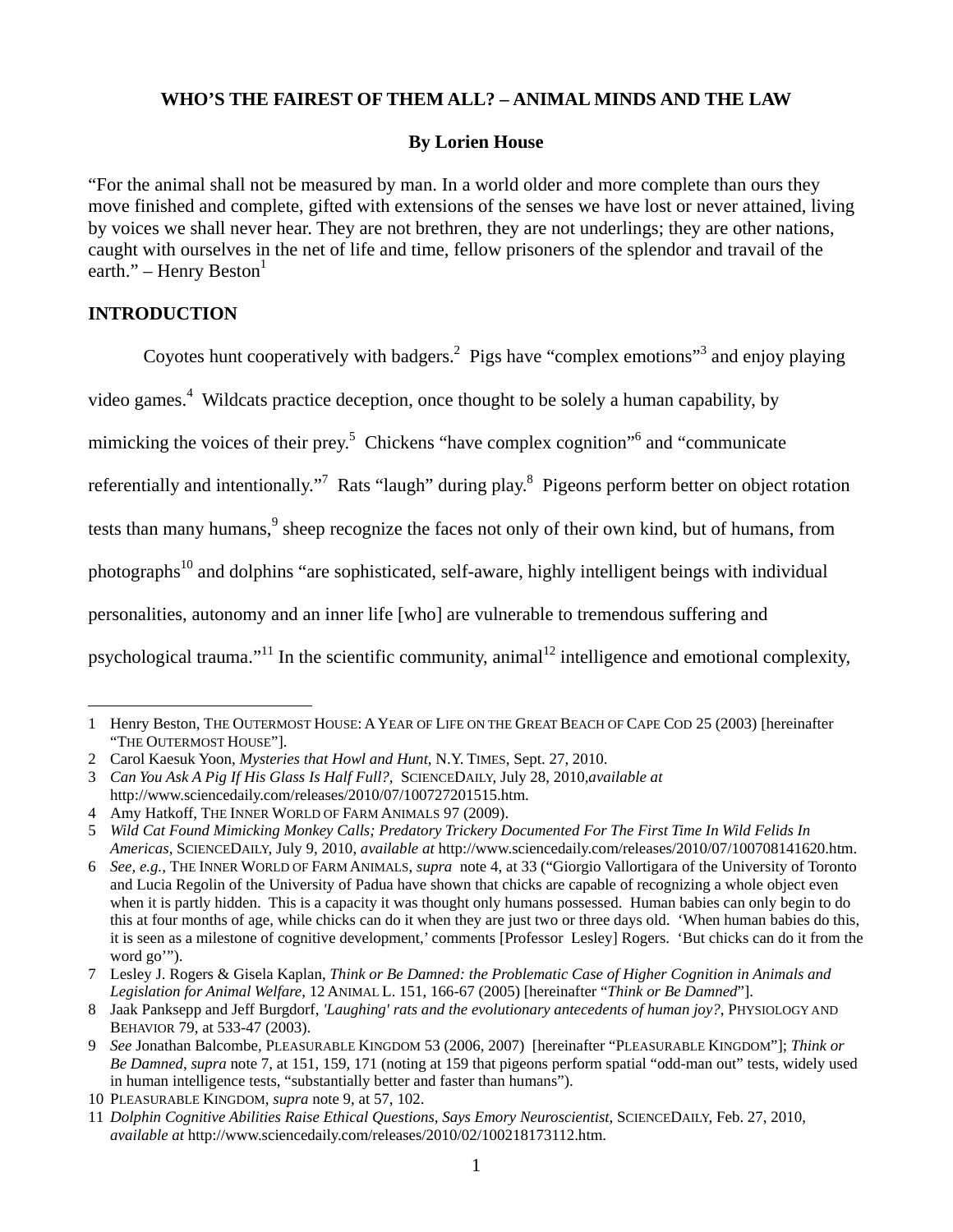**WHO'S THE FAIREST OF THEM ALL? – ANIMAL MINDS AND THE LAW**

**By Lorien House**

"For the animal shall not be measured by man. In a world older and more complete than ours they move finished and complete, gifted with extensions of the senses we have lost or never attained, living by voices we shall never hear. They are not brethren, they are not underlings; they are other nations, caught with ourselves in the net of life and time, fellow prisoners of the splendor and travail of the earth." – Henry Beston[1]

## INTRODUCTION

Coyotes hunt cooperatively with badgers.[2] Pigs have "complex emotions"[3] and enjoy playing video games.[4] Wildcats practice deception, once thought to be solely a human capability, by mimicking the voices of their prey.[5] Chickens "have complex cognition"[6] and "communicate referentially and intentionally."[7] Rats "laugh" during play.[8] Pigeons perform better on object rotation tests than many humans,[9] sheep recognize the faces not only of their own kind, but of humans, from photographs[10] and dolphins "are sophisticated, self-aware, highly intelligent beings with individual personalities, autonomy and an inner life [who] are vulnerable to tremendous suffering and psychological trauma."[11] In the scientific community, animal[12] intelligence and emotional complexity,

---

1 Henry Beston, THE OUTERMOST HOUSE: A YEAR OF LIFE ON THE GREAT BEACH OF CAPE COD 25 (2003) [hereinafter "THE OUTERMOST HOUSE"].

2 Carol Kaesuk Yoon, *Mysteries that Howl and Hunt*, N.Y. TIMES, Sept. 27, 2010.

3 *Can You Ask A Pig If His Glass Is Half Full?*, SCIENCEDAILY, July 28, 2010,*available at* http://www.sciencedaily.com/releases/2010/07/100727201515.htm.

4 Amy Hatkoff, THE INNER WORLD OF FARM ANIMALS 97 (2009).

5 *Wild Cat Found Mimicking Monkey Calls; Predatory Trickery Documented For The First Time In Wild Felids In Americas*, SCIENCEDAILY, July 9, 2010, *available at* http://www.sciencedaily.com/releases/2010/07/100708141620.htm.

6 *See, e.g.*, THE INNER WORLD OF FARM ANIMALS, *supra* note 4, at 33 ("Giorgio Vallortigara of the University of Toronto and Lucia Regolin of the University of Padua have shown that chicks are capable of recognizing a whole object even when it is partly hidden. This is a capacity it was thought only humans possessed. Human babies can only begin to do this at four months of age, while chicks can do it when they are just two or three days old. 'When human babies do this, it is seen as a milestone of cognitive development,' comments [Professor Lesley] Rogers. 'But chicks can do it from the word go'").

7 Lesley J. Rogers & Gisela Kaplan, *Think or Be Damned: the Problematic Case of Higher Cognition in Animals and Legislation for Animal Welfare*, 12 ANIMAL L. 151, 166-67 (2005) [hereinafter "*Think or Be Damned*"].

8 Jaak Panksepp and Jeff Burgdorf, *'Laughing' rats and the evolutionary antecedents of human joy?*, PHYSIOLOGY AND BEHAVIOR 79, at 533-47 (2003).

9 *See* Jonathan Balcombe, PLEASURABLE KINGDOM 53 (2006, 2007) [hereinafter "PLEASURABLE KINGDOM"]; *Think or Be Damned*, *supra* note 7, at 151, 159, 171 (noting at 159 that pigeons perform spatial "odd-man out" tests, widely used in human intelligence tests, "substantially better and faster than humans").

10 PLEASURABLE KINGDOM, *supra* note 9, at 57, 102.

11 *Dolphin Cognitive Abilities Raise Ethical Questions, Says Emory Neuroscientist,* SCIENCEDAILY, Feb. 27, 2010, *available at* http://www.sciencedaily.com/releases/2010/02/100218173112.htm.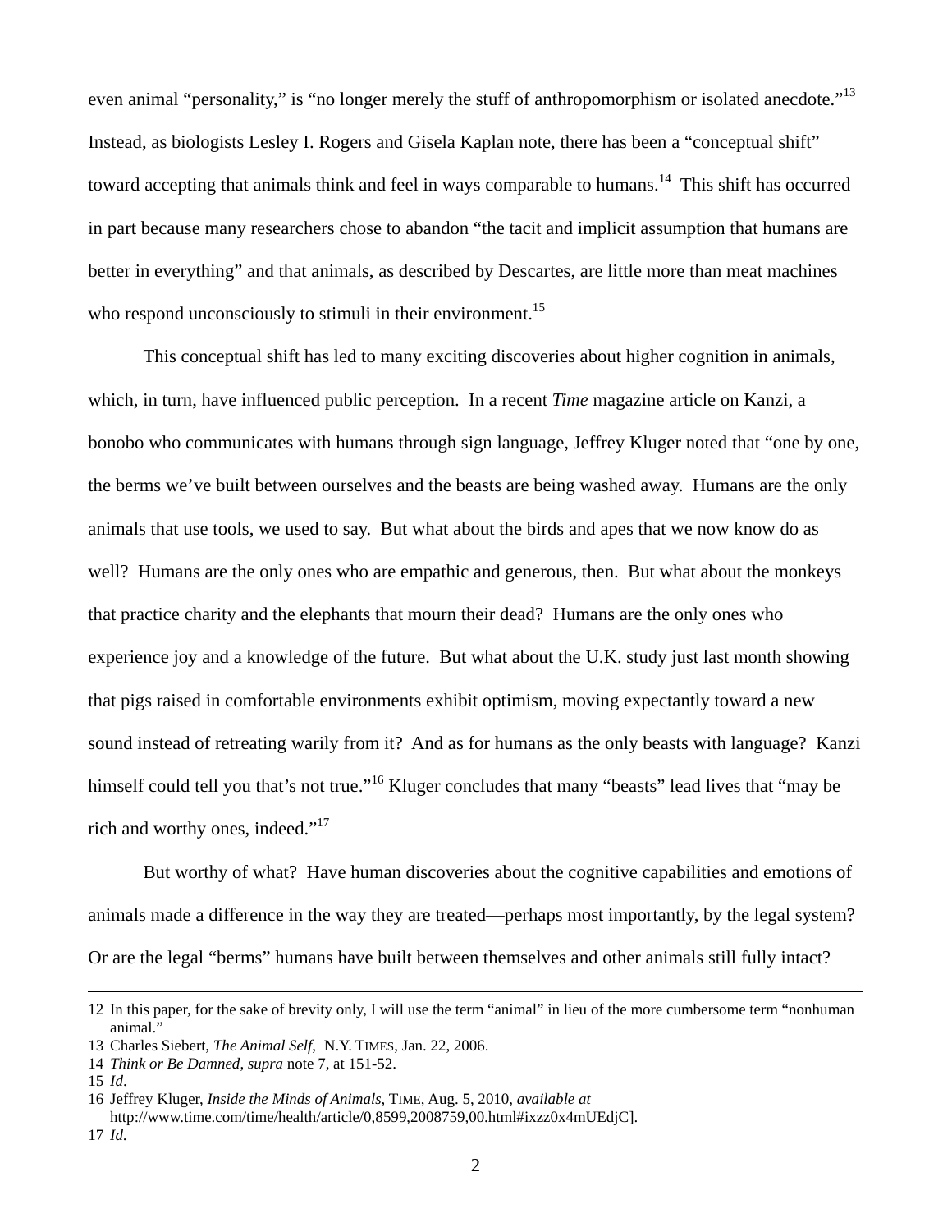even animal "personality," is "no longer merely the stuff of anthropomorphism or isolated anecdote."[13] Instead, as biologists Lesley I. Rogers and Gisela Kaplan note, there has been a "conceptual shift" toward accepting that animals think and feel in ways comparable to humans.[14] This shift has occurred in part because many researchers chose to abandon "the tacit and implicit assumption that humans are better in everything" and that animals, as described by Descartes, are little more than meat machines who respond unconsciously to stimuli in their environment.[15]

This conceptual shift has led to many exciting discoveries about higher cognition in animals, which, in turn, have influenced public perception. In a recent *Time* magazine article on Kanzi, a bonobo who communicates with humans through sign language, Jeffrey Kluger noted that "one by one, the berms we've built between ourselves and the beasts are being washed away. Humans are the only animals that use tools, we used to say. But what about the birds and apes that we now know do as well? Humans are the only ones who are empathic and generous, then. But what about the monkeys that practice charity and the elephants that mourn their dead? Humans are the only ones who experience joy and a knowledge of the future. But what about the U.K. study just last month showing that pigs raised in comfortable environments exhibit optimism, moving expectantly toward a new sound instead of retreating warily from it? And as for humans as the only beasts with language? Kanzi himself could tell you that's not true."[16] Kluger concludes that many "beasts" lead lives that "may be rich and worthy ones, indeed."[17]

But worthy of what? Have human discoveries about the cognitive capabilities and emotions of animals made a difference in the way they are treated—perhaps most importantly, by the legal system? Or are the legal "berms" humans have built between themselves and other animals still fully intact?

---

12 In this paper, for the sake of brevity only, I will use the term "animal" in lieu of the more cumbersome term "nonhuman animal."

13 Charles Siebert, *The Animal Self*, N.Y. TIMES, Jan. 22, 2006.

14 *Think or Be Damned*, *supra* note 7, at 151-52.

15 *Id*.

16 Jeffrey Kluger, *Inside the Minds of Animals*, TIME, Aug. 5, 2010, *available at* http://www.time.com/time/health/article/0,8599,2008759,00.html#ixzz0x4mUEdjC].

17 *Id*.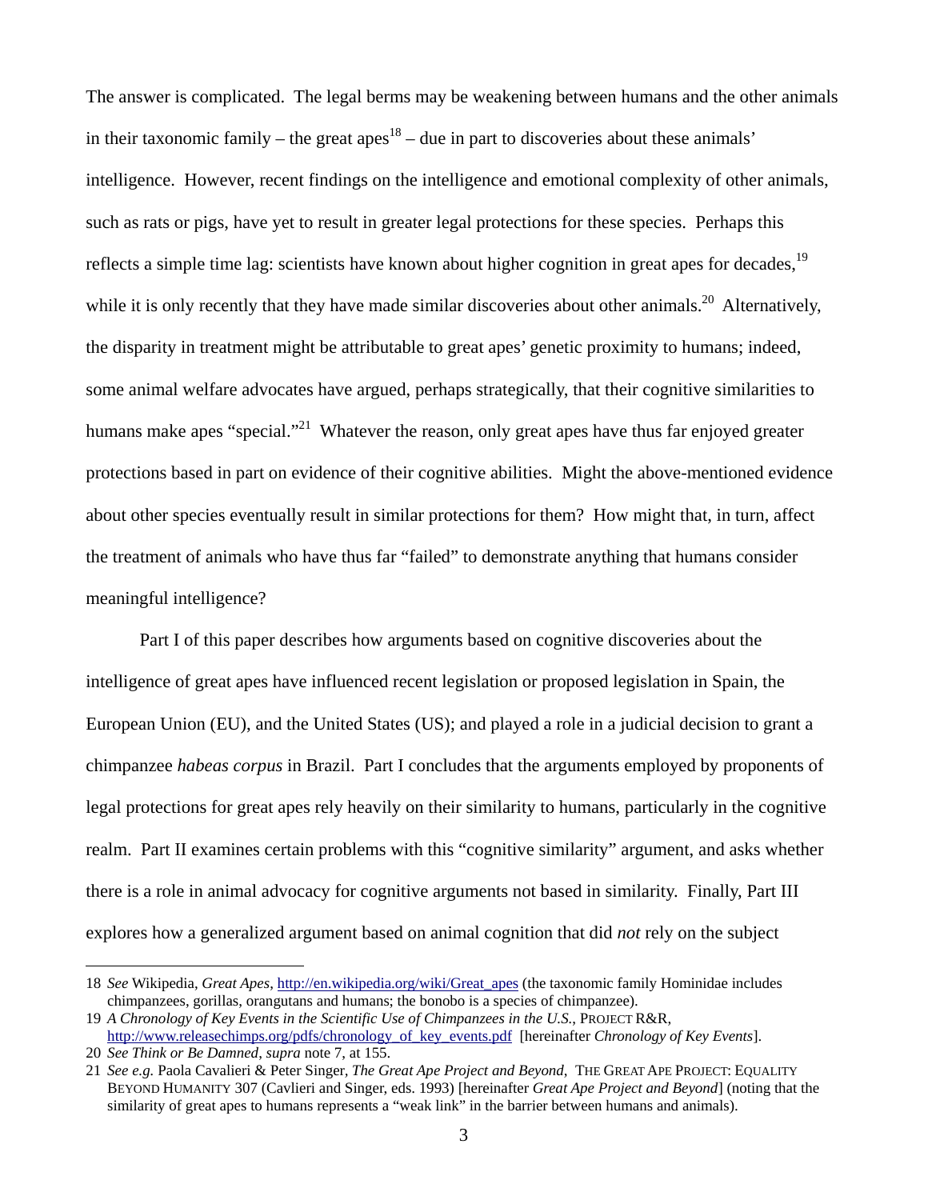The answer is complicated. The legal berms may be weakening between humans and the other animals in their taxonomic family – the great apes[18] – due in part to discoveries about these animals' intelligence. However, recent findings on the intelligence and emotional complexity of other animals, such as rats or pigs, have yet to result in greater legal protections for these species. Perhaps this reflects a simple time lag: scientists have known about higher cognition in great apes for decades,[19] while it is only recently that they have made similar discoveries about other animals.[20] Alternatively, the disparity in treatment might be attributable to great apes' genetic proximity to humans; indeed, some animal welfare advocates have argued, perhaps strategically, that their cognitive similarities to humans make apes "special."[21] Whatever the reason, only great apes have thus far enjoyed greater protections based in part on evidence of their cognitive abilities. Might the above-mentioned evidence about other species eventually result in similar protections for them? How might that, in turn, affect the treatment of animals who have thus far "failed" to demonstrate anything that humans consider meaningful intelligence?

Part I of this paper describes how arguments based on cognitive discoveries about the intelligence of great apes have influenced recent legislation or proposed legislation in Spain, the European Union (EU), and the United States (US); and played a role in a judicial decision to grant a chimpanzee *habeas corpus* in Brazil. Part I concludes that the arguments employed by proponents of legal protections for great apes rely heavily on their similarity to humans, particularly in the cognitive realm. Part II examines certain problems with this "cognitive similarity" argument, and asks whether there is a role in animal advocacy for cognitive arguments not based in similarity. Finally, Part III explores how a generalized argument based on animal cognition that did *not* rely on the subject

---

18 *See* Wikipedia, *Great Apes*, http://en.wikipedia.org/wiki/Great_apes (the taxonomic family Hominidae includes chimpanzees, gorillas, orangutans and humans; the bonobo is a species of chimpanzee).

19 *A Chronology of Key Events in the Scientific Use of Chimpanzees in the U.S.*, PROJECT R&R, http://www.releasechimps.org/pdfs/chronology_of_key_events.pdf [hereinafter *Chronology of Key Events*].

20 *See Think or Be Damned*, *supra* note 7, at 155.

21 *See e.g.* Paola Cavalieri & Peter Singer, *The Great Ape Project and Beyond*, THE GREAT APE PROJECT: EQUALITY BEYOND HUMANITY 307 (Cavlieri and Singer, eds. 1993) [hereinafter *Great Ape Project and Beyond*] (noting that the similarity of great apes to humans represents a "weak link" in the barrier between humans and animals).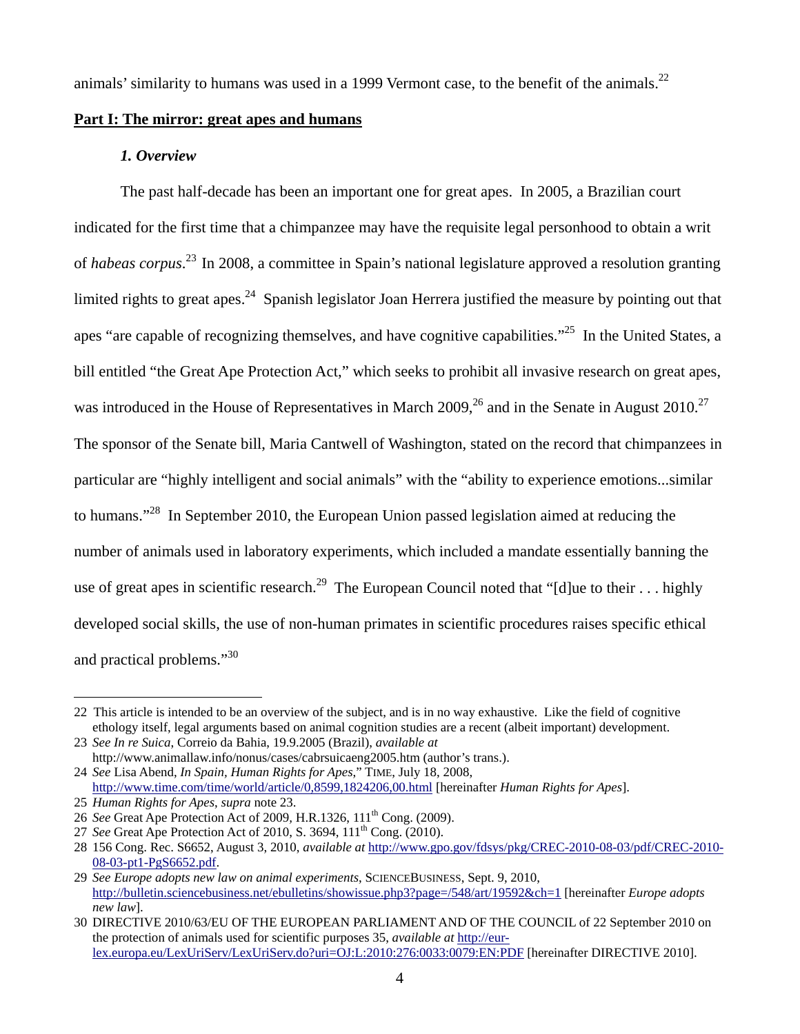animals' similarity to humans was used in a 1999 Vermont case, to the benefit of the animals.[22]

## Part I: The mirror: great apes and humans

### *1. Overview*

The past half-decade has been an important one for great apes. In 2005, a Brazilian court indicated for the first time that a chimpanzee may have the requisite legal personhood to obtain a writ of *habeas corpus*.[23] In 2008, a committee in Spain's national legislature approved a resolution granting limited rights to great apes.[24] Spanish legislator Joan Herrera justified the measure by pointing out that apes "are capable of recognizing themselves, and have cognitive capabilities."[25] In the United States, a bill entitled "the Great Ape Protection Act," which seeks to prohibit all invasive research on great apes, was introduced in the House of Representatives in March 2009,[26] and in the Senate in August 2010.[27] The sponsor of the Senate bill, Maria Cantwell of Washington, stated on the record that chimpanzees in particular are "highly intelligent and social animals" with the "ability to experience emotions...similar to humans."[28] In September 2010, the European Union passed legislation aimed at reducing the number of animals used in laboratory experiments, which included a mandate essentially banning the use of great apes in scientific research.[29] The European Council noted that "[d]ue to their . . . highly developed social skills, the use of non-human primates in scientific procedures raises specific ethical and practical problems."[30]

---

22 This article is intended to be an overview of the subject, and is in no way exhaustive. Like the field of cognitive ethology itself, legal arguments based on animal cognition studies are a recent (albeit important) development.

23 *See In re Suica*, Correio da Bahia, 19.9.2005 (Brazil), *available at* http://www.animallaw.info/nonus/cases/cabrsuicaeng2005.htm (author's trans.).

24 *See* Lisa Abend, *In Spain, Human Rights for Apes*," TIME, July 18, 2008, http://www.time.com/time/world/article/0,8599,1824206,00.html [hereinafter *Human Rights for Apes*].

25 *Human Rights for Apes*, *supra* note 23.

26 *See* Great Ape Protection Act of 2009, H.R.1326, 111th Cong. (2009).

27 *See* Great Ape Protection Act of 2010, S. 3694, 111th Cong. (2010).

28 156 Cong. Rec. S6652, August 3, 2010, *available at* http://www.gpo.gov/fdsys/pkg/CREC-2010-08-03/pdf/CREC-2010-08-03-pt1-PgS6652.pdf.

29 *See Europe adopts new law on animal experiments*, SCIENCEBUSINESS, Sept. 9, 2010, http://bulletin.sciencebusiness.net/ebulletins/showissue.php3?page=/548/art/19592&ch=1 [hereinafter *Europe adopts new law*].

30 DIRECTIVE 2010/63/EU OF THE EUROPEAN PARLIAMENT AND OF THE COUNCIL of 22 September 2010 on the protection of animals used for scientific purposes 35, *available at* http://eur-lex.europa.eu/LexUriServ/LexUriServ.do?uri=OJ:L:2010:276:0033:0079:EN:PDF [hereinafter DIRECTIVE 2010].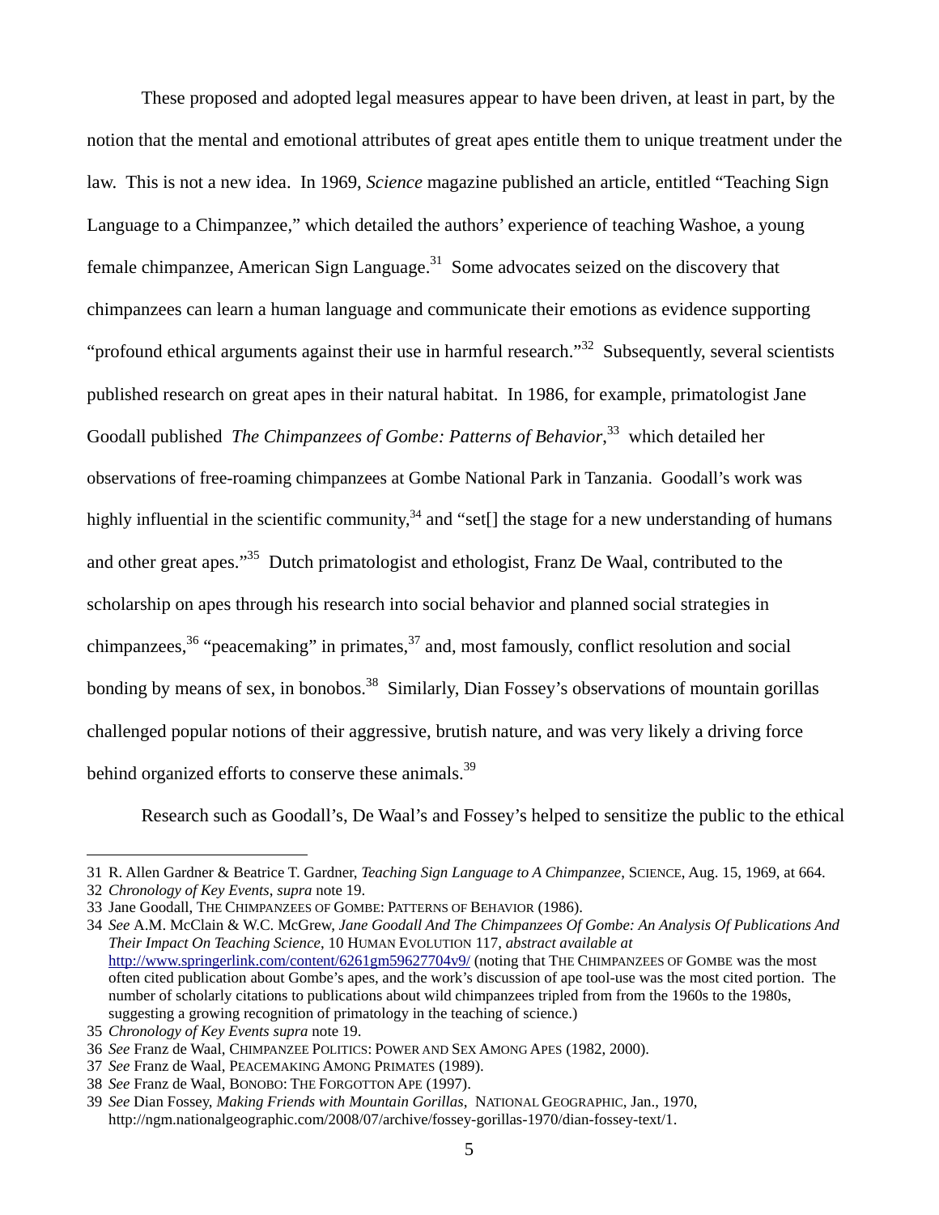These proposed and adopted legal measures appear to have been driven, at least in part, by the notion that the mental and emotional attributes of great apes entitle them to unique treatment under the law. This is not a new idea. In 1969, *Science* magazine published an article, entitled "Teaching Sign Language to a Chimpanzee," which detailed the authors' experience of teaching Washoe, a young female chimpanzee, American Sign Language.[31] Some advocates seized on the discovery that chimpanzees can learn a human language and communicate their emotions as evidence supporting "profound ethical arguments against their use in harmful research."[32] Subsequently, several scientists published research on great apes in their natural habitat. In 1986, for example, primatologist Jane Goodall published *The Chimpanzees of Gombe: Patterns of Behavior*,[33] which detailed her observations of free-roaming chimpanzees at Gombe National Park in Tanzania. Goodall's work was highly influential in the scientific community,[34] and "set[] the stage for a new understanding of humans and other great apes."[35] Dutch primatologist and ethologist, Franz De Waal, contributed to the scholarship on apes through his research into social behavior and planned social strategies in chimpanzees,[36] "peacemaking" in primates,[37] and, most famously, conflict resolution and social bonding by means of sex, in bonobos.[38] Similarly, Dian Fossey's observations of mountain gorillas challenged popular notions of their aggressive, brutish nature, and was very likely a driving force behind organized efforts to conserve these animals.[39]

Research such as Goodall's, De Waal's and Fossey's helped to sensitize the public to the ethical

---

31 R. Allen Gardner & Beatrice T. Gardner, *Teaching Sign Language to A Chimpanzee*, SCIENCE, Aug. 15, 1969, at 664.

32 *Chronology of Key Events*, *supra* note 19.

33 Jane Goodall, THE CHIMPANZEES OF GOMBE: PATTERNS OF BEHAVIOR (1986).

34 *See* A.M. McClain & W.C. McGrew, *Jane Goodall And The Chimpanzees Of Gombe: An Analysis Of Publications And Their Impact On Teaching Science*, 10 HUMAN EVOLUTION 117, *abstract available at* http://www.springerlink.com/content/6261gm59627704v9/ (noting that THE CHIMPANZEES OF GOMBE was the most often cited publication about Gombe's apes, and the work's discussion of ape tool-use was the most cited portion. The number of scholarly citations to publications about wild chimpanzees tripled from from the 1960s to the 1980s, suggesting a growing recognition of primatology in the teaching of science.)

35 *Chronology of Key Events supra* note 19.

36 *See* Franz de Waal, CHIMPANZEE POLITICS: POWER AND SEX AMONG APES (1982, 2000).

37 *See* Franz de Waal, PEACEMAKING AMONG PRIMATES (1989).

38 *See* Franz de Waal, BONOBO: THE FORGOTTON APE (1997).

39 *See* Dian Fossey, *Making Friends with Mountain Gorillas*, NATIONAL GEOGRAPHIC, Jan., 1970, http://ngm.nationalgeographic.com/2008/07/archive/fossey-gorillas-1970/dian-fossey-text/1.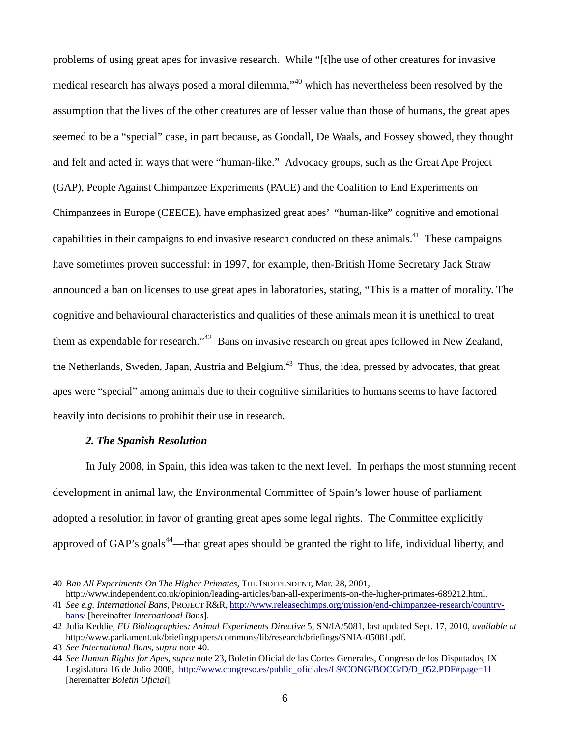problems of using great apes for invasive research. While "[t]he use of other creatures for invasive medical research has always posed a moral dilemma,"[40] which has nevertheless been resolved by the assumption that the lives of the other creatures are of lesser value than those of humans, the great apes seemed to be a "special" case, in part because, as Goodall, De Waals, and Fossey showed, they thought and felt and acted in ways that were "human-like." Advocacy groups, such as the Great Ape Project (GAP), People Against Chimpanzee Experiments (PACE) and the Coalition to End Experiments on Chimpanzees in Europe (CEECE), have emphasized great apes' "human-like" cognitive and emotional capabilities in their campaigns to end invasive research conducted on these animals.[41] These campaigns have sometimes proven successful: in 1997, for example, then-British Home Secretary Jack Straw announced a ban on licenses to use great apes in laboratories, stating, "This is a matter of morality. The cognitive and behavioural characteristics and qualities of these animals mean it is unethical to treat them as expendable for research."[42] Bans on invasive research on great apes followed in New Zealand, the Netherlands, Sweden, Japan, Austria and Belgium.[43] Thus, the idea, pressed by advocates, that great apes were "special" among animals due to their cognitive similarities to humans seems to have factored heavily into decisions to prohibit their use in research.

### *2. The Spanish Resolution*

In July 2008, in Spain, this idea was taken to the next level. In perhaps the most stunning recent development in animal law, the Environmental Committee of Spain's lower house of parliament adopted a resolution in favor of granting great apes some legal rights. The Committee explicitly approved of GAP's goals[44]—that great apes should be granted the right to life, individual liberty, and

---

40 *Ban All Experiments On The Higher Primates*, THE INDEPENDENT, Mar. 28, 2001, http://www.independent.co.uk/opinion/leading-articles/ban-all-experiments-on-the-higher-primates-689212.html.

41 *See e.g. International Bans*, PROJECT R&R, http://www.releasechimps.org/mission/end-chimpanzee-research/country-bans/ [hereinafter *International Bans*].

42 Julia Keddie, *EU Bibliographies: Animal Experiments Directive* 5, SN/IA/5081, last updated Sept. 17, 2010, *available at* http://www.parliament.uk/briefingpapers/commons/lib/research/briefings/SNIA-05081.pdf.

43 *See International Bans*, *supra* note 40.

44 *See Human Rights for Apes*, *supra* note 23, Boletín Oficial de las Cortes Generales, Congreso de los Disputados, IX Legislatura 16 de Julio 2008, http://www.congreso.es/public_oficiales/L9/CONG/BOCG/D/D_052.PDF#page=11 [hereinafter *Boletín Oficial*].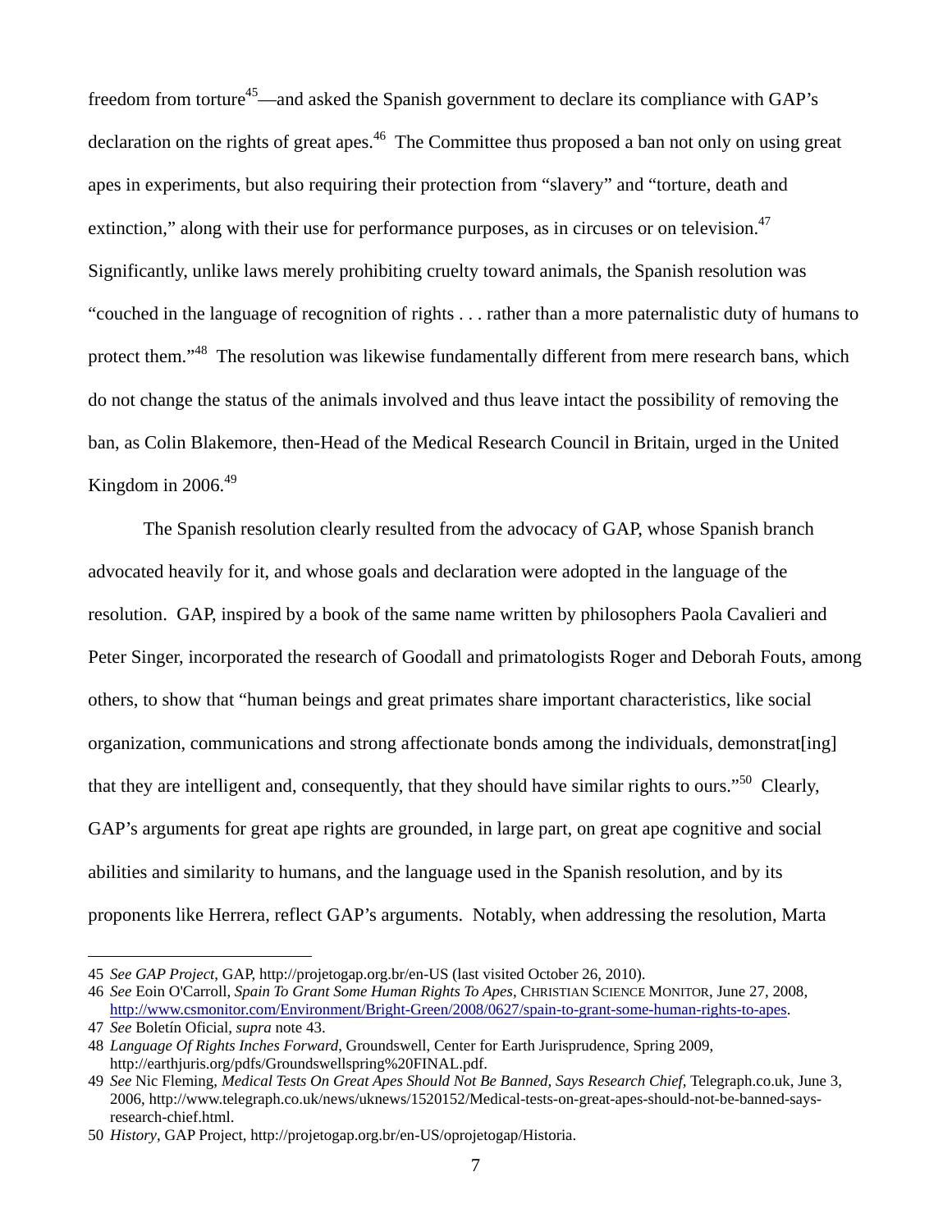freedom from torture[45]—and asked the Spanish government to declare its compliance with GAP's declaration on the rights of great apes.[46] The Committee thus proposed a ban not only on using great apes in experiments, but also requiring their protection from "slavery" and "torture, death and extinction," along with their use for performance purposes, as in circuses or on television.[47] Significantly, unlike laws merely prohibiting cruelty toward animals, the Spanish resolution was "couched in the language of recognition of rights . . . rather than a more paternalistic duty of humans to protect them."[48] The resolution was likewise fundamentally different from mere research bans, which do not change the status of the animals involved and thus leave intact the possibility of removing the ban, as Colin Blakemore, then-Head of the Medical Research Council in Britain, urged in the United Kingdom in 2006.[49]

The Spanish resolution clearly resulted from the advocacy of GAP, whose Spanish branch advocated heavily for it, and whose goals and declaration were adopted in the language of the resolution. GAP, inspired by a book of the same name written by philosophers Paola Cavalieri and Peter Singer, incorporated the research of Goodall and primatologists Roger and Deborah Fouts, among others, to show that "human beings and great primates share important characteristics, like social organization, communications and strong affectionate bonds among the individuals, demonstrat[ing] that they are intelligent and, consequently, that they should have similar rights to ours."[50] Clearly, GAP's arguments for great ape rights are grounded, in large part, on great ape cognitive and social abilities and similarity to humans, and the language used in the Spanish resolution, and by its proponents like Herrera, reflect GAP's arguments. Notably, when addressing the resolution, Marta

---

45 *See GAP Project*, GAP, http://projetogap.org.br/en-US (last visited October 26, 2010).

46 *See* Eoin O'Carroll, *Spain To Grant Some Human Rights To Apes*, CHRISTIAN SCIENCE MONITOR, June 27, 2008, http://www.csmonitor.com/Environment/Bright-Green/2008/0627/spain-to-grant-some-human-rights-to-apes.

47 *See* Boletín Oficial, *supra* note 43.

48 *Language Of Rights Inches Forward*, Groundswell, Center for Earth Jurisprudence, Spring 2009, http://earthjuris.org/pdfs/Groundswellspring%20FINAL.pdf.

49 *See* Nic Fleming, *Medical Tests On Great Apes Should Not Be Banned, Says Research Chief,* Telegraph.co.uk, June 3, 2006, http://www.telegraph.co.uk/news/uknews/1520152/Medical-tests-on-great-apes-should-not-be-banned-says-research-chief.html.

50 *History*, GAP Project, http://projetogap.org.br/en-US/oprojetogap/Historia.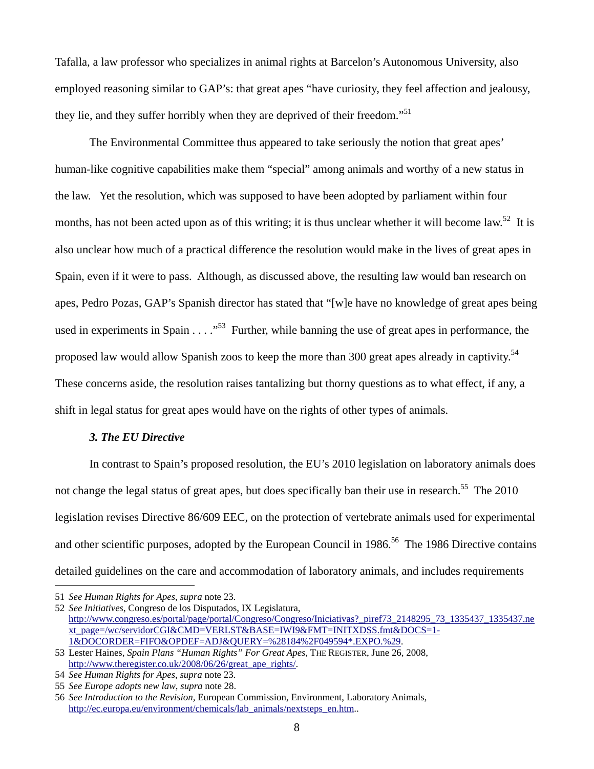Tafalla, a law professor who specializes in animal rights at Barcelon's Autonomous University, also employed reasoning similar to GAP's: that great apes "have curiosity, they feel affection and jealousy, they lie, and they suffer horribly when they are deprived of their freedom."[51]

The Environmental Committee thus appeared to take seriously the notion that great apes' human-like cognitive capabilities make them "special" among animals and worthy of a new status in the law. Yet the resolution, which was supposed to have been adopted by parliament within four months, has not been acted upon as of this writing; it is thus unclear whether it will become law.[52] It is also unclear how much of a practical difference the resolution would make in the lives of great apes in Spain, even if it were to pass. Although, as discussed above, the resulting law would ban research on apes, Pedro Pozas, GAP's Spanish director has stated that "[w]e have no knowledge of great apes being used in experiments in Spain . . . ."[53] Further, while banning the use of great apes in performance, the proposed law would allow Spanish zoos to keep the more than 300 great apes already in captivity.[54] These concerns aside, the resolution raises tantalizing but thorny questions as to what effect, if any, a shift in legal status for great apes would have on the rights of other types of animals.

### *3. The EU Directive*

In contrast to Spain's proposed resolution, the EU's 2010 legislation on laboratory animals does not change the legal status of great apes, but does specifically ban their use in research.[55] The 2010 legislation revises Directive 86/609 EEC, on the protection of vertebrate animals used for experimental and other scientific purposes, adopted by the European Council in 1986.[56] The 1986 Directive contains detailed guidelines on the care and accommodation of laboratory animals, and includes requirements

---

51 *See Human Rights for Apes*, *supra* note 23.

52 *See Initiatives*, Congreso de los Disputados, IX Legislatura, http://www.congreso.es/portal/page/portal/Congreso/Congreso/Iniciativas?_piref73_2148295_73_1335437_1335437.next_page=/wc/servidorCGI&CMD=VERLST&BASE=IWI9&FMT=INITXDSS.fmt&DOCS=1-1&DOCORDER=FIFO&OPDEF=ADJ&QUERY=%28184%2F049594*.EXPO.%29.

53 Lester Haines, *Spain Plans "Human Rights" For Great Apes*, THE REGISTER, June 26, 2008, http://www.theregister.co.uk/2008/06/26/great_ape_rights/.

54 *See Human Rights for Apes*, *supra* note 23.

55 *See Europe adopts new law*, *supra* note 28.

56 *See Introduction to the Revision*, European Commission, Environment, Laboratory Animals, http://ec.europa.eu/environment/chemicals/lab_animals/nextsteps_en.htm..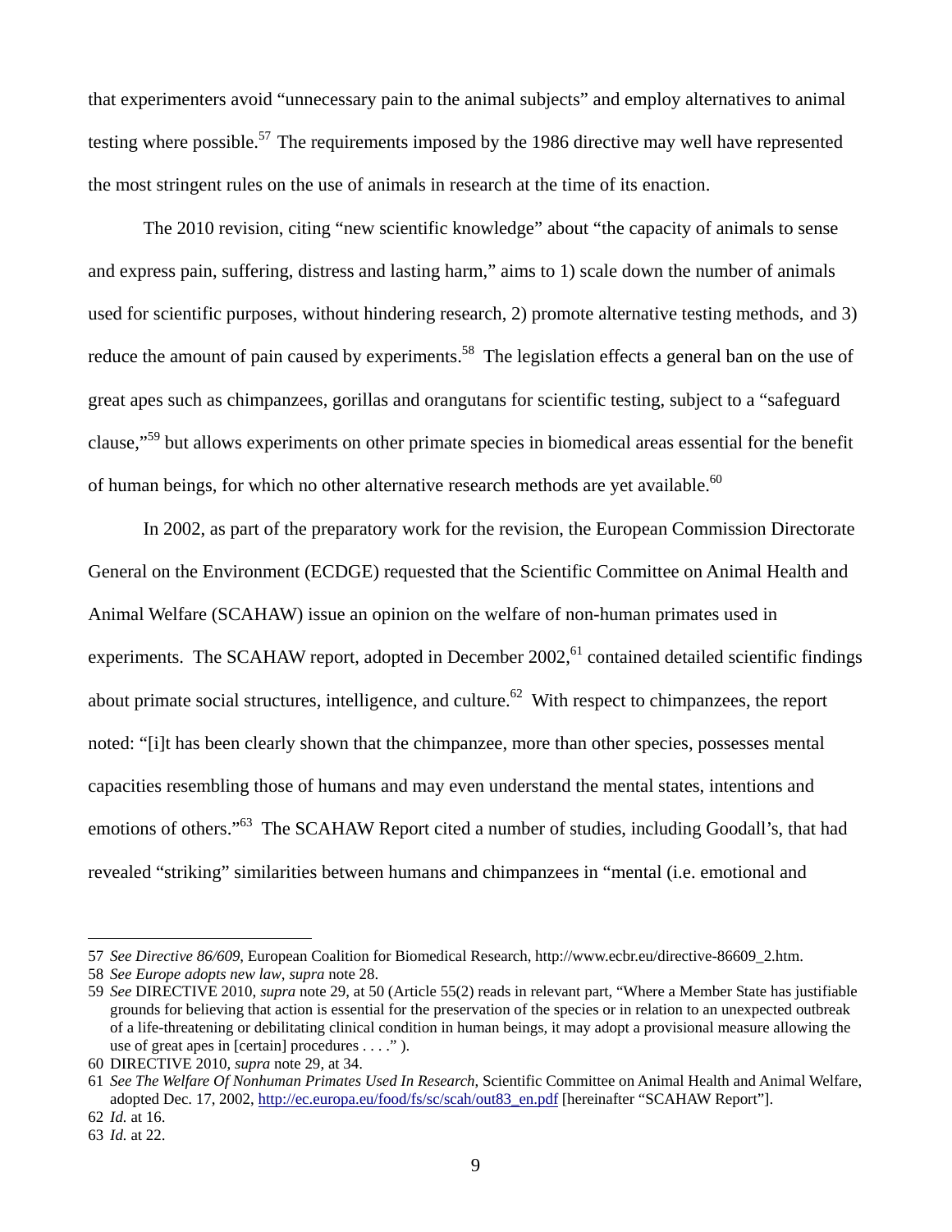that experimenters avoid "unnecessary pain to the animal subjects" and employ alternatives to animal testing where possible.[57] The requirements imposed by the 1986 directive may well have represented the most stringent rules on the use of animals in research at the time of its enaction.

The 2010 revision, citing "new scientific knowledge" about "the capacity of animals to sense and express pain, suffering, distress and lasting harm," aims to 1) scale down the number of animals used for scientific purposes, without hindering research, 2) promote alternative testing methods, and 3) reduce the amount of pain caused by experiments.[58] The legislation effects a general ban on the use of great apes such as chimpanzees, gorillas and orangutans for scientific testing, subject to a "safeguard clause,"[59] but allows experiments on other primate species in biomedical areas essential for the benefit of human beings, for which no other alternative research methods are yet available.[60]

In 2002, as part of the preparatory work for the revision, the European Commission Directorate General on the Environment (ECDGE) requested that the Scientific Committee on Animal Health and Animal Welfare (SCAHAW) issue an opinion on the welfare of non-human primates used in experiments. The SCAHAW report, adopted in December 2002,[61] contained detailed scientific findings about primate social structures, intelligence, and culture.[62] With respect to chimpanzees, the report noted: "[i]t has been clearly shown that the chimpanzee, more than other species, possesses mental capacities resembling those of humans and may even understand the mental states, intentions and emotions of others."[63] The SCAHAW Report cited a number of studies, including Goodall's, that had revealed "striking" similarities between humans and chimpanzees in "mental (i.e. emotional and

---

57 *See Directive 86/609*, European Coalition for Biomedical Research, http://www.ecbr.eu/directive-86609_2.htm.

58 *See Europe adopts new law*, *supra* note 28.

59 *See* DIRECTIVE 2010, *supra* note 29, at 50 (Article 55(2) reads in relevant part, "Where a Member State has justifiable grounds for believing that action is essential for the preservation of the species or in relation to an unexpected outbreak of a life-threatening or debilitating clinical condition in human beings, it may adopt a provisional measure allowing the use of great apes in [certain] procedures . . . ." ).

60 DIRECTIVE 2010, *supra* note 29, at 34.

61 *See The Welfare Of Nonhuman Primates Used In Research*, Scientific Committee on Animal Health and Animal Welfare, adopted Dec. 17, 2002, http://ec.europa.eu/food/fs/sc/scah/out83_en.pdf [hereinafter "SCAHAW Report"].

62 *Id.* at 16.

63 *Id.* at 22.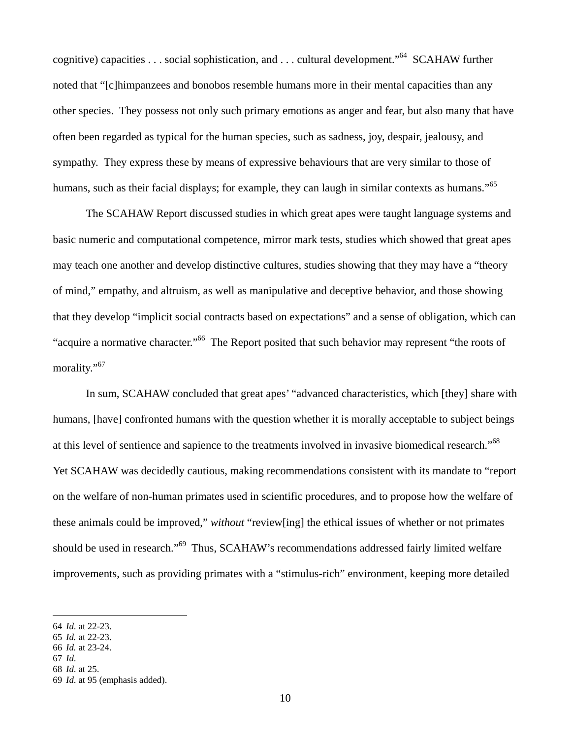cognitive) capacities . . . social sophistication, and . . . cultural development."[64] SCAHAW further noted that "[c]himpanzees and bonobos resemble humans more in their mental capacities than any other species. They possess not only such primary emotions as anger and fear, but also many that have often been regarded as typical for the human species, such as sadness, joy, despair, jealousy, and sympathy. They express these by means of expressive behaviours that are very similar to those of humans, such as their facial displays; for example, they can laugh in similar contexts as humans."[65]

The SCAHAW Report discussed studies in which great apes were taught language systems and basic numeric and computational competence, mirror mark tests, studies which showed that great apes may teach one another and develop distinctive cultures, studies showing that they may have a "theory of mind," empathy, and altruism, as well as manipulative and deceptive behavior, and those showing that they develop "implicit social contracts based on expectations" and a sense of obligation, which can "acquire a normative character."[66] The Report posited that such behavior may represent "the roots of morality."[67]

In sum, SCAHAW concluded that great apes' "advanced characteristics, which [they] share with humans, [have] confronted humans with the question whether it is morally acceptable to subject beings at this level of sentience and sapience to the treatments involved in invasive biomedical research."[68] Yet SCAHAW was decidedly cautious, making recommendations consistent with its mandate to "report on the welfare of non-human primates used in scientific procedures, and to propose how the welfare of these animals could be improved," *without* "review[ing] the ethical issues of whether or not primates should be used in research."[69] Thus, SCAHAW's recommendations addressed fairly limited welfare improvements, such as providing primates with a "stimulus-rich" environment, keeping more detailed

---

64 *Id*. at 22-23.
65 *Id.* at 22-23.
66 *Id.* at 23-24.
67 *Id*.
68 *Id*. at 25.
69 *Id.* at 95 (emphasis added).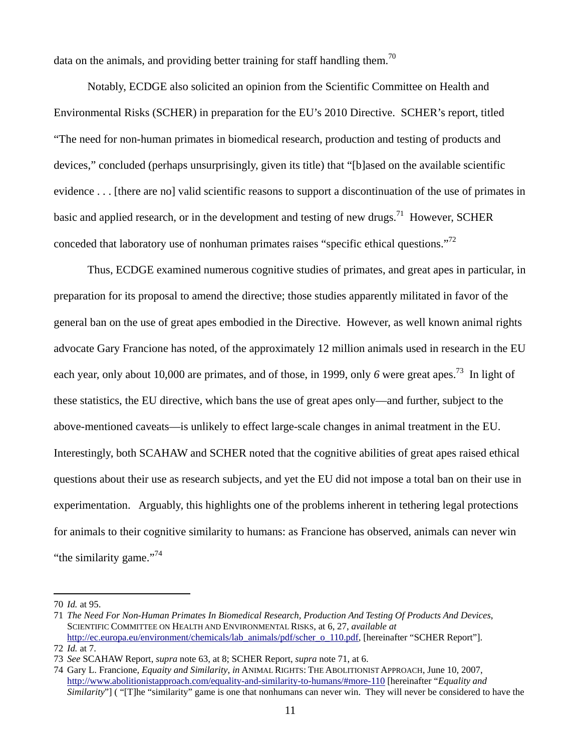data on the animals, and providing better training for staff handling them.[70]

Notably, ECDGE also solicited an opinion from the Scientific Committee on Health and Environmental Risks (SCHER) in preparation for the EU's 2010 Directive. SCHER's report, titled "The need for non-human primates in biomedical research, production and testing of products and devices," concluded (perhaps unsurprisingly, given its title) that "[b]ased on the available scientific evidence . . . [there are no] valid scientific reasons to support a discontinuation of the use of primates in basic and applied research, or in the development and testing of new drugs.[71] However, SCHER conceded that laboratory use of nonhuman primates raises "specific ethical questions."[72]

Thus, ECDGE examined numerous cognitive studies of primates, and great apes in particular, in preparation for its proposal to amend the directive; those studies apparently militated in favor of the general ban on the use of great apes embodied in the Directive. However, as well known animal rights advocate Gary Francione has noted, of the approximately 12 million animals used in research in the EU each year, only about 10,000 are primates, and of those, in 1999, only *6* were great apes.[73] In light of these statistics, the EU directive, which bans the use of great apes only—and further, subject to the above-mentioned caveats—is unlikely to effect large-scale changes in animal treatment in the EU. Interestingly, both SCAHAW and SCHER noted that the cognitive abilities of great apes raised ethical questions about their use as research subjects, and yet the EU did not impose a total ban on their use in experimentation. Arguably, this highlights one of the problems inherent in tethering legal protections for animals to their cognitive similarity to humans: as Francione has observed, animals can never win "the similarity game."[74]

---

70 *Id.* at 95.

71 *The Need For Non-Human Primates In Biomedical Research, Production And Testing Of Products And Devices*, SCIENTIFIC COMMITTEE ON HEALTH AND ENVIRONMENTAL RISKS, at 6, 27, *available at* http://ec.europa.eu/environment/chemicals/lab_animals/pdf/scher_o_110.pdf, [hereinafter "SCHER Report"].

72 *Id.* at 7.

73 *See* SCAHAW Report, *supra* note 63, at 8; SCHER Report, *supra* note 71, at 6.

74 Gary L. Francione, *Equaity and Similarity*, *in* ANIMAL RIGHTS: THE ABOLITIONIST APPROACH, June 10, 2007, http://www.abolitionistapproach.com/equality-and-similarity-to-humans/#more-110 [hereinafter "*Equality and Similarity*"] ( "[T]he "similarity" game is one that nonhumans can never win. They will never be considered to have the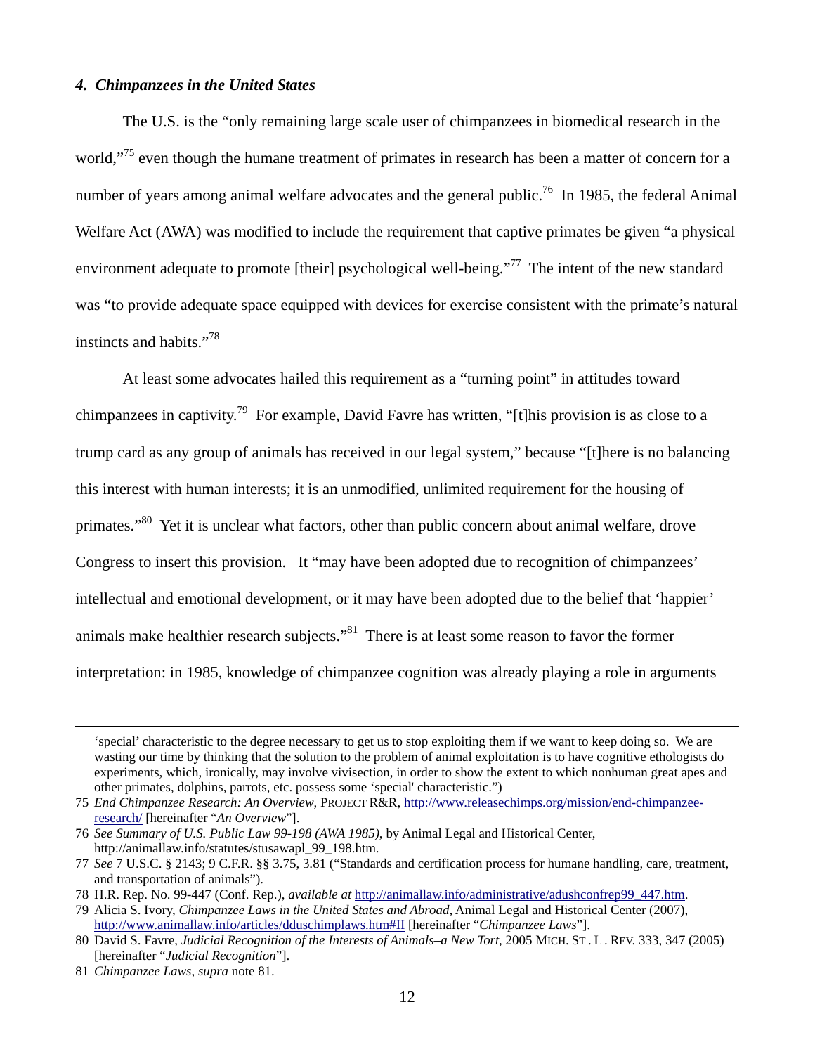### *4. Chimpanzees in the United States*

The U.S. is the "only remaining large scale user of chimpanzees in biomedical research in the world,"[75] even though the humane treatment of primates in research has been a matter of concern for a number of years among animal welfare advocates and the general public.[76] In 1985, the federal Animal Welfare Act (AWA) was modified to include the requirement that captive primates be given "a physical environment adequate to promote [their] psychological well-being."[77] The intent of the new standard was "to provide adequate space equipped with devices for exercise consistent with the primate's natural instincts and habits."[78]

At least some advocates hailed this requirement as a "turning point" in attitudes toward chimpanzees in captivity.[79] For example, David Favre has written, "[t]his provision is as close to a trump card as any group of animals has received in our legal system," because "[t]here is no balancing this interest with human interests; it is an unmodified, unlimited requirement for the housing of primates."[80] Yet it is unclear what factors, other than public concern about animal welfare, drove Congress to insert this provision. It "may have been adopted due to recognition of chimpanzees' intellectual and emotional development, or it may have been adopted due to the belief that 'happier' animals make healthier research subjects."[81] There is at least some reason to favor the former interpretation: in 1985, knowledge of chimpanzee cognition was already playing a role in arguments

---

'special' characteristic to the degree necessary to get us to stop exploiting them if we want to keep doing so. We are wasting our time by thinking that the solution to the problem of animal exploitation is to have cognitive ethologists do experiments, which, ironically, may involve vivisection, in order to show the extent to which nonhuman great apes and other primates, dolphins, parrots, etc. possess some 'special' characteristic.")

75 *End Chimpanzee Research: An Overview*, PROJECT R&R, http://www.releasechimps.org/mission/end-chimpanzee-research/ [hereinafter "*An Overview*"].

76 *See Summary of U.S. Public Law 99-198 (AWA 1985)*, by Animal Legal and Historical Center, http://animallaw.info/statutes/stusawapl_99_198.htm.

77 *See* 7 U.S.C. § 2143; 9 C.F.R. §§ 3.75, 3.81 ("Standards and certification process for humane handling, care, treatment, and transportation of animals").

78 H.R. Rep. No. 99-447 (Conf. Rep.), *available at* http://animallaw.info/administrative/adushconfrep99_447.htm.

79 Alicia S. Ivory, *Chimpanzee Laws in the United States and Abroad*, Animal Legal and Historical Center (2007), http://www.animallaw.info/articles/dduschimplaws.htm#II [hereinafter "*Chimpanzee Laws*"].

80 David S. Favre, *Judicial Recognition of the Interests of Animals–a New Tort*, 2005 MICH. ST . L . REV. 333, 347 (2005) [hereinafter "*Judicial Recognition*"].

81 *Chimpanzee Laws*, *supra* note 81.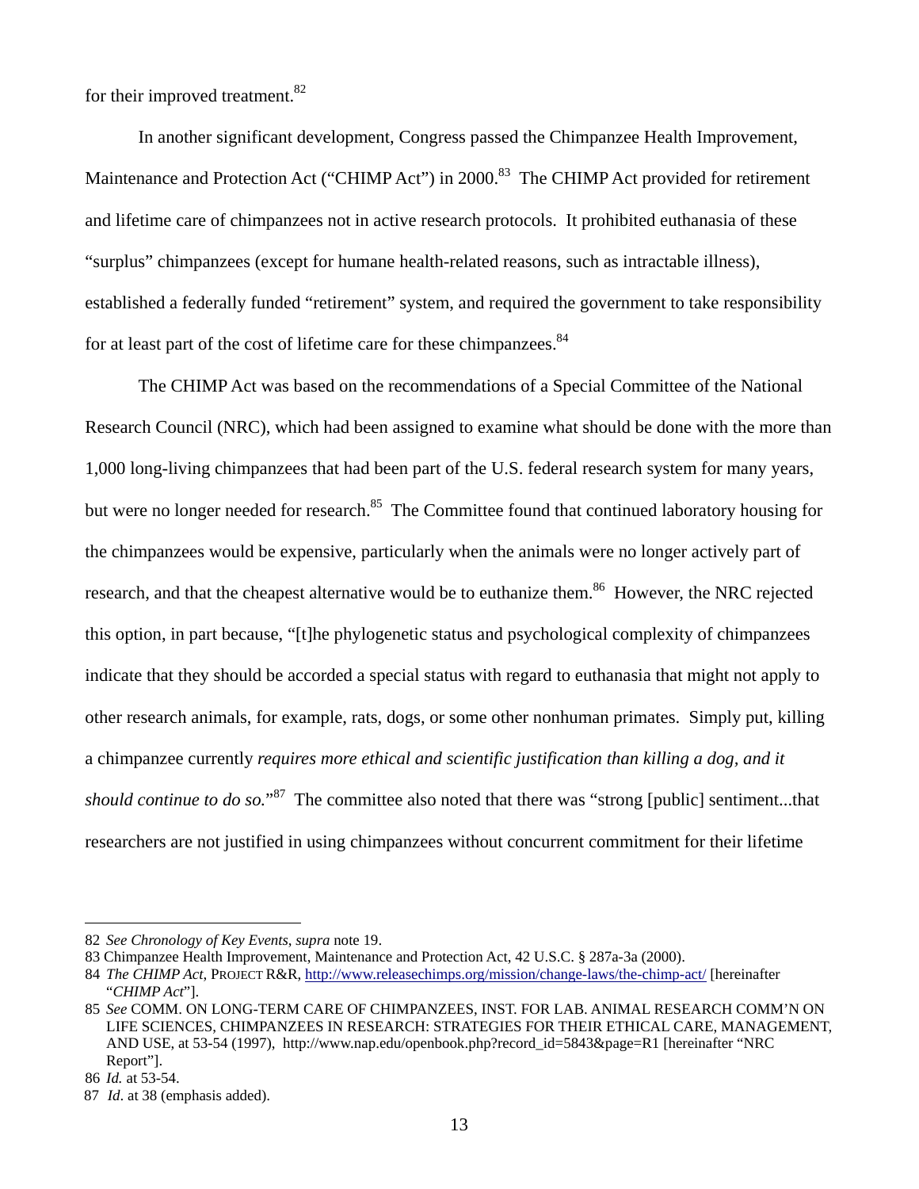for their improved treatment.[82]

In another significant development, Congress passed the Chimpanzee Health Improvement, Maintenance and Protection Act ("CHIMP Act") in 2000.[83] The CHIMP Act provided for retirement and lifetime care of chimpanzees not in active research protocols. It prohibited euthanasia of these "surplus" chimpanzees (except for humane health-related reasons, such as intractable illness), established a federally funded "retirement" system, and required the government to take responsibility for at least part of the cost of lifetime care for these chimpanzees.[84]

The CHIMP Act was based on the recommendations of a Special Committee of the National Research Council (NRC), which had been assigned to examine what should be done with the more than 1,000 long-living chimpanzees that had been part of the U.S. federal research system for many years, but were no longer needed for research.[85] The Committee found that continued laboratory housing for the chimpanzees would be expensive, particularly when the animals were no longer actively part of research, and that the cheapest alternative would be to euthanize them.[86] However, the NRC rejected this option, in part because, "[t]he phylogenetic status and psychological complexity of chimpanzees indicate that they should be accorded a special status with regard to euthanasia that might not apply to other research animals, for example, rats, dogs, or some other nonhuman primates. Simply put, killing a chimpanzee currently *requires more ethical and scientific justification than killing a dog, and it should continue to do so.*"[87] The committee also noted that there was "strong [public] sentiment...that researchers are not justified in using chimpanzees without concurrent commitment for their lifetime

---

82 *See Chronology of Key Events*, *supra* note 19.

83 Chimpanzee Health Improvement, Maintenance and Protection Act, 42 U.S.C. § 287a-3a (2000).

84 *The CHIMP Act*, PROJECT R&R, http://www.releasechimps.org/mission/change-laws/the-chimp-act/ [hereinafter "*CHIMP Act*"].

85 *See* COMM. ON LONG-TERM CARE OF CHIMPANZEES, INST. FOR LAB. ANIMAL RESEARCH COMM'N ON LIFE SCIENCES, CHIMPANZEES IN RESEARCH: STRATEGIES FOR THEIR ETHICAL CARE, MANAGEMENT, AND USE, at 53-54 (1997), http://www.nap.edu/openbook.php?record_id=5843&page=R1 [hereinafter "NRC Report"].

86 *Id.* at 53-54.

87 *Id*. at 38 (emphasis added).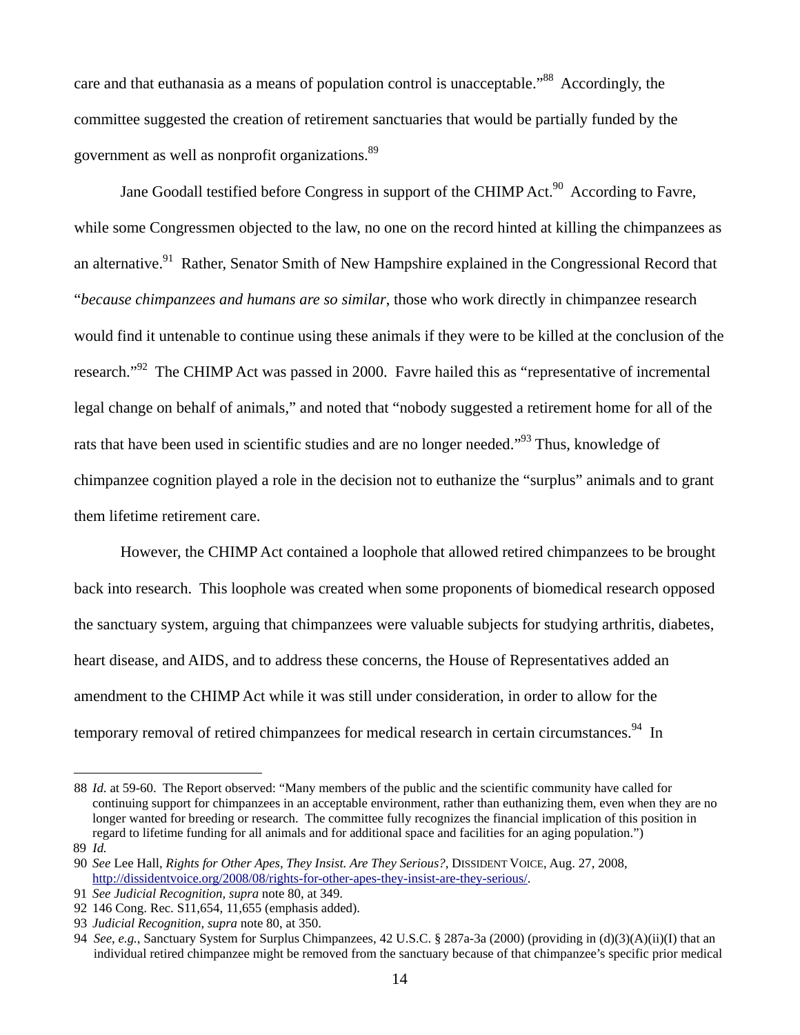care and that euthanasia as a means of population control is unacceptable."[88] Accordingly, the committee suggested the creation of retirement sanctuaries that would be partially funded by the government as well as nonprofit organizations.[89]

Jane Goodall testified before Congress in support of the CHIMP Act.[90] According to Favre, while some Congressmen objected to the law, no one on the record hinted at killing the chimpanzees as an alternative.[91] Rather, Senator Smith of New Hampshire explained in the Congressional Record that "*because chimpanzees and humans are so similar*, those who work directly in chimpanzee research would find it untenable to continue using these animals if they were to be killed at the conclusion of the research."[92] The CHIMP Act was passed in 2000. Favre hailed this as "representative of incremental legal change on behalf of animals," and noted that "nobody suggested a retirement home for all of the rats that have been used in scientific studies and are no longer needed."[93] Thus, knowledge of chimpanzee cognition played a role in the decision not to euthanize the "surplus" animals and to grant them lifetime retirement care.

However, the CHIMP Act contained a loophole that allowed retired chimpanzees to be brought back into research. This loophole was created when some proponents of biomedical research opposed the sanctuary system, arguing that chimpanzees were valuable subjects for studying arthritis, diabetes, heart disease, and AIDS, and to address these concerns, the House of Representatives added an amendment to the CHIMP Act while it was still under consideration, in order to allow for the temporary removal of retired chimpanzees for medical research in certain circumstances.[94] In

---

88 *Id.* at 59-60. The Report observed: "Many members of the public and the scientific community have called for continuing support for chimpanzees in an acceptable environment, rather than euthanizing them, even when they are no longer wanted for breeding or research. The committee fully recognizes the financial implication of this position in regard to lifetime funding for all animals and for additional space and facilities for an aging population.")

89 *Id.*

90 *See* Lee Hall, *Rights for Other Apes, They Insist. Are They Serious?*, DISSIDENT VOICE, Aug. 27, 2008, http://dissidentvoice.org/2008/08/rights-for-other-apes-they-insist-are-they-serious/.

91 *See Judicial Recognition*, *supra* note 80, at 349.

92 146 Cong. Rec. S11,654, 11,655 (emphasis added).

93 *Judicial Recognition*, *supra* note 80, at 350.

94 *See, e.g.*, Sanctuary System for Surplus Chimpanzees, 42 U.S.C. § 287a-3a (2000) (providing in (d)(3)(A)(ii)(I) that an individual retired chimpanzee might be removed from the sanctuary because of that chimpanzee's specific prior medical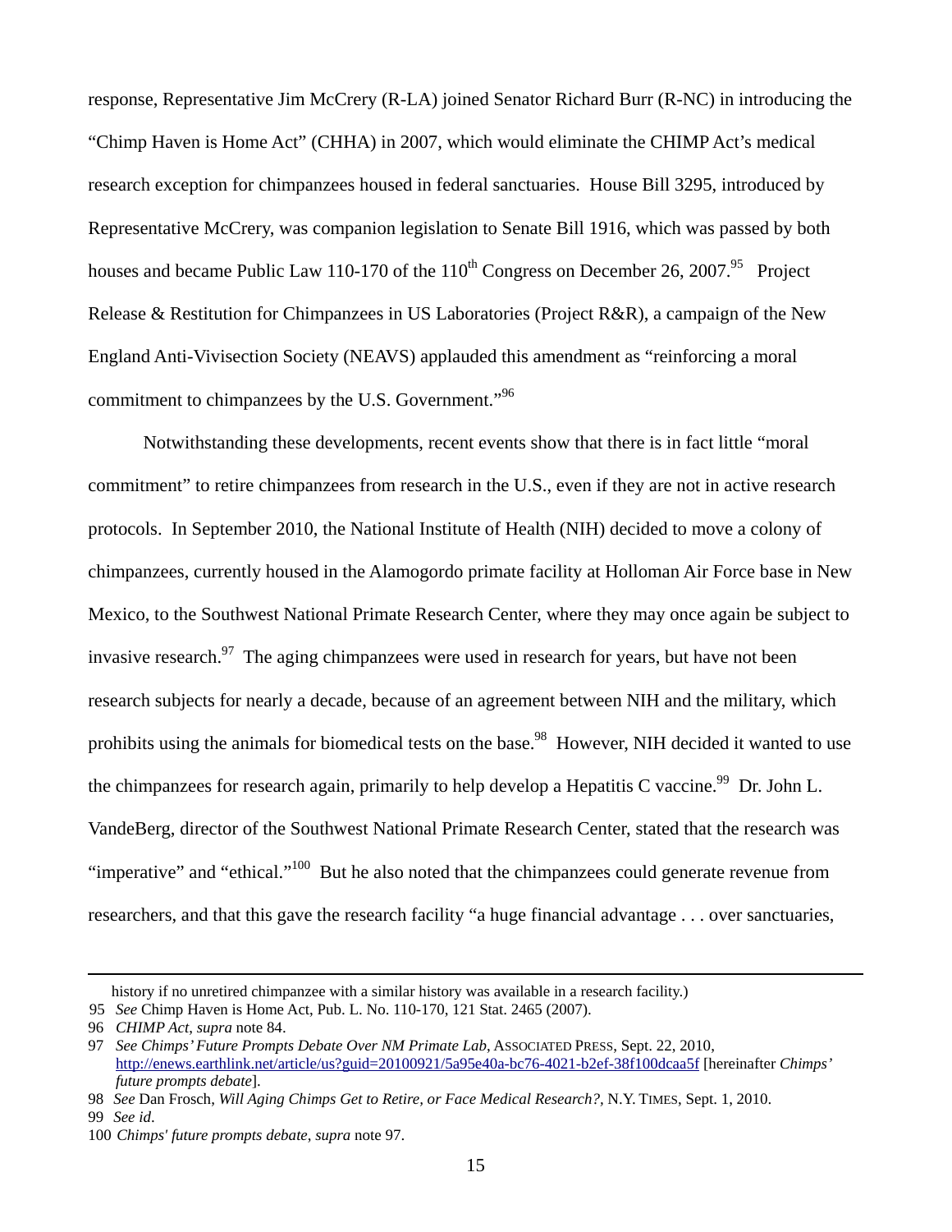response, Representative Jim McCrery (R-LA) joined Senator Richard Burr (R-NC) in introducing the "Chimp Haven is Home Act" (CHHA) in 2007, which would eliminate the CHIMP Act's medical research exception for chimpanzees housed in federal sanctuaries. House Bill 3295, introduced by Representative McCrery, was companion legislation to Senate Bill 1916, which was passed by both houses and became Public Law 110-170 of the 110th Congress on December 26, 2007.[95] Project Release & Restitution for Chimpanzees in US Laboratories (Project R&R), a campaign of the New England Anti-Vivisection Society (NEAVS) applauded this amendment as "reinforcing a moral commitment to chimpanzees by the U.S. Government."[96]

Notwithstanding these developments, recent events show that there is in fact little "moral commitment" to retire chimpanzees from research in the U.S., even if they are not in active research protocols. In September 2010, the National Institute of Health (NIH) decided to move a colony of chimpanzees, currently housed in the Alamogordo primate facility at Holloman Air Force base in New Mexico, to the Southwest National Primate Research Center, where they may once again be subject to invasive research.[97] The aging chimpanzees were used in research for years, but have not been research subjects for nearly a decade, because of an agreement between NIH and the military, which prohibits using the animals for biomedical tests on the base.[98] However, NIH decided it wanted to use the chimpanzees for research again, primarily to help develop a Hepatitis C vaccine.[99] Dr. John L. VandeBerg, director of the Southwest National Primate Research Center, stated that the research was "imperative" and "ethical."[100] But he also noted that the chimpanzees could generate revenue from researchers, and that this gave the research facility "a huge financial advantage . . . over sanctuaries,

---

history if no unretired chimpanzee with a similar history was available in a research facility.)

95 *See* Chimp Haven is Home Act, Pub. L. No. 110-170, 121 Stat. 2465 (2007).

96 *CHIMP Act*, *supra* note 84.

97 *See Chimps' Future Prompts Debate Over NM Primate Lab*, ASSOCIATED PRESS, Sept. 22, 2010, http://enews.earthlink.net/article/us?guid=20100921/5a95e40a-bc76-4021-b2ef-38f100dcaa5f [hereinafter *Chimps' future prompts debate*].

98 *See* Dan Frosch, *Will Aging Chimps Get to Retire, or Face Medical Research?*, N.Y. TIMES, Sept. 1, 2010.

99 *See id*.

100 *Chimps' future prompts debate*, *supra* note 97.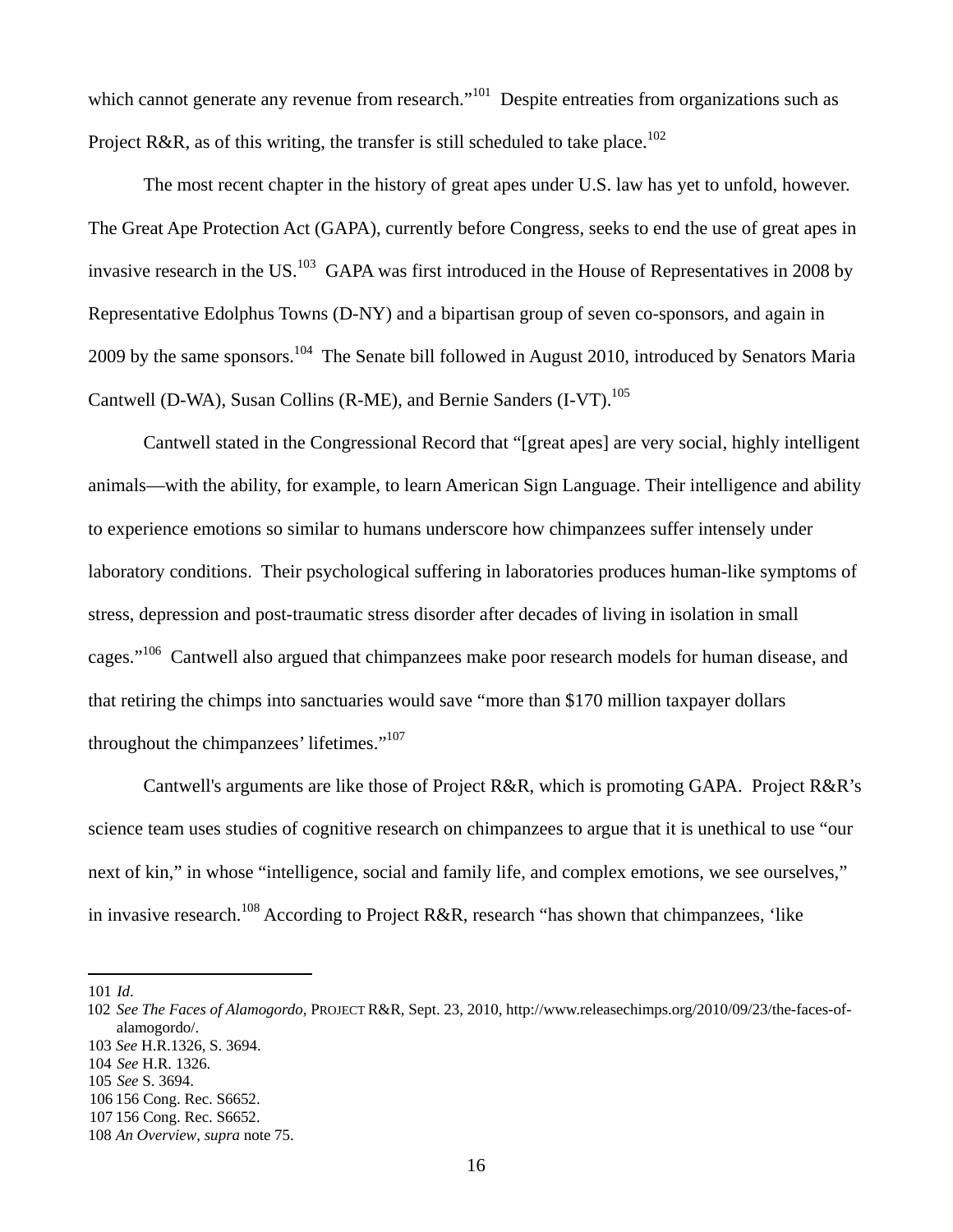which cannot generate any revenue from research."[101] Despite entreaties from organizations such as Project R&R, as of this writing, the transfer is still scheduled to take place.[102]

The most recent chapter in the history of great apes under U.S. law has yet to unfold, however. The Great Ape Protection Act (GAPA), currently before Congress, seeks to end the use of great apes in invasive research in the US.[103] GAPA was first introduced in the House of Representatives in 2008 by Representative Edolphus Towns (D-NY) and a bipartisan group of seven co-sponsors, and again in 2009 by the same sponsors.[104] The Senate bill followed in August 2010, introduced by Senators Maria Cantwell (D-WA), Susan Collins (R-ME), and Bernie Sanders (I-VT).[105]

Cantwell stated in the Congressional Record that "[great apes] are very social, highly intelligent animals—with the ability, for example, to learn American Sign Language. Their intelligence and ability to experience emotions so similar to humans underscore how chimpanzees suffer intensely under laboratory conditions. Their psychological suffering in laboratories produces human-like symptoms of stress, depression and post-traumatic stress disorder after decades of living in isolation in small cages."[106] Cantwell also argued that chimpanzees make poor research models for human disease, and that retiring the chimps into sanctuaries would save "more than $170 million taxpayer dollars throughout the chimpanzees' lifetimes."[107]

Cantwell's arguments are like those of Project R&R, which is promoting GAPA. Project R&R's science team uses studies of cognitive research on chimpanzees to argue that it is unethical to use "our next of kin," in whose "intelligence, social and family life, and complex emotions, we see ourselves," in invasive research.[108] According to Project R&R, research "has shown that chimpanzees, 'like

---

101 *Id*.

102 *See The Faces of Alamogordo*, PROJECT R&R, Sept. 23, 2010, http://www.releasechimps.org/2010/09/23/the-faces-of-alamogordo/.

103 *See* H.R.1326, S. 3694.

104 *See* H.R. 1326.

105 *See* S. 3694.

106 156 Cong. Rec. S6652.

107 156 Cong. Rec. S6652.

108 *An Overview*, *supra* note 75.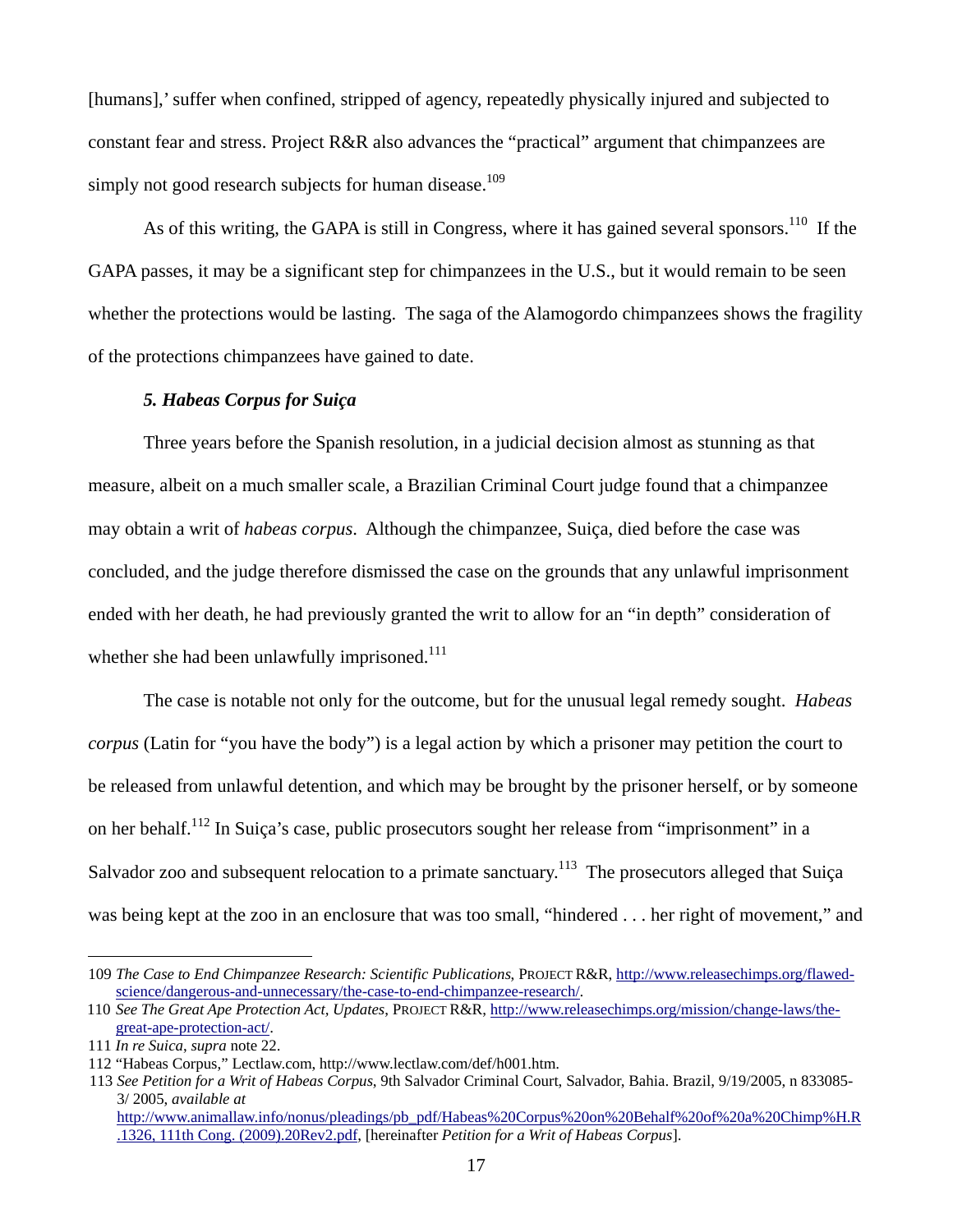[humans],' suffer when confined, stripped of agency, repeatedly physically injured and subjected to constant fear and stress. Project R&R also advances the "practical" argument that chimpanzees are simply not good research subjects for human disease.[109]

As of this writing, the GAPA is still in Congress, where it has gained several sponsors.[110] If the GAPA passes, it may be a significant step for chimpanzees in the U.S., but it would remain to be seen whether the protections would be lasting. The saga of the Alamogordo chimpanzees shows the fragility of the protections chimpanzees have gained to date.

***5. Habeas Corpus for Suiça***

Three years before the Spanish resolution, in a judicial decision almost as stunning as that measure, albeit on a much smaller scale, a Brazilian Criminal Court judge found that a chimpanzee may obtain a writ of *habeas corpus*. Although the chimpanzee, Suiça, died before the case was concluded, and the judge therefore dismissed the case on the grounds that any unlawful imprisonment ended with her death, he had previously granted the writ to allow for an "in depth" consideration of whether she had been unlawfully imprisoned.[111]

The case is notable not only for the outcome, but for the unusual legal remedy sought. *Habeas corpus* (Latin for "you have the body") is a legal action by which a prisoner may petition the court to be released from unlawful detention, and which may be brought by the prisoner herself, or by someone on her behalf.[112] In Suiça's case, public prosecutors sought her release from "imprisonment" in a Salvador zoo and subsequent relocation to a primate sanctuary.[113] The prosecutors alleged that Suiça was being kept at the zoo in an enclosure that was too small, "hindered . . . her right of movement," and

---

109 *The Case to End Chimpanzee Research: Scientific Publications,* PROJECT R&R, http://www.releasechimps.org/flawed-science/dangerous-and-unnecessary/the-case-to-end-chimpanzee-research/.

110 *See The Great Ape Protection Act, Updates*, PROJECT R&R, http://www.releasechimps.org/mission/change-laws/the-great-ape-protection-act/.

111 *In re Suica*, *supra* note 22.

112 "Habeas Corpus," Lectlaw.com, http://www.lectlaw.com/def/h001.htm.

113 *See Petition for a Writ of Habeas Corpus*, 9th Salvador Criminal Court, Salvador, Bahia. Brazil, 9/19/2005, n 833085-3/ 2005, *available at* http://www.animallaw.info/nonus/pleadings/pb_pdf/Habeas%20Corpus%20on%20Behalf%20of%20a%20Chimp%H.R.1326, 111th Cong. (2009).20Rev2.pdf, [hereinafter *Petition for a Writ of Habeas Corpus*].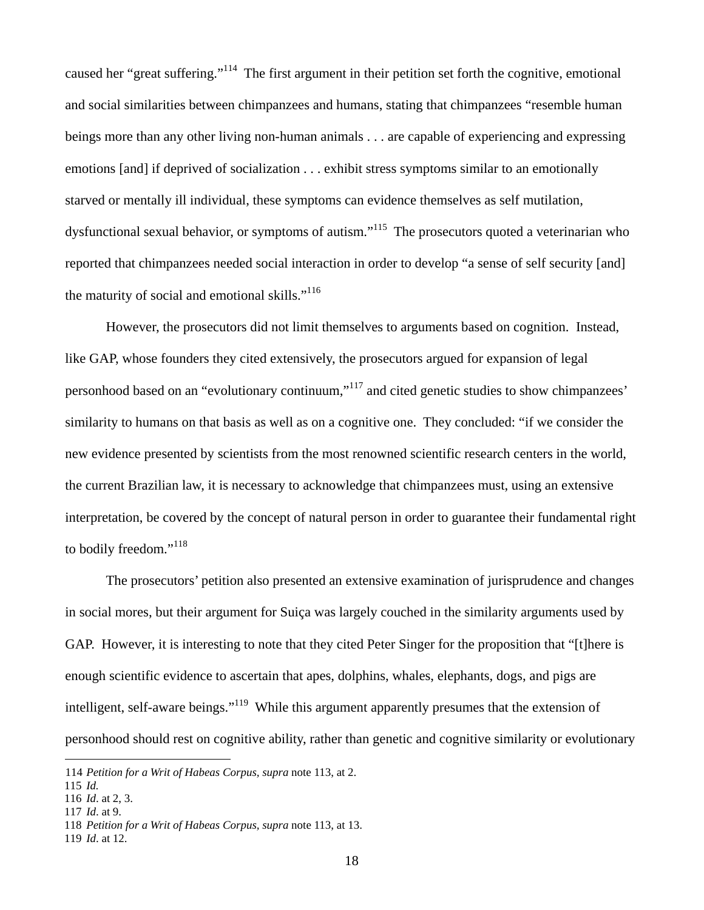caused her "great suffering."[114] The first argument in their petition set forth the cognitive, emotional and social similarities between chimpanzees and humans, stating that chimpanzees "resemble human beings more than any other living non-human animals . . . are capable of experiencing and expressing emotions [and] if deprived of socialization . . . exhibit stress symptoms similar to an emotionally starved or mentally ill individual, these symptoms can evidence themselves as self mutilation, dysfunctional sexual behavior, or symptoms of autism."[115] The prosecutors quoted a veterinarian who reported that chimpanzees needed social interaction in order to develop "a sense of self security [and] the maturity of social and emotional skills."[116]

However, the prosecutors did not limit themselves to arguments based on cognition. Instead, like GAP, whose founders they cited extensively, the prosecutors argued for expansion of legal personhood based on an "evolutionary continuum,"[117] and cited genetic studies to show chimpanzees' similarity to humans on that basis as well as on a cognitive one. They concluded: "if we consider the new evidence presented by scientists from the most renowned scientific research centers in the world, the current Brazilian law, it is necessary to acknowledge that chimpanzees must, using an extensive interpretation, be covered by the concept of natural person in order to guarantee their fundamental right to bodily freedom."[118]

The prosecutors' petition also presented an extensive examination of jurisprudence and changes in social mores, but their argument for Suiça was largely couched in the similarity arguments used by GAP. However, it is interesting to note that they cited Peter Singer for the proposition that "[t]here is enough scientific evidence to ascertain that apes, dolphins, whales, elephants, dogs, and pigs are intelligent, self-aware beings."[119] While this argument apparently presumes that the extension of personhood should rest on cognitive ability, rather than genetic and cognitive similarity or evolutionary

---

114 *Petition for a Writ of Habeas Corpus, supra* note 113, at 2.
115 *Id.*
116 *Id.* at 2, 3.
117 *Id.* at 9.
118 *Petition for a Writ of Habeas Corpus, supra* note 113, at 13.
119 *Id.* at 12.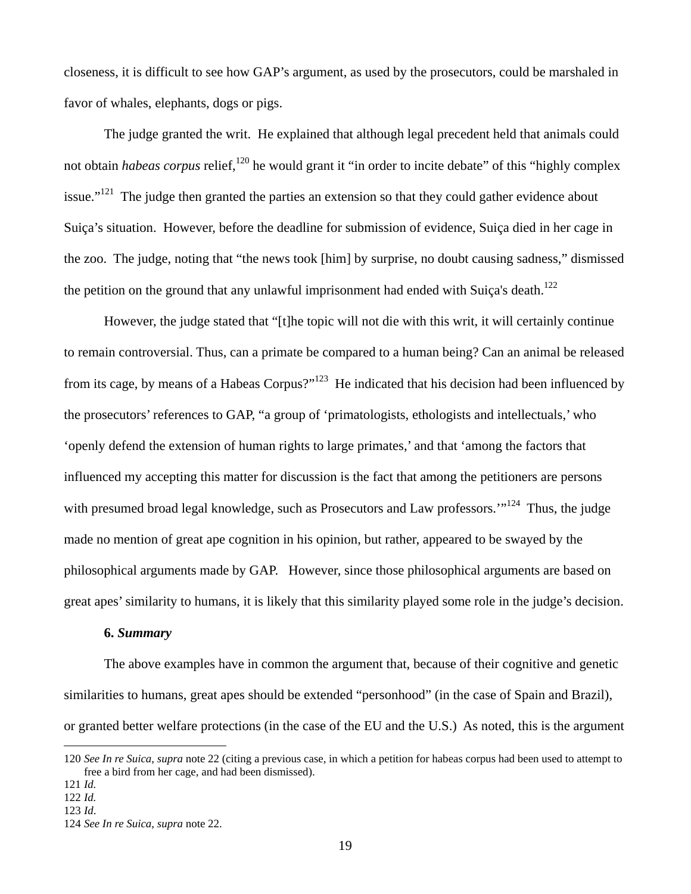closeness, it is difficult to see how GAP's argument, as used by the prosecutors, could be marshaled in favor of whales, elephants, dogs or pigs.

The judge granted the writ. He explained that although legal precedent held that animals could not obtain *habeas corpus* relief,[120] he would grant it "in order to incite debate" of this "highly complex issue."[121] The judge then granted the parties an extension so that they could gather evidence about Suiça's situation. However, before the deadline for submission of evidence, Suiça died in her cage in the zoo. The judge, noting that "the news took [him] by surprise, no doubt causing sadness," dismissed the petition on the ground that any unlawful imprisonment had ended with Suiça's death.[122]

However, the judge stated that "[t]he topic will not die with this writ, it will certainly continue to remain controversial. Thus, can a primate be compared to a human being? Can an animal be released from its cage, by means of a Habeas Corpus?"[123] He indicated that his decision had been influenced by the prosecutors' references to GAP, "a group of 'primatologists, ethologists and intellectuals,' who 'openly defend the extension of human rights to large primates,' and that 'among the factors that influenced my accepting this matter for discussion is the fact that among the petitioners are persons with presumed broad legal knowledge, such as Prosecutors and Law professors.'"[124] Thus, the judge made no mention of great ape cognition in his opinion, but rather, appeared to be swayed by the philosophical arguments made by GAP. However, since those philosophical arguments are based on great apes' similarity to humans, it is likely that this similarity played some role in the judge's decision.

**6. *Summary***

The above examples have in common the argument that, because of their cognitive and genetic similarities to humans, great apes should be extended "personhood" (in the case of Spain and Brazil), or granted better welfare protections (in the case of the EU and the U.S.) As noted, this is the argument

---

120 *See In re Suica*, *supra* note 22 (citing a previous case, in which a petition for habeas corpus had been used to attempt to free a bird from her cage, and had been dismissed).

121 *Id.*

122 *Id.*

123 *Id.*

124 *See In re Suica*, *supra* note 22.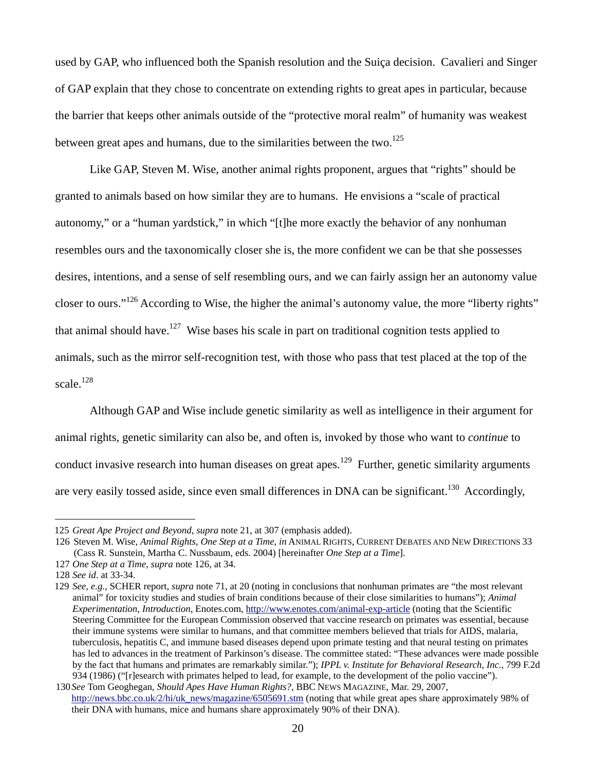used by GAP, who influenced both the Spanish resolution and the Suiça decision. Cavalieri and Singer of GAP explain that they chose to concentrate on extending rights to great apes in particular, because the barrier that keeps other animals outside of the "protective moral realm" of humanity was weakest between great apes and humans, due to the similarities between the two.[125]

Like GAP, Steven M. Wise, another animal rights proponent, argues that "rights" should be granted to animals based on how similar they are to humans. He envisions a "scale of practical autonomy," or a "human yardstick," in which "[t]he more exactly the behavior of any nonhuman resembles ours and the taxonomically closer she is, the more confident we can be that she possesses desires, intentions, and a sense of self resembling ours, and we can fairly assign her an autonomy value closer to ours."[126] According to Wise, the higher the animal's autonomy value, the more "liberty rights" that animal should have.[127] Wise bases his scale in part on traditional cognition tests applied to animals, such as the mirror self-recognition test, with those who pass that test placed at the top of the scale.[128]

Although GAP and Wise include genetic similarity as well as intelligence in their argument for animal rights, genetic similarity can also be, and often is, invoked by those who want to *continue* to conduct invasive research into human diseases on great apes.[129] Further, genetic similarity arguments are very easily tossed aside, since even small differences in DNA can be significant.[130] Accordingly,

---

125 *Great Ape Project and Beyond*, *supra* note 21, at 307 (emphasis added).

126 Steven M. Wise, *Animal Rights, One Step at a Time*, *in* ANIMAL RIGHTS, CURRENT DEBATES AND NEW DIRECTIONS 33 (Cass R. Sunstein, Martha C. Nussbaum, eds. 2004) [hereinafter *One Step at a Time*].

127 *One Step at a Time*, *supra* note 126, at 34.

128 *See id*. at 33-34.

129 *See, e.g.*, SCHER report, *supra* note 71, at 20 (noting in conclusions that nonhuman primates are "the most relevant animal" for toxicity studies and studies of brain conditions because of their close similarities to humans"); *Animal Experimentation, Introduction*, Enotes.com, http://www.enotes.com/animal-exp-article (noting that the Scientific Steering Committee for the European Commission observed that vaccine research on primates was essential, because their immune systems were similar to humans, and that committee members believed that trials for AIDS, malaria, tuberculosis, hepatitis C, and immune based diseases depend upon primate testing and that neural testing on primates has led to advances in the treatment of Parkinson's disease. The committee stated: "These advances were made possible by the fact that humans and primates are remarkably similar."); *IPPL v. Institute for Behavioral Research, Inc.*, 799 F.2d 934 (1986) ("[r]esearch with primates helped to lead, for example, to the development of the polio vaccine").

130 *See* Tom Geoghegan, *Should Apes Have Human Rights?*, BBC NEWS MAGAZINE, Mar. 29, 2007, http://news.bbc.co.uk/2/hi/uk_news/magazine/6505691.stm (noting that while great apes share approximately 98% of their DNA with humans, mice and humans share approximately 90% of their DNA).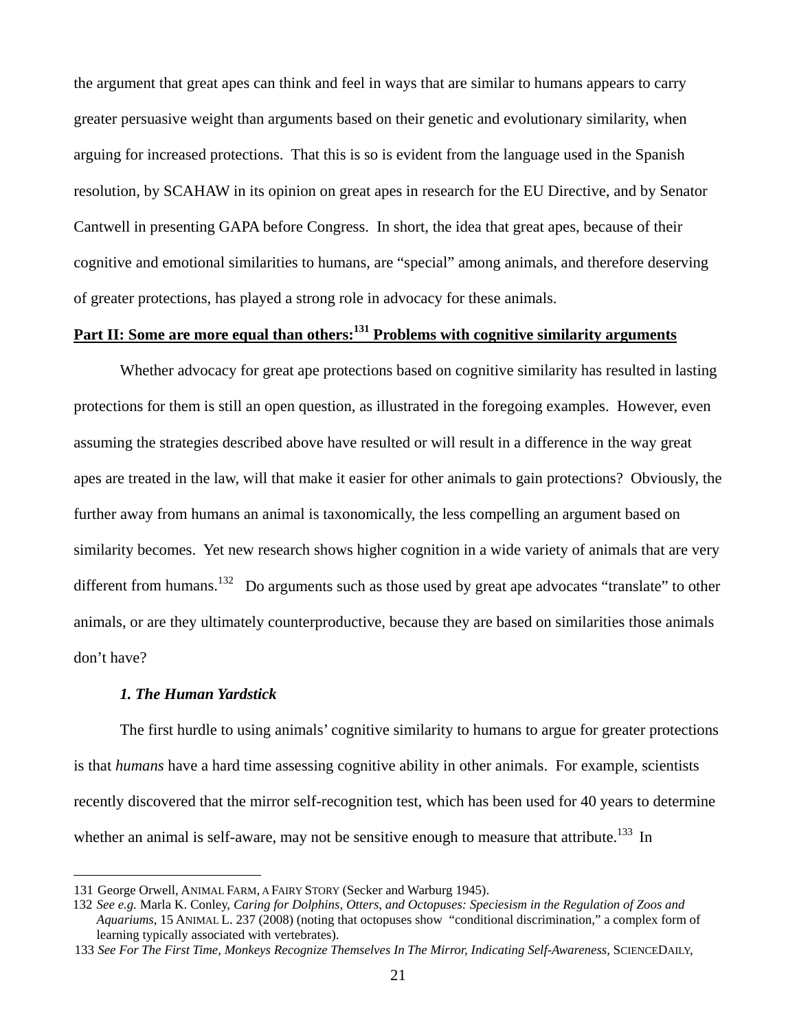the argument that great apes can think and feel in ways that are similar to humans appears to carry greater persuasive weight than arguments based on their genetic and evolutionary similarity, when arguing for increased protections. That this is so is evident from the language used in the Spanish resolution, by SCAHAW in its opinion on great apes in research for the EU Directive, and by Senator Cantwell in presenting GAPA before Congress. In short, the idea that great apes, because of their cognitive and emotional similarities to humans, are "special" among animals, and therefore deserving of greater protections, has played a strong role in advocacy for these animals.

## Part II: Some are more equal than others:[131] Problems with cognitive similarity arguments

Whether advocacy for great ape protections based on cognitive similarity has resulted in lasting protections for them is still an open question, as illustrated in the foregoing examples. However, even assuming the strategies described above have resulted or will result in a difference in the way great apes are treated in the law, will that make it easier for other animals to gain protections? Obviously, the further away from humans an animal is taxonomically, the less compelling an argument based on similarity becomes. Yet new research shows higher cognition in a wide variety of animals that are very different from humans.[132] Do arguments such as those used by great ape advocates "translate" to other animals, or are they ultimately counterproductive, because they are based on similarities those animals don't have?

### *1. The Human Yardstick*

The first hurdle to using animals' cognitive similarity to humans to argue for greater protections is that *humans* have a hard time assessing cognitive ability in other animals. For example, scientists recently discovered that the mirror self-recognition test, which has been used for 40 years to determine whether an animal is self-aware, may not be sensitive enough to measure that attribute.[133] In

---

131 George Orwell, ANIMAL FARM, A FAIRY STORY (Secker and Warburg 1945).

132 *See e.g.* Marla K. Conley, *Caring for Dolphins, Otters, and Octopuses: Speciesism in the Regulation of Zoos and Aquariums*, 15 ANIMAL L. 237 (2008) (noting that octopuses show "conditional discrimination," a complex form of learning typically associated with vertebrates).

133 *See For The First Time, Monkeys Recognize Themselves In The Mirror, Indicating Self-Awareness*, SCIENCEDAILY,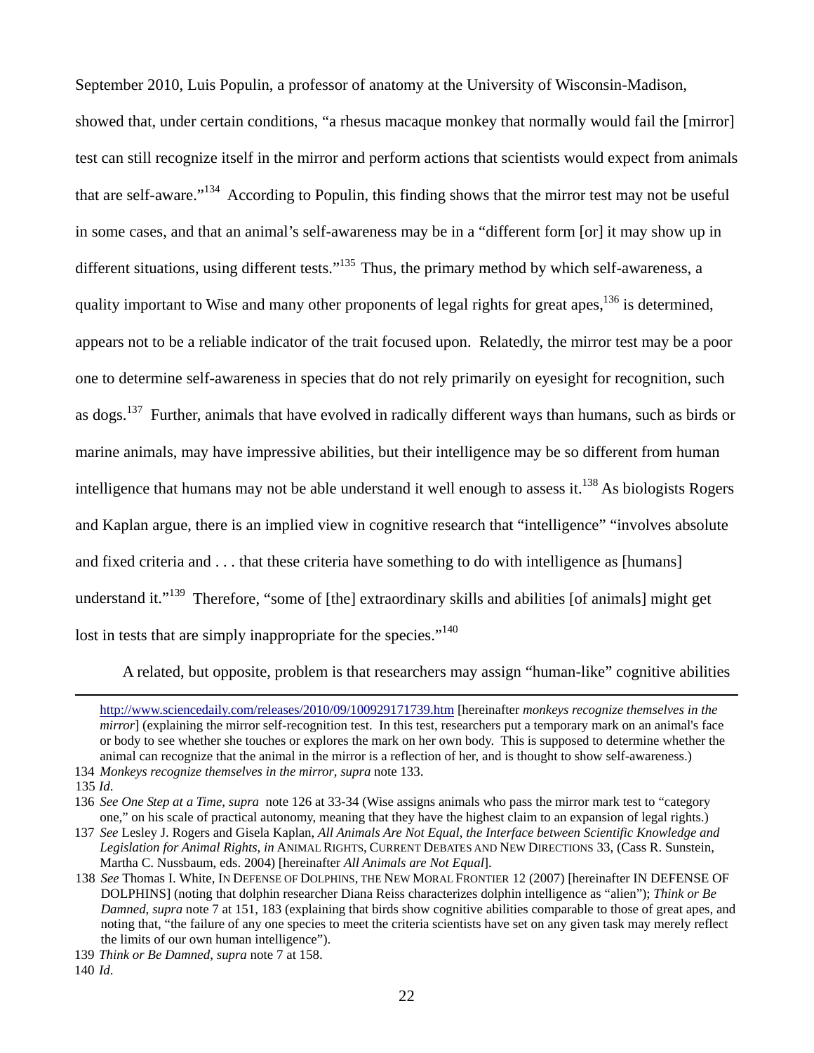September 2010, Luis Populin, a professor of anatomy at the University of Wisconsin-Madison, showed that, under certain conditions, "a rhesus macaque monkey that normally would fail the [mirror] test can still recognize itself in the mirror and perform actions that scientists would expect from animals that are self-aware."[134] According to Populin, this finding shows that the mirror test may not be useful in some cases, and that an animal's self-awareness may be in a "different form [or] it may show up in different situations, using different tests."[135] Thus, the primary method by which self-awareness, a quality important to Wise and many other proponents of legal rights for great apes,[136] is determined, appears not to be a reliable indicator of the trait focused upon. Relatedly, the mirror test may be a poor one to determine self-awareness in species that do not rely primarily on eyesight for recognition, such as dogs.[137] Further, animals that have evolved in radically different ways than humans, such as birds or marine animals, may have impressive abilities, but their intelligence may be so different from human intelligence that humans may not be able understand it well enough to assess it.[138] As biologists Rogers and Kaplan argue, there is an implied view in cognitive research that "intelligence" "involves absolute and fixed criteria and . . . that these criteria have something to do with intelligence as [humans] understand it."[139] Therefore, "some of [the] extraordinary skills and abilities [of animals] might get lost in tests that are simply inappropriate for the species."[140]

A related, but opposite, problem is that researchers may assign "human-like" cognitive abilities

---

http://www.sciencedaily.com/releases/2010/09/100929171739.htm [hereinafter *monkeys recognize themselves in the mirror*] (explaining the mirror self-recognition test. In this test, researchers put a temporary mark on an animal's face or body to see whether she touches or explores the mark on her own body. This is supposed to determine whether the animal can recognize that the animal in the mirror is a reflection of her, and is thought to show self-awareness.)

134 *Monkeys recognize themselves in the mirror*, *supra* note 133.

135 *Id*.

136 *See One Step at a Time*, *supra* note 126 at 33-34 (Wise assigns animals who pass the mirror mark test to "category one," on his scale of practical autonomy, meaning that they have the highest claim to an expansion of legal rights.)

137 *See* Lesley J. Rogers and Gisela Kaplan, *All Animals Are Not Equal, the Interface between Scientific Knowledge and Legislation for Animal Rights, in* ANIMAL RIGHTS, CURRENT DEBATES AND NEW DIRECTIONS 33, (Cass R. Sunstein, Martha C. Nussbaum, eds. 2004) [hereinafter *All Animals are Not Equal*].

138 *See* Thomas I. White, IN DEFENSE OF DOLPHINS, THE NEW MORAL FRONTIER 12 (2007) [hereinafter IN DEFENSE OF DOLPHINS] (noting that dolphin researcher Diana Reiss characterizes dolphin intelligence as "alien"); *Think or Be Damned*, *supra* note 7 at 151, 183 (explaining that birds show cognitive abilities comparable to those of great apes, and noting that, "the failure of any one species to meet the criteria scientists have set on any given task may merely reflect the limits of our own human intelligence").

139 *Think or Be Damned*, *supra* note 7 at 158.

140 *Id*.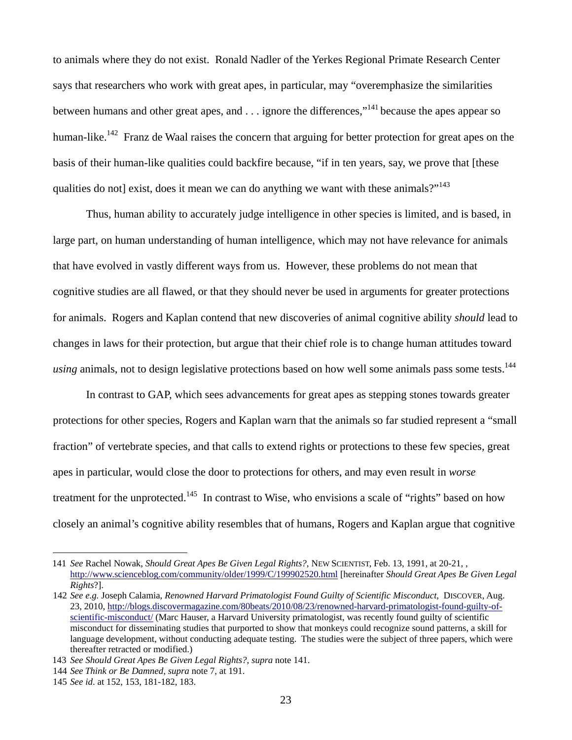to animals where they do not exist. Ronald Nadler of the Yerkes Regional Primate Research Center says that researchers who work with great apes, in particular, may "overemphasize the similarities between humans and other great apes, and . . . ignore the differences,"[141] because the apes appear so human-like.[142] Franz de Waal raises the concern that arguing for better protection for great apes on the basis of their human-like qualities could backfire because, "if in ten years, say, we prove that [these qualities do not] exist, does it mean we can do anything we want with these animals?"[143]

Thus, human ability to accurately judge intelligence in other species is limited, and is based, in large part, on human understanding of human intelligence, which may not have relevance for animals that have evolved in vastly different ways from us. However, these problems do not mean that cognitive studies are all flawed, or that they should never be used in arguments for greater protections for animals. Rogers and Kaplan contend that new discoveries of animal cognitive ability *should* lead to changes in laws for their protection, but argue that their chief role is to change human attitudes toward *using* animals, not to design legislative protections based on how well some animals pass some tests.[144]

In contrast to GAP, which sees advancements for great apes as stepping stones towards greater protections for other species, Rogers and Kaplan warn that the animals so far studied represent a "small fraction" of vertebrate species, and that calls to extend rights or protections to these few species, great apes in particular, would close the door to protections for others, and may even result in *worse* treatment for the unprotected.[145] In contrast to Wise, who envisions a scale of "rights" based on how closely an animal's cognitive ability resembles that of humans, Rogers and Kaplan argue that cognitive

---

141 *See* Rachel Nowak, *Should Great Apes Be Given Legal Rights?*, NEW SCIENTIST, Feb. 13, 1991, at 20-21, , http://www.scienceblog.com/community/older/1999/C/199902520.html [hereinafter *Should Great Apes Be Given Legal Rights*?].

142 *See e.g.* Joseph Calamia, *Renowned Harvard Primatologist Found Guilty of Scientific Misconduct*, DISCOVER, Aug. 23, 2010, http://blogs.discovermagazine.com/80beats/2010/08/23/renowned-harvard-primatologist-found-guilty-of-scientific-misconduct/ (Marc Hauser, a Harvard University primatologist, was recently found guilty of scientific misconduct for disseminating studies that purported to show that monkeys could recognize sound patterns, a skill for language development, without conducting adequate testing. The studies were the subject of three papers, which were thereafter retracted or modified.)

143 *See Should Great Apes Be Given Legal Rights?*, *supra* note 141.

144 *See Think or Be Damned*, *supra* note 7, at 191.

145 *See id*. at 152, 153, 181-182, 183.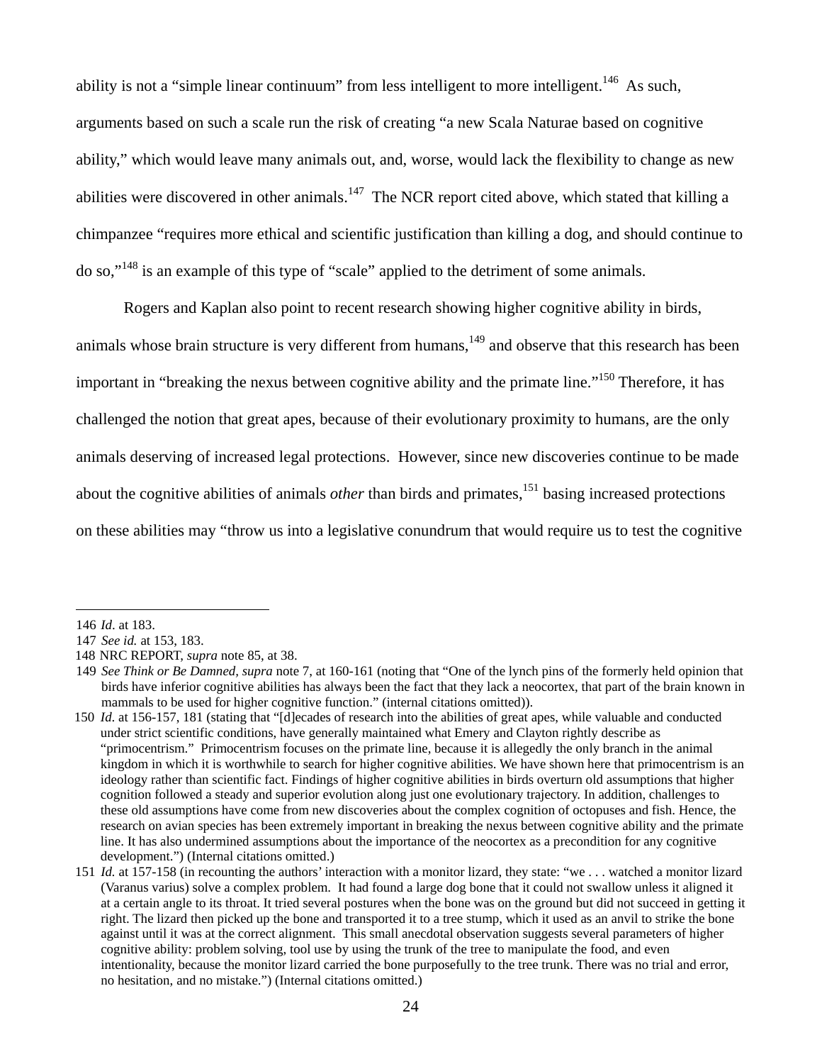ability is not a "simple linear continuum" from less intelligent to more intelligent.[146] As such, arguments based on such a scale run the risk of creating "a new Scala Naturae based on cognitive ability," which would leave many animals out, and, worse, would lack the flexibility to change as new abilities were discovered in other animals.[147] The NCR report cited above, which stated that killing a chimpanzee "requires more ethical and scientific justification than killing a dog, and should continue to do so,"[148] is an example of this type of "scale" applied to the detriment of some animals.

Rogers and Kaplan also point to recent research showing higher cognitive ability in birds, animals whose brain structure is very different from humans,[149] and observe that this research has been important in "breaking the nexus between cognitive ability and the primate line."[150] Therefore, it has challenged the notion that great apes, because of their evolutionary proximity to humans, are the only animals deserving of increased legal protections. However, since new discoveries continue to be made about the cognitive abilities of animals *other* than birds and primates,[151] basing increased protections on these abilities may "throw us into a legislative conundrum that would require us to test the cognitive

---

146 *Id.* at 183.

147 *See id.* at 153, 183.

148 NRC REPORT, *supra* note 85, at 38.

149 *See Think or Be Damned, supra* note 7, at 160-161 (noting that "One of the lynch pins of the formerly held opinion that birds have inferior cognitive abilities has always been the fact that they lack a neocortex, that part of the brain known in mammals to be used for higher cognitive function." (internal citations omitted)).

150 *Id.* at 156-157, 181 (stating that "[d]ecades of research into the abilities of great apes, while valuable and conducted under strict scientific conditions, have generally maintained what Emery and Clayton rightly describe as "primocentrism." Primocentrism focuses on the primate line, because it is allegedly the only branch in the animal kingdom in which it is worthwhile to search for higher cognitive abilities. We have shown here that primocentrism is an ideology rather than scientific fact. Findings of higher cognitive abilities in birds overturn old assumptions that higher cognition followed a steady and superior evolution along just one evolutionary trajectory. In addition, challenges to these old assumptions have come from new discoveries about the complex cognition of octopuses and fish. Hence, the research on avian species has been extremely important in breaking the nexus between cognitive ability and the primate line. It has also undermined assumptions about the importance of the neocortex as a precondition for any cognitive development.") (Internal citations omitted.)

151 *Id.* at 157-158 (in recounting the authors' interaction with a monitor lizard, they state: "we . . . watched a monitor lizard (Varanus varius) solve a complex problem. It had found a large dog bone that it could not swallow unless it aligned it at a certain angle to its throat. It tried several postures when the bone was on the ground but did not succeed in getting it right. The lizard then picked up the bone and transported it to a tree stump, which it used as an anvil to strike the bone against until it was at the correct alignment. This small anecdotal observation suggests several parameters of higher cognitive ability: problem solving, tool use by using the trunk of the tree to manipulate the food, and even intentionality, because the monitor lizard carried the bone purposefully to the tree trunk. There was no trial and error, no hesitation, and no mistake.") (Internal citations omitted.)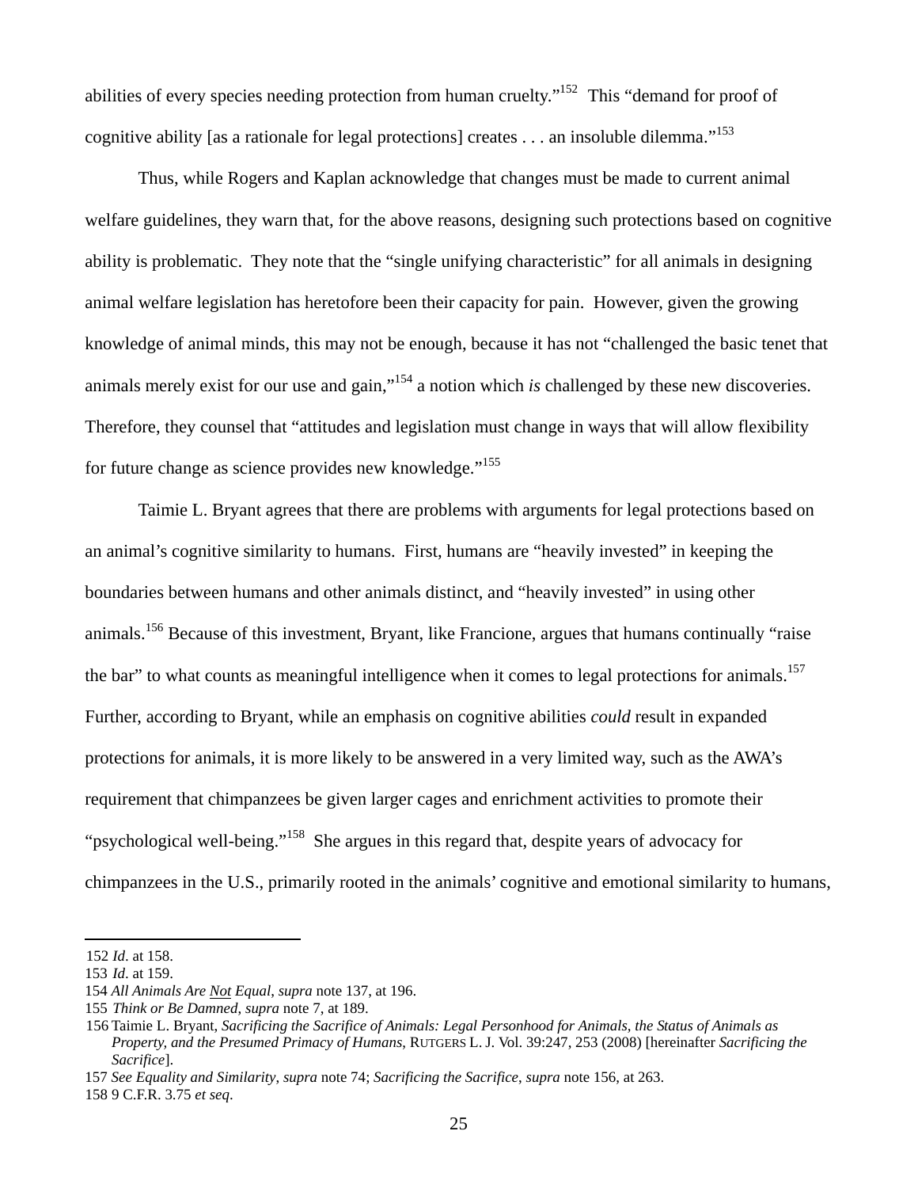abilities of every species needing protection from human cruelty."[152] This "demand for proof of cognitive ability [as a rationale for legal protections] creates . . . an insoluble dilemma."[153]

Thus, while Rogers and Kaplan acknowledge that changes must be made to current animal welfare guidelines, they warn that, for the above reasons, designing such protections based on cognitive ability is problematic. They note that the "single unifying characteristic" for all animals in designing animal welfare legislation has heretofore been their capacity for pain. However, given the growing knowledge of animal minds, this may not be enough, because it has not "challenged the basic tenet that animals merely exist for our use and gain,"[154] a notion which *is* challenged by these new discoveries. Therefore, they counsel that "attitudes and legislation must change in ways that will allow flexibility for future change as science provides new knowledge."[155]

Taimie L. Bryant agrees that there are problems with arguments for legal protections based on an animal's cognitive similarity to humans. First, humans are "heavily invested" in keeping the boundaries between humans and other animals distinct, and "heavily invested" in using other animals.[156] Because of this investment, Bryant, like Francione, argues that humans continually "raise the bar" to what counts as meaningful intelligence when it comes to legal protections for animals.[157] Further, according to Bryant, while an emphasis on cognitive abilities *could* result in expanded protections for animals, it is more likely to be answered in a very limited way, such as the AWA's requirement that chimpanzees be given larger cages and enrichment activities to promote their "psychological well-being."[158] She argues in this regard that, despite years of advocacy for chimpanzees in the U.S., primarily rooted in the animals' cognitive and emotional similarity to humans,

---

152 *Id*. at 158.

153 *Id*. at 159.

154 *All Animals Are <u>Not</u> Equal*, *supra* note 137, at 196.

155 *Think or Be Damned*, *supra* note 7, at 189.

156 Taimie L. Bryant, *Sacrificing the Sacrifice of Animals: Legal Personhood for Animals, the Status of Animals as Property, and the Presumed Primacy of Humans*, RUTGERS L. J. Vol. 39:247, 253 (2008) [hereinafter *Sacrificing the Sacrifice*].

157 *See Equality and Similarity*, *supra* note 74; *Sacrificing the Sacrifice*, *supra* note 156, at 263.

158 9 C.F.R. 3.75 *et seq*.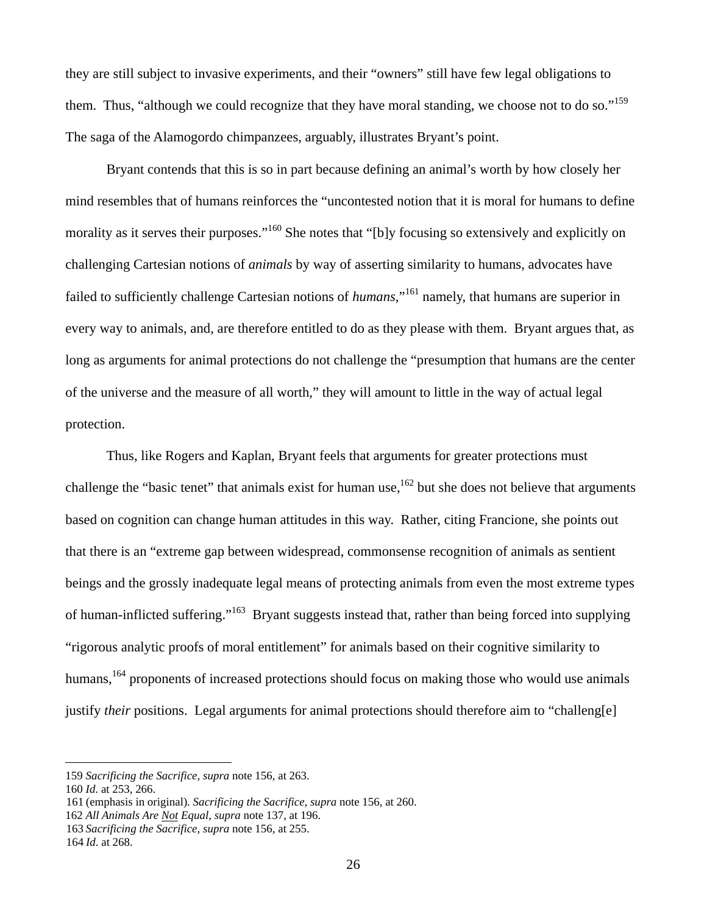they are still subject to invasive experiments, and their "owners" still have few legal obligations to them. Thus, "although we could recognize that they have moral standing, we choose not to do so."[159] The saga of the Alamogordo chimpanzees, arguably, illustrates Bryant's point.

Bryant contends that this is so in part because defining an animal's worth by how closely her mind resembles that of humans reinforces the "uncontested notion that it is moral for humans to define morality as it serves their purposes."[160] She notes that "[b]y focusing so extensively and explicitly on challenging Cartesian notions of *animals* by way of asserting similarity to humans, advocates have failed to sufficiently challenge Cartesian notions of *humans*,"[161] namely, that humans are superior in every way to animals, and, are therefore entitled to do as they please with them. Bryant argues that, as long as arguments for animal protections do not challenge the "presumption that humans are the center of the universe and the measure of all worth," they will amount to little in the way of actual legal protection.

Thus, like Rogers and Kaplan, Bryant feels that arguments for greater protections must challenge the "basic tenet" that animals exist for human use,[162] but she does not believe that arguments based on cognition can change human attitudes in this way. Rather, citing Francione, she points out that there is an "extreme gap between widespread, commonsense recognition of animals as sentient beings and the grossly inadequate legal means of protecting animals from even the most extreme types of human-inflicted suffering."[163] Bryant suggests instead that, rather than being forced into supplying "rigorous analytic proofs of moral entitlement" for animals based on their cognitive similarity to humans,[164] proponents of increased protections should focus on making those who would use animals justify *their* positions. Legal arguments for animal protections should therefore aim to "challeng[e]

---

159 *Sacrificing the Sacrifice*, *supra* note 156, at 263.
160 *Id.* at 253, 266.
161 (emphasis in original). *Sacrificing the Sacrifice*, *supra* note 156, at 260.
162 *All Animals Are Not Equal*, *supra* note 137, at 196.
163 *Sacrificing the Sacrifice*, *supra* note 156, at 255.
164 *Id*. at 268.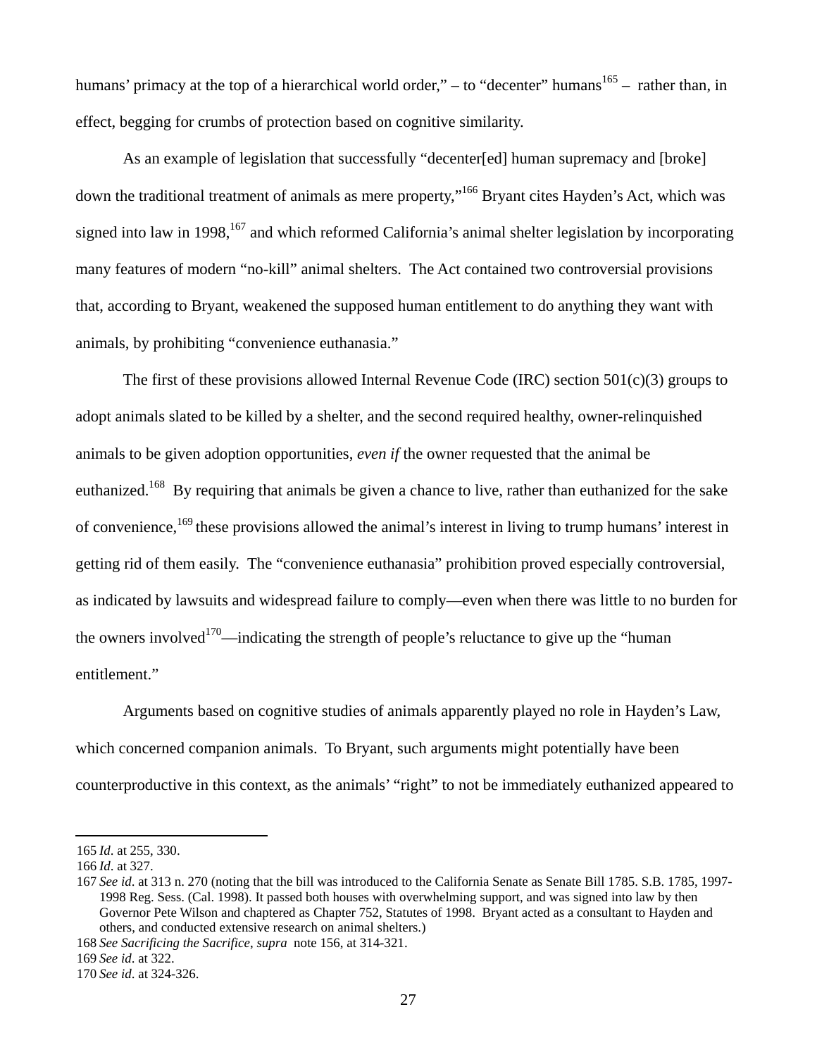humans' primacy at the top of a hierarchical world order," – to "decenter" humans[165] – rather than, in effect, begging for crumbs of protection based on cognitive similarity.

As an example of legislation that successfully "decenter[ed] human supremacy and [broke] down the traditional treatment of animals as mere property,"[166] Bryant cites Hayden's Act, which was signed into law in 1998,[167] and which reformed California's animal shelter legislation by incorporating many features of modern "no-kill" animal shelters. The Act contained two controversial provisions that, according to Bryant, weakened the supposed human entitlement to do anything they want with animals, by prohibiting "convenience euthanasia."

The first of these provisions allowed Internal Revenue Code (IRC) section 501(c)(3) groups to adopt animals slated to be killed by a shelter, and the second required healthy, owner-relinquished animals to be given adoption opportunities, *even if* the owner requested that the animal be euthanized.[168] By requiring that animals be given a chance to live, rather than euthanized for the sake of convenience,[169] these provisions allowed the animal's interest in living to trump humans' interest in getting rid of them easily. The "convenience euthanasia" prohibition proved especially controversial, as indicated by lawsuits and widespread failure to comply—even when there was little to no burden for the owners involved[170]—indicating the strength of people's reluctance to give up the "human entitlement."

Arguments based on cognitive studies of animals apparently played no role in Hayden's Law, which concerned companion animals. To Bryant, such arguments might potentially have been counterproductive in this context, as the animals' "right" to not be immediately euthanized appeared to

---

165 *Id.* at 255, 330.

166 *Id.* at 327.

167 *See id.* at 313 n. 270 (noting that the bill was introduced to the California Senate as Senate Bill 1785. S.B. 1785, 1997-1998 Reg. Sess. (Cal. 1998). It passed both houses with overwhelming support, and was signed into law by then Governor Pete Wilson and chaptered as Chapter 752, Statutes of 1998. Bryant acted as a consultant to Hayden and others, and conducted extensive research on animal shelters.)

168 *See Sacrificing the Sacrifice*, *supra* note 156, at 314-321.

169 *See id.* at 322.

170 *See id.* at 324-326.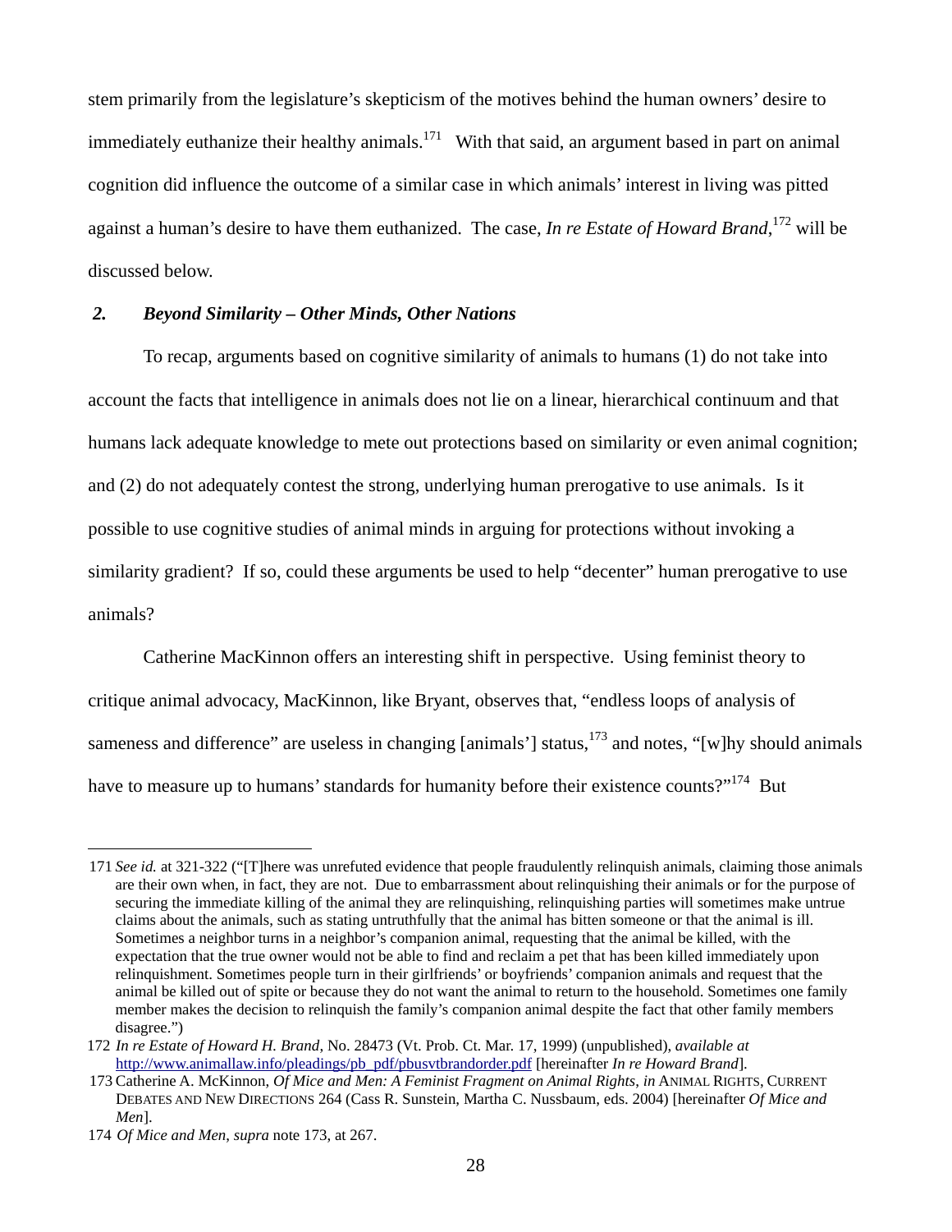stem primarily from the legislature's skepticism of the motives behind the human owners' desire to immediately euthanize their healthy animals.[171] With that said, an argument based in part on animal cognition did influence the outcome of a similar case in which animals' interest in living was pitted against a human's desire to have them euthanized. The case, *In re Estate of Howard Brand*,[172] will be discussed below.

### 2. *Beyond Similarity – Other Minds, Other Nations*

To recap, arguments based on cognitive similarity of animals to humans (1) do not take into account the facts that intelligence in animals does not lie on a linear, hierarchical continuum and that humans lack adequate knowledge to mete out protections based on similarity or even animal cognition; and (2) do not adequately contest the strong, underlying human prerogative to use animals. Is it possible to use cognitive studies of animal minds in arguing for protections without invoking a similarity gradient? If so, could these arguments be used to help "decenter" human prerogative to use animals?

Catherine MacKinnon offers an interesting shift in perspective. Using feminist theory to critique animal advocacy, MacKinnon, like Bryant, observes that, "endless loops of analysis of sameness and difference" are useless in changing [animals'] status,[173] and notes, "[w]hy should animals have to measure up to humans' standards for humanity before their existence counts?"[174] But

---

171 *See id.* at 321-322 ("[T]here was unrefuted evidence that people fraudulently relinquish animals, claiming those animals are their own when, in fact, they are not. Due to embarrassment about relinquishing their animals or for the purpose of securing the immediate killing of the animal they are relinquishing, relinquishing parties will sometimes make untrue claims about the animals, such as stating untruthfully that the animal has bitten someone or that the animal is ill. Sometimes a neighbor turns in a neighbor's companion animal, requesting that the animal be killed, with the expectation that the true owner would not be able to find and reclaim a pet that has been killed immediately upon relinquishment. Sometimes people turn in their girlfriends' or boyfriends' companion animals and request that the animal be killed out of spite or because they do not want the animal to return to the household. Sometimes one family member makes the decision to relinquish the family's companion animal despite the fact that other family members disagree.")

172 *In re Estate of Howard H. Brand*, No. 28473 (Vt. Prob. Ct. Mar. 17, 1999) (unpublished), *available at* http://www.animallaw.info/pleadings/pb_pdf/pbusvtbrandorder.pdf [hereinafter *In re Howard Brand*].

173 Catherine A. McKinnon, *Of Mice and Men: A Feminist Fragment on Animal Rights*, *in* ANIMAL RIGHTS, CURRENT DEBATES AND NEW DIRECTIONS 264 (Cass R. Sunstein, Martha C. Nussbaum, eds. 2004) [hereinafter *Of Mice and Men*].

174 *Of Mice and Men*, *supra* note 173, at 267.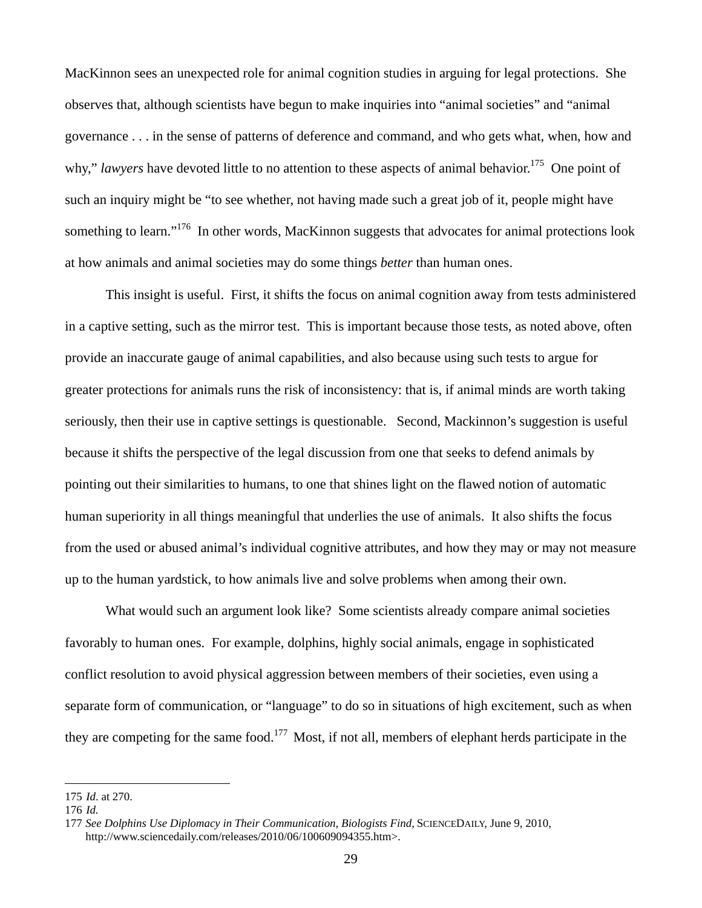MacKinnon sees an unexpected role for animal cognition studies in arguing for legal protections. She observes that, although scientists have begun to make inquiries into “animal societies” and “animal governance . . . in the sense of patterns of deference and command, and who gets what, when, how and why,” *lawyers* have devoted little to no attention to these aspects of animal behavior.[175] One point of such an inquiry might be “to see whether, not having made such a great job of it, people might have something to learn.”[176] In other words, MacKinnon suggests that advocates for animal protections look at how animals and animal societies may do some things *better* than human ones.

This insight is useful. First, it shifts the focus on animal cognition away from tests administered in a captive setting, such as the mirror test. This is important because those tests, as noted above, often provide an inaccurate gauge of animal capabilities, and also because using such tests to argue for greater protections for animals runs the risk of inconsistency: that is, if animal minds are worth taking seriously, then their use in captive settings is questionable. Second, Mackinnon’s suggestion is useful because it shifts the perspective of the legal discussion from one that seeks to defend animals by pointing out their similarities to humans, to one that shines light on the flawed notion of automatic human superiority in all things meaningful that underlies the use of animals. It also shifts the focus from the used or abused animal’s individual cognitive attributes, and how they may or may not measure up to the human yardstick, to how animals live and solve problems when among their own.

What would such an argument look like? Some scientists already compare animal societies favorably to human ones. For example, dolphins, highly social animals, engage in sophisticated conflict resolution to avoid physical aggression between members of their societies, even using a separate form of communication, or “language” to do so in situations of high excitement, such as when they are competing for the same food.[177] Most, if not all, members of elephant herds participate in the

---

175 *Id.* at 270.

176 *Id.*

177 *See Dolphins Use Diplomacy in Their Communication, Biologists Find,* SCIENCEDAILY, June 9, 2010, http://www.sciencedaily.com/releases/2010/06/100609094355.htm>.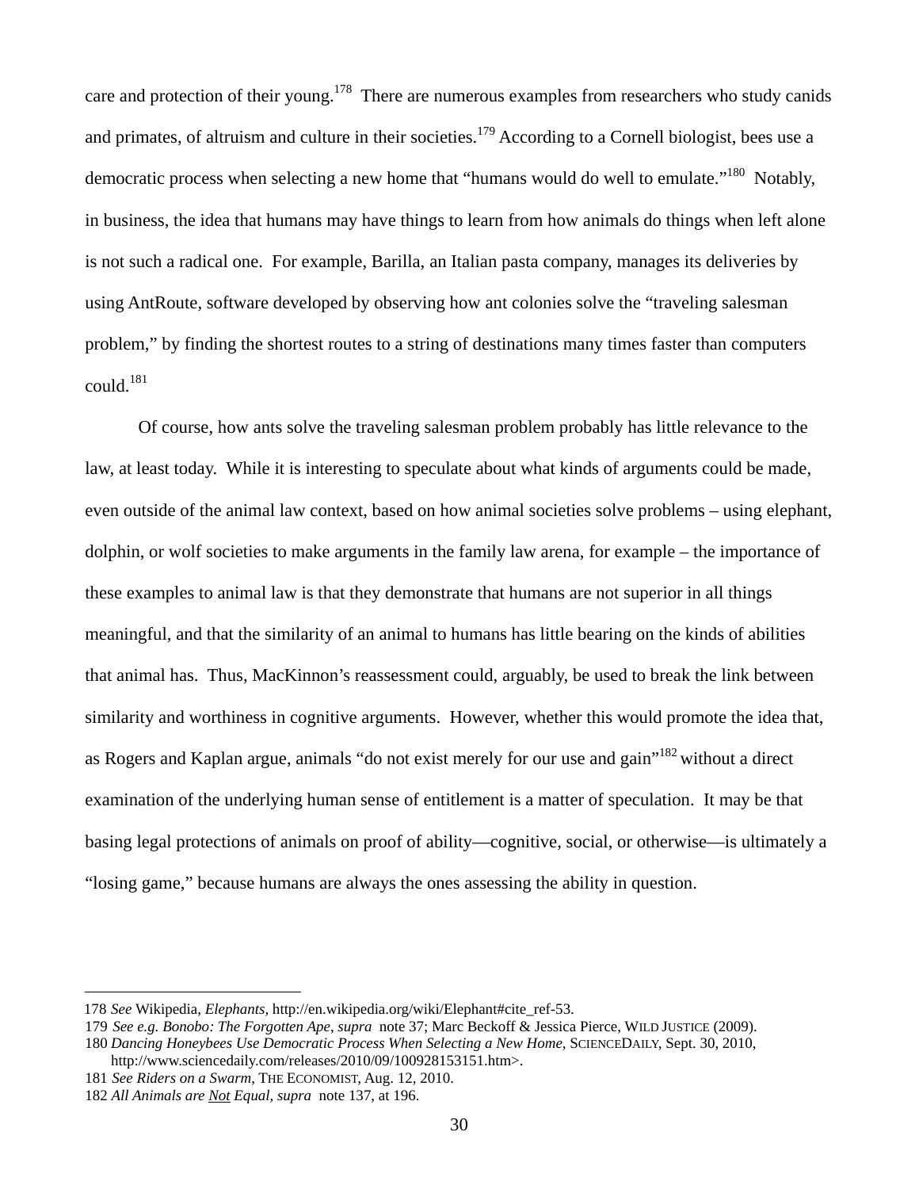care and protection of their young.[178] There are numerous examples from researchers who study canids and primates, of altruism and culture in their societies.[179] According to a Cornell biologist, bees use a democratic process when selecting a new home that "humans would do well to emulate."[180] Notably, in business, the idea that humans may have things to learn from how animals do things when left alone is not such a radical one. For example, Barilla, an Italian pasta company, manages its deliveries by using AntRoute, software developed by observing how ant colonies solve the "traveling salesman problem," by finding the shortest routes to a string of destinations many times faster than computers could.[181]

Of course, how ants solve the traveling salesman problem probably has little relevance to the law, at least today. While it is interesting to speculate about what kinds of arguments could be made, even outside of the animal law context, based on how animal societies solve problems – using elephant, dolphin, or wolf societies to make arguments in the family law arena, for example – the importance of these examples to animal law is that they demonstrate that humans are not superior in all things meaningful, and that the similarity of an animal to humans has little bearing on the kinds of abilities that animal has. Thus, MacKinnon's reassessment could, arguably, be used to break the link between similarity and worthiness in cognitive arguments. However, whether this would promote the idea that, as Rogers and Kaplan argue, animals "do not exist merely for our use and gain"[182] without a direct examination of the underlying human sense of entitlement is a matter of speculation. It may be that basing legal protections of animals on proof of ability—cognitive, social, or otherwise—is ultimately a "losing game," because humans are always the ones assessing the ability in question.

---

178 *See* Wikipedia, *Elephants*, http://en.wikipedia.org/wiki/Elephant#cite_ref-53.

179 *See e.g. Bonobo: The Forgotten Ape*, *supra* note 37; Marc Beckoff & Jessica Pierce, WILD JUSTICE (2009).

180 *Dancing Honeybees Use Democratic Process When Selecting a New Home*, SCIENCEDAILY, Sept. 30, 2010, http://www.sciencedaily.com/releases/2010/09/100928153151.htm>.

181 *See Riders on a Swarm*, THE ECONOMIST, Aug. 12, 2010.

182 *All Animals are Not Equal*, *supra* note 137, at 196.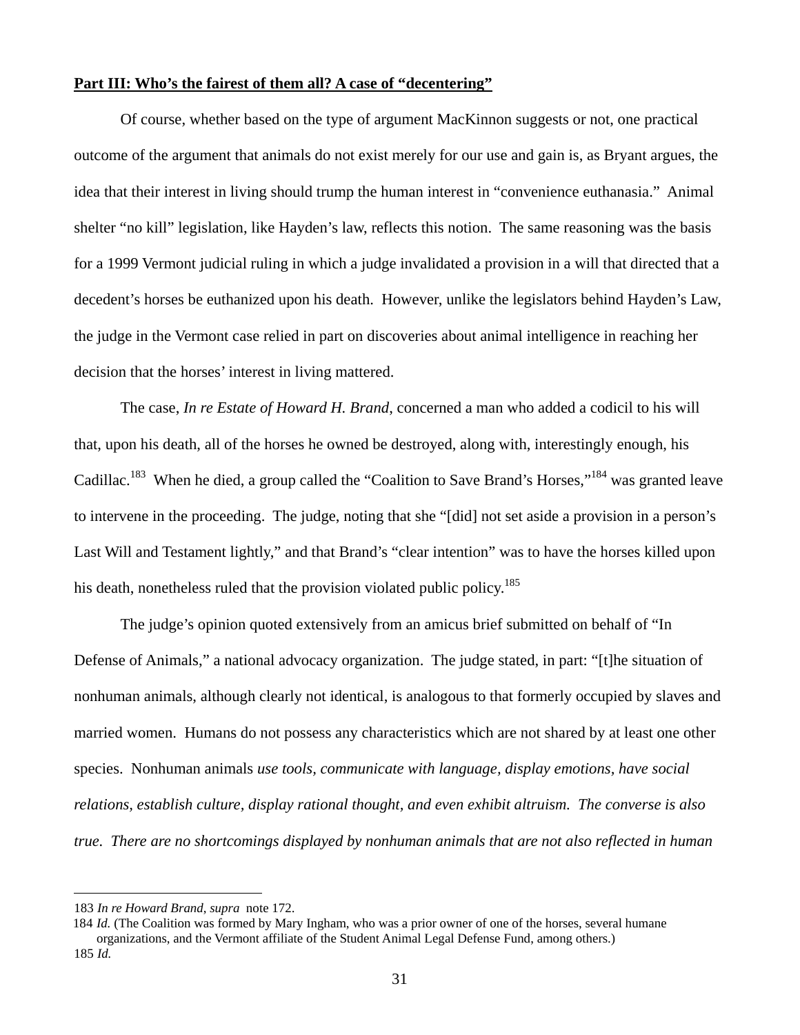**Part III: Who's the fairest of them all? A case of "decentering"**

Of course, whether based on the type of argument MacKinnon suggests or not, one practical outcome of the argument that animals do not exist merely for our use and gain is, as Bryant argues, the idea that their interest in living should trump the human interest in "convenience euthanasia." Animal shelter "no kill" legislation, like Hayden's law, reflects this notion. The same reasoning was the basis for a 1999 Vermont judicial ruling in which a judge invalidated a provision in a will that directed that a decedent's horses be euthanized upon his death. However, unlike the legislators behind Hayden's Law, the judge in the Vermont case relied in part on discoveries about animal intelligence in reaching her decision that the horses' interest in living mattered.

The case, *In re Estate of Howard H. Brand*, concerned a man who added a codicil to his will that, upon his death, all of the horses he owned be destroyed, along with, interestingly enough, his Cadillac.[183] When he died, a group called the "Coalition to Save Brand's Horses,"[184] was granted leave to intervene in the proceeding. The judge, noting that she "[did] not set aside a provision in a person's Last Will and Testament lightly," and that Brand's "clear intention" was to have the horses killed upon his death, nonetheless ruled that the provision violated public policy.[185]

The judge's opinion quoted extensively from an amicus brief submitted on behalf of "In Defense of Animals," a national advocacy organization. The judge stated, in part: "[t]he situation of nonhuman animals, although clearly not identical, is analogous to that formerly occupied by slaves and married women. Humans do not possess any characteristics which are not shared by at least one other species. Nonhuman animals *use tools, communicate with language, display emotions, have social relations, establish culture, display rational thought, and even exhibit altruism. The converse is also true. There are no shortcomings displayed by nonhuman animals that are not also reflected in human*

---

183 *In re Howard Brand*, *supra* note 172.

184 *Id.* (The Coalition was formed by Mary Ingham, who was a prior owner of one of the horses, several humane organizations, and the Vermont affiliate of the Student Animal Legal Defense Fund, among others.)

185 *Id.*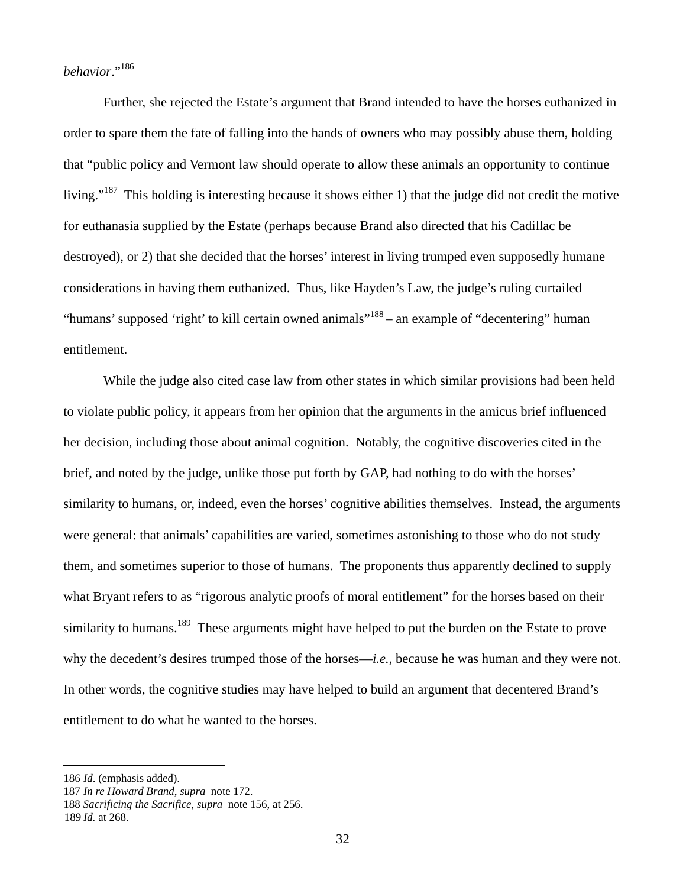*behavior*."[186]

Further, she rejected the Estate's argument that Brand intended to have the horses euthanized in order to spare them the fate of falling into the hands of owners who may possibly abuse them, holding that "public policy and Vermont law should operate to allow these animals an opportunity to continue living."[187] This holding is interesting because it shows either 1) that the judge did not credit the motive for euthanasia supplied by the Estate (perhaps because Brand also directed that his Cadillac be destroyed), or 2) that she decided that the horses' interest in living trumped even supposedly humane considerations in having them euthanized. Thus, like Hayden's Law, the judge's ruling curtailed "humans' supposed 'right' to kill certain owned animals"[188] – an example of "decentering" human entitlement.

While the judge also cited case law from other states in which similar provisions had been held to violate public policy, it appears from her opinion that the arguments in the amicus brief influenced her decision, including those about animal cognition. Notably, the cognitive discoveries cited in the brief, and noted by the judge, unlike those put forth by GAP, had nothing to do with the horses' similarity to humans, or, indeed, even the horses' cognitive abilities themselves. Instead, the arguments were general: that animals' capabilities are varied, sometimes astonishing to those who do not study them, and sometimes superior to those of humans. The proponents thus apparently declined to supply what Bryant refers to as "rigorous analytic proofs of moral entitlement" for the horses based on their similarity to humans.[189] These arguments might have helped to put the burden on the Estate to prove why the decedent's desires trumped those of the horses—*i.e.*, because he was human and they were not. In other words, the cognitive studies may have helped to build an argument that decentered Brand's entitlement to do what he wanted to the horses.

---

186 *Id*. (emphasis added).
187 *In re Howard Brand*, *supra* note 172.
188 *Sacrificing the Sacrifice*, *supra* note 156, at 256.
189 *Id.* at 268.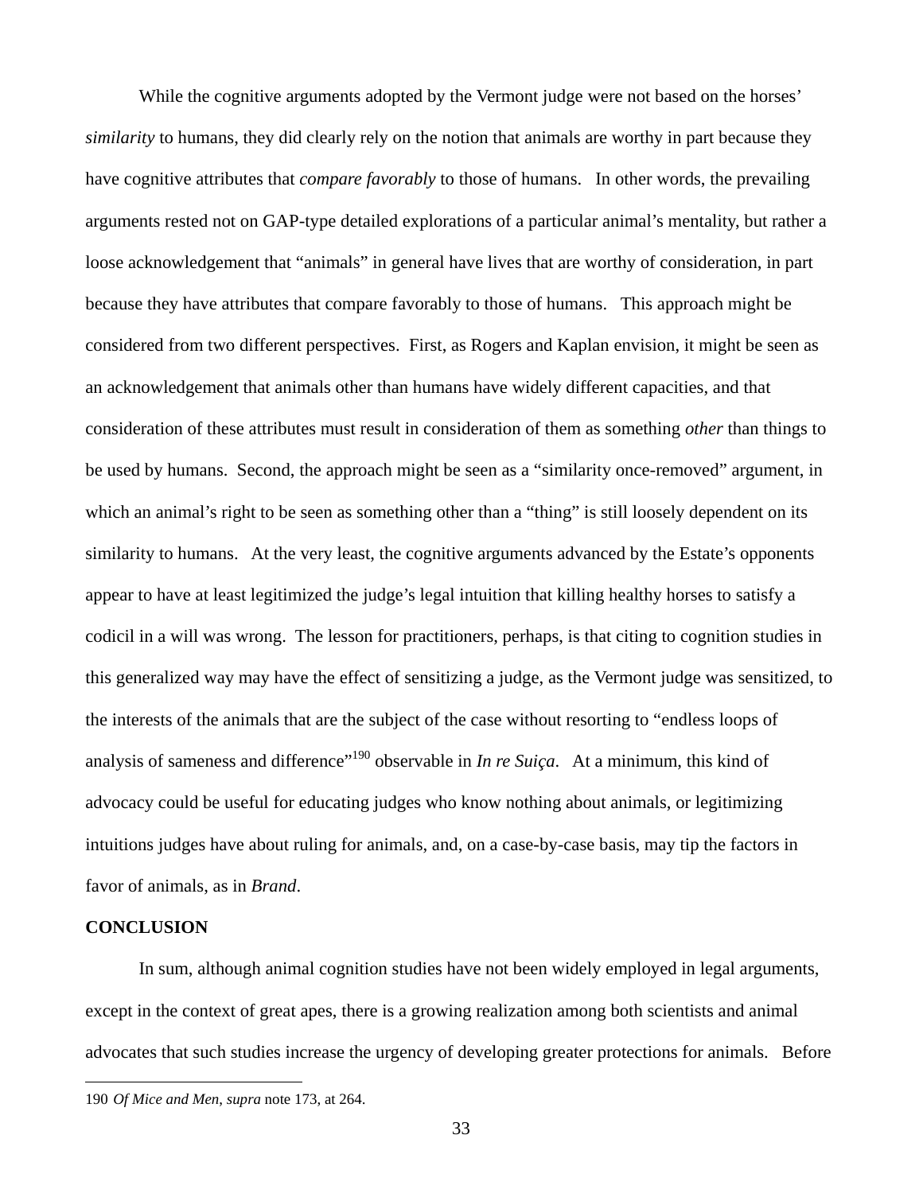While the cognitive arguments adopted by the Vermont judge were not based on the horses' *similarity* to humans, they did clearly rely on the notion that animals are worthy in part because they have cognitive attributes that *compare favorably* to those of humans. In other words, the prevailing arguments rested not on GAP-type detailed explorations of a particular animal's mentality, but rather a loose acknowledgement that "animals" in general have lives that are worthy of consideration, in part because they have attributes that compare favorably to those of humans. This approach might be considered from two different perspectives. First, as Rogers and Kaplan envision, it might be seen as an acknowledgement that animals other than humans have widely different capacities, and that consideration of these attributes must result in consideration of them as something *other* than things to be used by humans. Second, the approach might be seen as a "similarity once-removed" argument, in which an animal's right to be seen as something other than a "thing" is still loosely dependent on its similarity to humans. At the very least, the cognitive arguments advanced by the Estate's opponents appear to have at least legitimized the judge's legal intuition that killing healthy horses to satisfy a codicil in a will was wrong. The lesson for practitioners, perhaps, is that citing to cognition studies in this generalized way may have the effect of sensitizing a judge, as the Vermont judge was sensitized, to the interests of the animals that are the subject of the case without resorting to "endless loops of analysis of sameness and difference"[190] observable in *In re Suiça*. At a minimum, this kind of advocacy could be useful for educating judges who know nothing about animals, or legitimizing intuitions judges have about ruling for animals, and, on a case-by-case basis, may tip the factors in favor of animals, as in *Brand*.

**CONCLUSION**

In sum, although animal cognition studies have not been widely employed in legal arguments, except in the context of great apes, there is a growing realization among both scientists and animal advocates that such studies increase the urgency of developing greater protections for animals. Before

---

190 *Of Mice and Men*, *supra* note 173, at 264.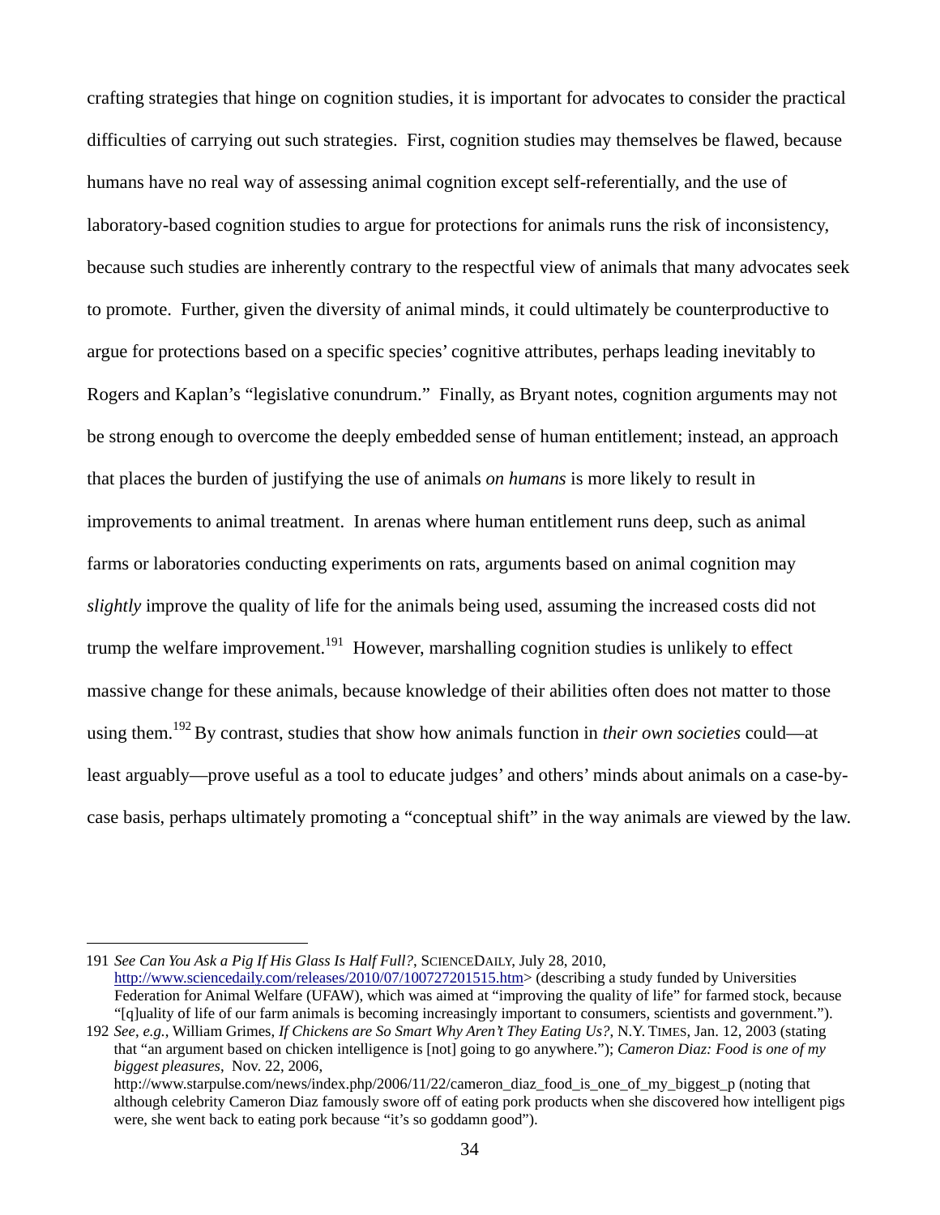crafting strategies that hinge on cognition studies, it is important for advocates to consider the practical difficulties of carrying out such strategies. First, cognition studies may themselves be flawed, because humans have no real way of assessing animal cognition except self-referentially, and the use of laboratory-based cognition studies to argue for protections for animals runs the risk of inconsistency, because such studies are inherently contrary to the respectful view of animals that many advocates seek to promote. Further, given the diversity of animal minds, it could ultimately be counterproductive to argue for protections based on a specific species' cognitive attributes, perhaps leading inevitably to Rogers and Kaplan's "legislative conundrum." Finally, as Bryant notes, cognition arguments may not be strong enough to overcome the deeply embedded sense of human entitlement; instead, an approach that places the burden of justifying the use of animals *on humans* is more likely to result in improvements to animal treatment. In arenas where human entitlement runs deep, such as animal farms or laboratories conducting experiments on rats, arguments based on animal cognition may *slightly* improve the quality of life for the animals being used, assuming the increased costs did not trump the welfare improvement.[191] However, marshalling cognition studies is unlikely to effect massive change for these animals, because knowledge of their abilities often does not matter to those using them.[192] By contrast, studies that show how animals function in *their own societies* could—at least arguably—prove useful as a tool to educate judges' and others' minds about animals on a case-by-case basis, perhaps ultimately promoting a "conceptual shift" in the way animals are viewed by the law.

---

191 *See Can You Ask a Pig If His Glass Is Half Full?*, SCIENCEDAILY, July 28, 2010, http://www.sciencedaily.com/releases/2010/07/100727201515.htm> (describing a study funded by Universities Federation for Animal Welfare (UFAW), which was aimed at "improving the quality of life" for farmed stock, because "[q]uality of life of our farm animals is becoming increasingly important to consumers, scientists and government.").

192 *See, e.g.*, William Grimes, *If Chickens are So Smart Why Aren't They Eating Us?*, N.Y. TIMES, Jan. 12, 2003 (stating that "an argument based on chicken intelligence is [not] going to go anywhere."); *Cameron Diaz: Food is one of my biggest pleasures*, Nov. 22, 2006, http://www.starpulse.com/news/index.php/2006/11/22/cameron_diaz_food_is_one_of_my_biggest_p (noting that although celebrity Cameron Diaz famously swore off of eating pork products when she discovered how intelligent pigs were, she went back to eating pork because "it's so goddamn good").